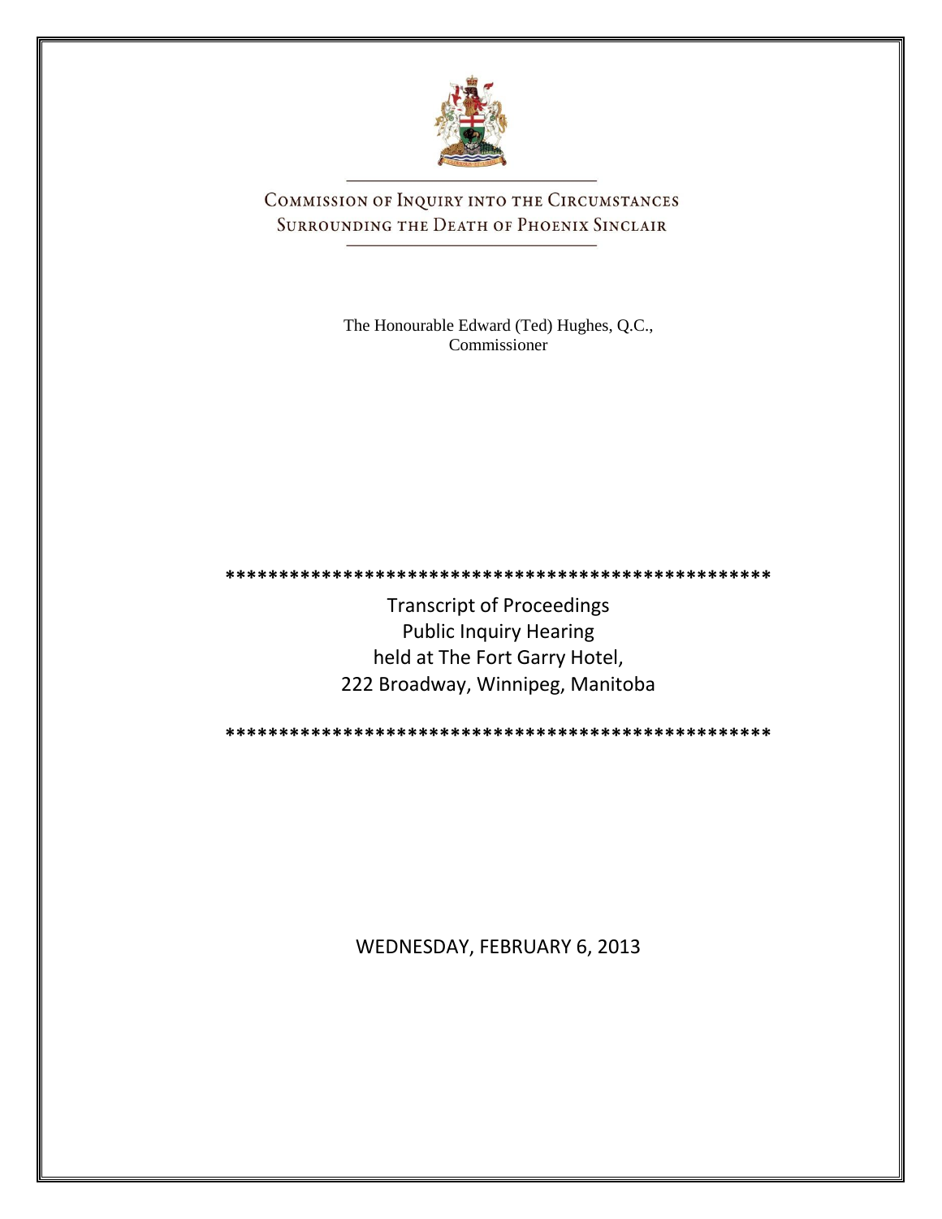# Commission of Inquiry into the Circumstances Surrounding the Death of Phoenix Sinclair

The Honourable Edward (Ted) Hughes, Q.C.,
Commissioner

***************************************************

Transcript of Proceedings
Public Inquiry Hearing
held at The Fort Garry Hotel,
222 Broadway, Winnipeg, Manitoba

***************************************************

WEDNESDAY, FEBRUARY 6, 2013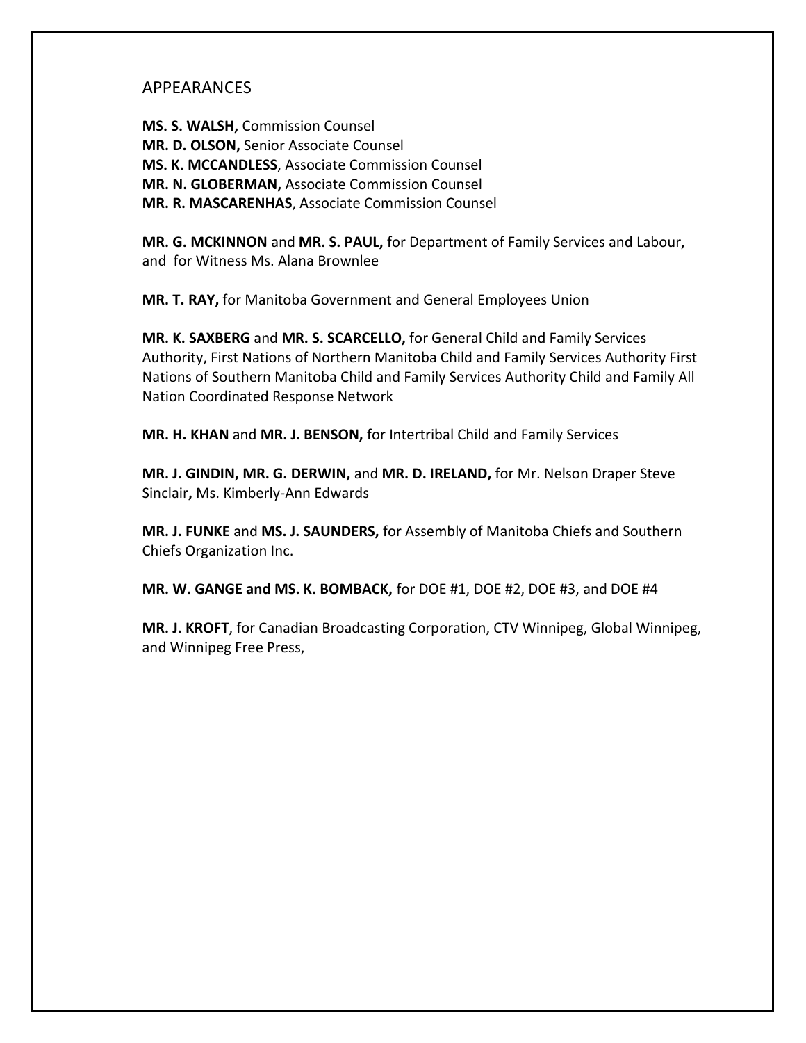# APPEARANCES

**MS. S. WALSH,** Commission Counsel
**MR. D. OLSON,** Senior Associate Counsel
**MS. K. MCCANDLESS**, Associate Commission Counsel
**MR. N. GLOBERMAN,** Associate Commission Counsel
**MR. R. MASCARENHAS**, Associate Commission Counsel

**MR. G. MCKINNON** and **MR. S. PAUL,** for Department of Family Services and Labour, and for Witness Ms. Alana Brownlee

**MR. T. RAY,** for Manitoba Government and General Employees Union

**MR. K. SAXBERG** and **MR. S. SCARCELLO,** for General Child and Family Services Authority, First Nations of Northern Manitoba Child and Family Services Authority First Nations of Southern Manitoba Child and Family Services Authority Child and Family All Nation Coordinated Response Network

**MR. H. KHAN** and **MR. J. BENSON,** for Intertribal Child and Family Services

**MR. J. GINDIN, MR. G. DERWIN,** and **MR. D. IRELAND,** for Mr. Nelson Draper Steve Sinclair**,** Ms. Kimberly-Ann Edwards

**MR. J. FUNKE** and **MS. J. SAUNDERS,** for Assembly of Manitoba Chiefs and Southern Chiefs Organization Inc.

**MR. W. GANGE and MS. K. BOMBACK,** for DOE #1, DOE #2, DOE #3, and DOE #4

**MR. J. KROFT**, for Canadian Broadcasting Corporation, CTV Winnipeg, Global Winnipeg, and Winnipeg Free Press,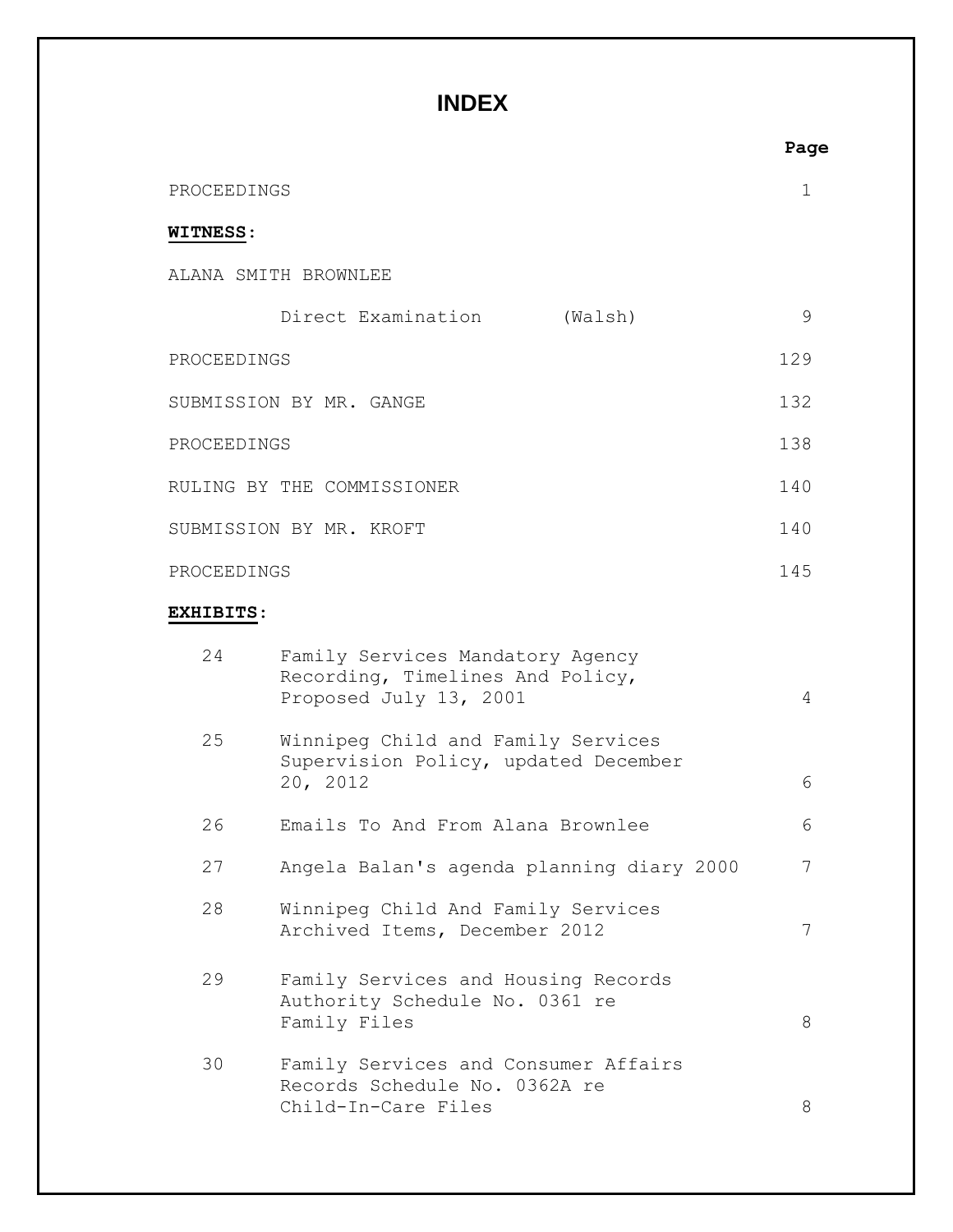# INDEX

| | Page |
|---|---|
| PROCEEDINGS | 1 |
| **WITNESS**: | |
| ALANA SMITH BROWNLEE | |
| Direct Examination (Walsh) | 9 |
| PROCEEDINGS | 129 |
| SUBMISSION BY MR. GANGE | 132 |
| PROCEEDINGS | 138 |
| RULING BY THE COMMISSIONER | 140 |
| SUBMISSION BY MR. KROFT | 140 |
| PROCEEDINGS | 145 |

**EXHIBITS**:

| | | |
|---|---|---|
| 24 | Family Services Mandatory Agency Recording, Timelines And Policy, Proposed July 13, 2001 | 4 |
| 25 | Winnipeg Child and Family Services Supervision Policy, updated December 20, 2012 | 6 |
| 26 | Emails To And From Alana Brownlee | 6 |
| 27 | Angela Balan's agenda planning diary 2000 | 7 |
| 28 | Winnipeg Child And Family Services Archived Items, December 2012 | 7 |
| 29 | Family Services and Housing Records Authority Schedule No. 0361 re Family Files | 8 |
| 30 | Family Services and Consumer Affairs Records Schedule No. 0362A re Child-In-Care Files | 8 |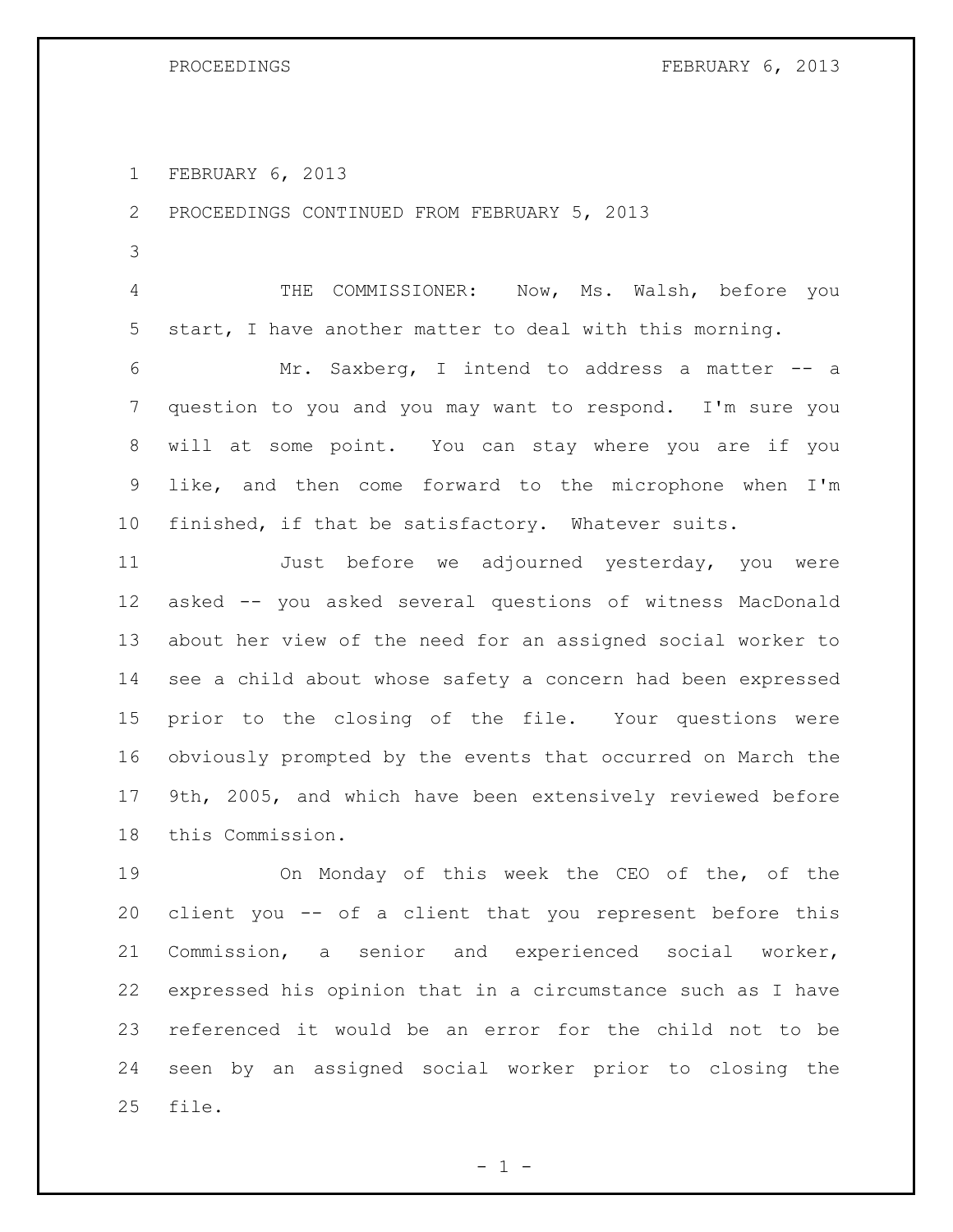FEBRUARY 6, 2013

PROCEEDINGS CONTINUED FROM FEBRUARY 5, 2013

THE COMMISSIONER: Now, Ms. Walsh, before you start, I have another matter to deal with this morning.

Mr. Saxberg, I intend to address a matter -- a question to you and you may want to respond. I'm sure you will at some point. You can stay where you are if you like, and then come forward to the microphone when I'm finished, if that be satisfactory. Whatever suits.

Just before we adjourned yesterday, you were asked -- you asked several questions of witness MacDonald about her view of the need for an assigned social worker to see a child about whose safety a concern had been expressed prior to the closing of the file. Your questions were obviously prompted by the events that occurred on March the 9th, 2005, and which have been extensively reviewed before this Commission.

On Monday of this week the CEO of the, of the client you -- of a client that you represent before this Commission, a senior and experienced social worker, expressed his opinion that in a circumstance such as I have referenced it would be an error for the child not to be seen by an assigned social worker prior to closing the file.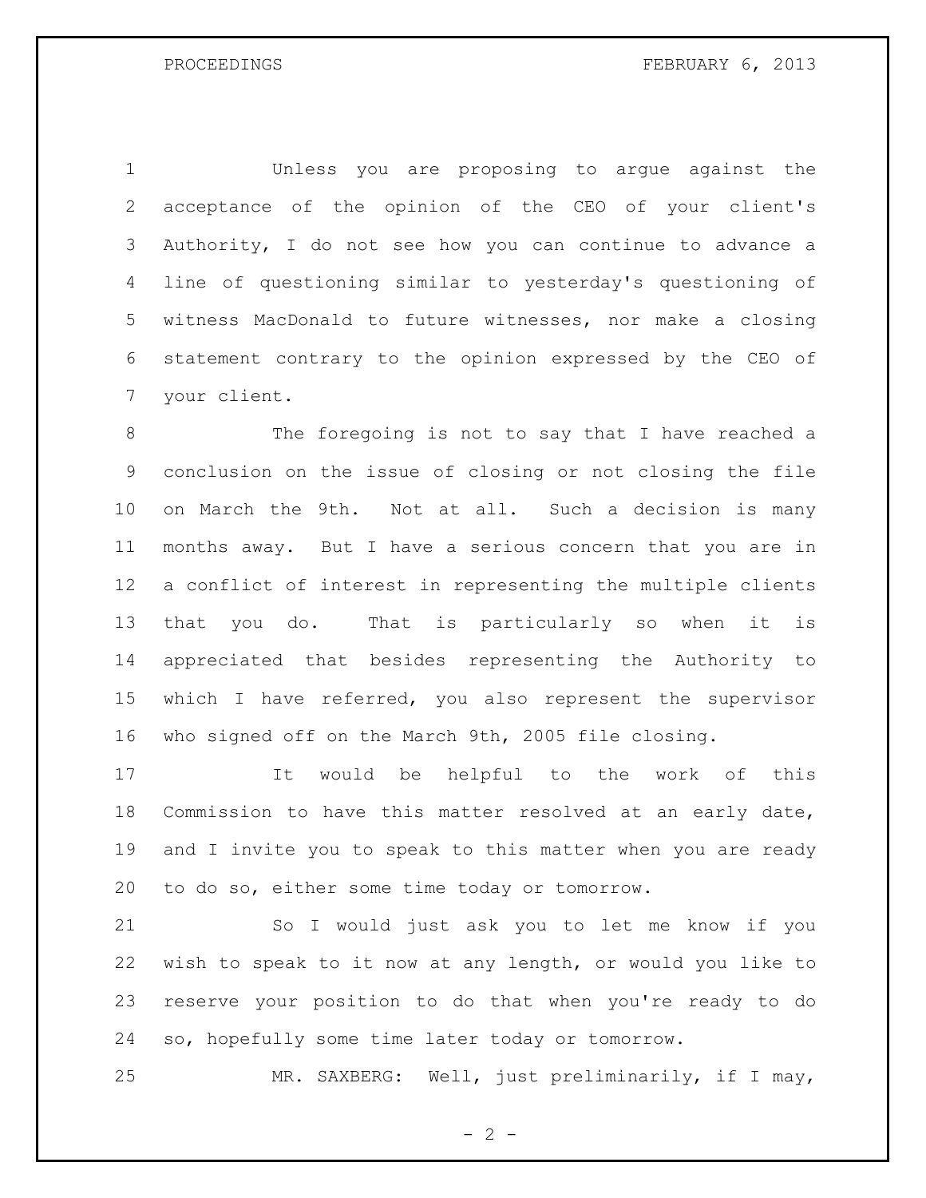Unless you are proposing to argue against the acceptance of the opinion of the CEO of your client's Authority, I do not see how you can continue to advance a line of questioning similar to yesterday's questioning of witness MacDonald to future witnesses, nor make a closing statement contrary to the opinion expressed by the CEO of your client.

The foregoing is not to say that I have reached a conclusion on the issue of closing or not closing the file on March the 9th. Not at all. Such a decision is many months away. But I have a serious concern that you are in a conflict of interest in representing the multiple clients that you do. That is particularly so when it is appreciated that besides representing the Authority to which I have referred, you also represent the supervisor who signed off on the March 9th, 2005 file closing.

It would be helpful to the work of this Commission to have this matter resolved at an early date, and I invite you to speak to this matter when you are ready to do so, either some time today or tomorrow.

So I would just ask you to let me know if you wish to speak to it now at any length, or would you like to reserve your position to do that when you're ready to do so, hopefully some time later today or tomorrow.

MR. SAXBERG: Well, just preliminarily, if I may,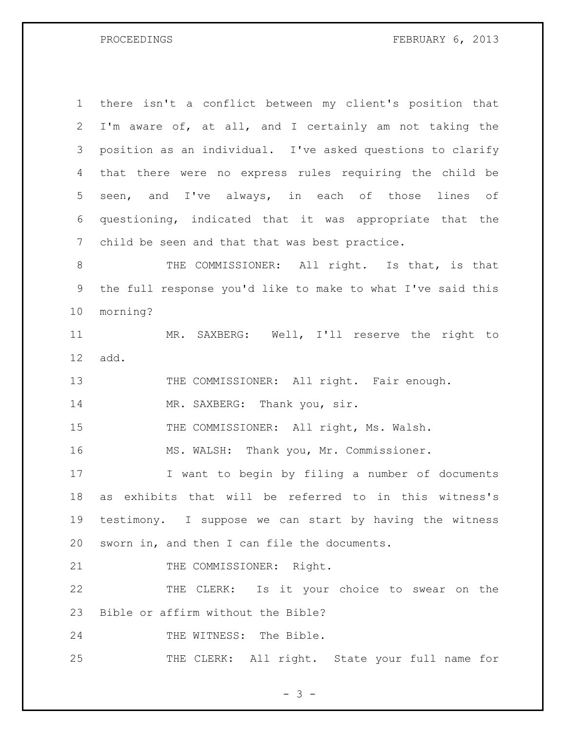there isn't a conflict between my client's position that I'm aware of, at all, and I certainly am not taking the position as an individual. I've asked questions to clarify that there were no express rules requiring the child be seen, and I've always, in each of those lines of questioning, indicated that it was appropriate that the child be seen and that that was best practice.

THE COMMISSIONER: All right. Is that, is that the full response you'd like to make to what I've said this morning?

MR. SAXBERG: Well, I'll reserve the right to add.

THE COMMISSIONER: All right. Fair enough.

MR. SAXBERG: Thank you, sir.

THE COMMISSIONER: All right, Ms. Walsh.

MS. WALSH: Thank you, Mr. Commissioner.

I want to begin by filing a number of documents as exhibits that will be referred to in this witness's testimony. I suppose we can start by having the witness sworn in, and then I can file the documents.

THE COMMISSIONER: Right.

THE CLERK: Is it your choice to swear on the Bible or affirm without the Bible?

THE WITNESS: The Bible.

THE CLERK: All right. State your full name for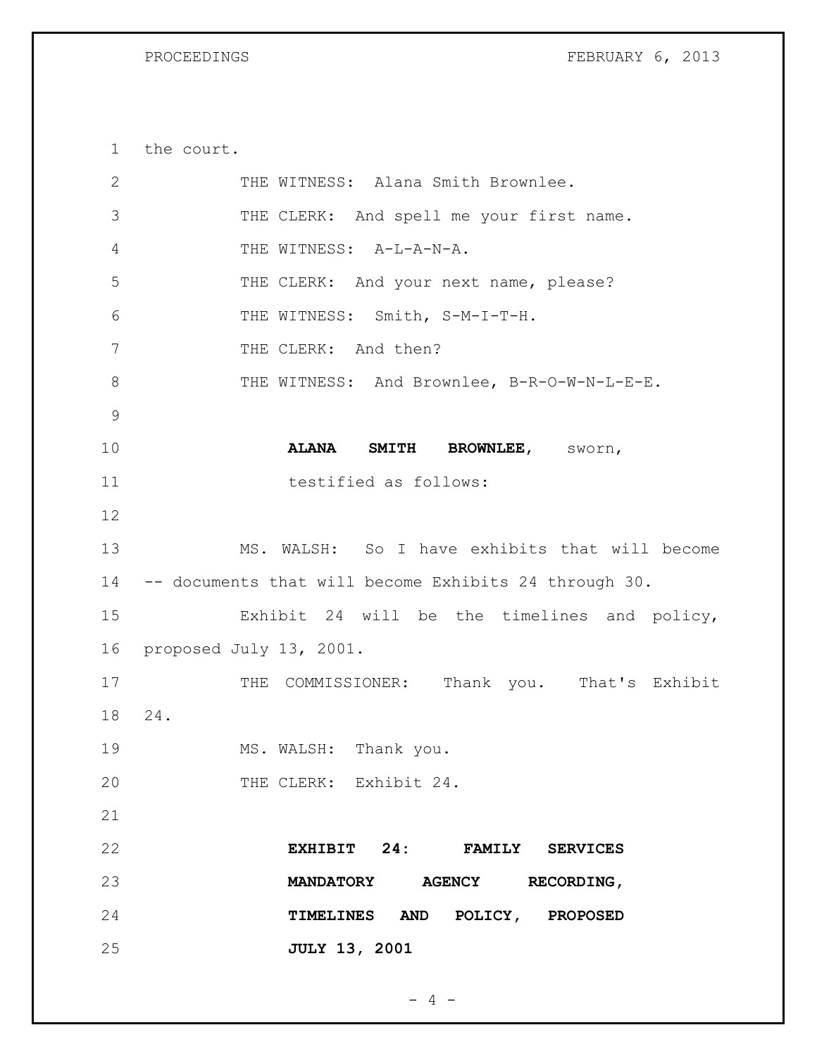the court.

THE WITNESS: Alana Smith Brownlee.

THE CLERK: And spell me your first name.

THE WITNESS: A-L-A-N-A.

THE CLERK: And your next name, please?

THE WITNESS: Smith, S-M-I-T-H.

THE CLERK: And then?

THE WITNESS: And Brownlee, B-R-O-W-N-L-E-E.

**ALANA SMITH BROWNLEE**, sworn, testified as follows:

MS. WALSH: So I have exhibits that will become -- documents that will become Exhibits 24 through 30.

Exhibit 24 will be the timelines and policy, proposed July 13, 2001.

THE COMMISSIONER: Thank you. That's Exhibit 24.

MS. WALSH: Thank you.

THE CLERK: Exhibit 24.

**EXHIBIT 24: FAMILY SERVICES MANDATORY AGENCY RECORDING, TIMELINES AND POLICY, PROPOSED JULY 13, 2001**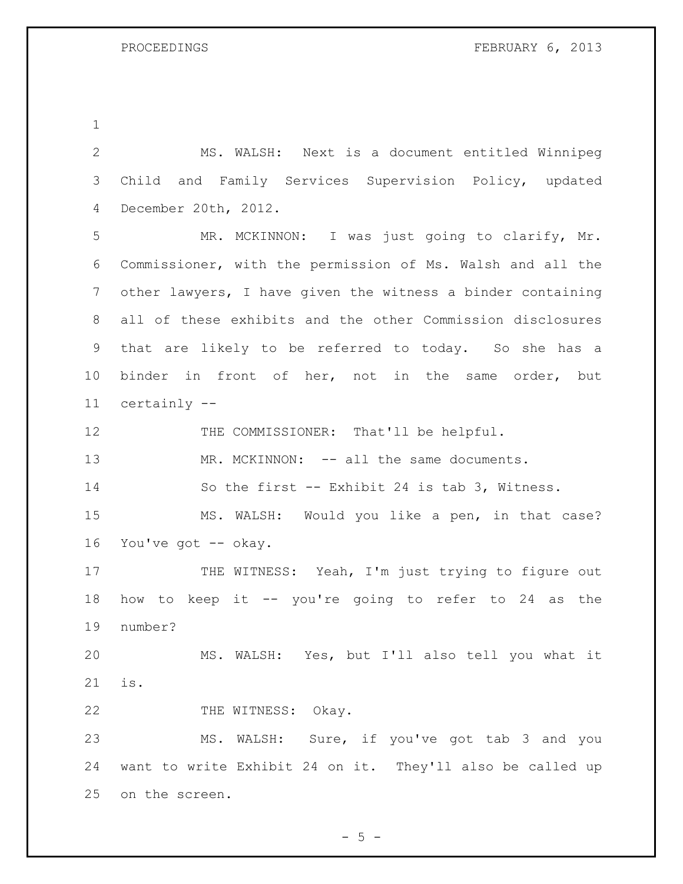MS. WALSH: Next is a document entitled Winnipeg Child and Family Services Supervision Policy, updated December 20th, 2012.

MR. MCKINNON: I was just going to clarify, Mr. Commissioner, with the permission of Ms. Walsh and all the other lawyers, I have given the witness a binder containing all of these exhibits and the other Commission disclosures that are likely to be referred to today. So she has a binder in front of her, not in the same order, but certainly --

THE COMMISSIONER: That'll be helpful.

MR. MCKINNON: -- all the same documents.

So the first -- Exhibit 24 is tab 3, Witness.

MS. WALSH: Would you like a pen, in that case? You've got -- okay.

THE WITNESS: Yeah, I'm just trying to figure out how to keep it -- you're going to refer to 24 as the number?

MS. WALSH: Yes, but I'll also tell you what it is.

THE WITNESS: Okay.

MS. WALSH: Sure, if you've got tab 3 and you want to write Exhibit 24 on it. They'll also be called up on the screen.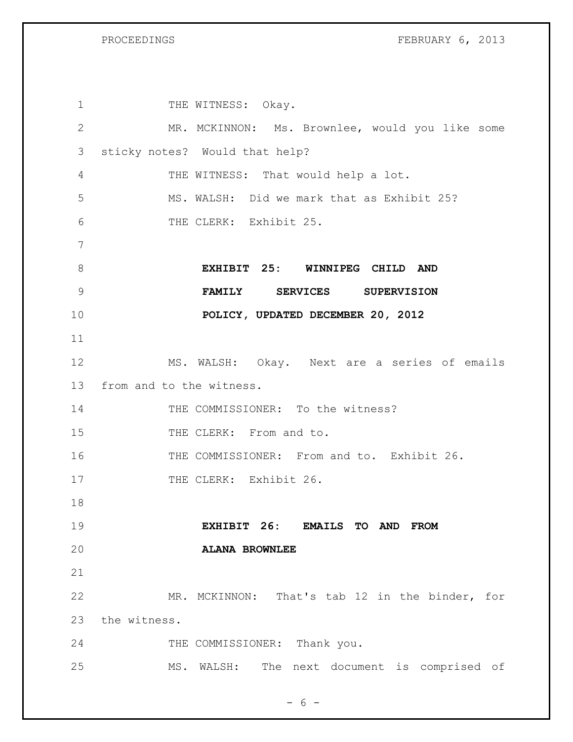THE WITNESS: Okay.

MR. MCKINNON: Ms. Brownlee, would you like some sticky notes? Would that help?

THE WITNESS: That would help a lot.

MS. WALSH: Did we mark that as Exhibit 25?

THE CLERK: Exhibit 25.

**EXHIBIT 25: WINNIPEG CHILD AND FAMILY SERVICES SUPERVISION POLICY, UPDATED DECEMBER 20, 2012**

MS. WALSH: Okay. Next are a series of emails from and to the witness.

THE COMMISSIONER: To the witness?

THE CLERK: From and to.

THE COMMISSIONER: From and to. Exhibit 26.

THE CLERK: Exhibit 26.

**EXHIBIT 26: EMAILS TO AND FROM ALANA BROWNLEE**

MR. MCKINNON: That's tab 12 in the binder, for the witness.

THE COMMISSIONER: Thank you.

MS. WALSH: The next document is comprised of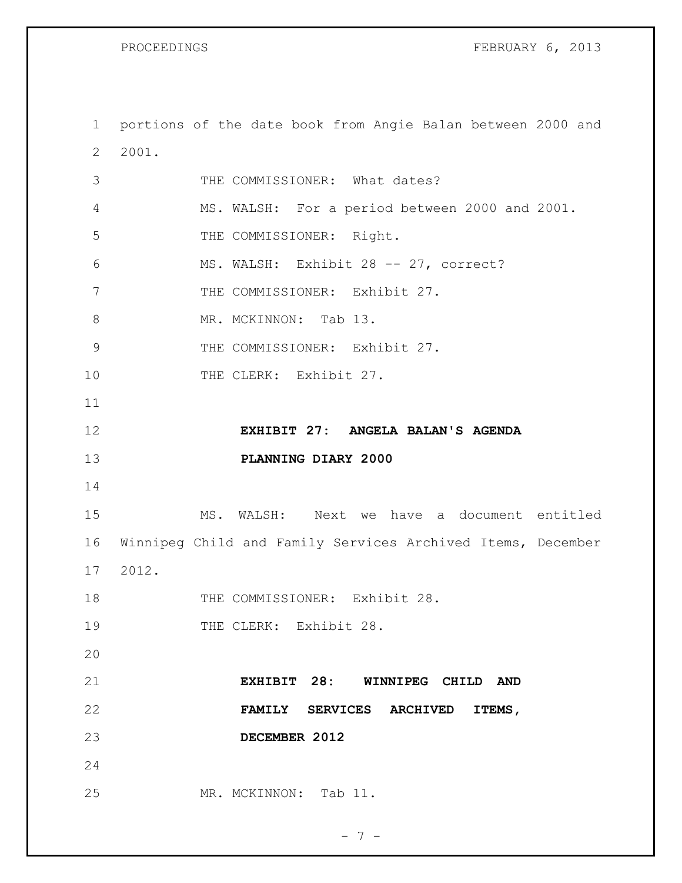portions of the date book from Angie Balan between 2000 and 2001.

THE COMMISSIONER: What dates?

MS. WALSH: For a period between 2000 and 2001.

THE COMMISSIONER: Right.

MS. WALSH: Exhibit 28 -- 27, correct?

THE COMMISSIONER: Exhibit 27.

MR. MCKINNON: Tab 13.

THE COMMISSIONER: Exhibit 27.

THE CLERK: Exhibit 27.

**EXHIBIT 27: ANGELA BALAN'S AGENDA PLANNING DIARY 2000**

MS. WALSH: Next we have a document entitled Winnipeg Child and Family Services Archived Items, December 2012.

THE COMMISSIONER: Exhibit 28.

THE CLERK: Exhibit 28.

**EXHIBIT 28: WINNIPEG CHILD AND FAMILY SERVICES ARCHIVED ITEMS, DECEMBER 2012**

MR. MCKINNON: Tab 11.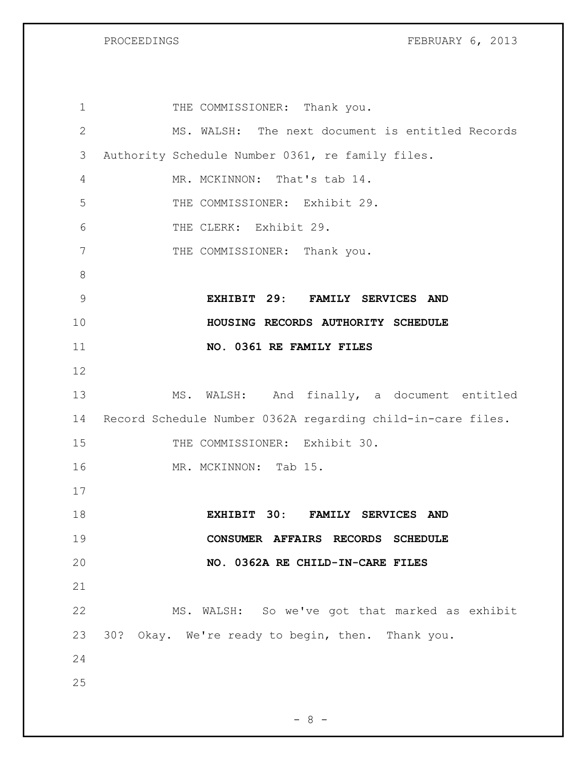THE COMMISSIONER: Thank you.

MS. WALSH: The next document is entitled Records Authority Schedule Number 0361, re family files.

MR. MCKINNON: That's tab 14.

THE COMMISSIONER: Exhibit 29.

THE CLERK: Exhibit 29.

THE COMMISSIONER: Thank you.

**EXHIBIT 29: FAMILY SERVICES AND HOUSING RECORDS AUTHORITY SCHEDULE NO. 0361 RE FAMILY FILES**

MS. WALSH: And finally, a document entitled Record Schedule Number 0362A regarding child-in-care files.

THE COMMISSIONER: Exhibit 30.

MR. MCKINNON: Tab 15.

**EXHIBIT 30: FAMILY SERVICES AND CONSUMER AFFAIRS RECORDS SCHEDULE NO. 0362A RE CHILD-IN-CARE FILES**

MS. WALSH: So we've got that marked as exhibit 30? Okay. We're ready to begin, then. Thank you.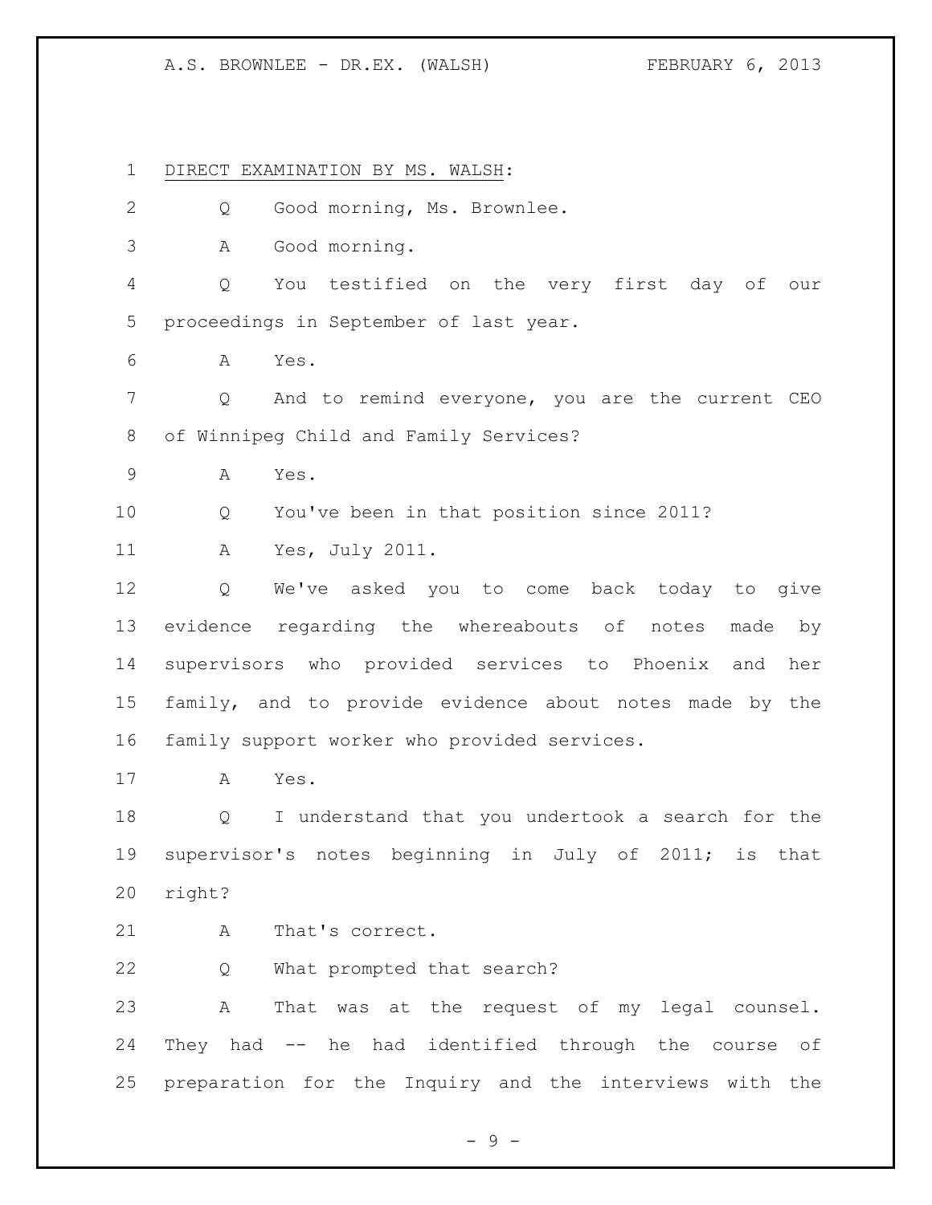<u>DIRECT EXAMINATION BY MS. WALSH</u>:

Q Good morning, Ms. Brownlee.

A Good morning.

Q You testified on the very first day of our proceedings in September of last year.

A Yes.

Q And to remind everyone, you are the current CEO of Winnipeg Child and Family Services?

A Yes.

Q You've been in that position since 2011?

A Yes, July 2011.

Q We've asked you to come back today to give evidence regarding the whereabouts of notes made by supervisors who provided services to Phoenix and her family, and to provide evidence about notes made by the family support worker who provided services.

A Yes.

Q I understand that you undertook a search for the supervisor's notes beginning in July of 2011; is that right?

A That's correct.

Q What prompted that search?

A That was at the request of my legal counsel. They had -- he had identified through the course of preparation for the Inquiry and the interviews with the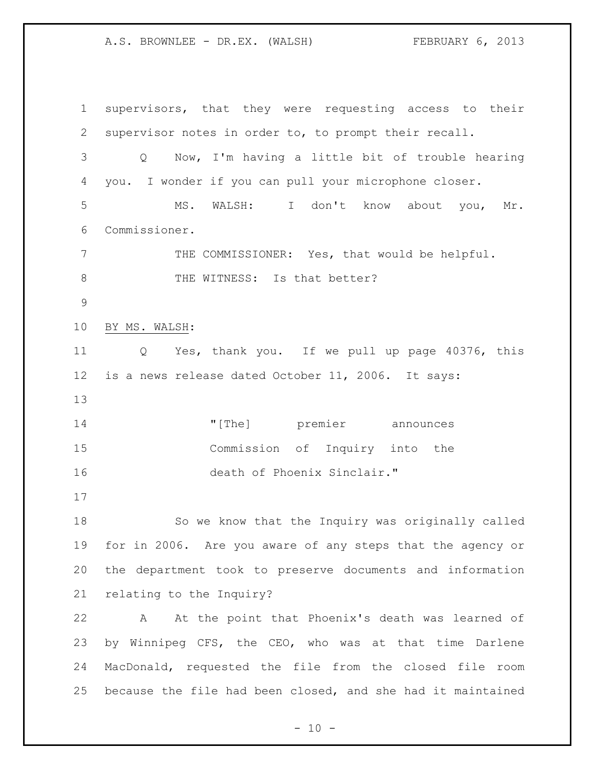supervisors, that they were requesting access to their supervisor notes in order to, to prompt their recall.

Q Now, I'm having a little bit of trouble hearing you. I wonder if you can pull your microphone closer.

MS. WALSH: I don't know about you, Mr. Commissioner.

THE COMMISSIONER: Yes, that would be helpful.

THE WITNESS: Is that better?

BY MS. WALSH:

Q Yes, thank you. If we pull up page 40376, this is a news release dated October 11, 2006. It says:

> "[The] premier announces Commission of Inquiry into the death of Phoenix Sinclair."

So we know that the Inquiry was originally called for in 2006. Are you aware of any steps that the agency or the department took to preserve documents and information relating to the Inquiry?

A At the point that Phoenix's death was learned of by Winnipeg CFS, the CEO, who was at that time Darlene MacDonald, requested the file from the closed file room because the file had been closed, and she had it maintained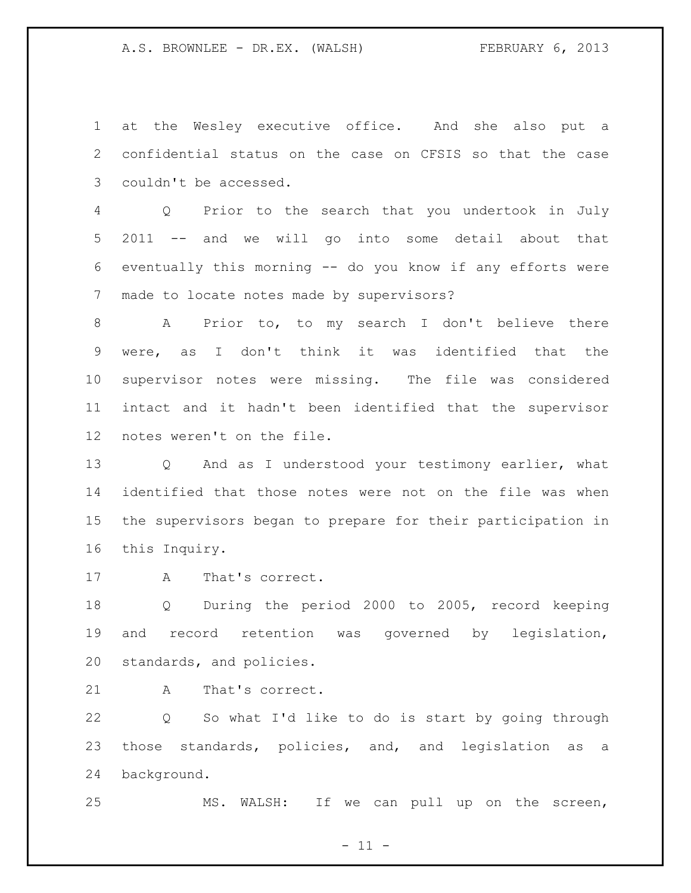at the Wesley executive office. And she also put a confidential status on the case on CFSIS so that the case couldn't be accessed.

Q Prior to the search that you undertook in July 2011 -- and we will go into some detail about that eventually this morning -- do you know if any efforts were made to locate notes made by supervisors?

A Prior to, to my search I don't believe there were, as I don't think it was identified that the supervisor notes were missing. The file was considered intact and it hadn't been identified that the supervisor notes weren't on the file.

Q And as I understood your testimony earlier, what identified that those notes were not on the file was when the supervisors began to prepare for their participation in this Inquiry.

A That's correct.

Q During the period 2000 to 2005, record keeping and record retention was governed by legislation, standards, and policies.

A That's correct.

Q So what I'd like to do is start by going through those standards, policies, and, and legislation as a background.

MS. WALSH: If we can pull up on the screen,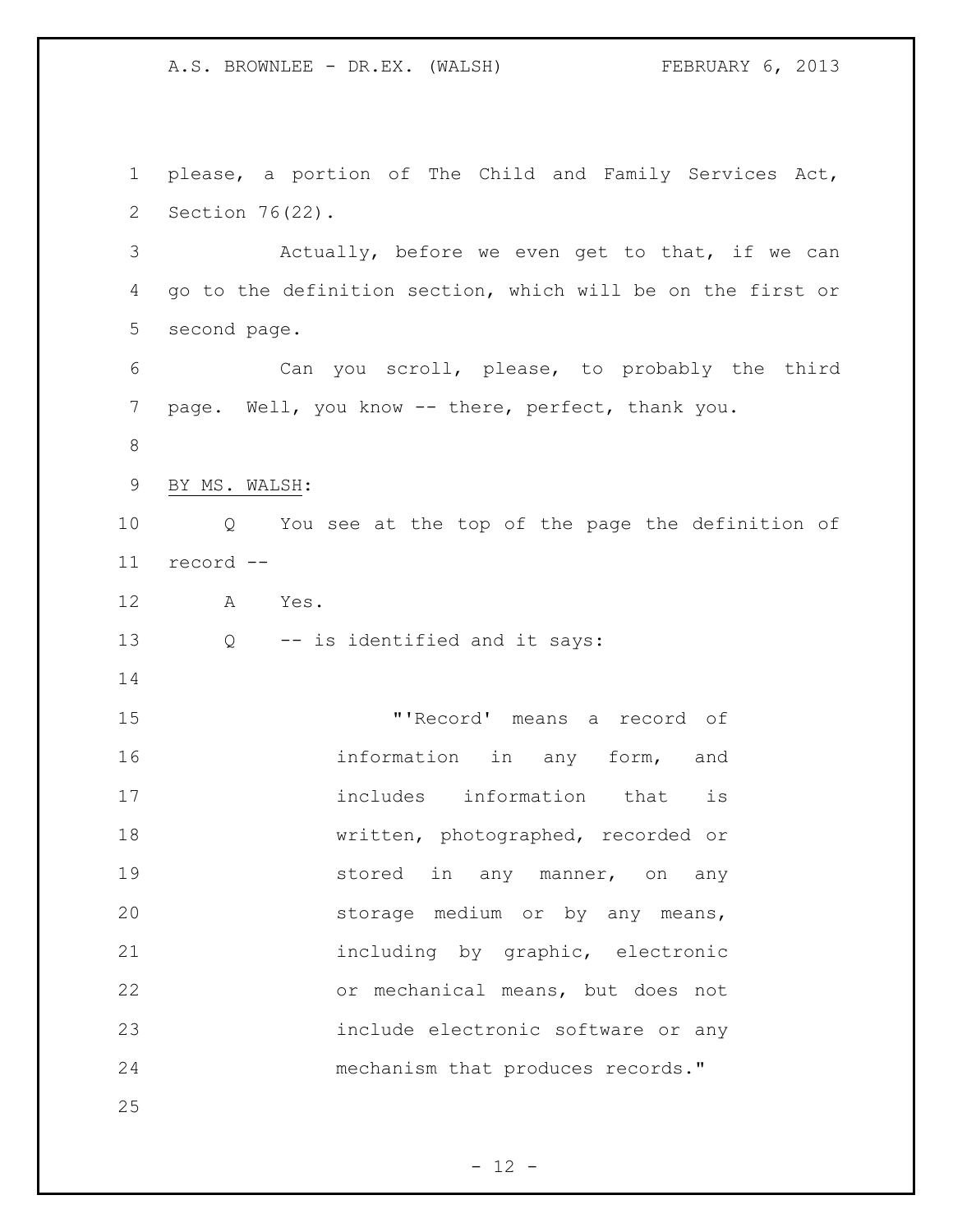please, a portion of The Child and Family Services Act, Section 76(22).

Actually, before we even get to that, if we can go to the definition section, which will be on the first or second page.

Can you scroll, please, to probably the third page. Well, you know -- there, perfect, thank you.

BY MS. WALSH:

Q You see at the top of the page the definition of record --

A Yes.

Q -- is identified and it says:

> "'Record' means a record of information in any form, and includes information that is written, photographed, recorded or stored in any manner, on any storage medium or by any means, including by graphic, electronic or mechanical means, but does not include electronic software or any mechanism that produces records."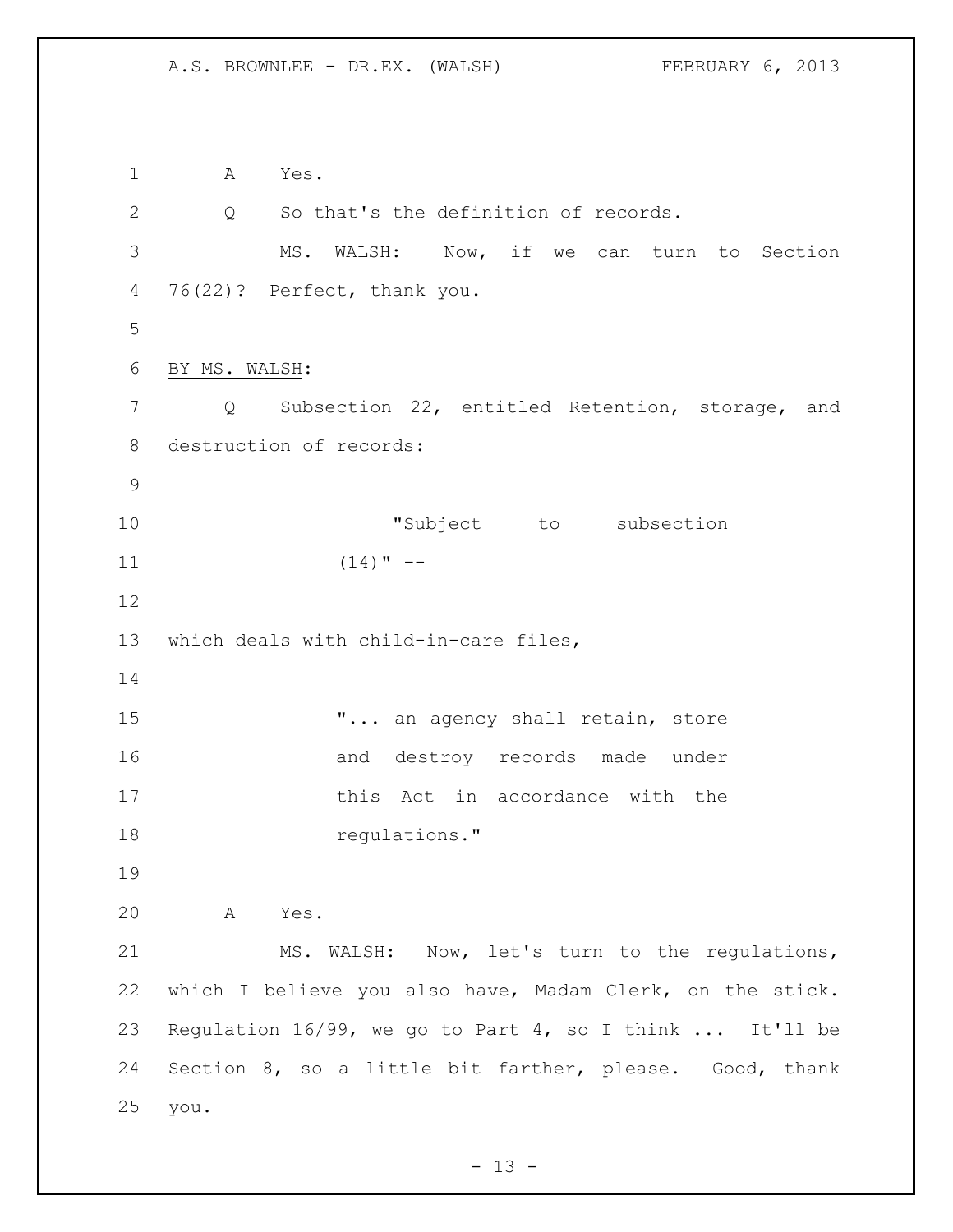A Yes.

Q So that's the definition of records.

MS. WALSH: Now, if we can turn to Section 76(22)? Perfect, thank you.

BY MS. WALSH:

Q Subsection 22, entitled Retention, storage, and destruction of records:

> "Subject to subsection (14)" --

which deals with child-in-care files,

> "... an agency shall retain, store and destroy records made under this Act in accordance with the regulations."

A Yes.

MS. WALSH: Now, let's turn to the regulations, which I believe you also have, Madam Clerk, on the stick. Regulation 16/99, we go to Part 4, so I think ... It'll be Section 8, so a little bit farther, please. Good, thank you.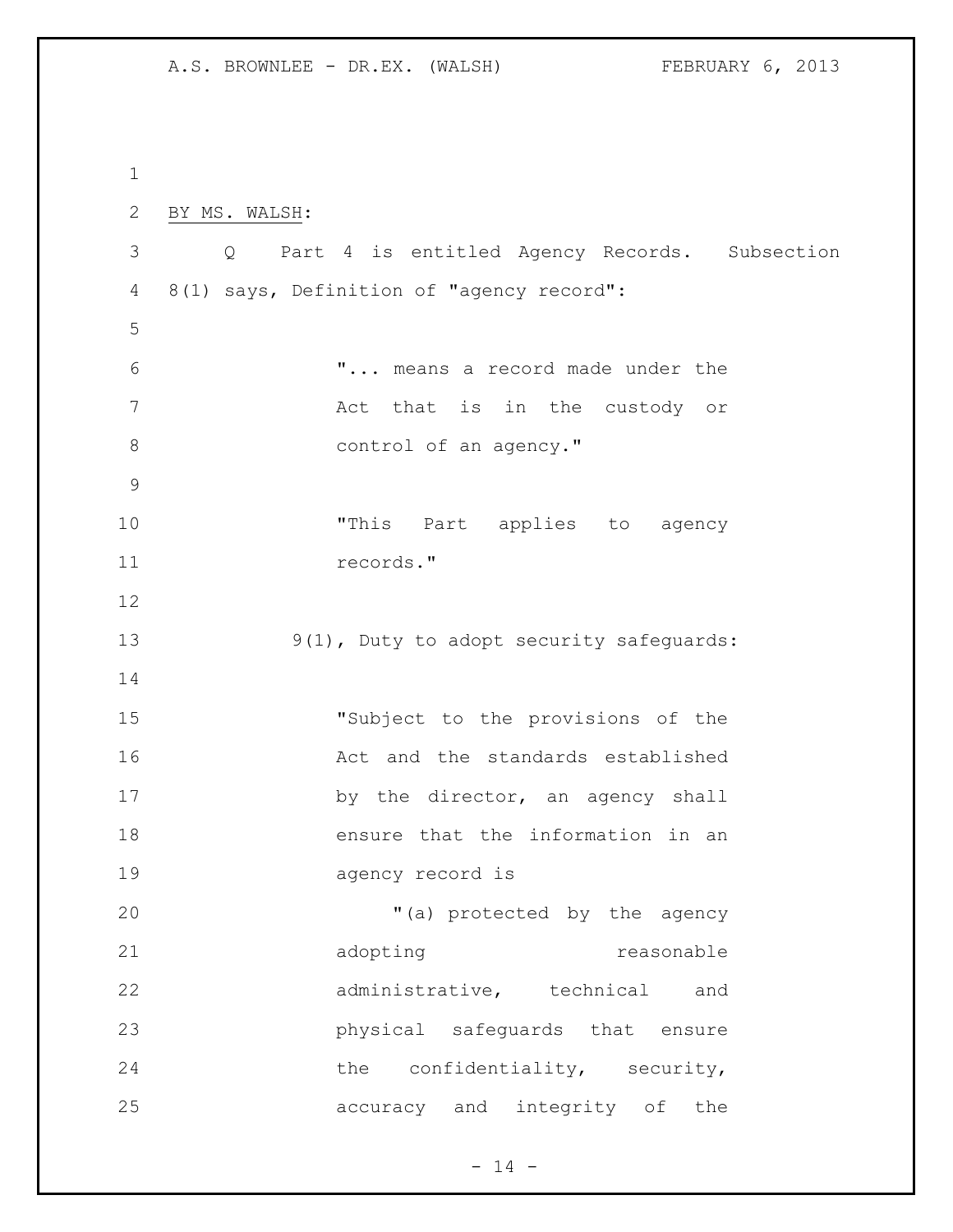BY MS. WALSH:

Q Part 4 is entitled Agency Records. Subsection 8(1) says, Definition of "agency record":

> "... means a record made under the Act that is in the custody or control of an agency."

> "This Part applies to agency records."

9(1), Duty to adopt security safeguards:

> "Subject to the provisions of the Act and the standards established by the director, an agency shall ensure that the information in an agency record is
>
> "(a) protected by the agency adopting reasonable administrative, technical and physical safeguards that ensure the confidentiality, security, accuracy and integrity of the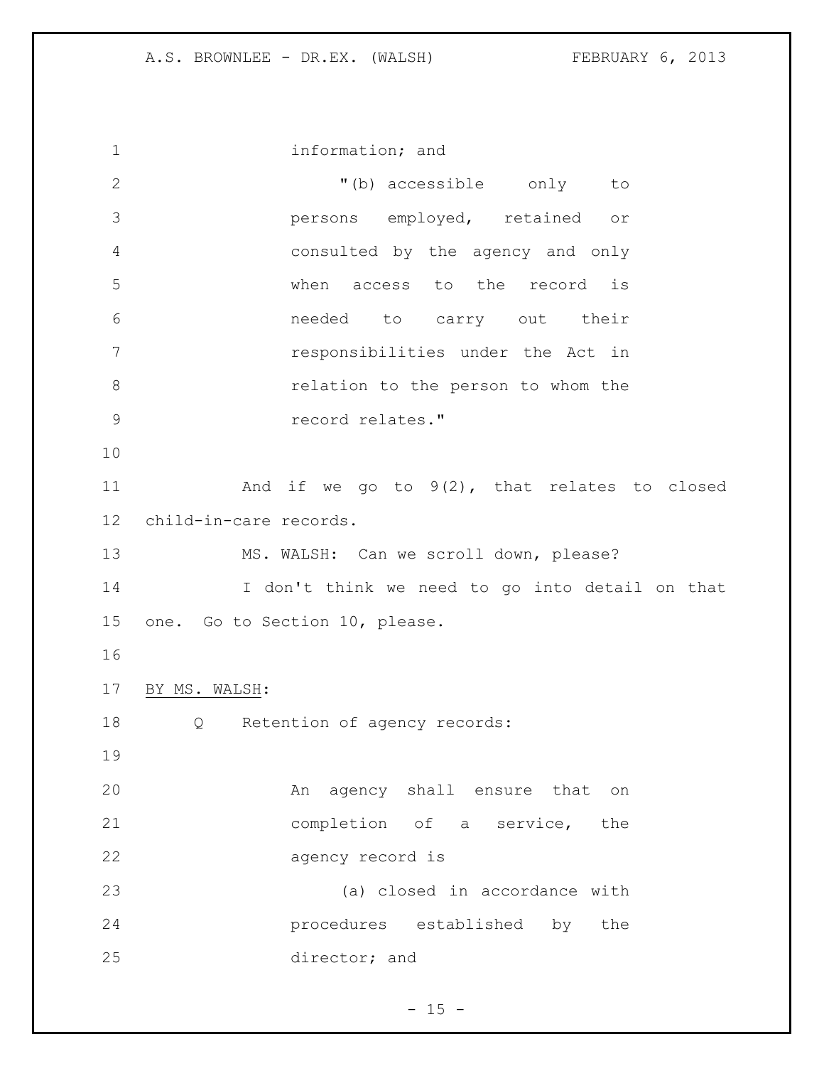information; and

> "(b) accessible only to persons employed, retained or consulted by the agency and only when access to the record is needed to carry out their responsibilities under the Act in relation to the person to whom the record relates."

And if we go to 9(2), that relates to closed child-in-care records.

MS. WALSH: Can we scroll down, please?

I don't think we need to go into detail on that one. Go to Section 10, please.

BY MS. WALSH:

Q Retention of agency records:

> An agency shall ensure that on completion of a service, the agency record is
>
> (a) closed in accordance with procedures established by the director; and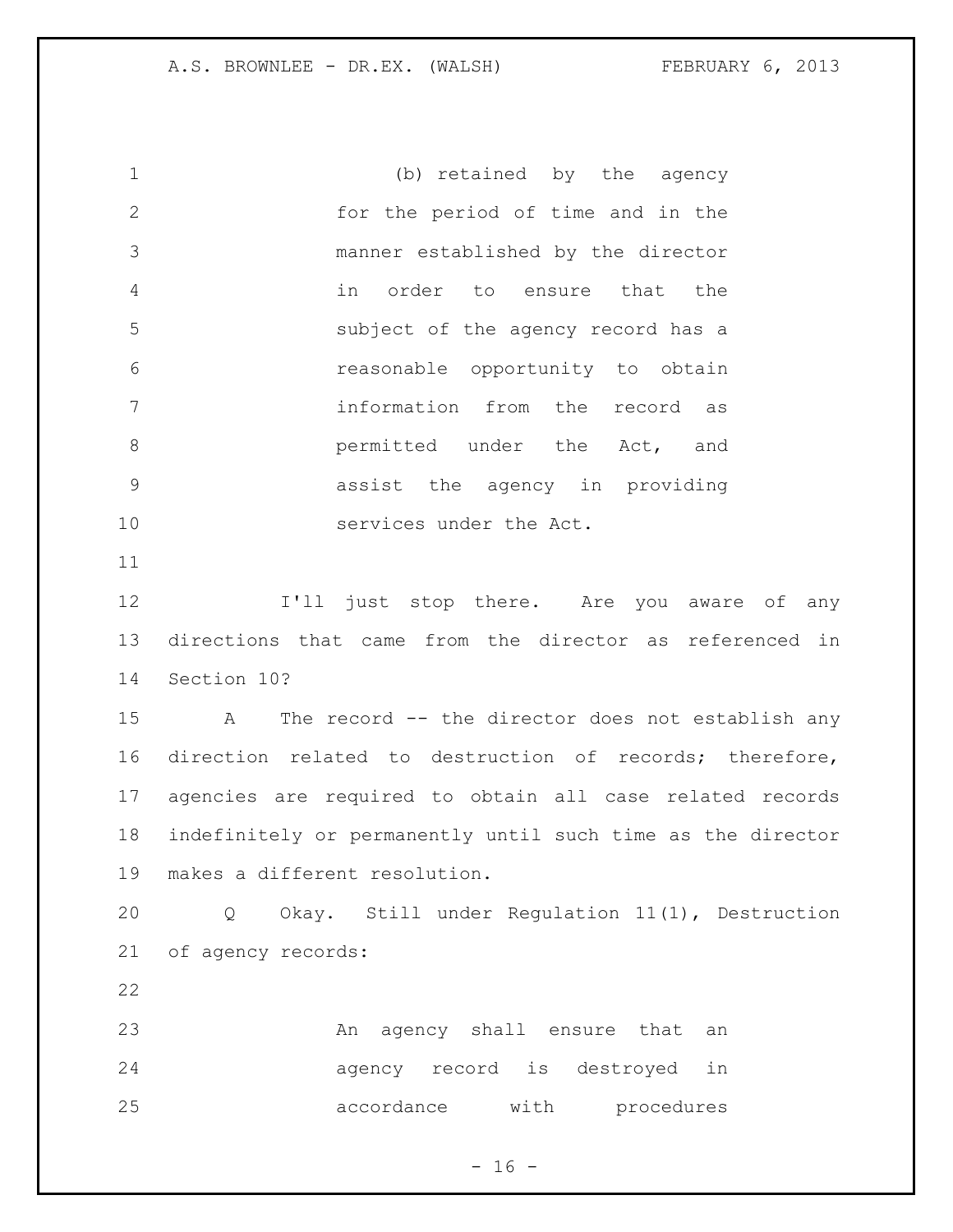(b) retained by the agency for the period of time and in the manner established by the director in order to ensure that the subject of the agency record has a reasonable opportunity to obtain information from the record as permitted under the Act, and assist the agency in providing services under the Act.

I'll just stop there. Are you aware of any directions that came from the director as referenced in Section 10?

A The record -- the director does not establish any direction related to destruction of records; therefore, agencies are required to obtain all case related records indefinitely or permanently until such time as the director makes a different resolution.

Q Okay. Still under Regulation 11(1), Destruction of agency records:

> An agency shall ensure that an agency record is destroyed in accordance with procedures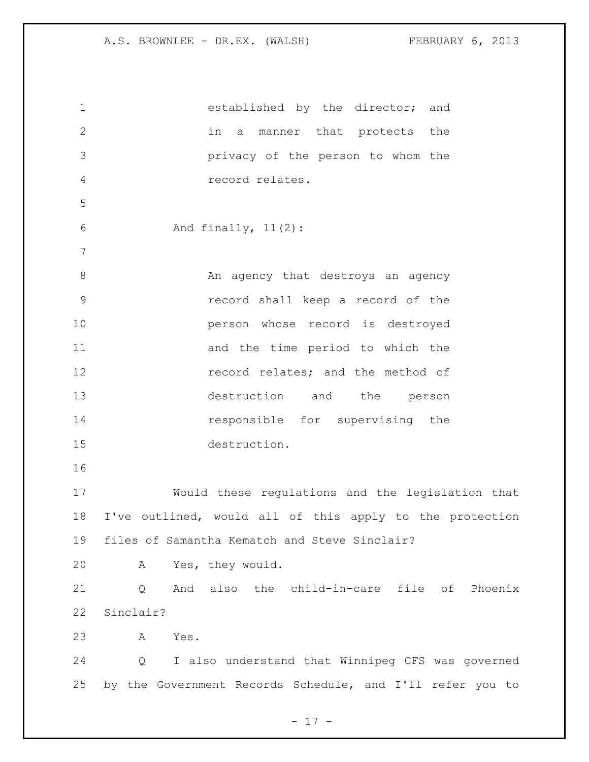> established by the director; and in a manner that protects the privacy of the person to whom the record relates.

And finally, 11(2):

> An agency that destroys an agency record shall keep a record of the person whose record is destroyed and the time period to which the record relates; and the method of destruction and the person responsible for supervising the destruction.

Would these regulations and the legislation that I've outlined, would all of this apply to the protection files of Samantha Kematch and Steve Sinclair?

A Yes, they would.

Q And also the child-in-care file of Phoenix Sinclair?

A Yes.

Q I also understand that Winnipeg CFS was governed by the Government Records Schedule, and I'll refer you to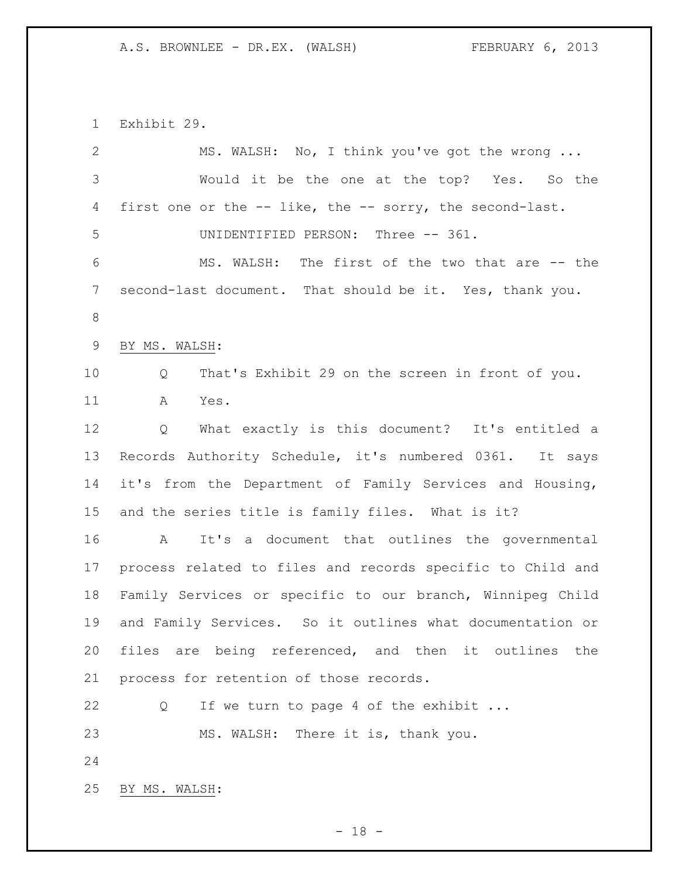Exhibit 29.

MS. WALSH: No, I think you've got the wrong ...

Would it be the one at the top? Yes. So the first one or the -- like, the -- sorry, the second-last.

UNIDENTIFIED PERSON: Three -- 361.

MS. WALSH: The first of the two that are -- the second-last document. That should be it. Yes, thank you.

BY MS. WALSH:

Q That's Exhibit 29 on the screen in front of you.

A Yes.

Q What exactly is this document? It's entitled a Records Authority Schedule, it's numbered 0361. It says it's from the Department of Family Services and Housing, and the series title is family files. What is it?

A It's a document that outlines the governmental process related to files and records specific to Child and Family Services or specific to our branch, Winnipeg Child and Family Services. So it outlines what documentation or files are being referenced, and then it outlines the process for retention of those records.

Q If we turn to page 4 of the exhibit ...

MS. WALSH: There it is, thank you.

BY MS. WALSH: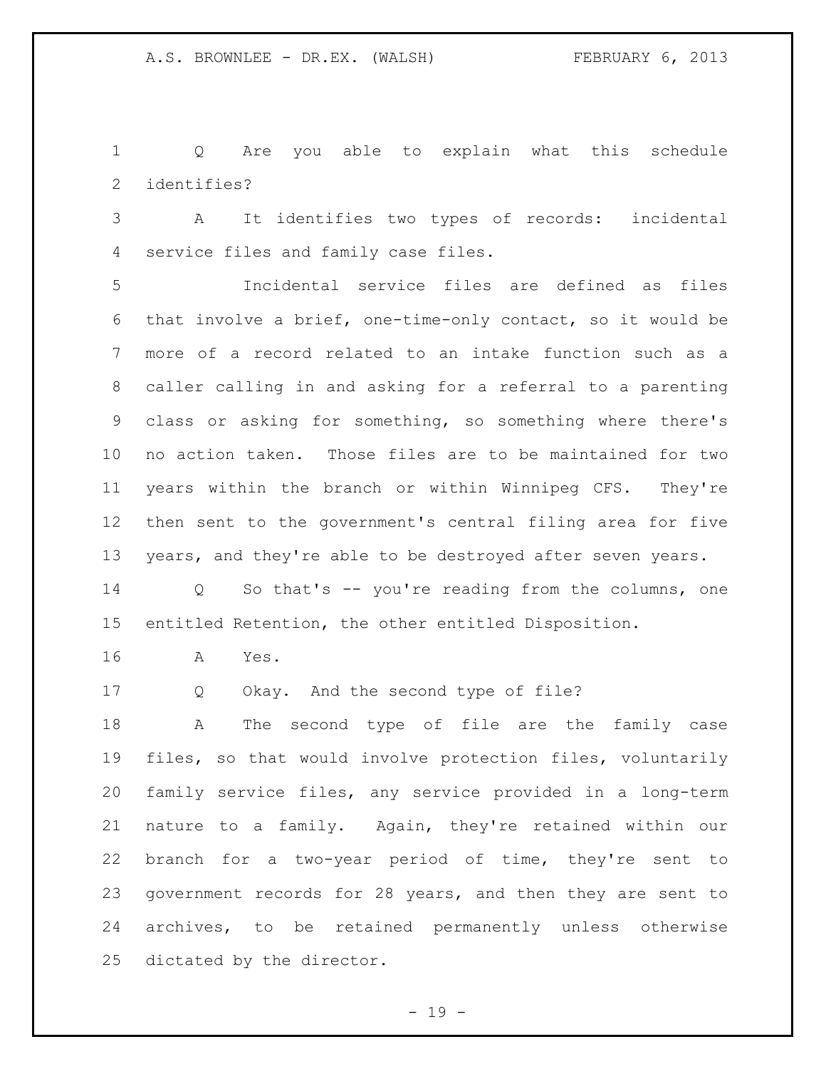Q Are you able to explain what this schedule identifies?

A It identifies two types of records: incidental service files and family case files.

Incidental service files are defined as files that involve a brief, one-time-only contact, so it would be more of a record related to an intake function such as a caller calling in and asking for a referral to a parenting class or asking for something, so something where there's no action taken. Those files are to be maintained for two years within the branch or within Winnipeg CFS. They're then sent to the government's central filing area for five years, and they're able to be destroyed after seven years.

Q So that's -- you're reading from the columns, one entitled Retention, the other entitled Disposition.

A Yes.

Q Okay. And the second type of file?

A The second type of file are the family case files, so that would involve protection files, voluntarily family service files, any service provided in a long-term nature to a family. Again, they're retained within our branch for a two-year period of time, they're sent to government records for 28 years, and then they are sent to archives, to be retained permanently unless otherwise dictated by the director.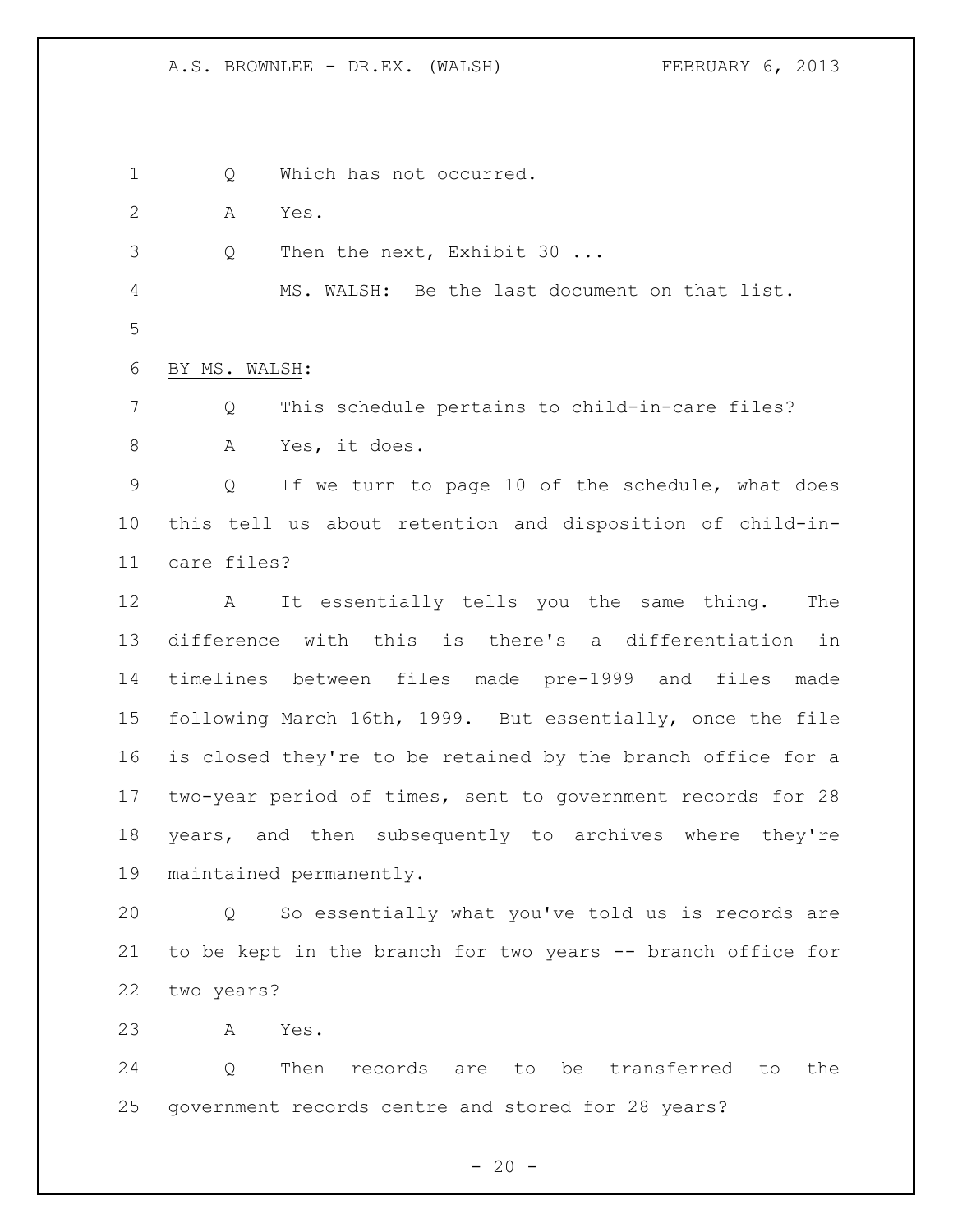Q Which has not occurred.

A Yes.

Q Then the next, Exhibit 30 ...

MS. WALSH: Be the last document on that list.

BY MS. WALSH:

Q This schedule pertains to child-in-care files?

A Yes, it does.

Q If we turn to page 10 of the schedule, what does this tell us about retention and disposition of child-in-care files?

A It essentially tells you the same thing. The difference with this is there's a differentiation in timelines between files made pre-1999 and files made following March 16th, 1999. But essentially, once the file is closed they're to be retained by the branch office for a two-year period of times, sent to government records for 28 years, and then subsequently to archives where they're maintained permanently.

Q So essentially what you've told us is records are to be kept in the branch for two years -- branch office for two years?

A Yes.

Q Then records are to be transferred to the government records centre and stored for 28 years?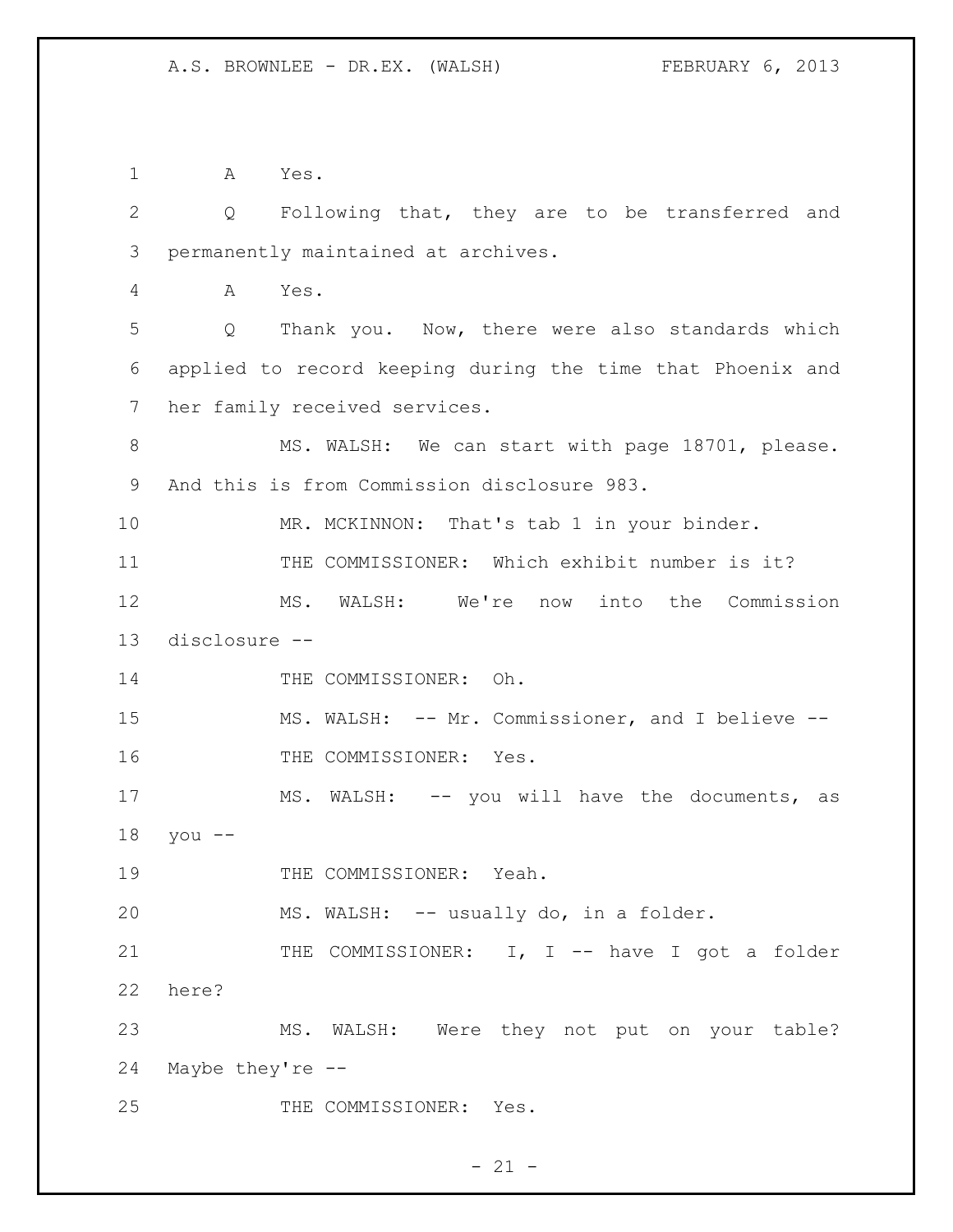A Yes.

Q Following that, they are to be transferred and permanently maintained at archives.

A Yes.

Q Thank you. Now, there were also standards which applied to record keeping during the time that Phoenix and her family received services.

MS. WALSH: We can start with page 18701, please. And this is from Commission disclosure 983.

MR. MCKINNON: That's tab 1 in your binder.

THE COMMISSIONER: Which exhibit number is it?

MS. WALSH: We're now into the Commission disclosure --

THE COMMISSIONER: Oh.

MS. WALSH: -- Mr. Commissioner, and I believe --

THE COMMISSIONER: Yes.

MS. WALSH: -- you will have the documents, as you --

THE COMMISSIONER: Yeah.

MS. WALSH: -- usually do, in a folder.

THE COMMISSIONER: I, I -- have I got a folder here?

MS. WALSH: Were they not put on your table? Maybe they're --

THE COMMISSIONER: Yes.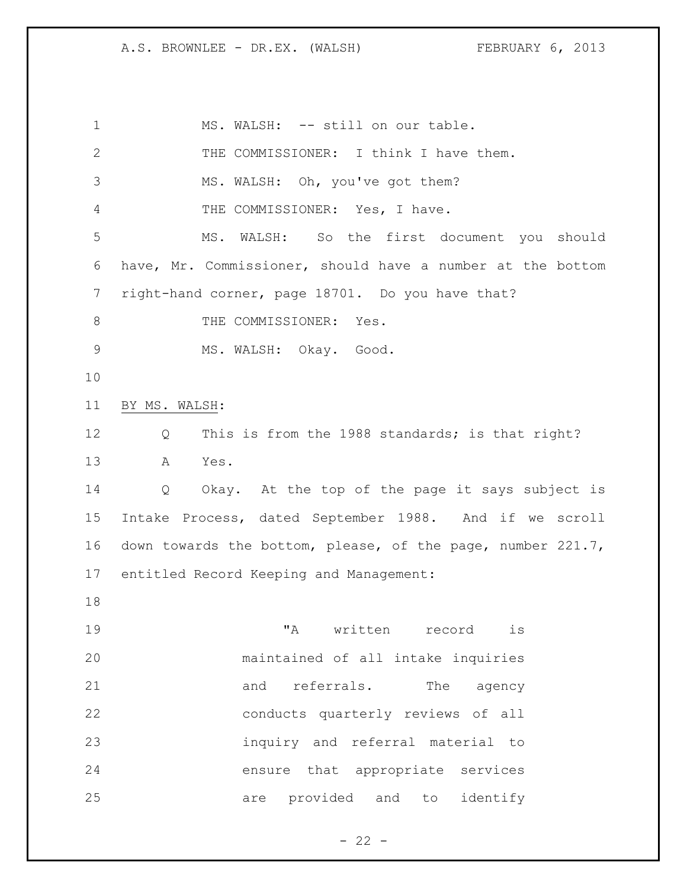MS. WALSH: -- still on our table.

THE COMMISSIONER: I think I have them.

MS. WALSH: Oh, you've got them?

THE COMMISSIONER: Yes, I have.

MS. WALSH: So the first document you should have, Mr. Commissioner, should have a number at the bottom right-hand corner, page 18701. Do you have that?

THE COMMISSIONER: Yes.

MS. WALSH: Okay. Good.

BY MS. WALSH:

Q This is from the 1988 standards; is that right?

A Yes.

Q Okay. At the top of the page it says subject is Intake Process, dated September 1988. And if we scroll down towards the bottom, please, of the page, number 221.7, entitled Record Keeping and Management:

> "A written record is maintained of all intake inquiries and referrals. The agency conducts quarterly reviews of all inquiry and referral material to ensure that appropriate services are provided and to identify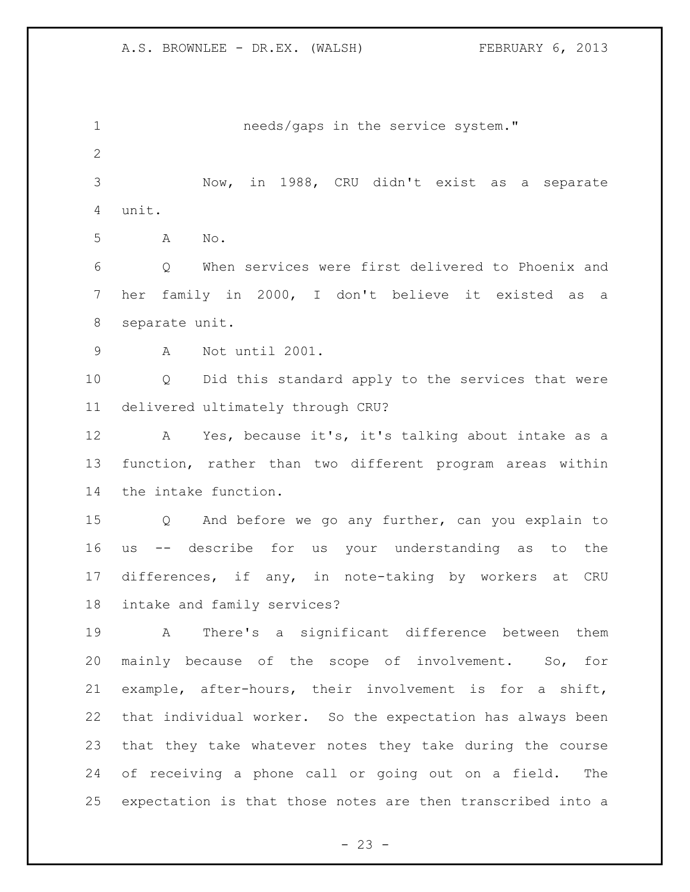needs/gaps in the service system."

Now, in 1988, CRU didn't exist as a separate unit.

A No.

Q When services were first delivered to Phoenix and her family in 2000, I don't believe it existed as a separate unit.

A Not until 2001.

Q Did this standard apply to the services that were delivered ultimately through CRU?

A Yes, because it's, it's talking about intake as a function, rather than two different program areas within the intake function.

Q And before we go any further, can you explain to us -- describe for us your understanding as to the differences, if any, in note-taking by workers at CRU intake and family services?

A There's a significant difference between them mainly because of the scope of involvement. So, for example, after-hours, their involvement is for a shift, that individual worker. So the expectation has always been that they take whatever notes they take during the course of receiving a phone call or going out on a field. The expectation is that those notes are then transcribed into a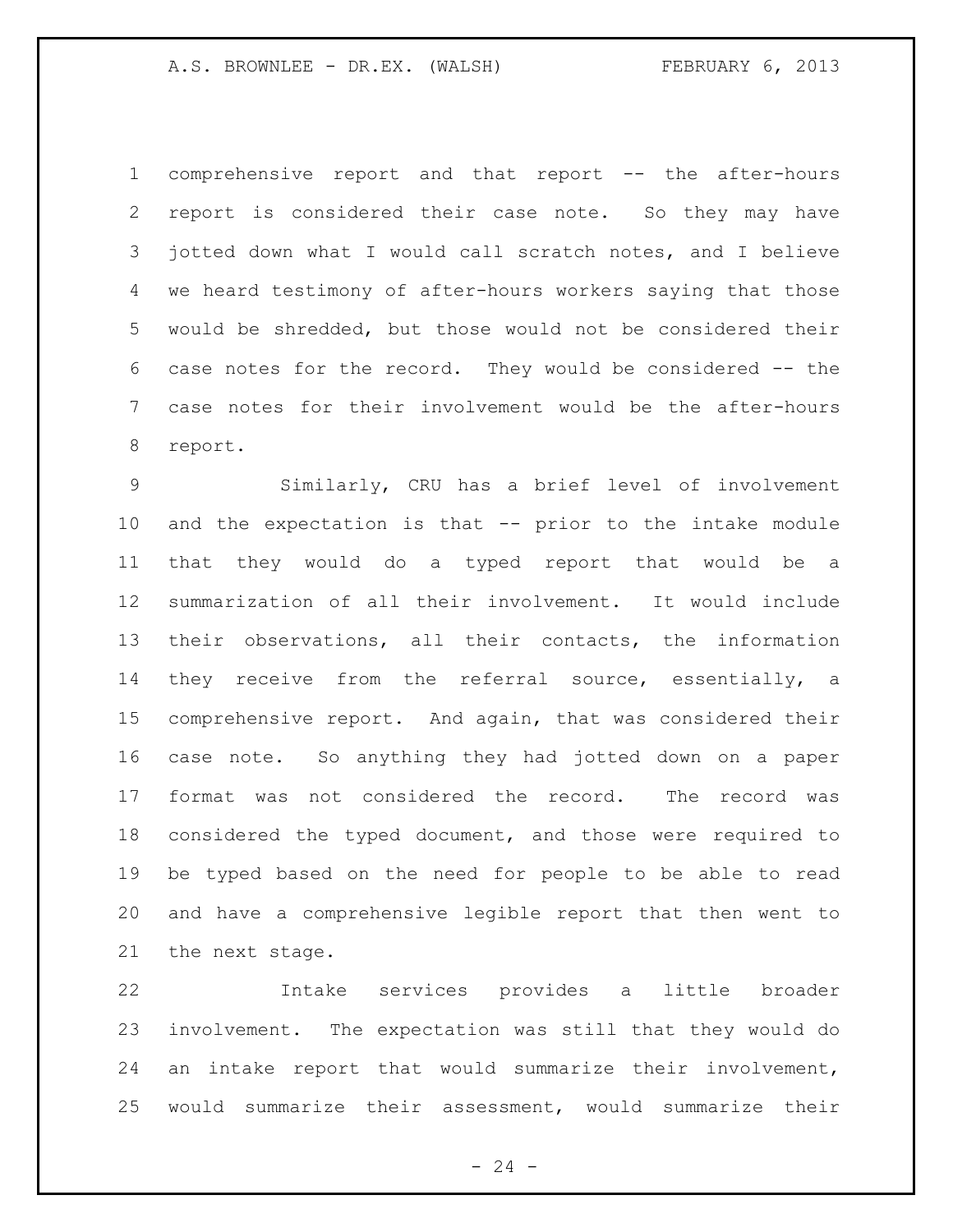comprehensive report and that report -- the after-hours report is considered their case note. So they may have jotted down what I would call scratch notes, and I believe we heard testimony of after-hours workers saying that those would be shredded, but those would not be considered their case notes for the record. They would be considered -- the case notes for their involvement would be the after-hours report.

Similarly, CRU has a brief level of involvement and the expectation is that -- prior to the intake module that they would do a typed report that would be a summarization of all their involvement. It would include their observations, all their contacts, the information they receive from the referral source, essentially, a comprehensive report. And again, that was considered their case note. So anything they had jotted down on a paper format was not considered the record. The record was considered the typed document, and those were required to be typed based on the need for people to be able to read and have a comprehensive legible report that then went to the next stage.

Intake services provides a little broader involvement. The expectation was still that they would do an intake report that would summarize their involvement, would summarize their assessment, would summarize their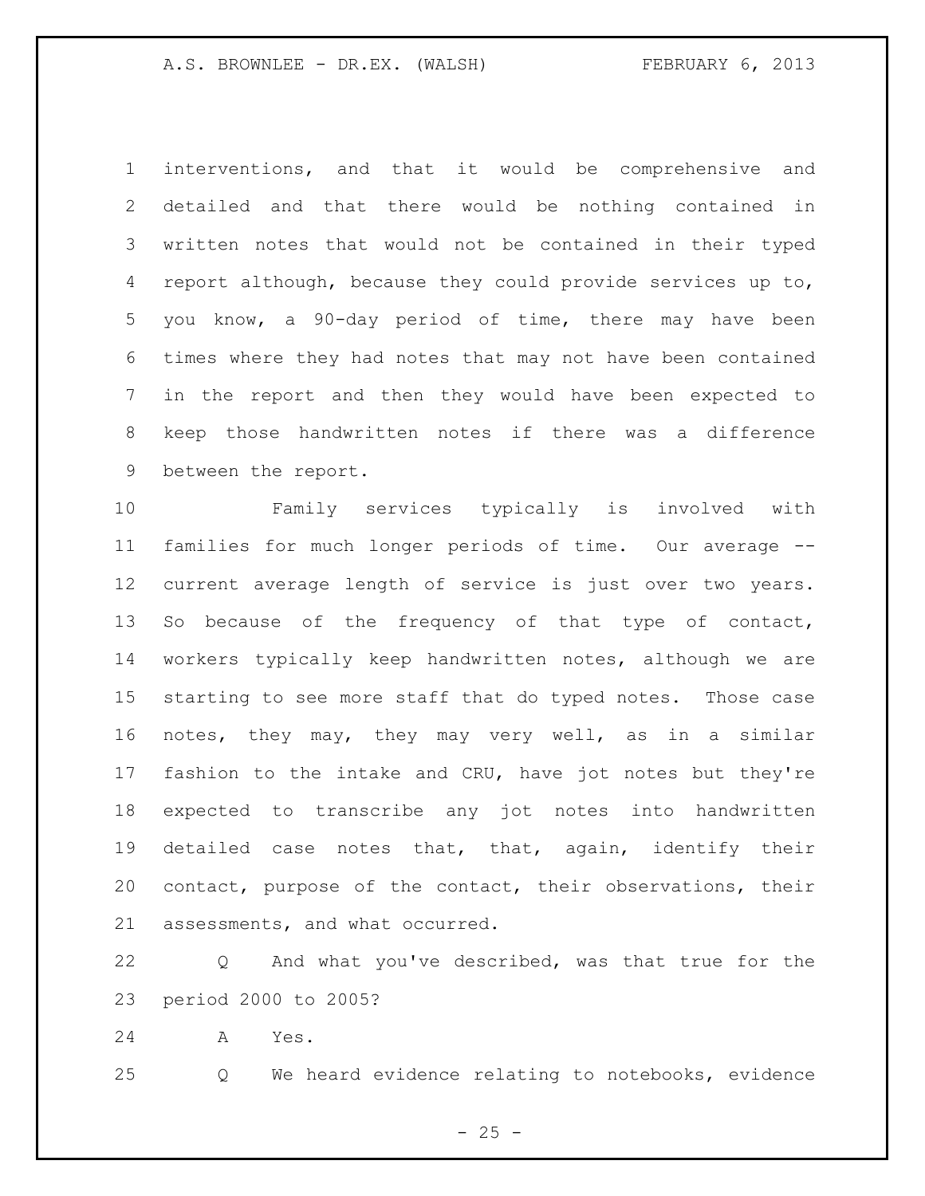interventions, and that it would be comprehensive and detailed and that there would be nothing contained in written notes that would not be contained in their typed report although, because they could provide services up to, you know, a 90-day period of time, there may have been times where they had notes that may not have been contained in the report and then they would have been expected to keep those handwritten notes if there was a difference between the report.

Family services typically is involved with families for much longer periods of time. Our average -- current average length of service is just over two years. So because of the frequency of that type of contact, workers typically keep handwritten notes, although we are starting to see more staff that do typed notes. Those case notes, they may, they may very well, as in a similar fashion to the intake and CRU, have jot notes but they're expected to transcribe any jot notes into handwritten detailed case notes that, that, again, identify their contact, purpose of the contact, their observations, their assessments, and what occurred.

Q And what you've described, was that true for the period 2000 to 2005?

A Yes.

Q We heard evidence relating to notebooks, evidence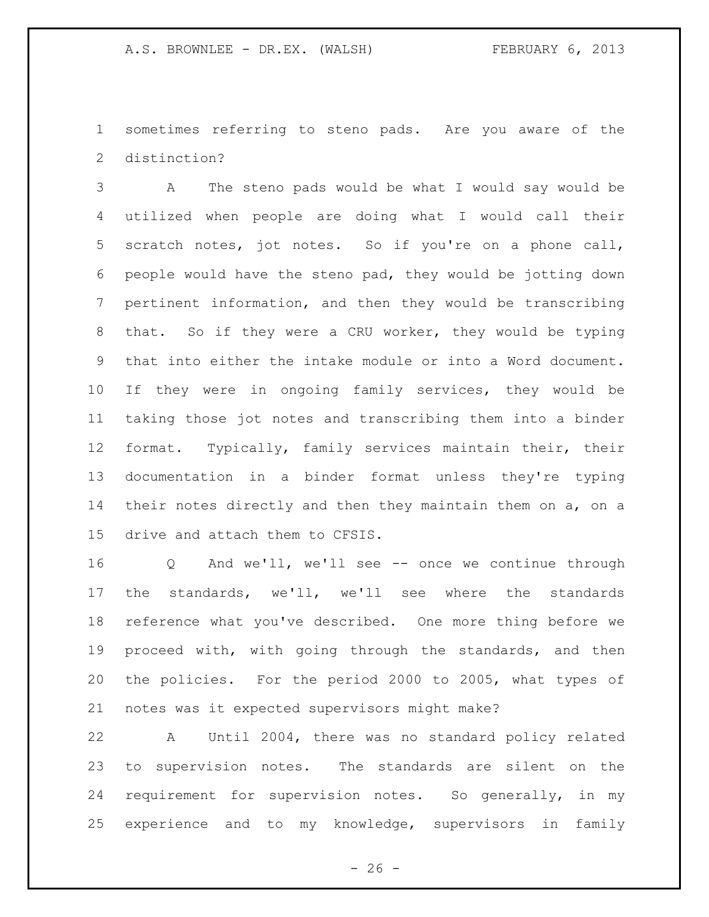sometimes referring to steno pads. Are you aware of the distinction?

A The steno pads would be what I would say would be utilized when people are doing what I would call their scratch notes, jot notes. So if you're on a phone call, people would have the steno pad, they would be jotting down pertinent information, and then they would be transcribing that. So if they were a CRU worker, they would be typing that into either the intake module or into a Word document. If they were in ongoing family services, they would be taking those jot notes and transcribing them into a binder format. Typically, family services maintain their, their documentation in a binder format unless they're typing their notes directly and then they maintain them on a, on a drive and attach them to CFSIS.

Q And we'll, we'll see -- once we continue through the standards, we'll, we'll see where the standards reference what you've described. One more thing before we proceed with, with going through the standards, and then the policies. For the period 2000 to 2005, what types of notes was it expected supervisors might make?

A Until 2004, there was no standard policy related to supervision notes. The standards are silent on the requirement for supervision notes. So generally, in my experience and to my knowledge, supervisors in family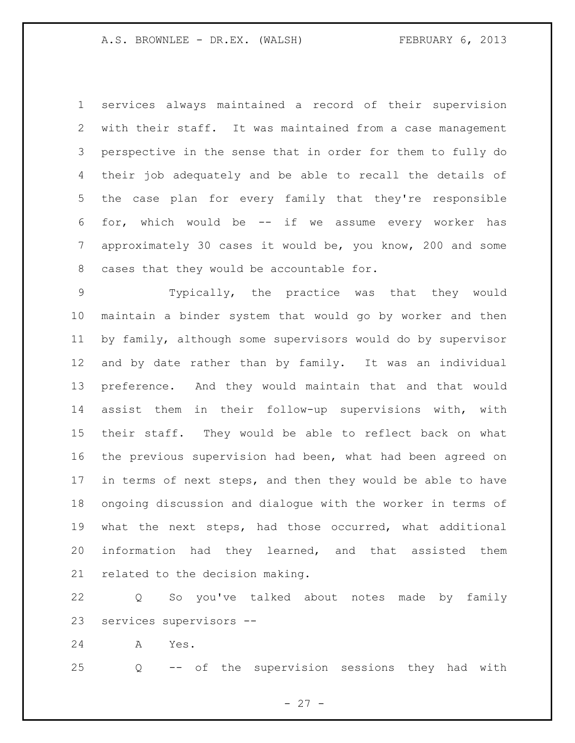services always maintained a record of their supervision with their staff. It was maintained from a case management perspective in the sense that in order for them to fully do their job adequately and be able to recall the details of the case plan for every family that they're responsible for, which would be -- if we assume every worker has approximately 30 cases it would be, you know, 200 and some cases that they would be accountable for.

Typically, the practice was that they would maintain a binder system that would go by worker and then by family, although some supervisors would do by supervisor and by date rather than by family. It was an individual preference. And they would maintain that and that would assist them in their follow-up supervisions with, with their staff. They would be able to reflect back on what the previous supervision had been, what had been agreed on in terms of next steps, and then they would be able to have ongoing discussion and dialogue with the worker in terms of what the next steps, had those occurred, what additional information had they learned, and that assisted them related to the decision making.

Q So you've talked about notes made by family services supervisors --

A Yes.

Q -- of the supervision sessions they had with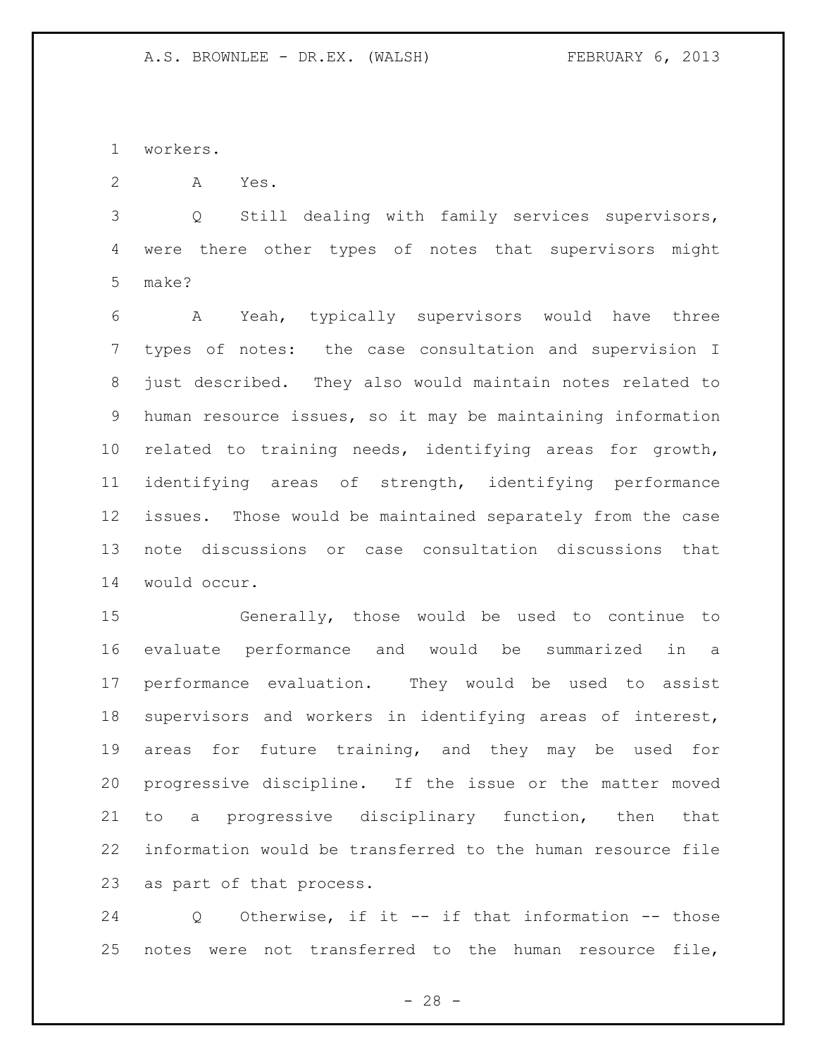workers.

A Yes.

Q Still dealing with family services supervisors, were there other types of notes that supervisors might make?

A Yeah, typically supervisors would have three types of notes: the case consultation and supervision I just described. They also would maintain notes related to human resource issues, so it may be maintaining information related to training needs, identifying areas for growth, identifying areas of strength, identifying performance issues. Those would be maintained separately from the case note discussions or case consultation discussions that would occur.

Generally, those would be used to continue to evaluate performance and would be summarized in a performance evaluation. They would be used to assist supervisors and workers in identifying areas of interest, areas for future training, and they may be used for progressive discipline. If the issue or the matter moved to a progressive disciplinary function, then that information would be transferred to the human resource file as part of that process.

Q Otherwise, if it -- if that information -- those notes were not transferred to the human resource file,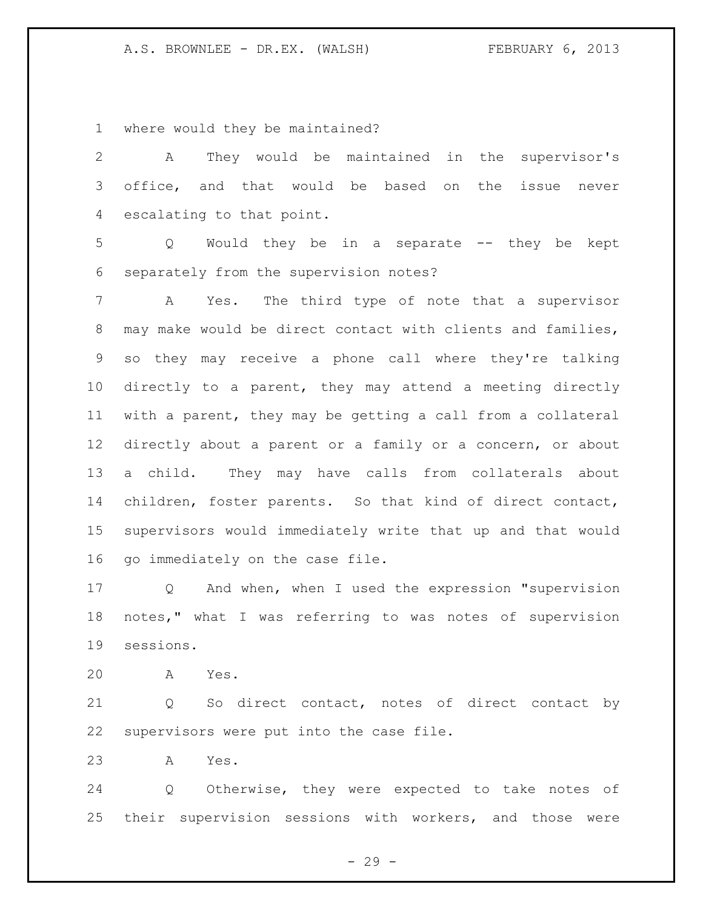where would they be maintained?

A They would be maintained in the supervisor's office, and that would be based on the issue never escalating to that point.

Q Would they be in a separate -- they be kept separately from the supervision notes?

A Yes. The third type of note that a supervisor may make would be direct contact with clients and families, so they may receive a phone call where they're talking directly to a parent, they may attend a meeting directly with a parent, they may be getting a call from a collateral directly about a parent or a family or a concern, or about a child. They may have calls from collaterals about children, foster parents. So that kind of direct contact, supervisors would immediately write that up and that would go immediately on the case file.

Q And when, when I used the expression "supervision notes," what I was referring to was notes of supervision sessions.

A Yes.

Q So direct contact, notes of direct contact by supervisors were put into the case file.

A Yes.

Q Otherwise, they were expected to take notes of their supervision sessions with workers, and those were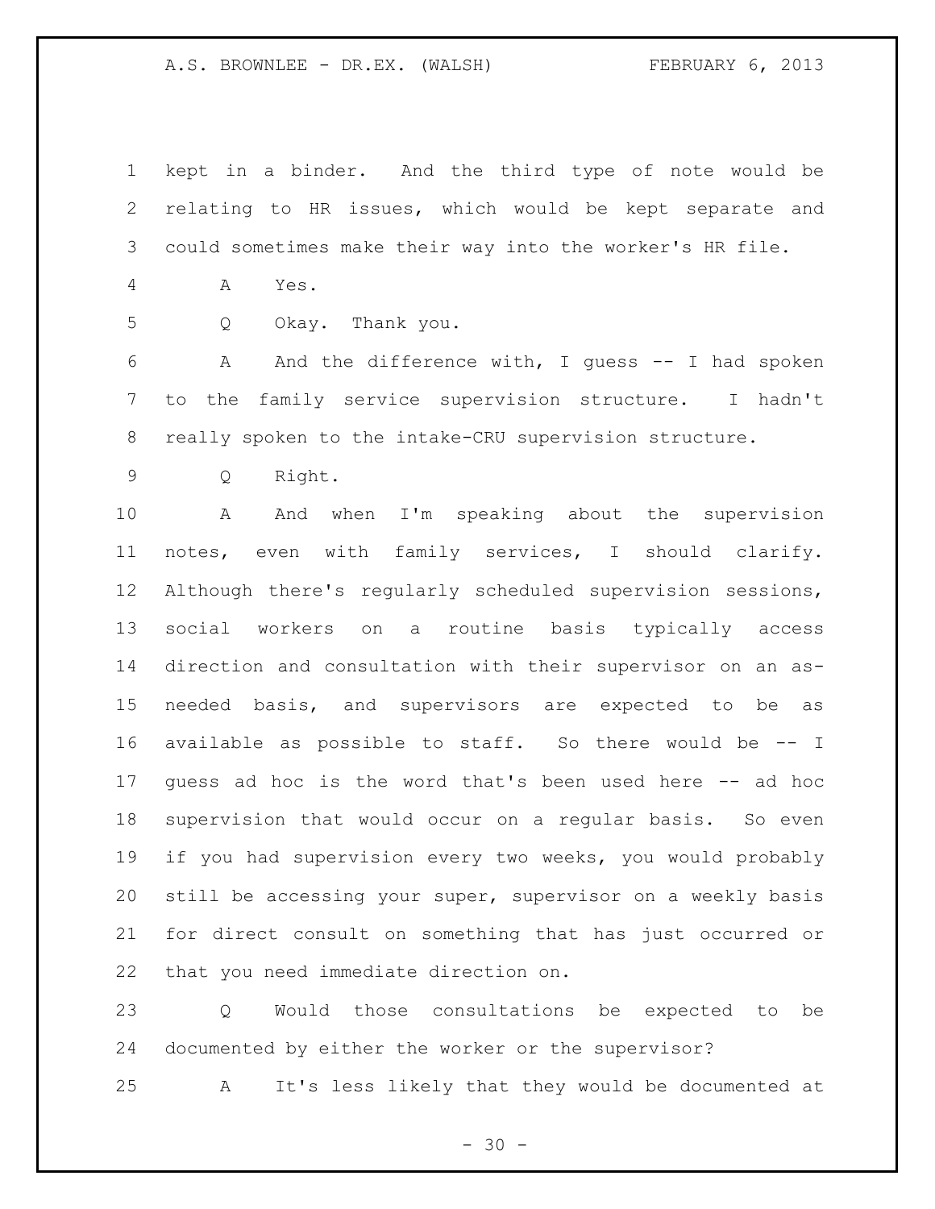kept in a binder. And the third type of note would be relating to HR issues, which would be kept separate and could sometimes make their way into the worker's HR file.

A Yes.

Q Okay. Thank you.

A And the difference with, I guess -- I had spoken to the family service supervision structure. I hadn't really spoken to the intake-CRU supervision structure.

Q Right.

A And when I'm speaking about the supervision notes, even with family services, I should clarify. Although there's regularly scheduled supervision sessions, social workers on a routine basis typically access direction and consultation with their supervisor on an as-needed basis, and supervisors are expected to be as available as possible to staff. So there would be -- I guess ad hoc is the word that's been used here -- ad hoc supervision that would occur on a regular basis. So even if you had supervision every two weeks, you would probably still be accessing your super, supervisor on a weekly basis for direct consult on something that has just occurred or that you need immediate direction on.

Q Would those consultations be expected to be documented by either the worker or the supervisor?

A It's less likely that they would be documented at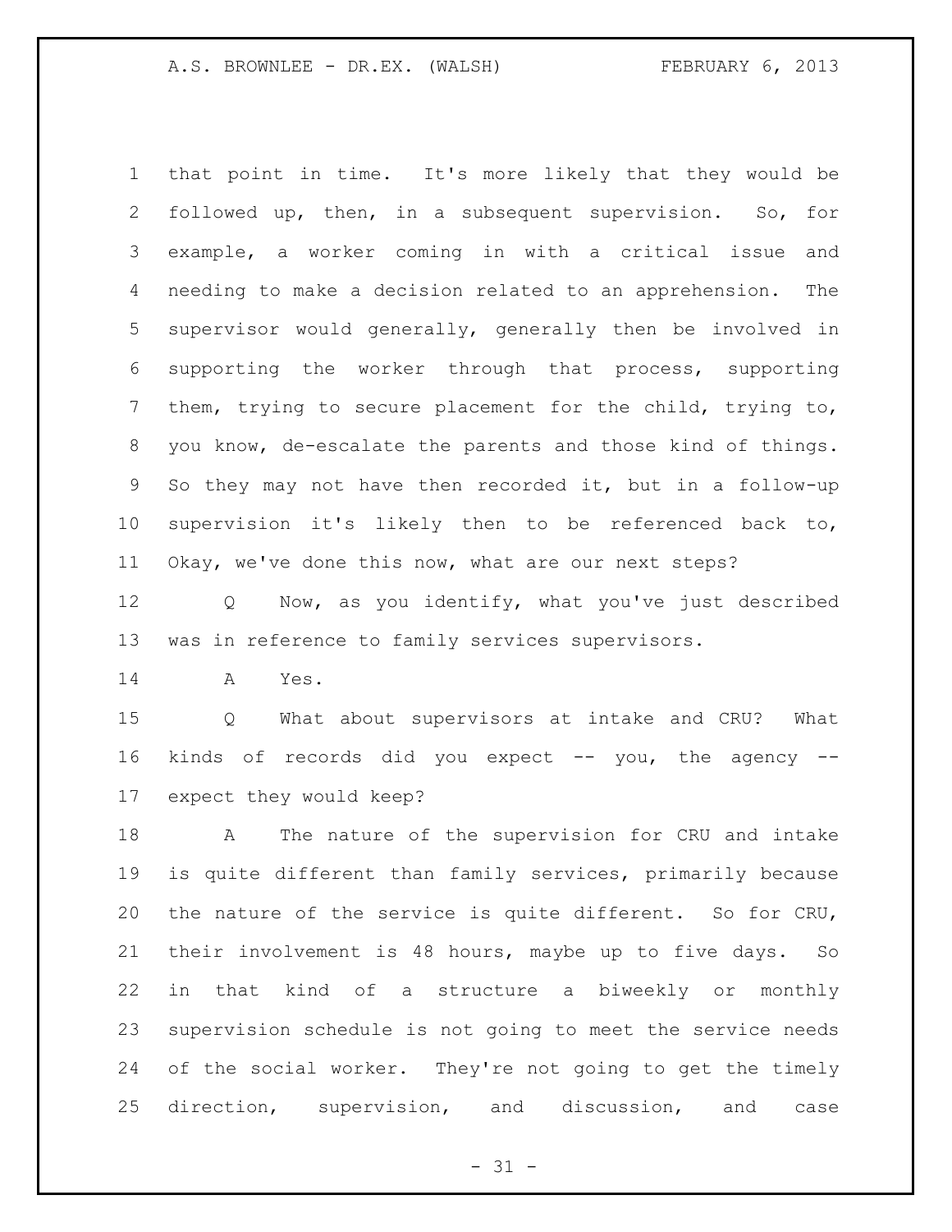that point in time. It's more likely that they would be followed up, then, in a subsequent supervision. So, for example, a worker coming in with a critical issue and needing to make a decision related to an apprehension. The supervisor would generally, generally then be involved in supporting the worker through that process, supporting them, trying to secure placement for the child, trying to, you know, de-escalate the parents and those kind of things. So they may not have then recorded it, but in a follow-up supervision it's likely then to be referenced back to, Okay, we've done this now, what are our next steps?

Q Now, as you identify, what you've just described was in reference to family services supervisors.

A Yes.

Q What about supervisors at intake and CRU? What kinds of records did you expect -- you, the agency -- expect they would keep?

A The nature of the supervision for CRU and intake is quite different than family services, primarily because the nature of the service is quite different. So for CRU, their involvement is 48 hours, maybe up to five days. So in that kind of a structure a biweekly or monthly supervision schedule is not going to meet the service needs of the social worker. They're not going to get the timely direction, supervision, and discussion, and case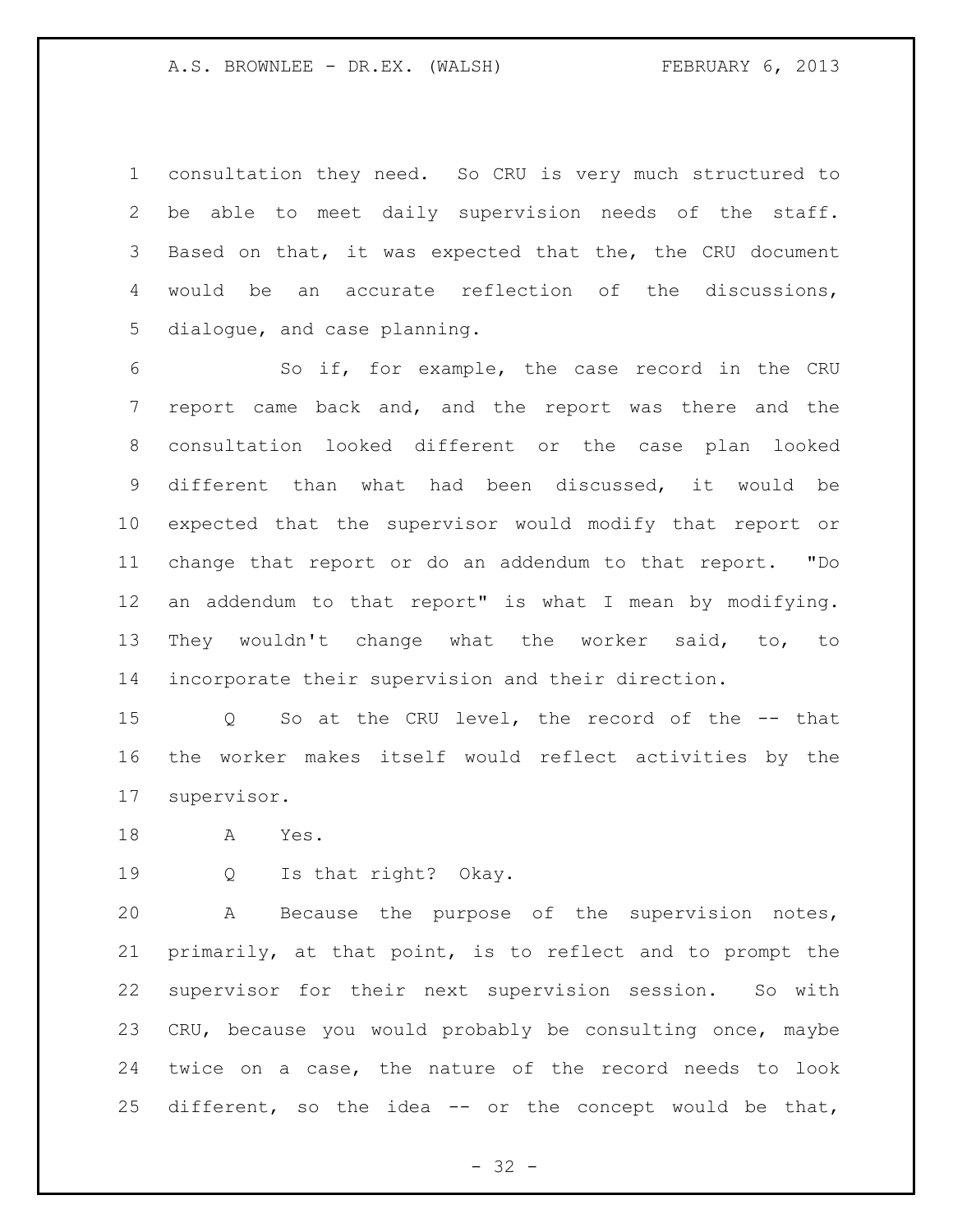consultation they need. So CRU is very much structured to be able to meet daily supervision needs of the staff. Based on that, it was expected that the, the CRU document would be an accurate reflection of the discussions, dialogue, and case planning.

So if, for example, the case record in the CRU report came back and, and the report was there and the consultation looked different or the case plan looked different than what had been discussed, it would be expected that the supervisor would modify that report or change that report or do an addendum to that report. "Do an addendum to that report" is what I mean by modifying. They wouldn't change what the worker said, to, to incorporate their supervision and their direction.

Q So at the CRU level, the record of the -- that the worker makes itself would reflect activities by the supervisor.

A Yes.

Q Is that right? Okay.

A Because the purpose of the supervision notes, primarily, at that point, is to reflect and to prompt the supervisor for their next supervision session. So with CRU, because you would probably be consulting once, maybe twice on a case, the nature of the record needs to look different, so the idea -- or the concept would be that,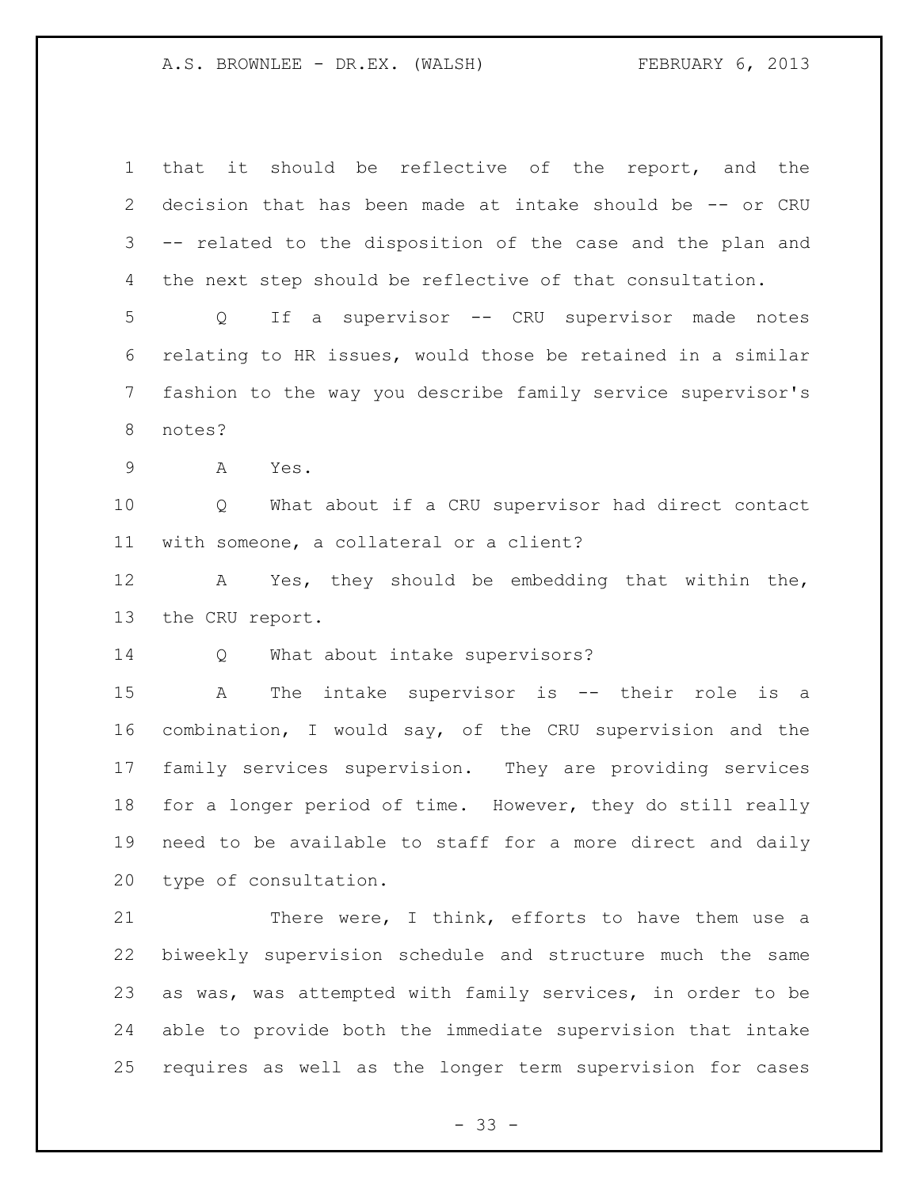that it should be reflective of the report, and the decision that has been made at intake should be -- or CRU -- related to the disposition of the case and the plan and the next step should be reflective of that consultation.

Q If a supervisor -- CRU supervisor made notes relating to HR issues, would those be retained in a similar fashion to the way you describe family service supervisor's notes?

A Yes.

Q What about if a CRU supervisor had direct contact with someone, a collateral or a client?

A Yes, they should be embedding that within the, the CRU report.

Q What about intake supervisors?

A The intake supervisor is -- their role is a combination, I would say, of the CRU supervision and the family services supervision. They are providing services for a longer period of time. However, they do still really need to be available to staff for a more direct and daily type of consultation.

There were, I think, efforts to have them use a biweekly supervision schedule and structure much the same as was, was attempted with family services, in order to be able to provide both the immediate supervision that intake requires as well as the longer term supervision for cases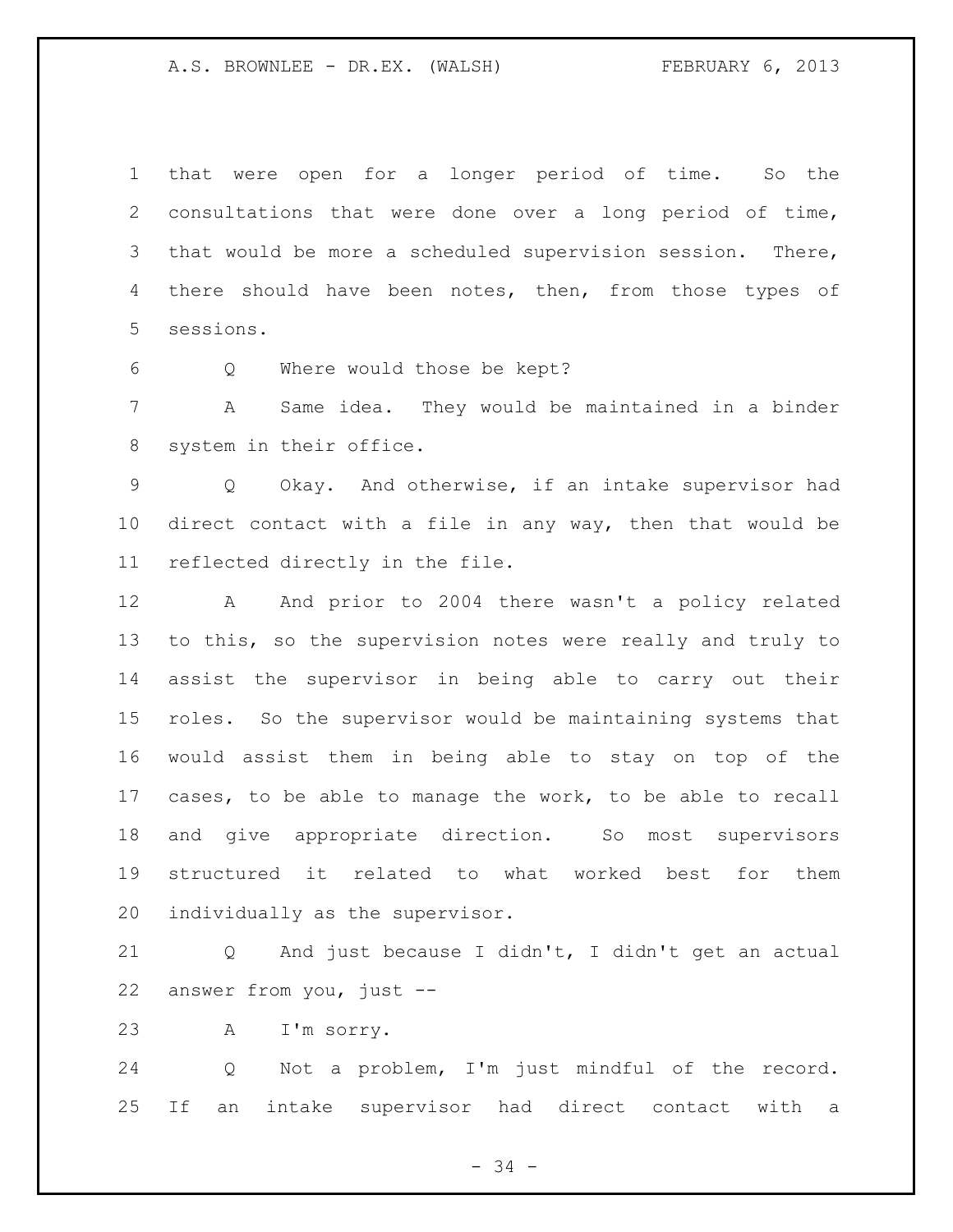that were open for a longer period of time. So the consultations that were done over a long period of time, that would be more a scheduled supervision session. There, there should have been notes, then, from those types of sessions.

Q Where would those be kept?

A Same idea. They would be maintained in a binder system in their office.

Q Okay. And otherwise, if an intake supervisor had direct contact with a file in any way, then that would be reflected directly in the file.

A And prior to 2004 there wasn't a policy related to this, so the supervision notes were really and truly to assist the supervisor in being able to carry out their roles. So the supervisor would be maintaining systems that would assist them in being able to stay on top of the cases, to be able to manage the work, to be able to recall and give appropriate direction. So most supervisors structured it related to what worked best for them individually as the supervisor.

Q And just because I didn't, I didn't get an actual answer from you, just --

A I'm sorry.

Q Not a problem, I'm just mindful of the record. If an intake supervisor had direct contact with a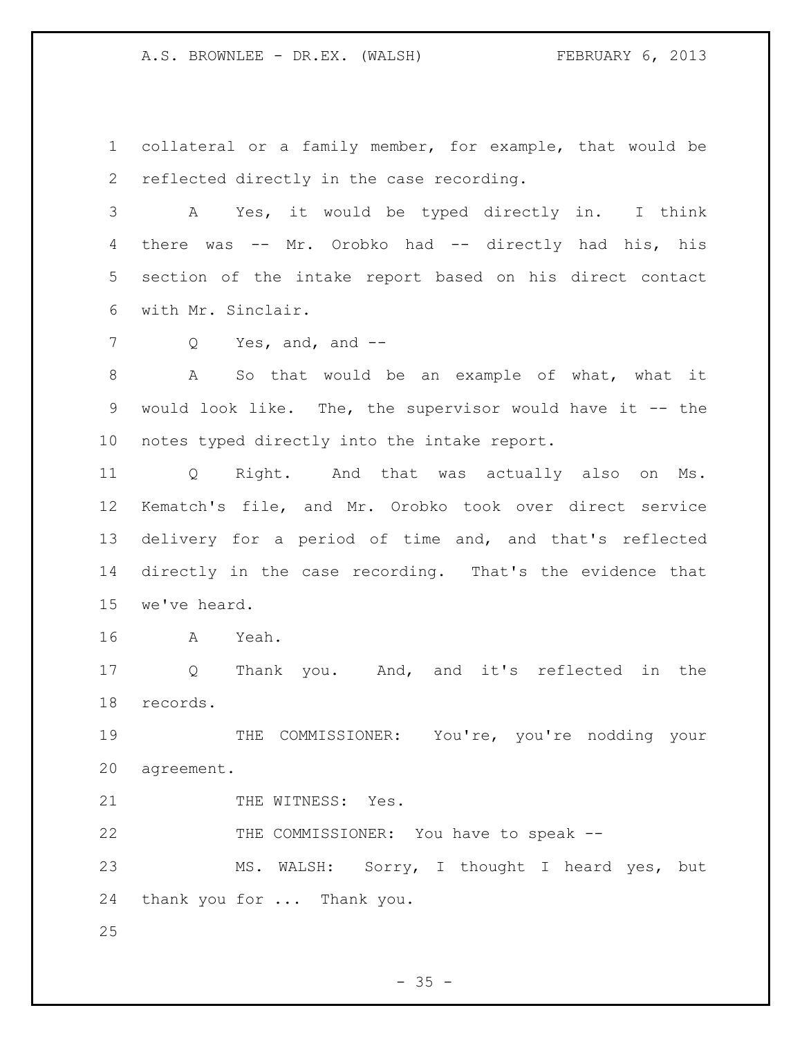collateral or a family member, for example, that would be reflected directly in the case recording.

A Yes, it would be typed directly in. I think there was -- Mr. Orobko had -- directly had his, his section of the intake report based on his direct contact with Mr. Sinclair.

Q Yes, and, and --

A So that would be an example of what, what it would look like. The, the supervisor would have it -- the notes typed directly into the intake report.

Q Right. And that was actually also on Ms. Kematch's file, and Mr. Orobko took over direct service delivery for a period of time and, and that's reflected directly in the case recording. That's the evidence that we've heard.

A Yeah.

Q Thank you. And, and it's reflected in the records.

THE COMMISSIONER: You're, you're nodding your agreement.

THE WITNESS: Yes.

THE COMMISSIONER: You have to speak --

MS. WALSH: Sorry, I thought I heard yes, but thank you for ... Thank you.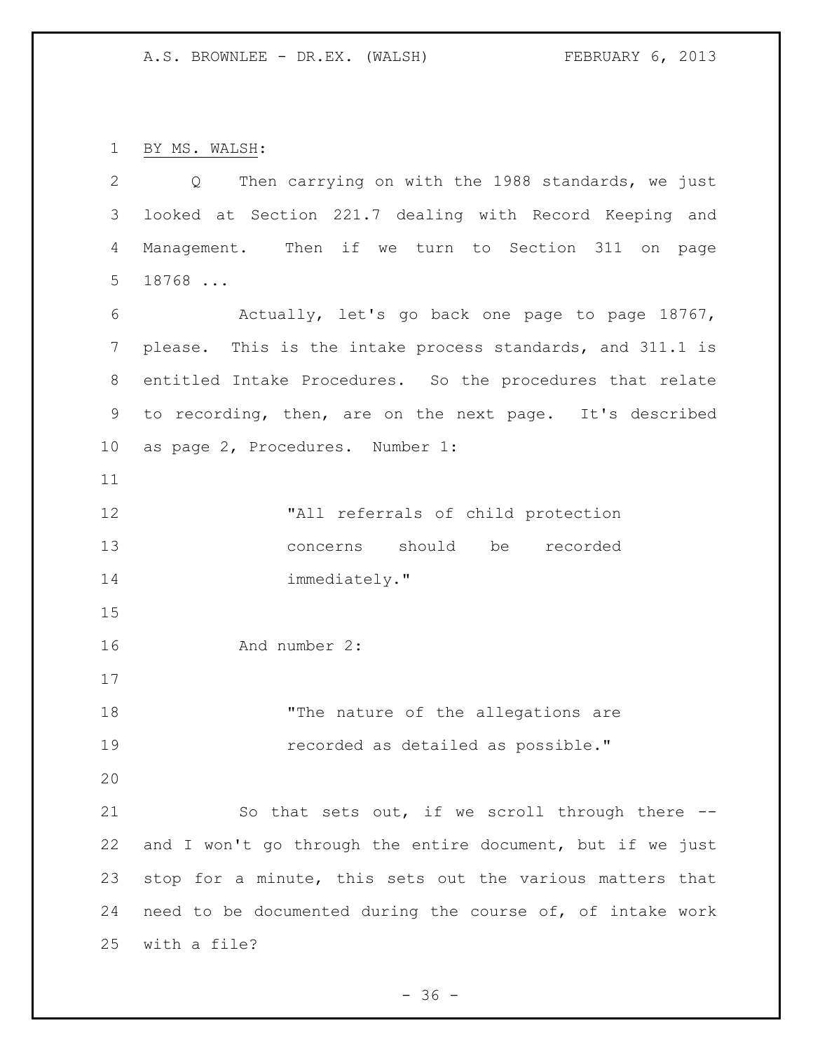BY MS. WALSH:

Q Then carrying on with the 1988 standards, we just looked at Section 221.7 dealing with Record Keeping and Management. Then if we turn to Section 311 on page 18768 ...

Actually, let's go back one page to page 18767, please. This is the intake process standards, and 311.1 is entitled Intake Procedures. So the procedures that relate to recording, then, are on the next page. It's described as page 2, Procedures. Number 1:

> "All referrals of child protection concerns should be recorded immediately."

And number 2:

> "The nature of the allegations are recorded as detailed as possible."

So that sets out, if we scroll through there -- and I won't go through the entire document, but if we just stop for a minute, this sets out the various matters that need to be documented during the course of, of intake work with a file?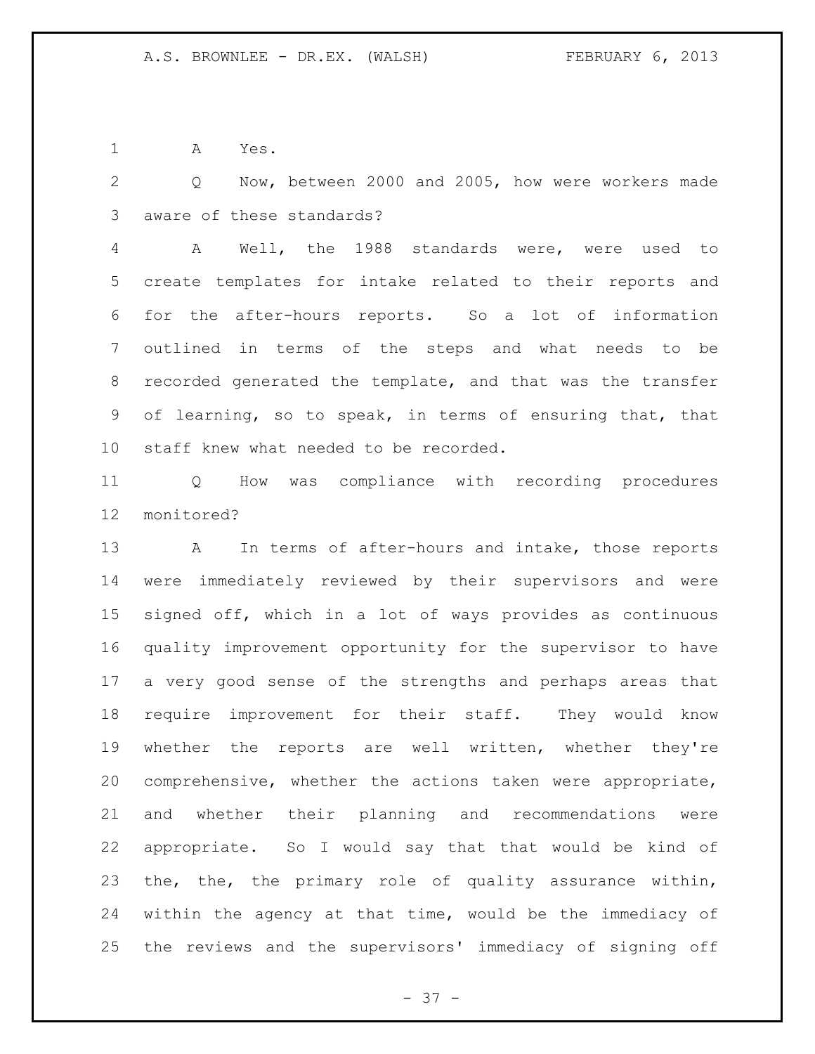A Yes.

Q Now, between 2000 and 2005, how were workers made aware of these standards?

A Well, the 1988 standards were, were used to create templates for intake related to their reports and for the after-hours reports. So a lot of information outlined in terms of the steps and what needs to be recorded generated the template, and that was the transfer of learning, so to speak, in terms of ensuring that, that staff knew what needed to be recorded.

Q How was compliance with recording procedures monitored?

A In terms of after-hours and intake, those reports were immediately reviewed by their supervisors and were signed off, which in a lot of ways provides as continuous quality improvement opportunity for the supervisor to have a very good sense of the strengths and perhaps areas that require improvement for their staff. They would know whether the reports are well written, whether they're comprehensive, whether the actions taken were appropriate, and whether their planning and recommendations were appropriate. So I would say that that would be kind of the, the, the primary role of quality assurance within, within the agency at that time, would be the immediacy of the reviews and the supervisors' immediacy of signing off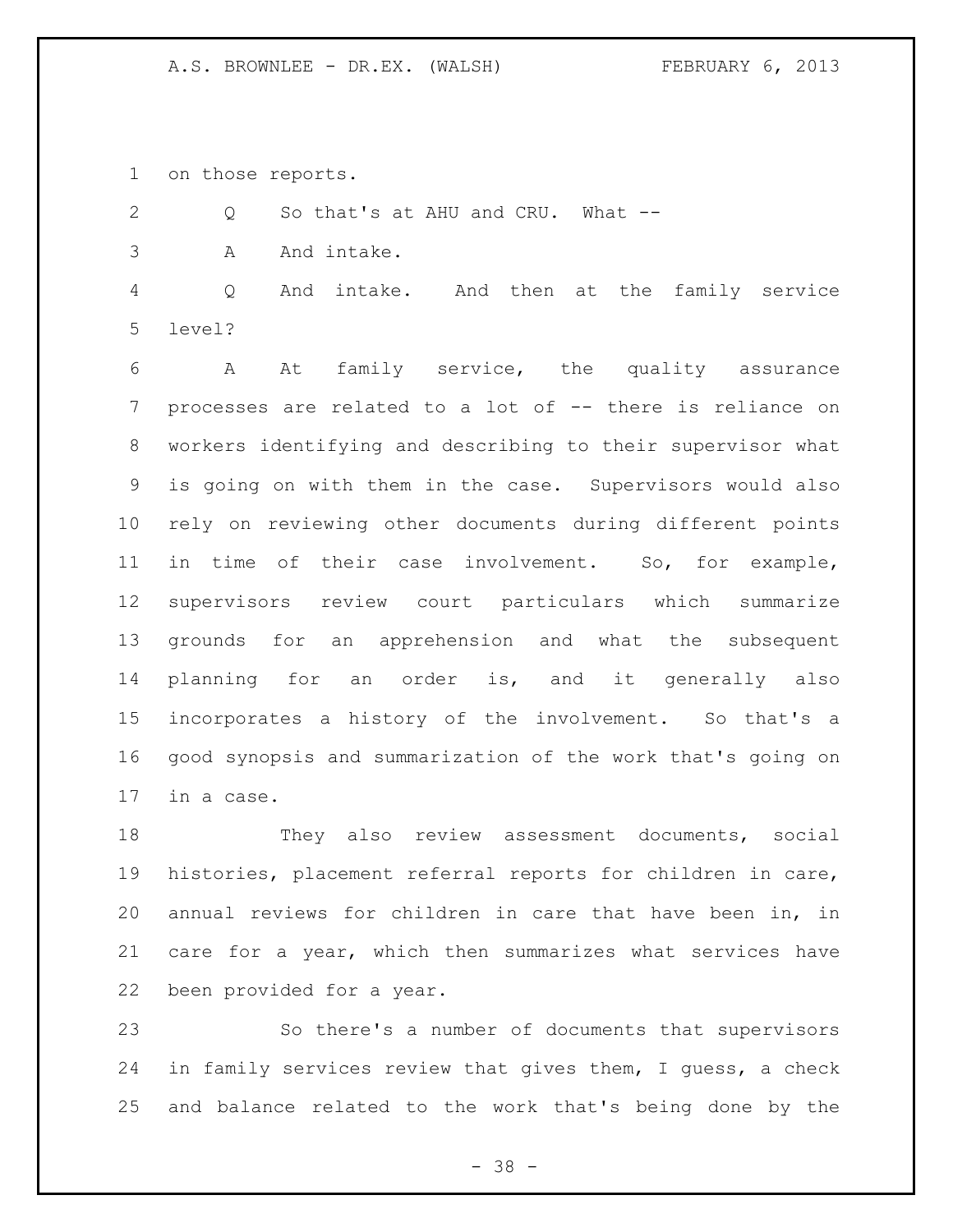on those reports.

Q So that's at AHU and CRU. What --

A And intake.

Q And intake. And then at the family service level?

A At family service, the quality assurance processes are related to a lot of -- there is reliance on workers identifying and describing to their supervisor what is going on with them in the case. Supervisors would also rely on reviewing other documents during different points in time of their case involvement. So, for example, supervisors review court particulars which summarize grounds for an apprehension and what the subsequent planning for an order is, and it generally also incorporates a history of the involvement. So that's a good synopsis and summarization of the work that's going on in a case.

They also review assessment documents, social histories, placement referral reports for children in care, annual reviews for children in care that have been in, in care for a year, which then summarizes what services have been provided for a year.

So there's a number of documents that supervisors in family services review that gives them, I guess, a check and balance related to the work that's being done by the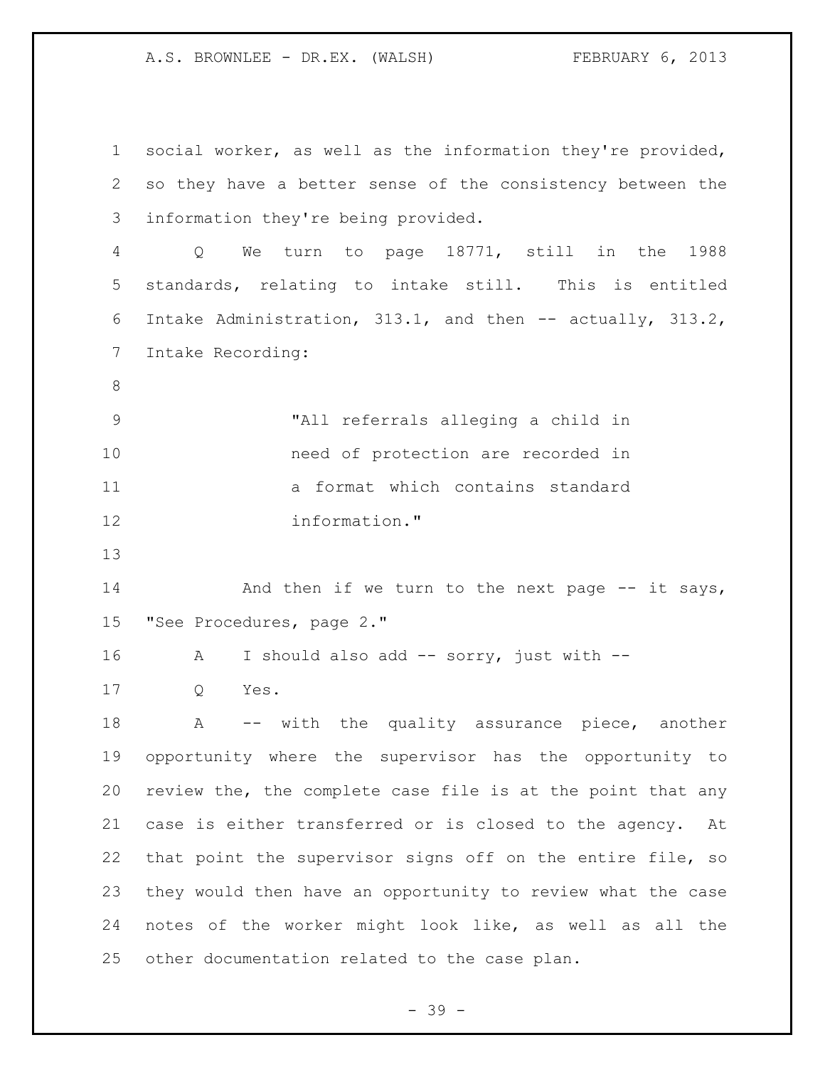social worker, as well as the information they're provided, so they have a better sense of the consistency between the information they're being provided.

Q We turn to page 18771, still in the 1988 standards, relating to intake still. This is entitled Intake Administration, 313.1, and then -- actually, 313.2, Intake Recording:

> "All referrals alleging a child in need of protection are recorded in a format which contains standard information."

And then if we turn to the next page -- it says, "See Procedures, page 2."

A I should also add -- sorry, just with --

Q Yes.

A -- with the quality assurance piece, another opportunity where the supervisor has the opportunity to review the, the complete case file is at the point that any case is either transferred or is closed to the agency. At that point the supervisor signs off on the entire file, so they would then have an opportunity to review what the case notes of the worker might look like, as well as all the other documentation related to the case plan.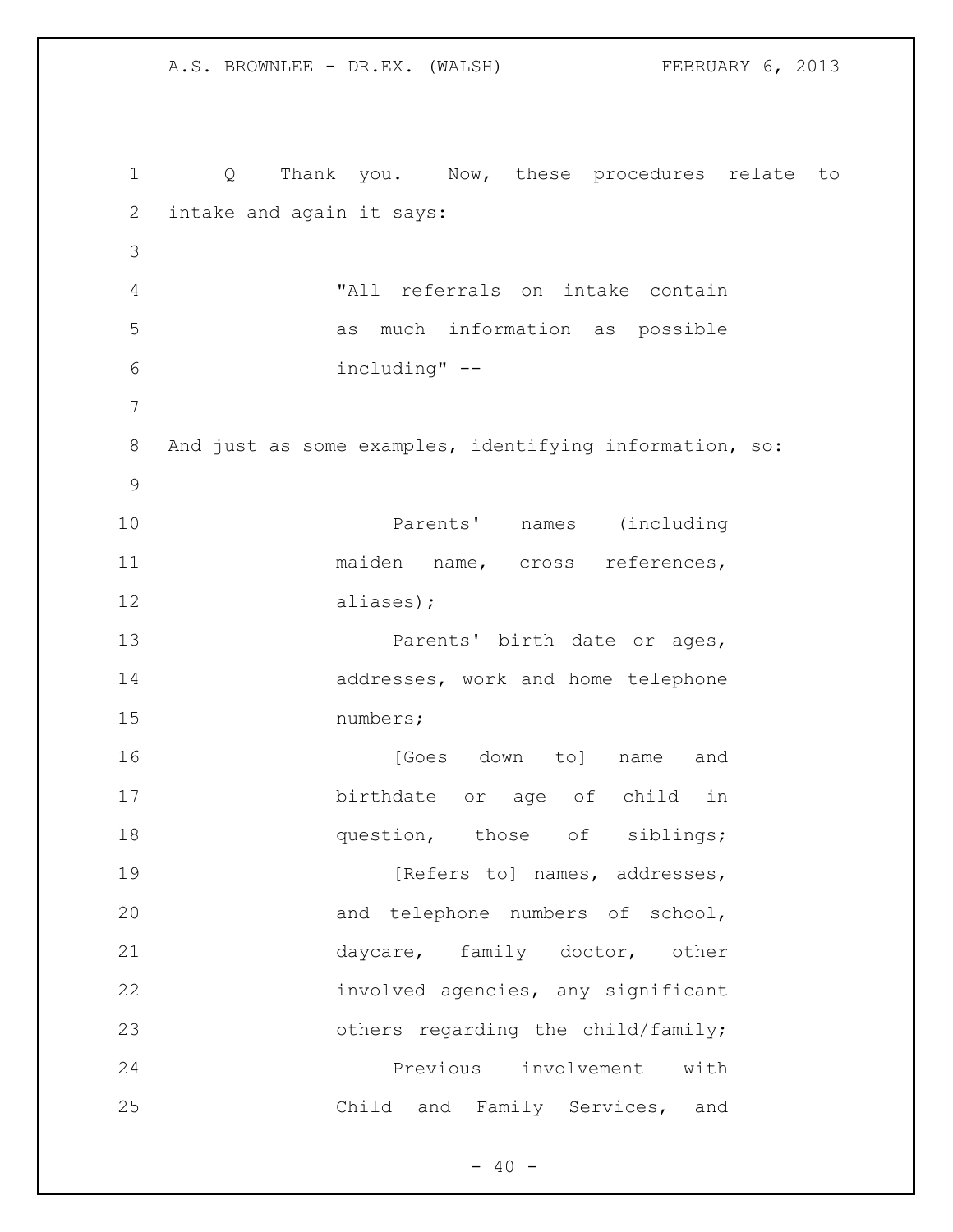Q Thank you. Now, these procedures relate to intake and again it says:

> "All referrals on intake contain as much information as possible including" --

And just as some examples, identifying information, so:

> Parents' names (including maiden name, cross references, aliases);
>
> Parents' birth date or ages, addresses, work and home telephone numbers;
>
> [Goes down to] name and birthdate or age of child in question, those of siblings;
>
> [Refers to] names, addresses, and telephone numbers of school, daycare, family doctor, other involved agencies, any significant others regarding the child/family;
>
> Previous involvement with Child and Family Services, and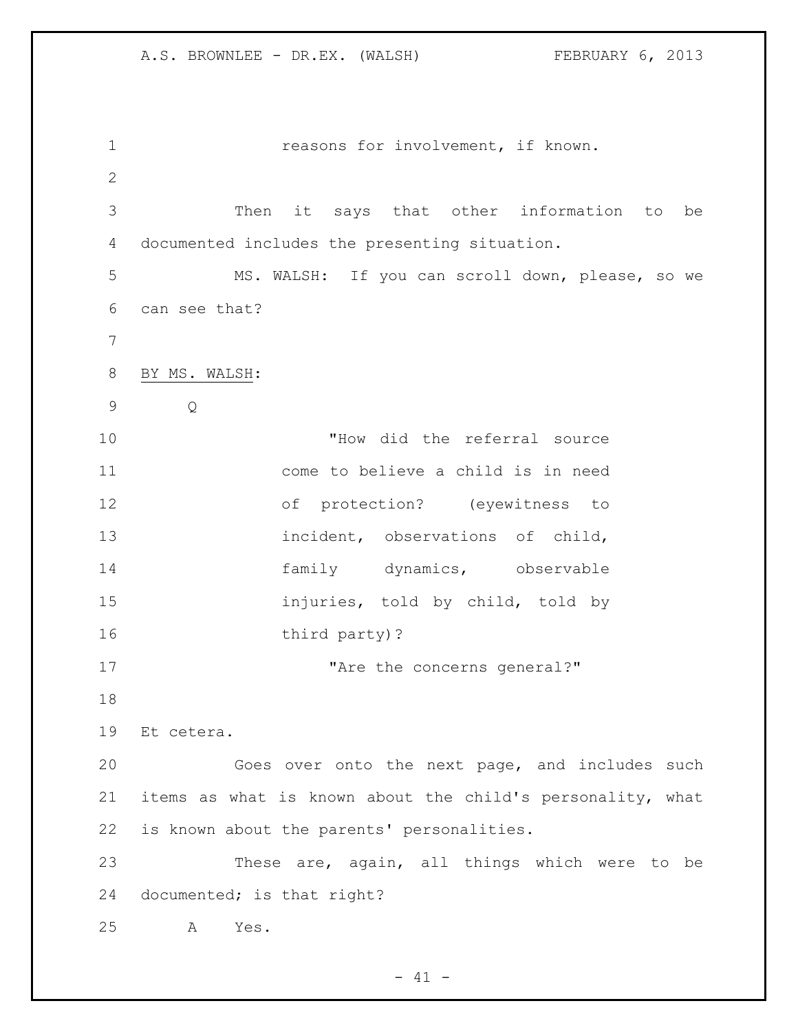reasons for involvement, if known.

Then it says that other information to be documented includes the presenting situation.

MS. WALSH: If you can scroll down, please, so we can see that?

BY MS. WALSH:

Q

> "How did the referral source come to believe a child is in need of protection? (eyewitness to incident, observations of child, family dynamics, observable injuries, told by child, told by third party)?
>
> "Are the concerns general?"

Et cetera.

Goes over onto the next page, and includes such items as what is known about the child's personality, what is known about the parents' personalities.

These are, again, all things which were to be documented; is that right?

A Yes.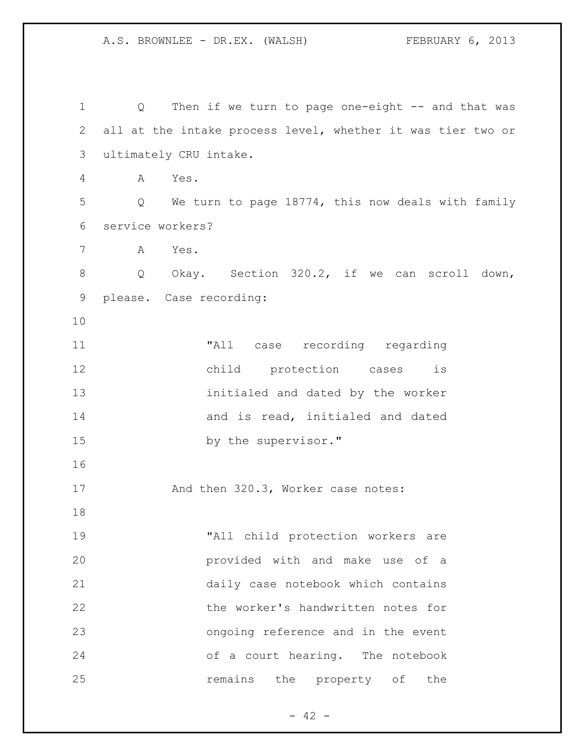Q Then if we turn to page one-eight -- and that was all at the intake process level, whether it was tier two or ultimately CRU intake.

A Yes.

Q We turn to page 18774, this now deals with family service workers?

A Yes.

Q Okay. Section 320.2, if we can scroll down, please. Case recording:

> "All case recording regarding child protection cases is initialed and dated by the worker and is read, initialed and dated by the supervisor."

And then 320.3, Worker case notes:

> "All child protection workers are provided with and make use of a daily case notebook which contains the worker's handwritten notes for ongoing reference and in the event of a court hearing. The notebook remains the property of the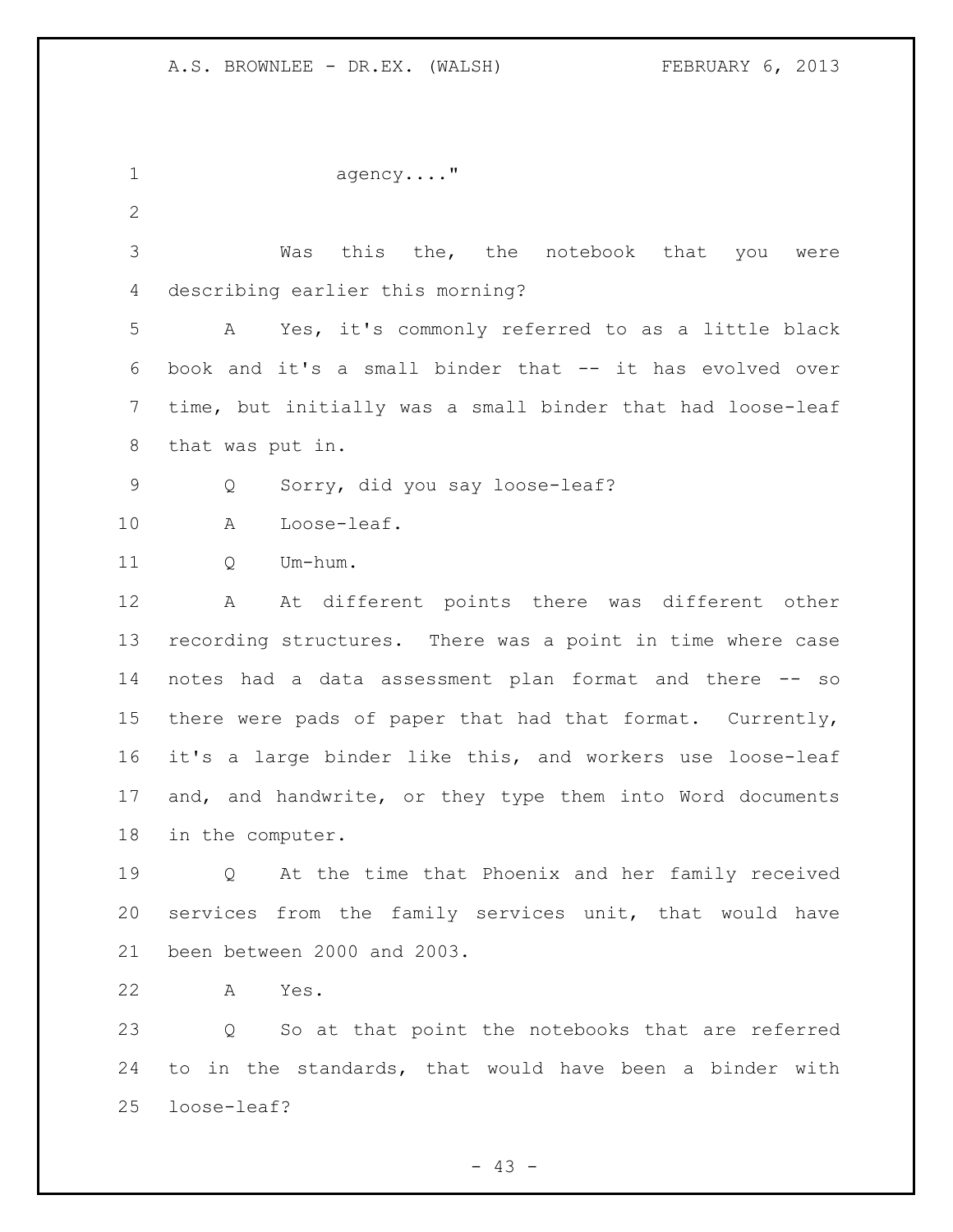agency...."

Was this the, the notebook that you were describing earlier this morning?

A Yes, it's commonly referred to as a little black book and it's a small binder that -- it has evolved over time, but initially was a small binder that had loose-leaf that was put in.

Q Sorry, did you say loose-leaf?

A Loose-leaf.

Q Um-hum.

A At different points there was different other recording structures. There was a point in time where case notes had a data assessment plan format and there -- so there were pads of paper that had that format. Currently, it's a large binder like this, and workers use loose-leaf and, and handwrite, or they type them into Word documents in the computer.

Q At the time that Phoenix and her family received services from the family services unit, that would have been between 2000 and 2003.

A Yes.

Q So at that point the notebooks that are referred to in the standards, that would have been a binder with loose-leaf?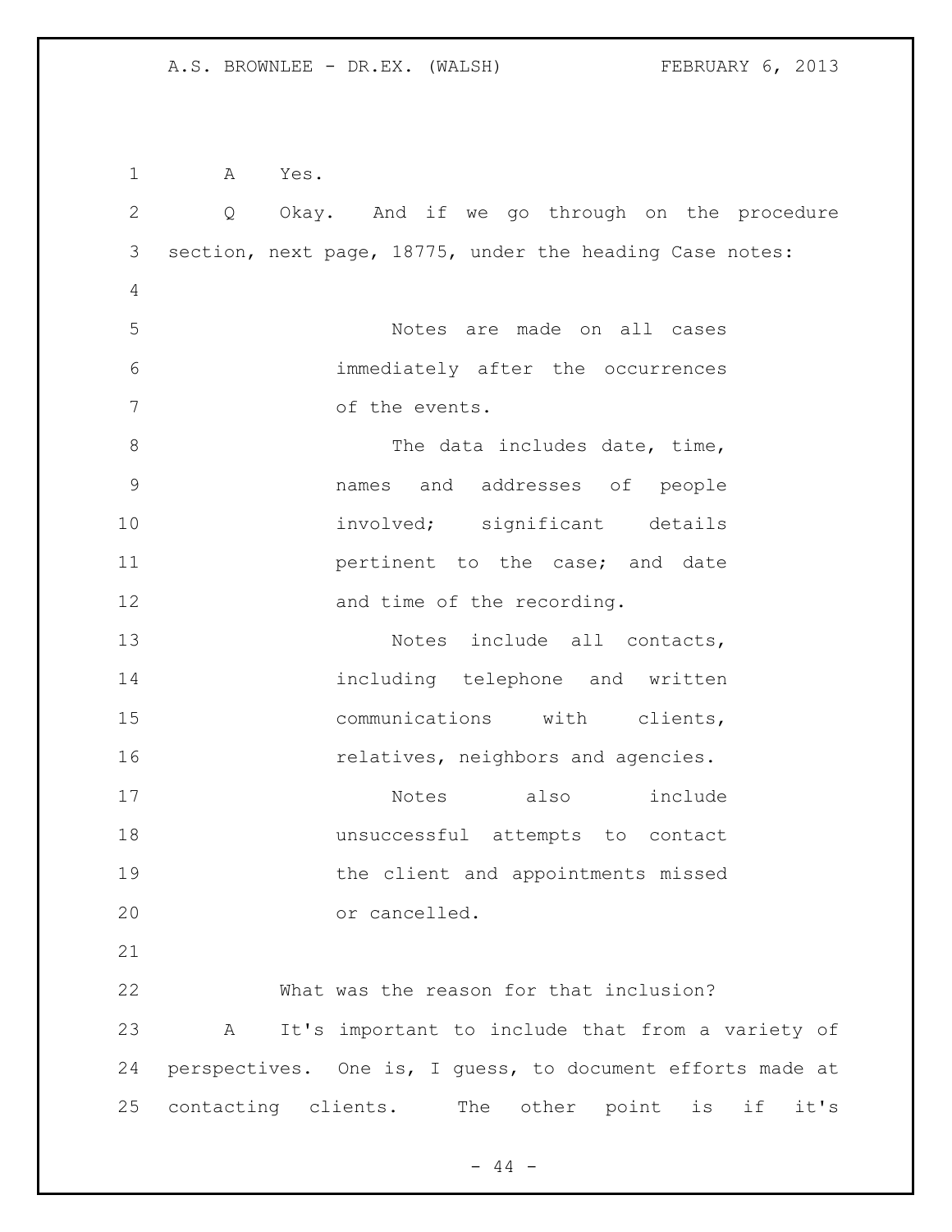A    Yes.

Q    Okay.  And if we go through on the procedure section, next page, 18775, under the heading Case notes:

> Notes are made on all cases immediately after the occurrences of the events.
>
> The data includes date, time, names and addresses of people involved; significant details pertinent to the case; and date and time of the recording.
>
> Notes include all contacts, including telephone and written communications with clients, relatives, neighbors and agencies.
>
> Notes also include unsuccessful attempts to contact the client and appointments missed or cancelled.

What was the reason for that inclusion?

A    It's important to include that from a variety of perspectives.  One is, I guess, to document efforts made at contacting clients.    The other point is if it's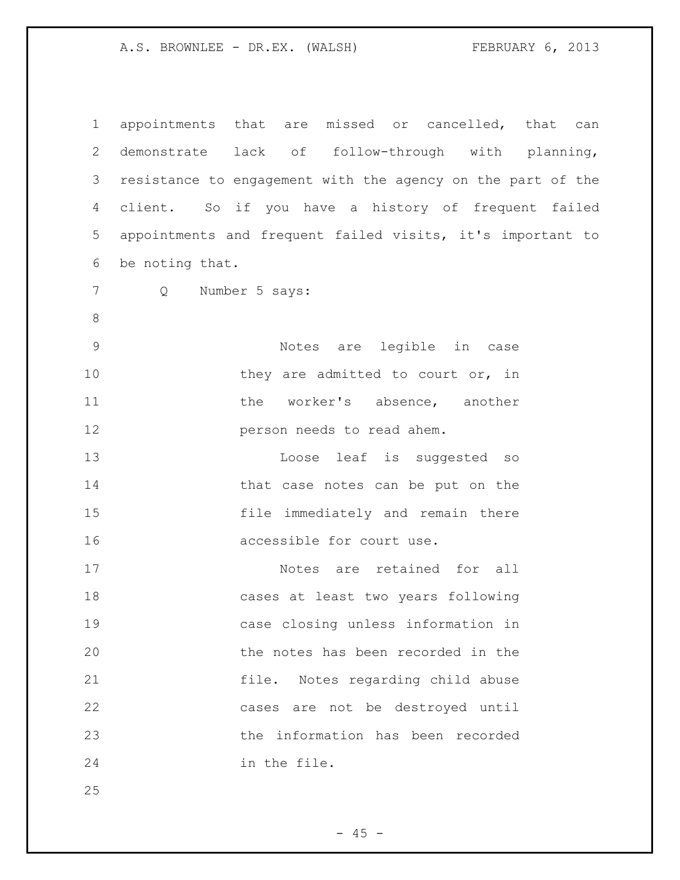appointments that are missed or cancelled, that can demonstrate lack of follow-through with planning, resistance to engagement with the agency on the part of the client. So if you have a history of frequent failed appointments and frequent failed visits, it's important to be noting that.

Q Number 5 says:

> Notes are legible in case they are admitted to court or, in the worker's absence, another person needs to read ahem.
>
> Loose leaf is suggested so that case notes can be put on the file immediately and remain there accessible for court use.
>
> Notes are retained for all cases at least two years following case closing unless information in the notes has been recorded in the file. Notes regarding child abuse cases are not be destroyed until the information has been recorded in the file.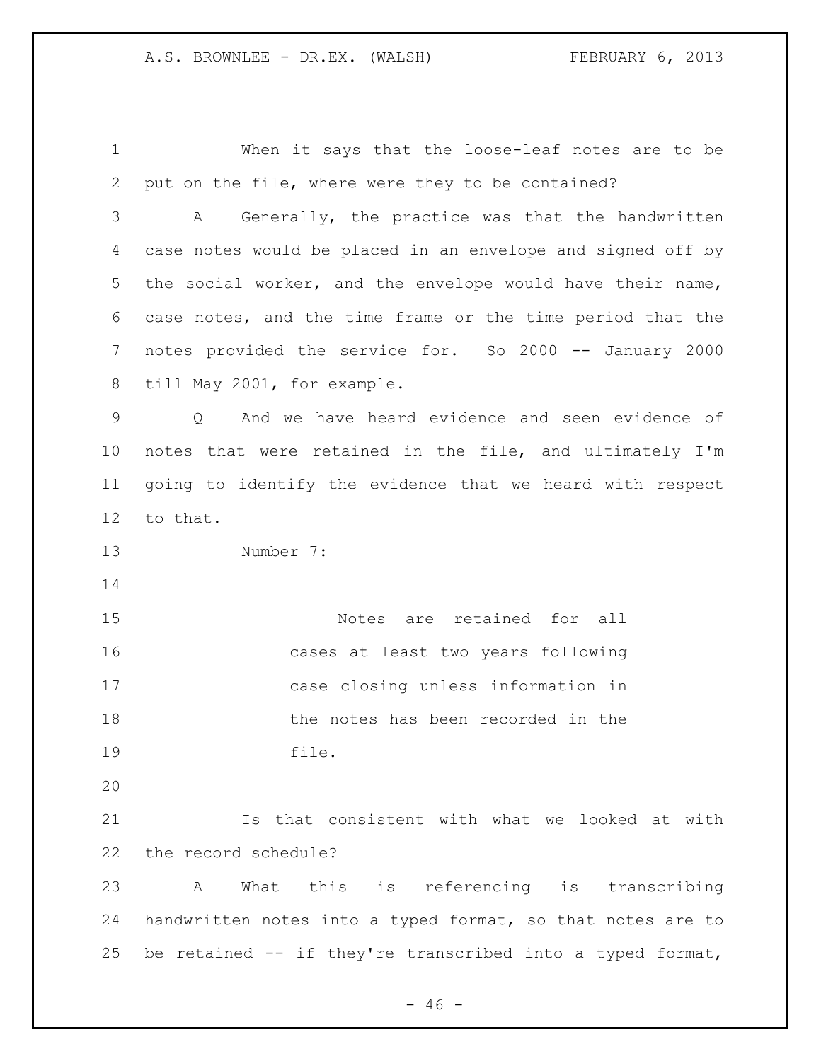When it says that the loose-leaf notes are to be put on the file, where were they to be contained?

A Generally, the practice was that the handwritten case notes would be placed in an envelope and signed off by the social worker, and the envelope would have their name, case notes, and the time frame or the time period that the notes provided the service for. So 2000 -- January 2000 till May 2001, for example.

Q And we have heard evidence and seen evidence of notes that were retained in the file, and ultimately I'm going to identify the evidence that we heard with respect to that.

Number 7:

> Notes are retained for all cases at least two years following case closing unless information in the notes has been recorded in the file.

Is that consistent with what we looked at with the record schedule?

A What this is referencing is transcribing handwritten notes into a typed format, so that notes are to be retained -- if they're transcribed into a typed format,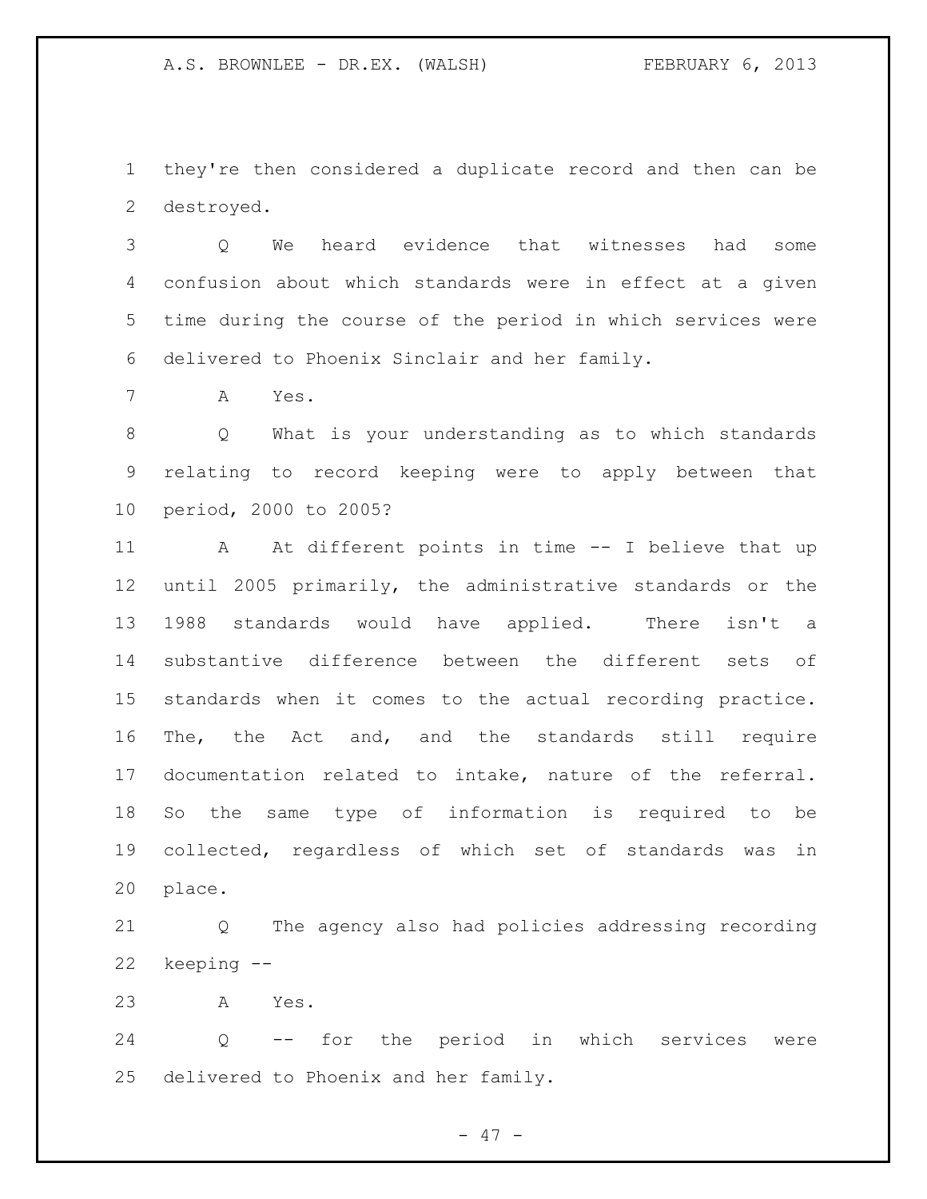they're then considered a duplicate record and then can be destroyed.

Q We heard evidence that witnesses had some confusion about which standards were in effect at a given time during the course of the period in which services were delivered to Phoenix Sinclair and her family.

A Yes.

Q What is your understanding as to which standards relating to record keeping were to apply between that period, 2000 to 2005?

A At different points in time -- I believe that up until 2005 primarily, the administrative standards or the 1988 standards would have applied. There isn't a substantive difference between the different sets of standards when it comes to the actual recording practice. The, the Act and, and the standards still require documentation related to intake, nature of the referral. So the same type of information is required to be collected, regardless of which set of standards was in place.

Q The agency also had policies addressing recording keeping --

A Yes.

Q -- for the period in which services were delivered to Phoenix and her family.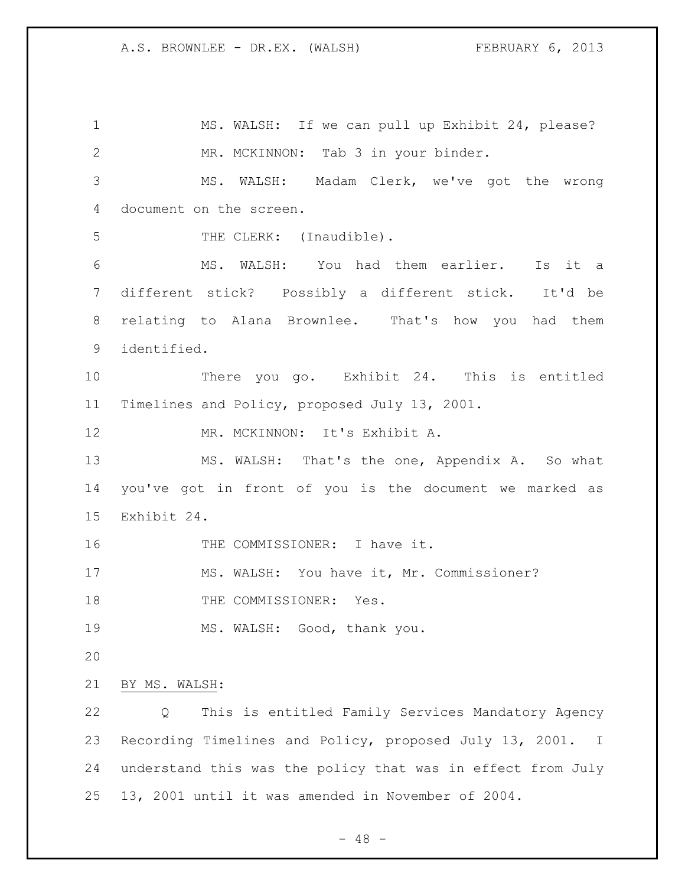MS. WALSH: If we can pull up Exhibit 24, please?

MR. MCKINNON: Tab 3 in your binder.

MS. WALSH: Madam Clerk, we've got the wrong document on the screen.

THE CLERK: (Inaudible).

MS. WALSH: You had them earlier. Is it a different stick? Possibly a different stick. It'd be relating to Alana Brownlee. That's how you had them identified.

There you go. Exhibit 24. This is entitled Timelines and Policy, proposed July 13, 2001.

MR. MCKINNON: It's Exhibit A.

MS. WALSH: That's the one, Appendix A. So what you've got in front of you is the document we marked as Exhibit 24.

THE COMMISSIONER: I have it.

MS. WALSH: You have it, Mr. Commissioner?

THE COMMISSIONER: Yes.

MS. WALSH: Good, thank you.

BY MS. WALSH:

Q This is entitled Family Services Mandatory Agency Recording Timelines and Policy, proposed July 13, 2001. I understand this was the policy that was in effect from July 13, 2001 until it was amended in November of 2004.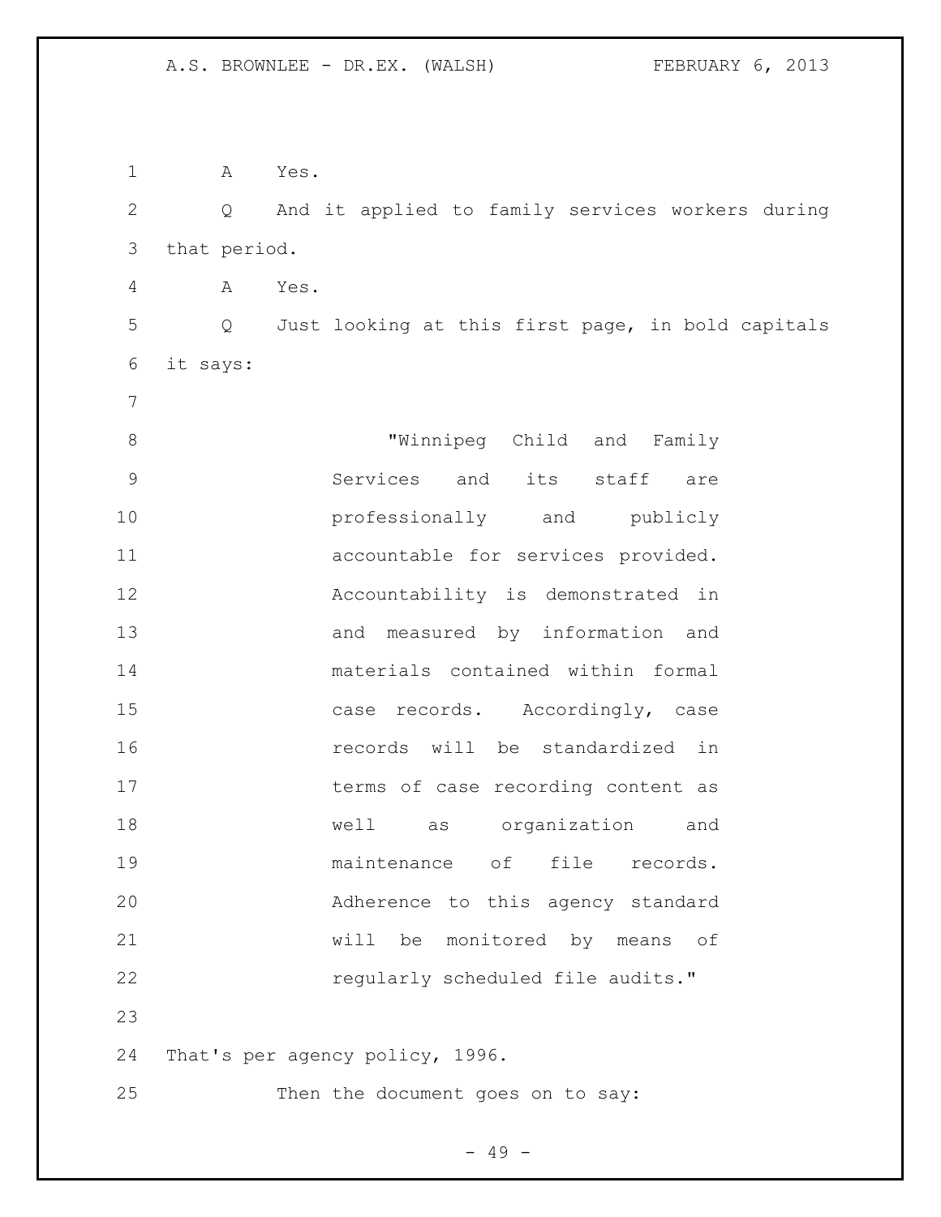A Yes.

Q And it applied to family services workers during that period.

A Yes.

Q Just looking at this first page, in bold capitals it says:

> "Winnipeg Child and Family Services and its staff are professionally and publicly accountable for services provided. Accountability is demonstrated in and measured by information and materials contained within formal case records. Accordingly, case records will be standardized in terms of case recording content as well as organization and maintenance of file records. Adherence to this agency standard will be monitored by means of regularly scheduled file audits."

That's per agency policy, 1996.

Then the document goes on to say: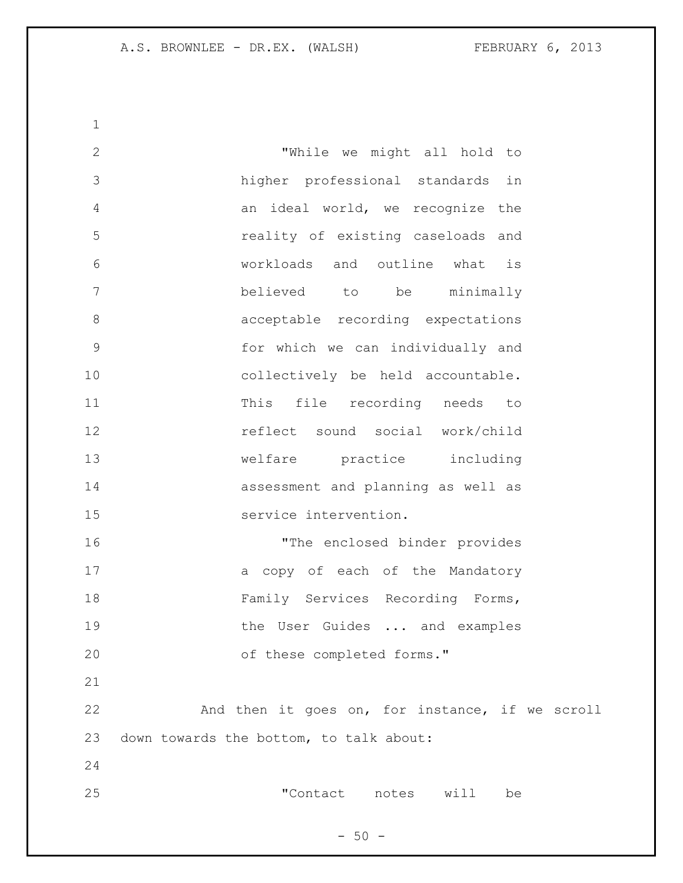"While we might all hold to higher professional standards in an ideal world, we recognize the reality of existing caseloads and workloads and outline what is believed to be minimally acceptable recording expectations for which we can individually and collectively be held accountable. This file recording needs to reflect sound social work/child welfare practice including assessment and planning as well as service intervention.

"The enclosed binder provides a copy of each of the Mandatory Family Services Recording Forms, the User Guides ... and examples of these completed forms."

And then it goes on, for instance, if we scroll down towards the bottom, to talk about:

"Contact notes will be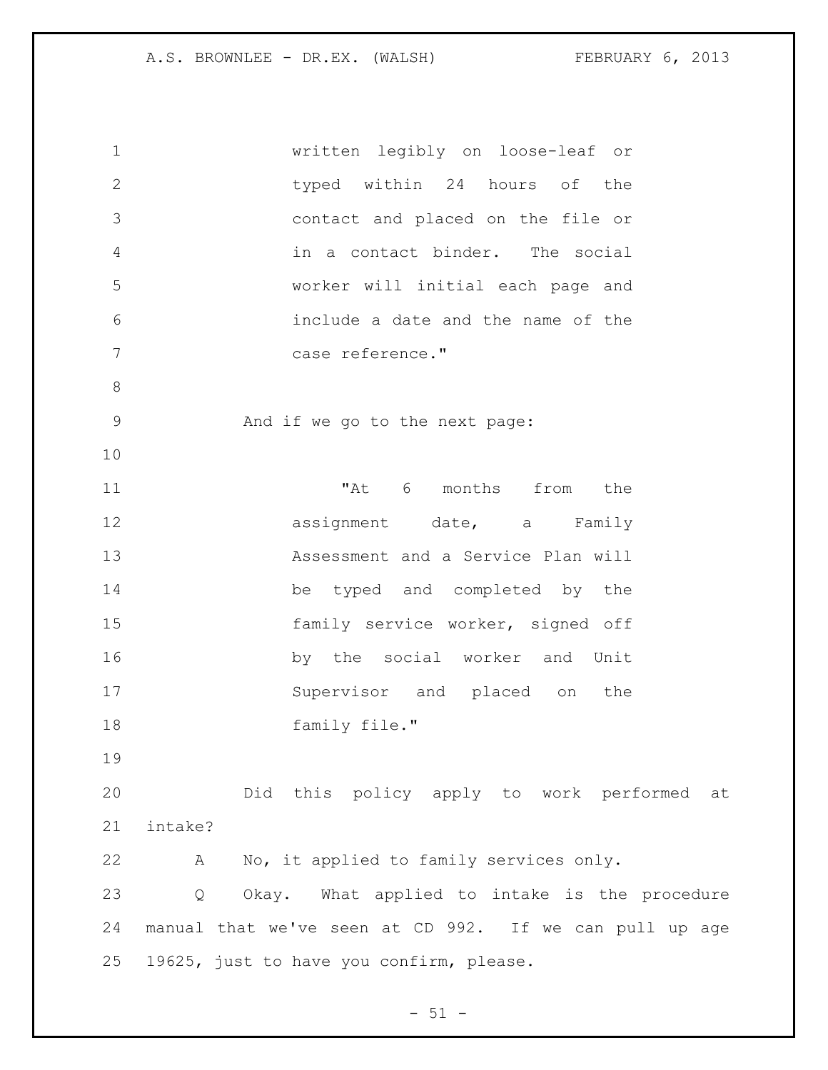written legibly on loose-leaf or typed within 24 hours of the contact and placed on the file or in a contact binder. The social worker will initial each page and include a date and the name of the case reference."

And if we go to the next page:

> "At 6 months from the assignment date, a Family Assessment and a Service Plan will be typed and completed by the family service worker, signed off by the social worker and Unit Supervisor and placed on the family file."

Did this policy apply to work performed at intake?

A No, it applied to family services only.

Q Okay. What applied to intake is the procedure manual that we've seen at CD 992. If we can pull up age 19625, just to have you confirm, please.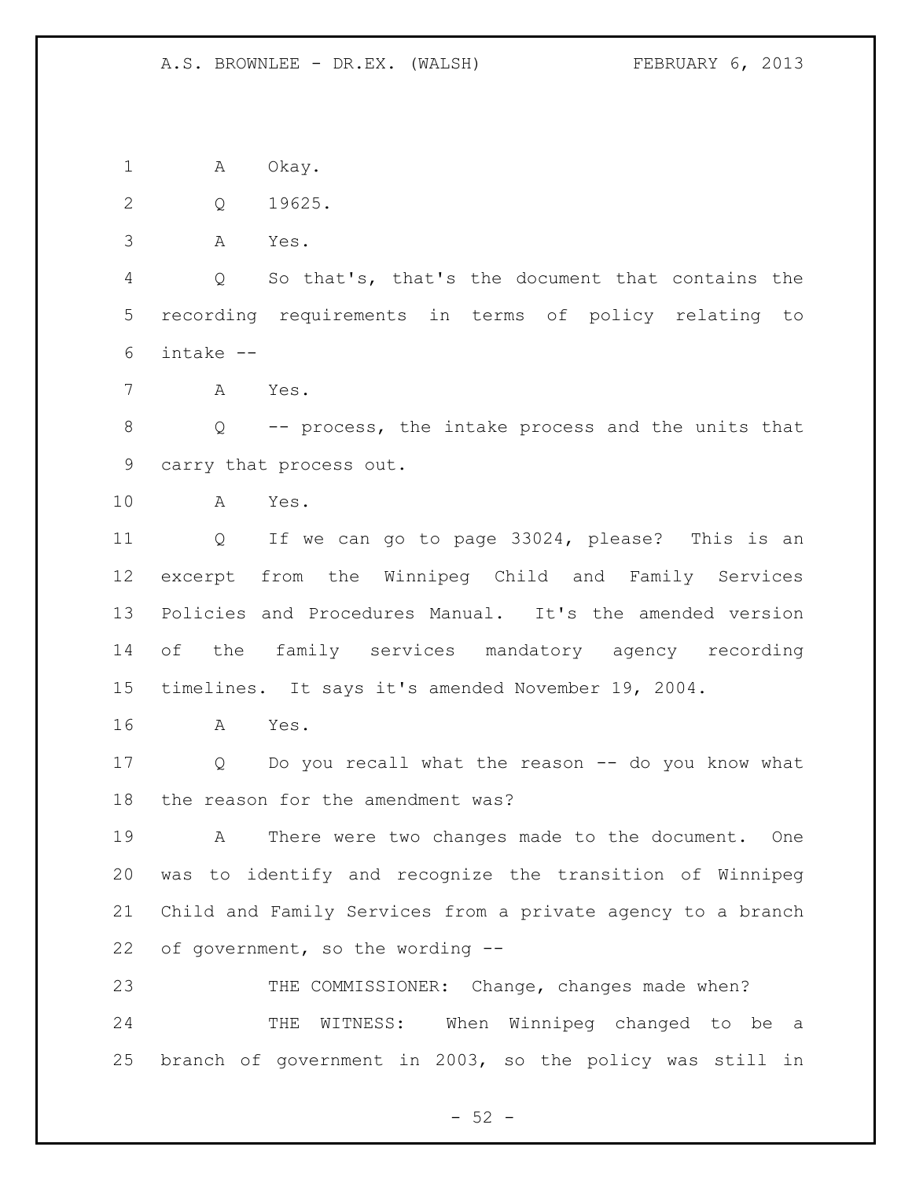A Okay.

Q 19625.

A Yes.

Q So that's, that's the document that contains the recording requirements in terms of policy relating to intake --

A Yes.

Q -- process, the intake process and the units that carry that process out.

A Yes.

Q If we can go to page 33024, please? This is an excerpt from the Winnipeg Child and Family Services Policies and Procedures Manual. It's the amended version of the family services mandatory agency recording timelines. It says it's amended November 19, 2004.

A Yes.

Q Do you recall what the reason -- do you know what the reason for the amendment was?

A There were two changes made to the document. One was to identify and recognize the transition of Winnipeg Child and Family Services from a private agency to a branch of government, so the wording --

THE COMMISSIONER: Change, changes made when?

THE WITNESS: When Winnipeg changed to be a branch of government in 2003, so the policy was still in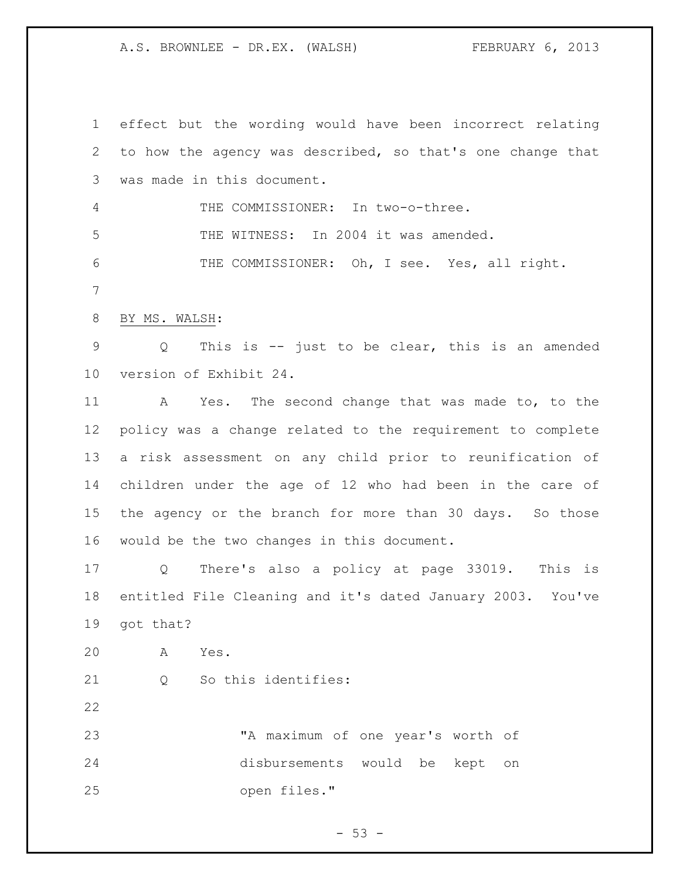effect but the wording would have been incorrect relating to how the agency was described, so that's one change that was made in this document.

THE COMMISSIONER: In two-o-three.

THE WITNESS: In 2004 it was amended.

THE COMMISSIONER: Oh, I see. Yes, all right.

BY MS. WALSH:

Q This is -- just to be clear, this is an amended version of Exhibit 24.

A Yes. The second change that was made to, to the policy was a change related to the requirement to complete a risk assessment on any child prior to reunification of children under the age of 12 who had been in the care of the agency or the branch for more than 30 days. So those would be the two changes in this document.

Q There's also a policy at page 33019. This is entitled File Cleaning and it's dated January 2003. You've got that?

A Yes.

Q So this identifies:

> "A maximum of one year's worth of disbursements would be kept on open files."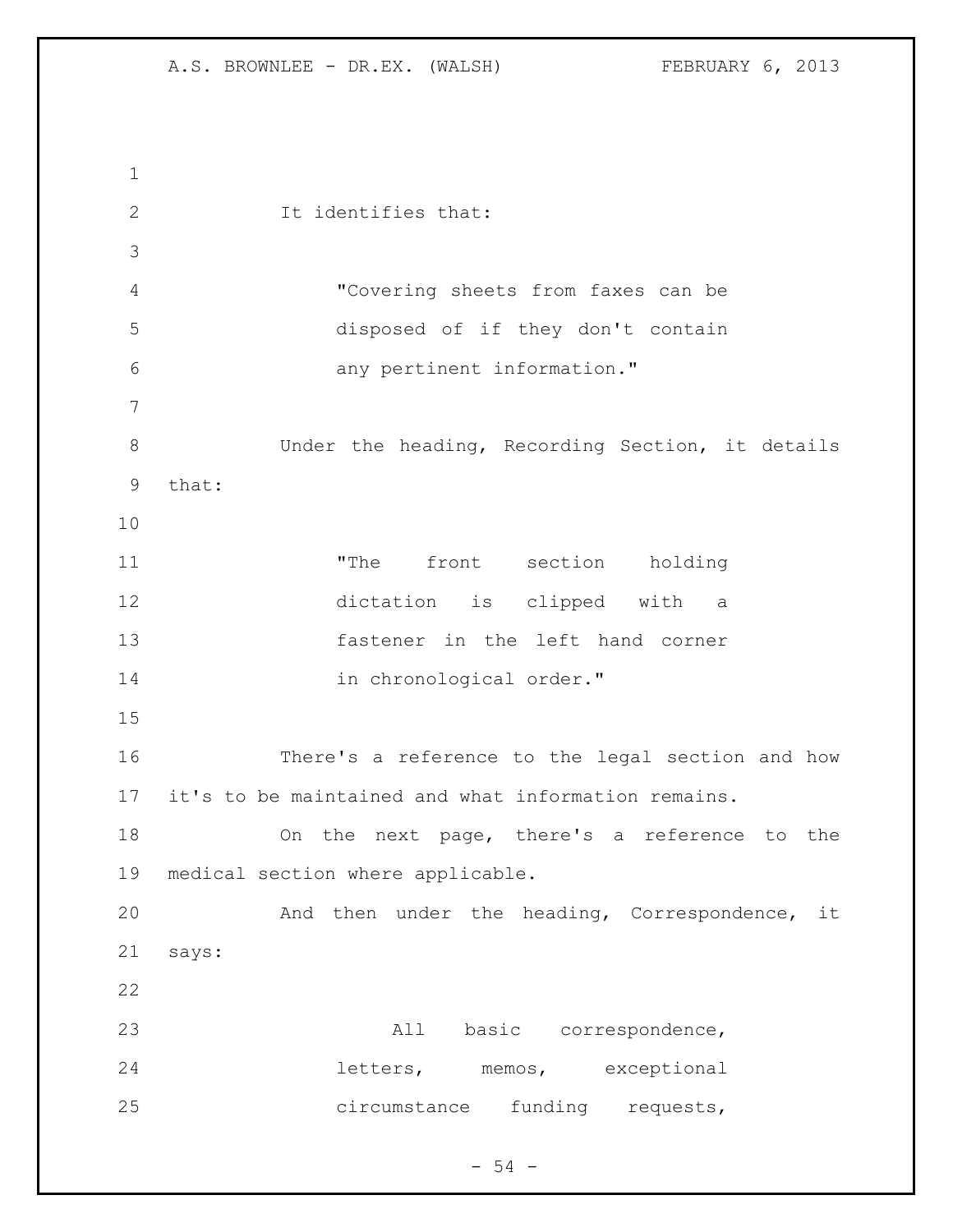It identifies that:

> "Covering sheets from faxes can be disposed of if they don't contain any pertinent information."

Under the heading, Recording Section, it details that:

> "The front section holding dictation is clipped with a fastener in the left hand corner in chronological order."

There's a reference to the legal section and how it's to be maintained and what information remains.

On the next page, there's a reference to the medical section where applicable.

And then under the heading, Correspondence, it says:

> All basic correspondence, letters, memos, exceptional circumstance funding requests,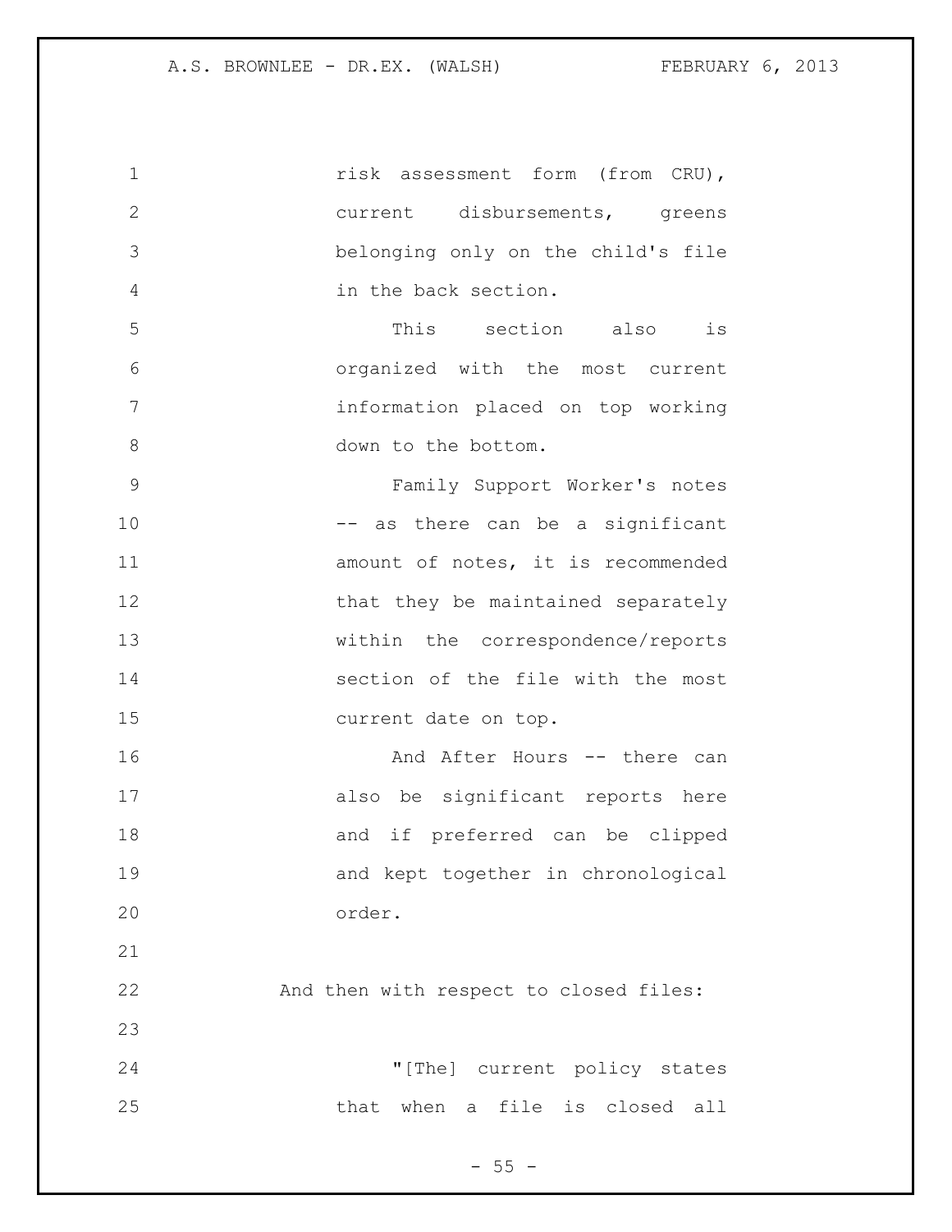risk assessment form (from CRU), current disbursements, greens belonging only on the child's file in the back section.

This section also is organized with the most current information placed on top working down to the bottom.

Family Support Worker's notes -- as there can be a significant amount of notes, it is recommended that they be maintained separately within the correspondence/reports section of the file with the most current date on top.

And After Hours -- there can also be significant reports here and if preferred can be clipped and kept together in chronological order.

And then with respect to closed files:

"[The] current policy states that when a file is closed all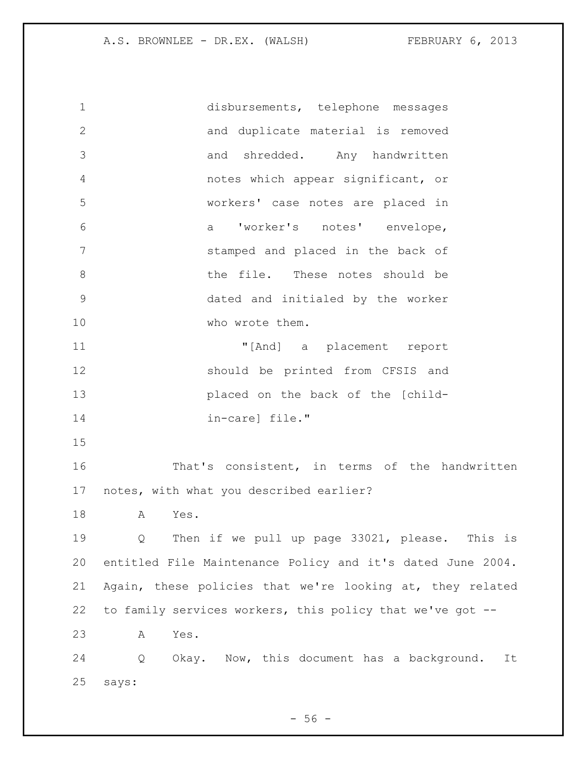disbursements, telephone messages and duplicate material is removed and shredded. Any handwritten notes which appear significant, or workers' case notes are placed in a 'worker's notes' envelope, stamped and placed in the back of the file. These notes should be dated and initialed by the worker who wrote them.

"[And] a placement report should be printed from CFSIS and placed on the back of the [child-in-care] file."

That's consistent, in terms of the handwritten notes, with what you described earlier?

A Yes.

Q Then if we pull up page 33021, please. This is entitled File Maintenance Policy and it's dated June 2004. Again, these policies that we're looking at, they related to family services workers, this policy that we've got --

A Yes.

Q Okay. Now, this document has a background. It says: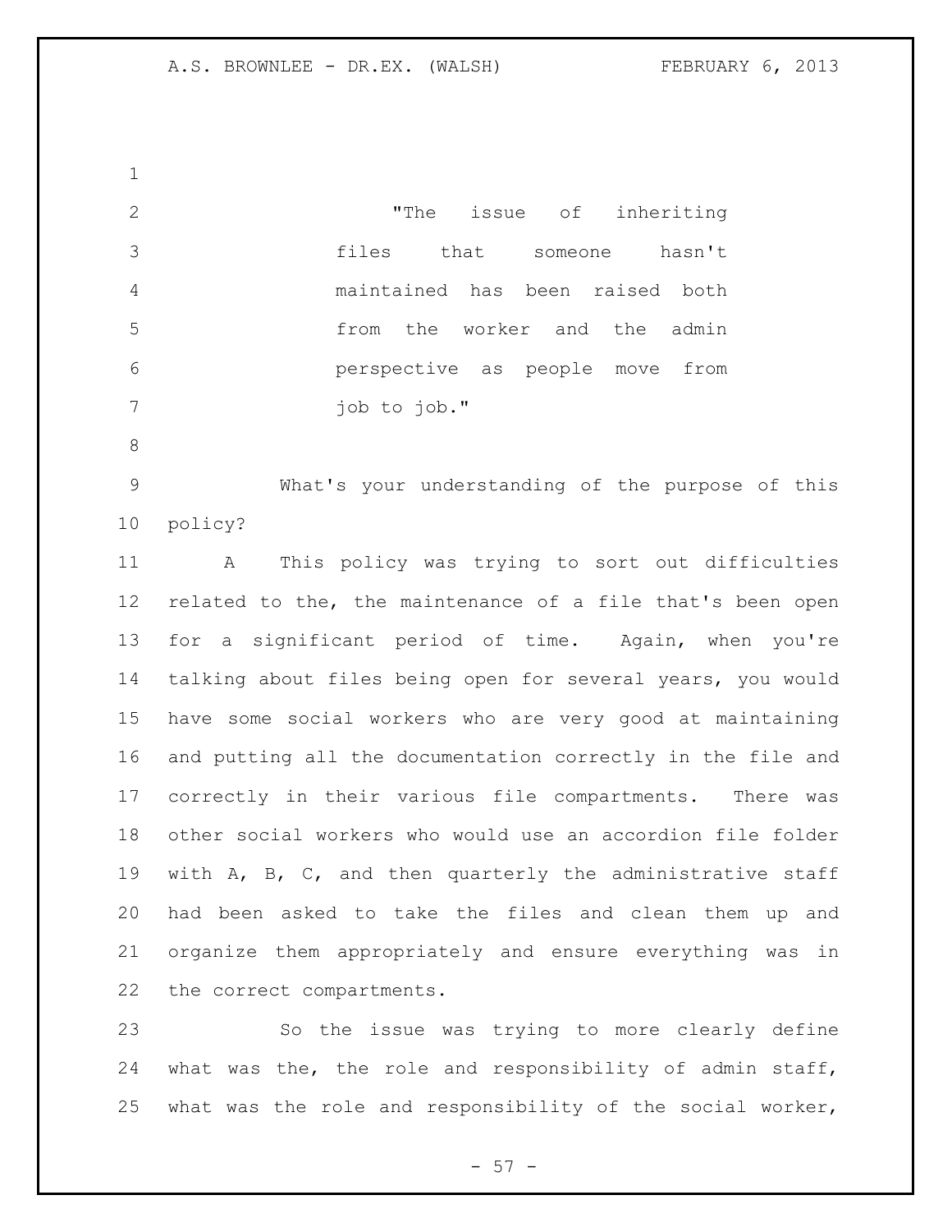> "The issue of inheriting files that someone hasn't maintained has been raised both from the worker and the admin perspective as people move from job to job."

What's your understanding of the purpose of this policy?

A This policy was trying to sort out difficulties related to the, the maintenance of a file that's been open for a significant period of time. Again, when you're talking about files being open for several years, you would have some social workers who are very good at maintaining and putting all the documentation correctly in the file and correctly in their various file compartments. There was other social workers who would use an accordion file folder with A, B, C, and then quarterly the administrative staff had been asked to take the files and clean them up and organize them appropriately and ensure everything was in the correct compartments.

So the issue was trying to more clearly define what was the, the role and responsibility of admin staff, what was the role and responsibility of the social worker,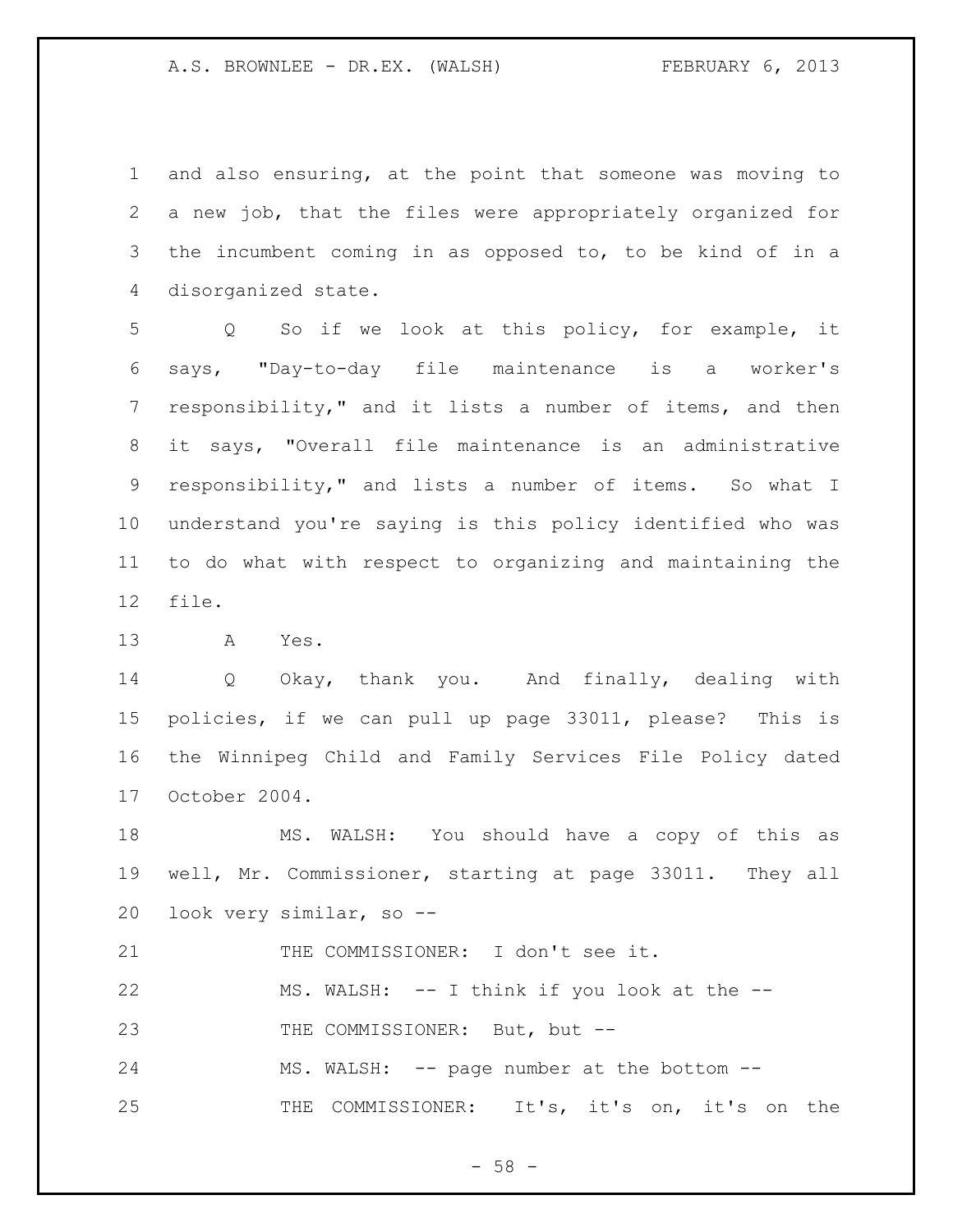and also ensuring, at the point that someone was moving to a new job, that the files were appropriately organized for the incumbent coming in as opposed to, to be kind of in a disorganized state.

Q So if we look at this policy, for example, it says, "Day-to-day file maintenance is a worker's responsibility," and it lists a number of items, and then it says, "Overall file maintenance is an administrative responsibility," and lists a number of items. So what I understand you're saying is this policy identified who was to do what with respect to organizing and maintaining the file.

A Yes.

Q Okay, thank you. And finally, dealing with policies, if we can pull up page 33011, please? This is the Winnipeg Child and Family Services File Policy dated October 2004.

MS. WALSH: You should have a copy of this as well, Mr. Commissioner, starting at page 33011. They all look very similar, so --

THE COMMISSIONER: I don't see it.

MS. WALSH: -- I think if you look at the --

THE COMMISSIONER: But, but --

MS. WALSH: -- page number at the bottom --

THE COMMISSIONER: It's, it's on, it's on the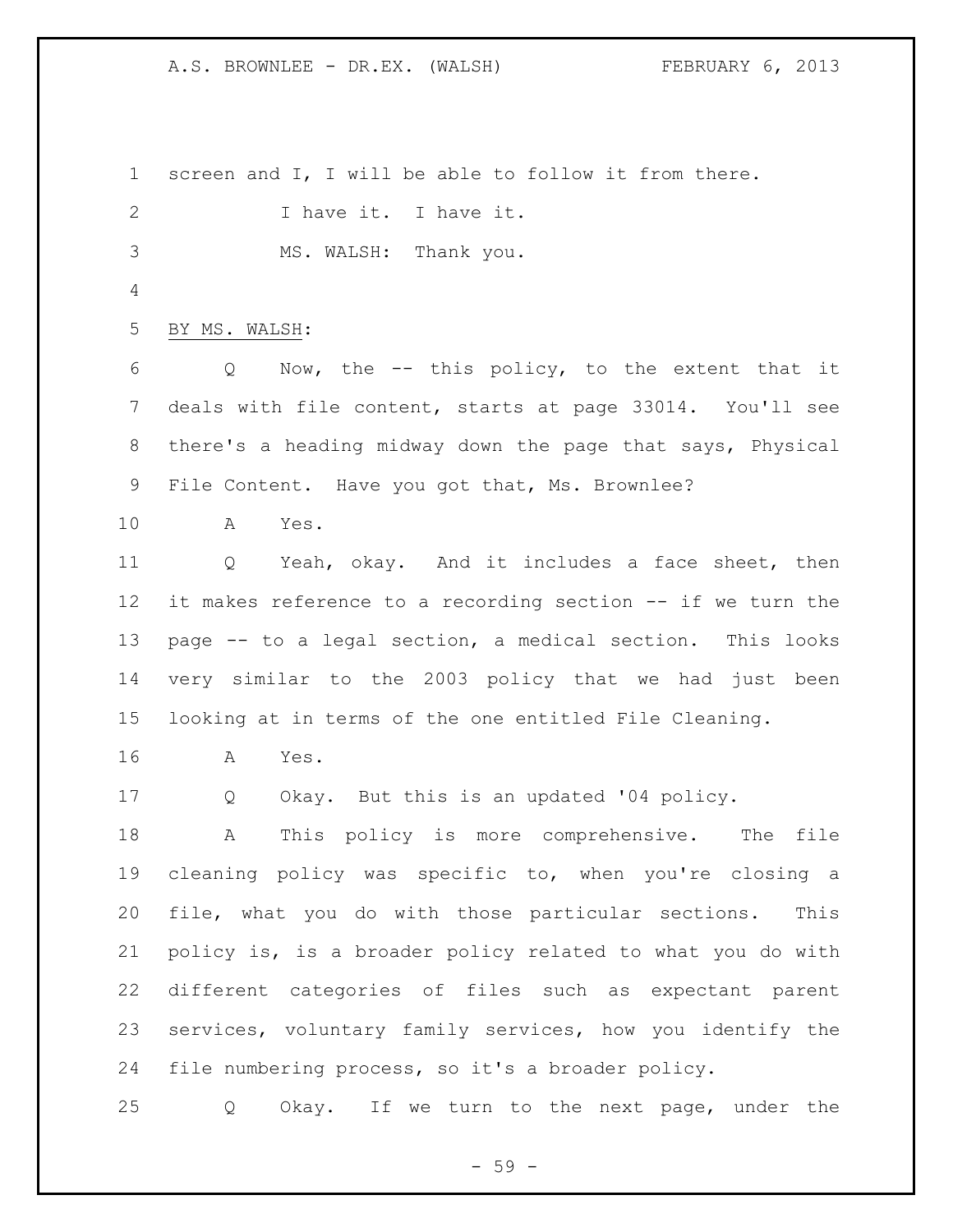screen and I, I will be able to follow it from there.

I have it. I have it.

MS. WALSH: Thank you.

BY MS. WALSH:

Q Now, the -- this policy, to the extent that it deals with file content, starts at page 33014. You'll see there's a heading midway down the page that says, Physical File Content. Have you got that, Ms. Brownlee?

A Yes.

Q Yeah, okay. And it includes a face sheet, then it makes reference to a recording section -- if we turn the page -- to a legal section, a medical section. This looks very similar to the 2003 policy that we had just been looking at in terms of the one entitled File Cleaning.

A Yes.

Q Okay. But this is an updated '04 policy.

A This policy is more comprehensive. The file cleaning policy was specific to, when you're closing a file, what you do with those particular sections. This policy is, is a broader policy related to what you do with different categories of files such as expectant parent services, voluntary family services, how you identify the file numbering process, so it's a broader policy.

Q Okay. If we turn to the next page, under the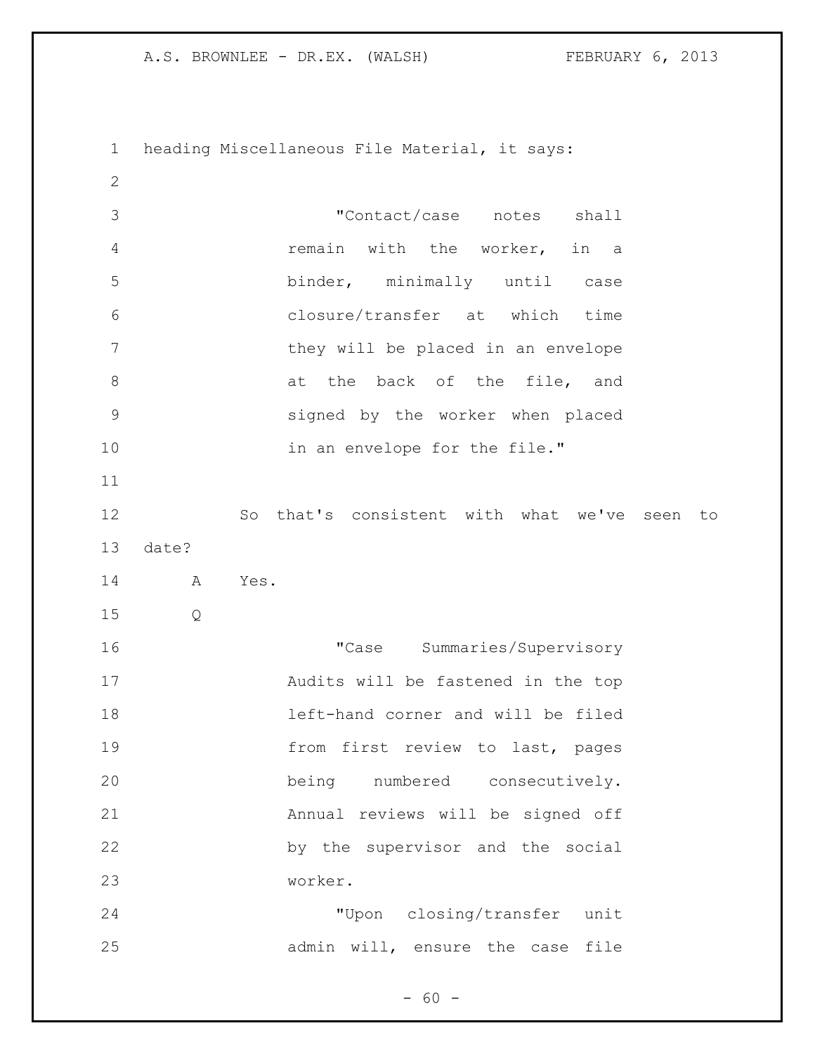heading Miscellaneous File Material, it says:

> "Contact/case notes shall remain with the worker, in a binder, minimally until case closure/transfer at which time they will be placed in an envelope at the back of the file, and signed by the worker when placed in an envelope for the file."

So that's consistent with what we've seen to date?

A Yes.

Q

> "Case Summaries/Supervisory Audits will be fastened in the top left-hand corner and will be filed from first review to last, pages being numbered consecutively. Annual reviews will be signed off by the supervisor and the social worker.
>
> "Upon closing/transfer unit admin will, ensure the case file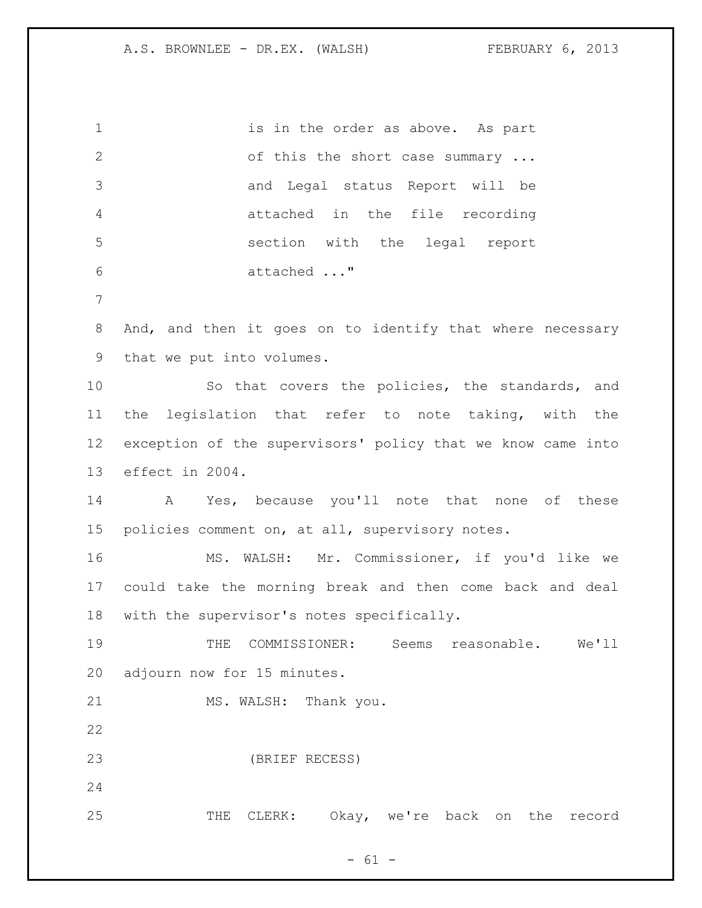is in the order as above. As part of this the short case summary ... and Legal status Report will be attached in the file recording section with the legal report attached ..."

And, and then it goes on to identify that where necessary that we put into volumes.

So that covers the policies, the standards, and the legislation that refer to note taking, with the exception of the supervisors' policy that we know came into effect in 2004.

A Yes, because you'll note that none of these policies comment on, at all, supervisory notes.

MS. WALSH: Mr. Commissioner, if you'd like we could take the morning break and then come back and deal with the supervisor's notes specifically.

THE COMMISSIONER: Seems reasonable. We'll adjourn now for 15 minutes.

MS. WALSH: Thank you.

(BRIEF RECESS)

THE CLERK: Okay, we're back on the record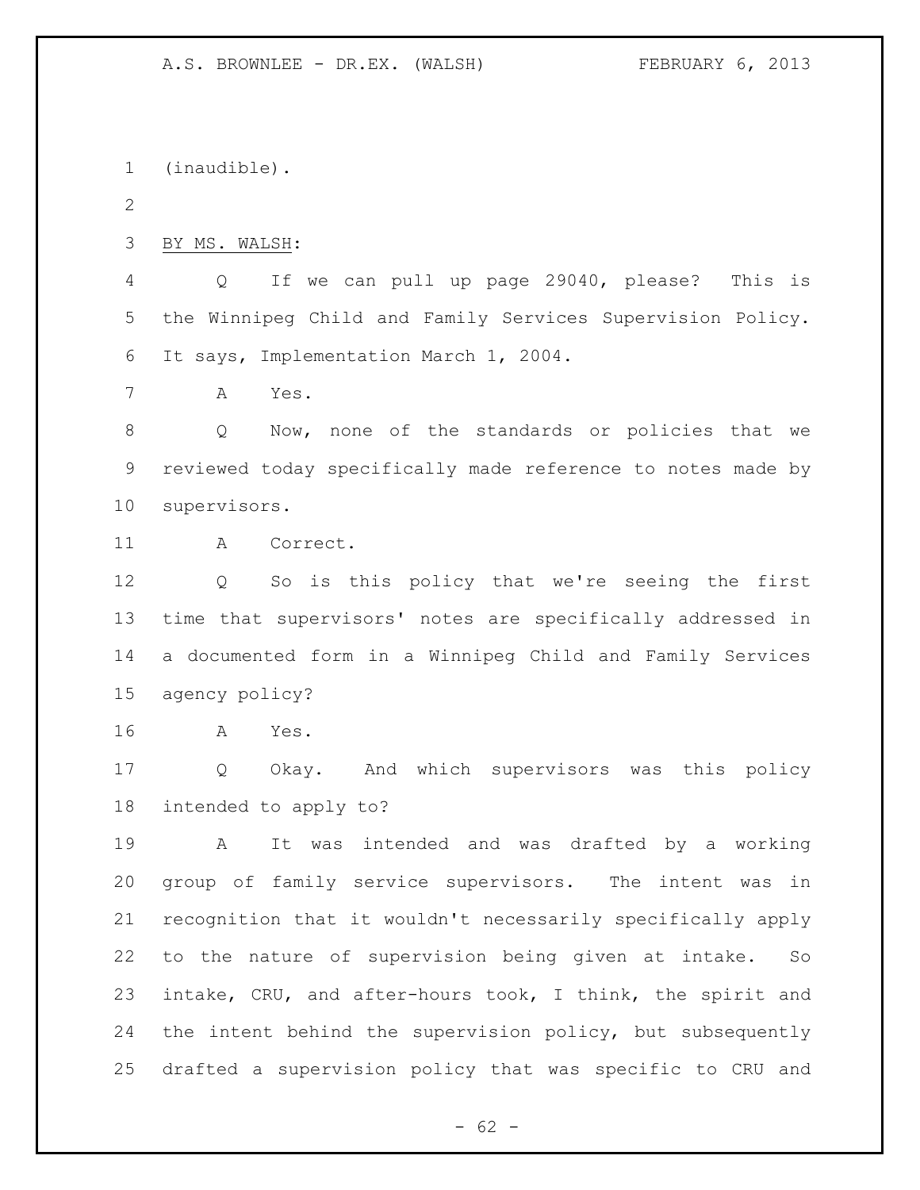(inaudible).

BY MS. WALSH:

Q If we can pull up page 29040, please? This is the Winnipeg Child and Family Services Supervision Policy. It says, Implementation March 1, 2004.

A Yes.

Q Now, none of the standards or policies that we reviewed today specifically made reference to notes made by supervisors.

A Correct.

Q So is this policy that we're seeing the first time that supervisors' notes are specifically addressed in a documented form in a Winnipeg Child and Family Services agency policy?

A Yes.

Q Okay. And which supervisors was this policy intended to apply to?

A It was intended and was drafted by a working group of family service supervisors. The intent was in recognition that it wouldn't necessarily specifically apply to the nature of supervision being given at intake. So intake, CRU, and after-hours took, I think, the spirit and the intent behind the supervision policy, but subsequently drafted a supervision policy that was specific to CRU and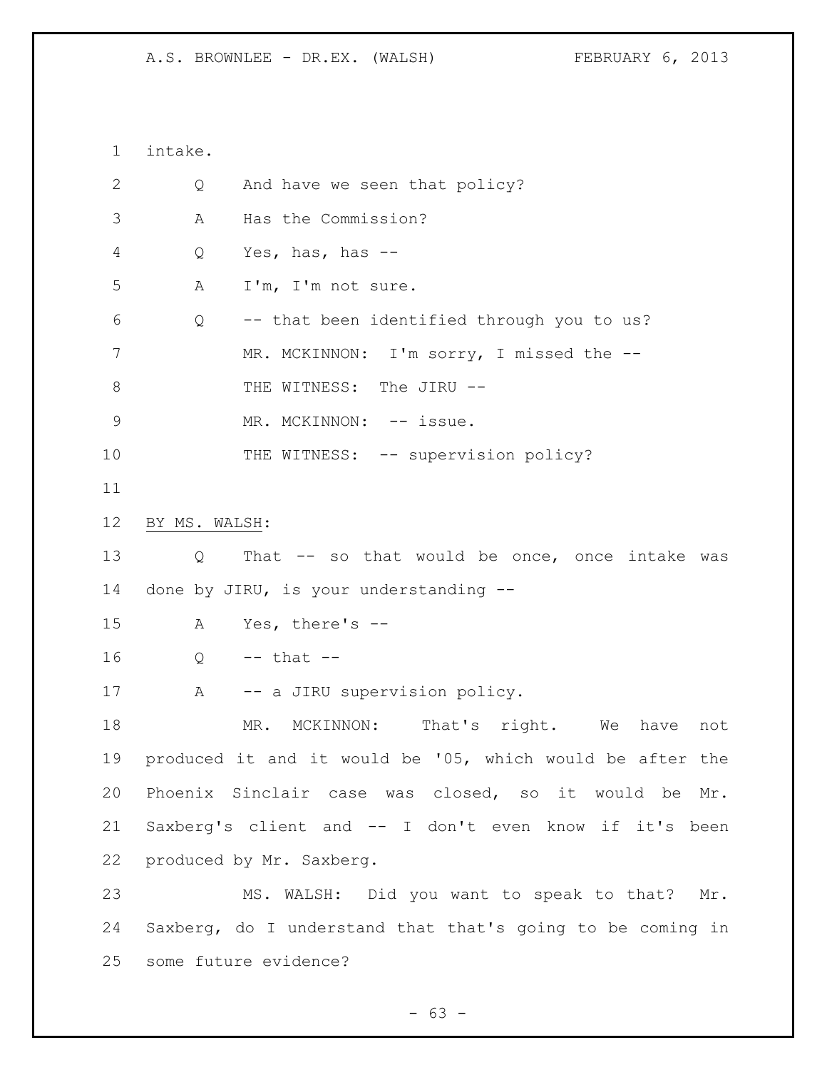intake.

Q And have we seen that policy?

A Has the Commission?

Q Yes, has, has --

A I'm, I'm not sure.

Q -- that been identified through you to us?

MR. MCKINNON: I'm sorry, I missed the --

THE WITNESS: The JIRU --

MR. MCKINNON: -- issue.

THE WITNESS: -- supervision policy?

BY MS. WALSH:

Q That -- so that would be once, once intake was done by JIRU, is your understanding --

A Yes, there's --

Q -- that --

A -- a JIRU supervision policy.

MR. MCKINNON: That's right. We have not produced it and it would be '05, which would be after the Phoenix Sinclair case was closed, so it would be Mr. Saxberg's client and -- I don't even know if it's been produced by Mr. Saxberg.

MS. WALSH: Did you want to speak to that? Mr. Saxberg, do I understand that that's going to be coming in some future evidence?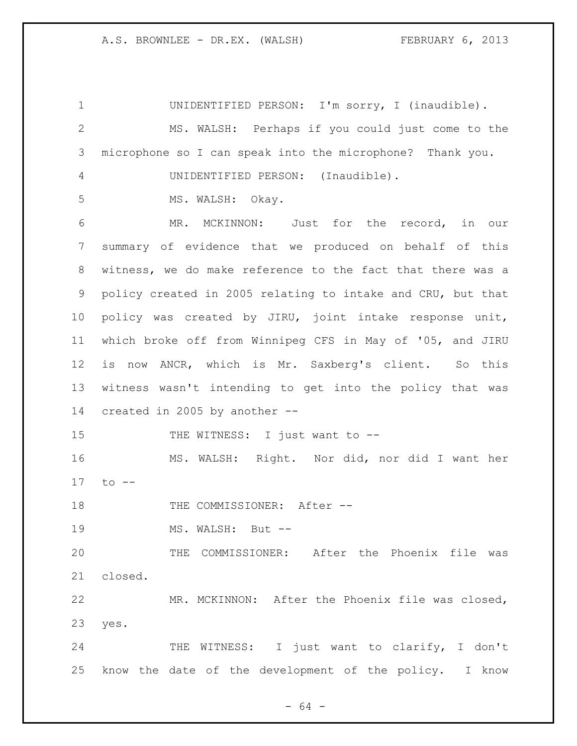UNIDENTIFIED PERSON: I'm sorry, I (inaudible).

MS. WALSH: Perhaps if you could just come to the microphone so I can speak into the microphone? Thank you.

UNIDENTIFIED PERSON: (Inaudible).

MS. WALSH: Okay.

MR. MCKINNON: Just for the record, in our summary of evidence that we produced on behalf of this witness, we do make reference to the fact that there was a policy created in 2005 relating to intake and CRU, but that policy was created by JIRU, joint intake response unit, which broke off from Winnipeg CFS in May of '05, and JIRU is now ANCR, which is Mr. Saxberg's client. So this witness wasn't intending to get into the policy that was created in 2005 by another --

THE WITNESS: I just want to --

MS. WALSH: Right. Nor did, nor did I want her to --

THE COMMISSIONER: After --

MS. WALSH: But --

THE COMMISSIONER: After the Phoenix file was closed.

MR. MCKINNON: After the Phoenix file was closed, yes.

THE WITNESS: I just want to clarify, I don't know the date of the development of the policy. I know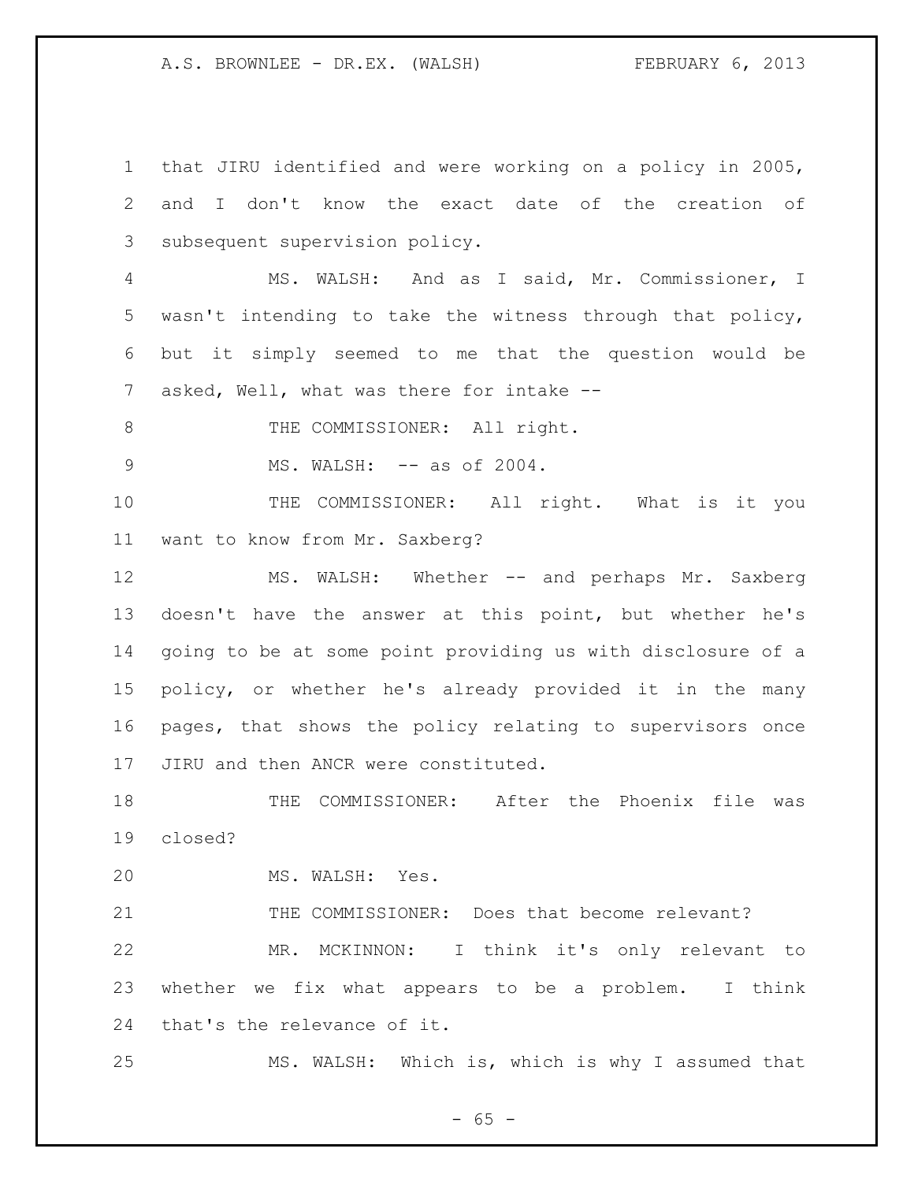that JIRU identified and were working on a policy in 2005, and I don't know the exact date of the creation of subsequent supervision policy.

MS. WALSH: And as I said, Mr. Commissioner, I wasn't intending to take the witness through that policy, but it simply seemed to me that the question would be asked, Well, what was there for intake --

THE COMMISSIONER: All right.

MS. WALSH: -- as of 2004.

THE COMMISSIONER: All right. What is it you want to know from Mr. Saxberg?

MS. WALSH: Whether -- and perhaps Mr. Saxberg doesn't have the answer at this point, but whether he's going to be at some point providing us with disclosure of a policy, or whether he's already provided it in the many pages, that shows the policy relating to supervisors once JIRU and then ANCR were constituted.

THE COMMISSIONER: After the Phoenix file was closed?

MS. WALSH: Yes.

THE COMMISSIONER: Does that become relevant?

MR. MCKINNON: I think it's only relevant to whether we fix what appears to be a problem. I think that's the relevance of it.

MS. WALSH: Which is, which is why I assumed that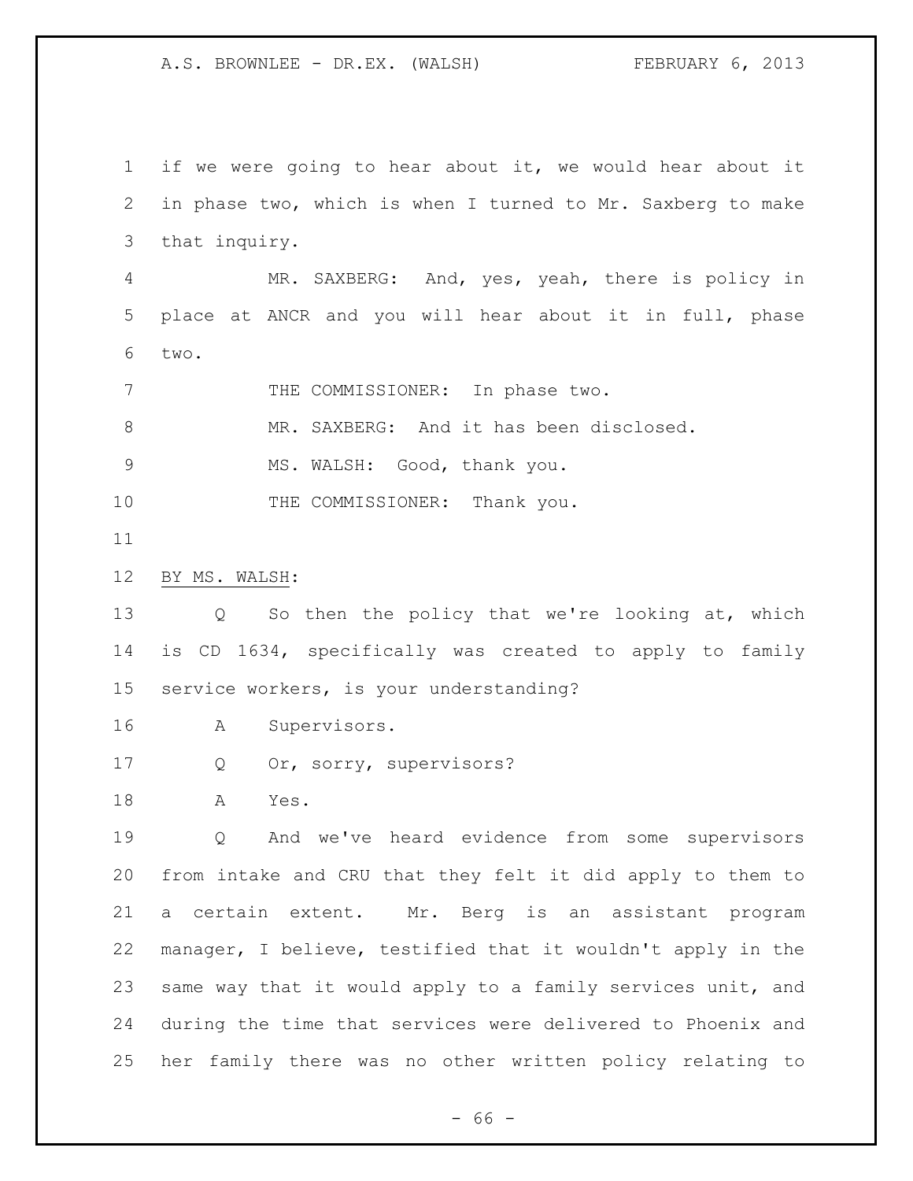if we were going to hear about it, we would hear about it in phase two, which is when I turned to Mr. Saxberg to make that inquiry.

MR. SAXBERG: And, yes, yeah, there is policy in place at ANCR and you will hear about it in full, phase two.

THE COMMISSIONER: In phase two.

MR. SAXBERG: And it has been disclosed.

MS. WALSH: Good, thank you.

THE COMMISSIONER: Thank you.

BY MS. WALSH:

Q So then the policy that we're looking at, which is CD 1634, specifically was created to apply to family service workers, is your understanding?

A Supervisors.

Q Or, sorry, supervisors?

A Yes.

Q And we've heard evidence from some supervisors from intake and CRU that they felt it did apply to them to a certain extent. Mr. Berg is an assistant program manager, I believe, testified that it wouldn't apply in the same way that it would apply to a family services unit, and during the time that services were delivered to Phoenix and her family there was no other written policy relating to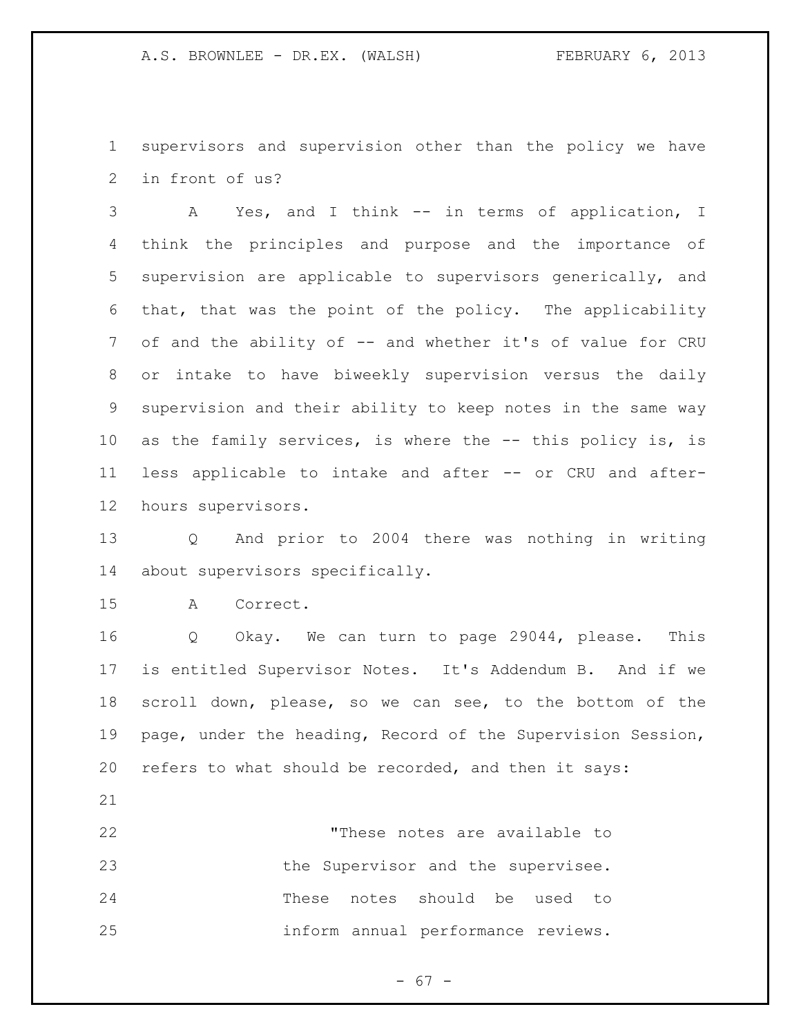supervisors and supervision other than the policy we have in front of us?

A Yes, and I think -- in terms of application, I think the principles and purpose and the importance of supervision are applicable to supervisors generically, and that, that was the point of the policy. The applicability of and the ability of -- and whether it's of value for CRU or intake to have biweekly supervision versus the daily supervision and their ability to keep notes in the same way as the family services, is where the -- this policy is, is less applicable to intake and after -- or CRU and after-hours supervisors.

Q And prior to 2004 there was nothing in writing about supervisors specifically.

A Correct.

Q Okay. We can turn to page 29044, please. This is entitled Supervisor Notes. It's Addendum B. And if we scroll down, please, so we can see, to the bottom of the page, under the heading, Record of the Supervision Session, refers to what should be recorded, and then it says:

> "These notes are available to the Supervisor and the supervisee. These notes should be used to inform annual performance reviews.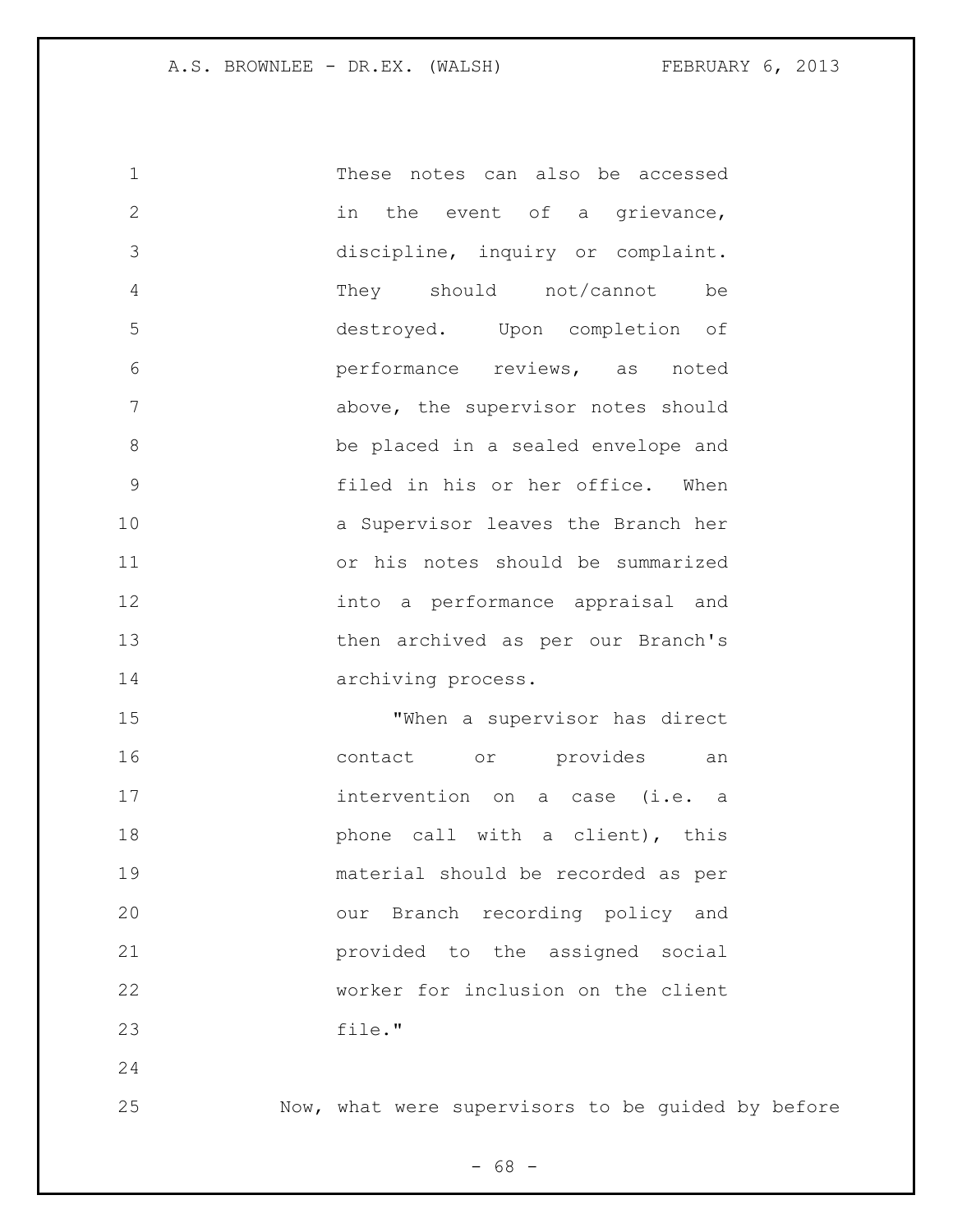These notes can also be accessed in the event of a grievance, discipline, inquiry or complaint. They should not/cannot be destroyed. Upon completion of performance reviews, as noted above, the supervisor notes should be placed in a sealed envelope and filed in his or her office. When a Supervisor leaves the Branch her or his notes should be summarized into a performance appraisal and then archived as per our Branch's archiving process.

"When a supervisor has direct contact or provides an intervention on a case (i.e. a phone call with a client), this material should be recorded as per our Branch recording policy and provided to the assigned social worker for inclusion on the client file."

Now, what were supervisors to be guided by before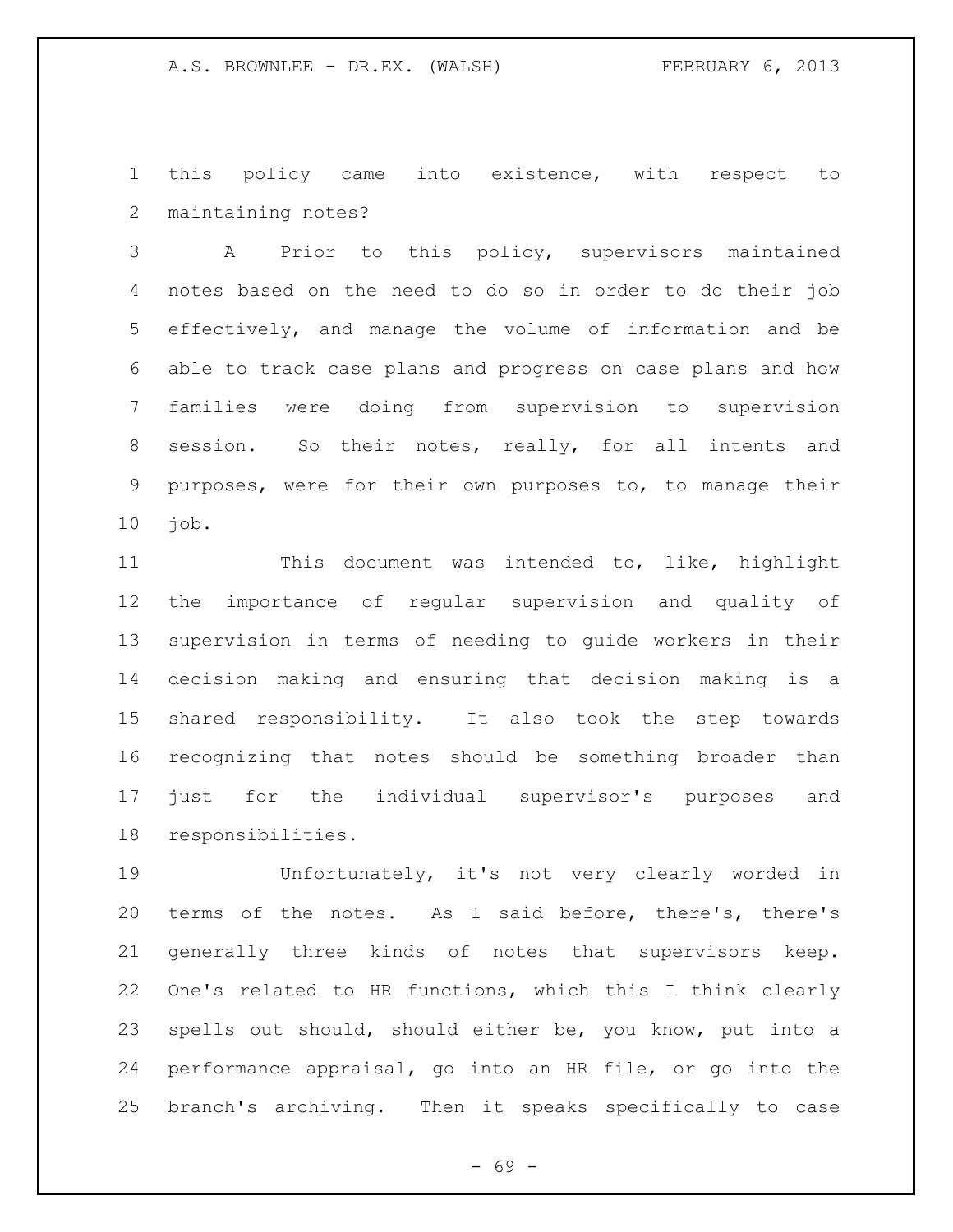this policy came into existence, with respect to maintaining notes?

A Prior to this policy, supervisors maintained notes based on the need to do so in order to do their job effectively, and manage the volume of information and be able to track case plans and progress on case plans and how families were doing from supervision to supervision session. So their notes, really, for all intents and purposes, were for their own purposes to, to manage their job.

This document was intended to, like, highlight the importance of regular supervision and quality of supervision in terms of needing to guide workers in their decision making and ensuring that decision making is a shared responsibility. It also took the step towards recognizing that notes should be something broader than just for the individual supervisor's purposes and responsibilities.

Unfortunately, it's not very clearly worded in terms of the notes. As I said before, there's, there's generally three kinds of notes that supervisors keep. One's related to HR functions, which this I think clearly spells out should, should either be, you know, put into a performance appraisal, go into an HR file, or go into the branch's archiving. Then it speaks specifically to case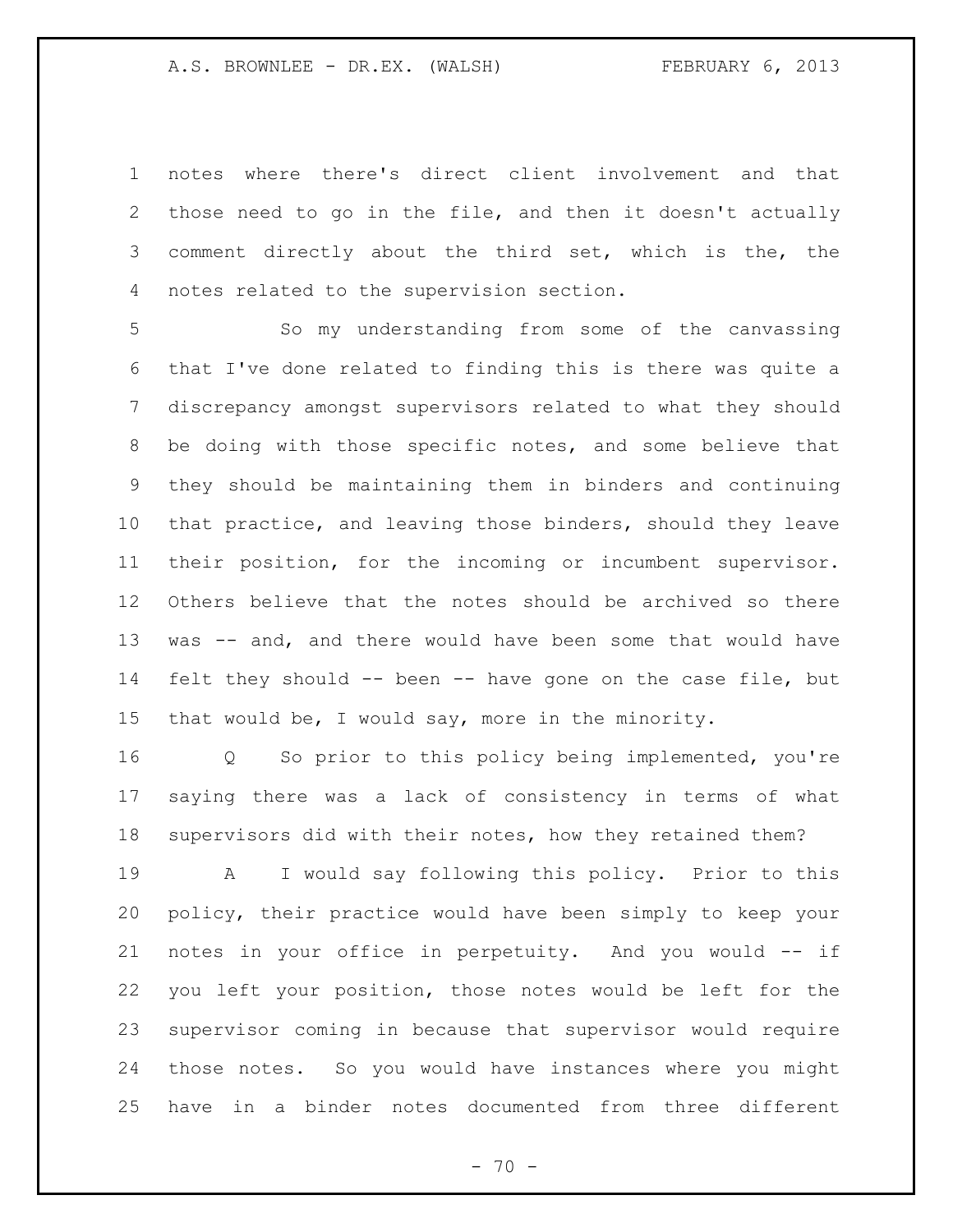notes where there's direct client involvement and that those need to go in the file, and then it doesn't actually comment directly about the third set, which is the, the notes related to the supervision section.

So my understanding from some of the canvassing that I've done related to finding this is there was quite a discrepancy amongst supervisors related to what they should be doing with those specific notes, and some believe that they should be maintaining them in binders and continuing that practice, and leaving those binders, should they leave their position, for the incoming or incumbent supervisor. Others believe that the notes should be archived so there was -- and, and there would have been some that would have felt they should -- been -- have gone on the case file, but that would be, I would say, more in the minority.

Q So prior to this policy being implemented, you're saying there was a lack of consistency in terms of what supervisors did with their notes, how they retained them?

A I would say following this policy. Prior to this policy, their practice would have been simply to keep your notes in your office in perpetuity. And you would -- if you left your position, those notes would be left for the supervisor coming in because that supervisor would require those notes. So you would have instances where you might have in a binder notes documented from three different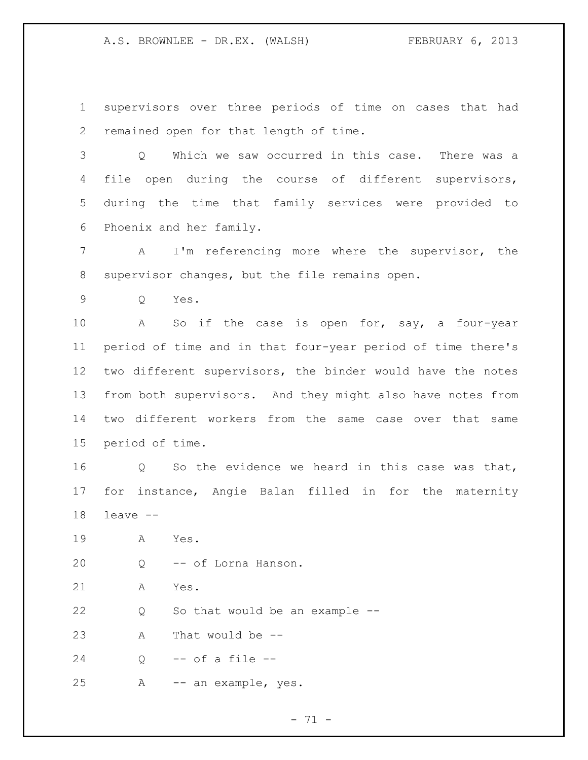supervisors over three periods of time on cases that had remained open for that length of time.

Q Which we saw occurred in this case. There was a file open during the course of different supervisors, during the time that family services were provided to Phoenix and her family.

A I'm referencing more where the supervisor, the supervisor changes, but the file remains open.

Q Yes.

A So if the case is open for, say, a four-year period of time and in that four-year period of time there's two different supervisors, the binder would have the notes from both supervisors. And they might also have notes from two different workers from the same case over that same period of time.

Q So the evidence we heard in this case was that, for instance, Angie Balan filled in for the maternity leave --

A Yes.

Q -- of Lorna Hanson.

A Yes.

Q So that would be an example --

A That would be --

Q -- of a file --

A -- an example, yes.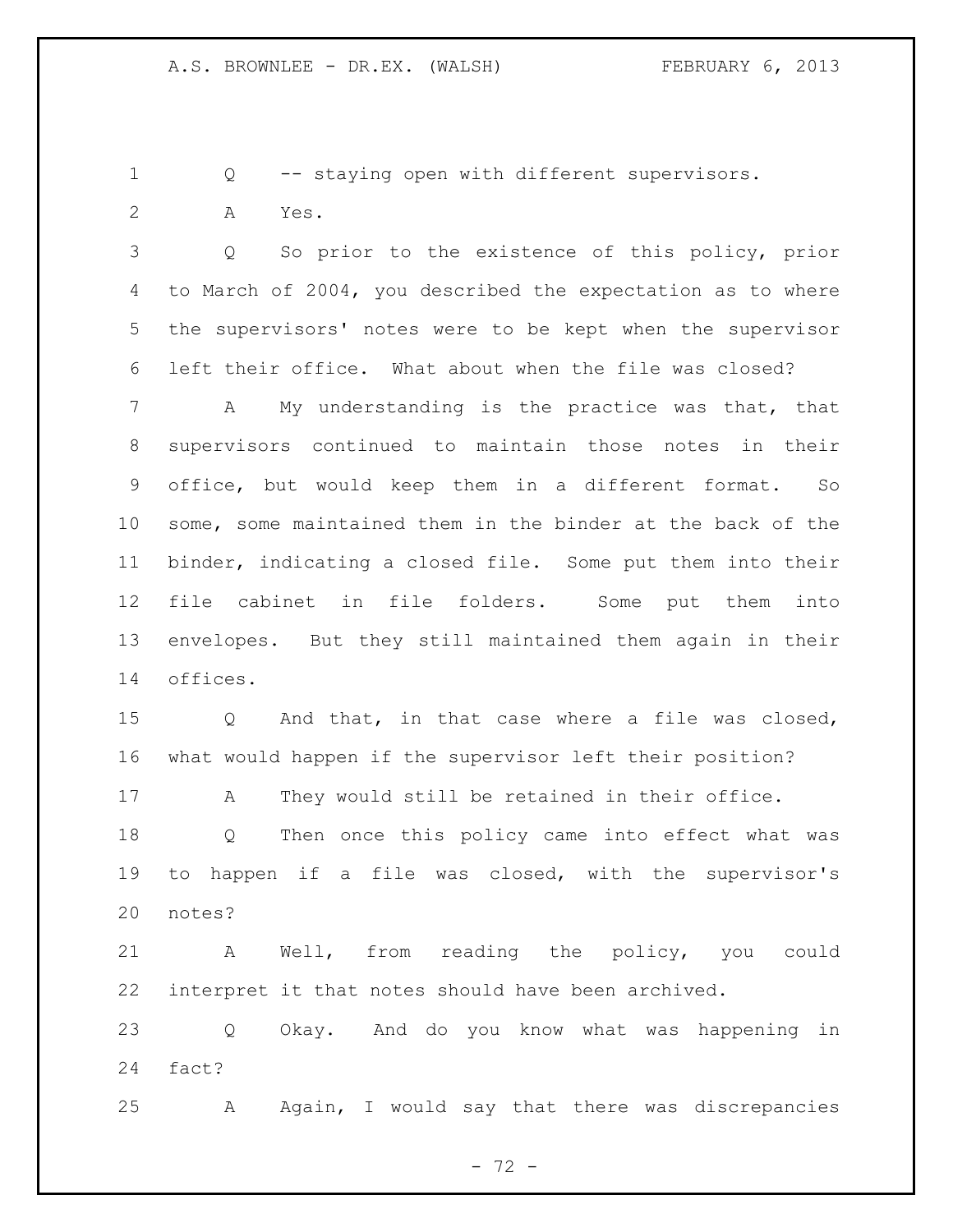Q -- staying open with different supervisors.

A Yes.

Q So prior to the existence of this policy, prior to March of 2004, you described the expectation as to where the supervisors' notes were to be kept when the supervisor left their office. What about when the file was closed?

A My understanding is the practice was that, that supervisors continued to maintain those notes in their office, but would keep them in a different format. So some, some maintained them in the binder at the back of the binder, indicating a closed file. Some put them into their file cabinet in file folders. Some put them into envelopes. But they still maintained them again in their offices.

Q And that, in that case where a file was closed, what would happen if the supervisor left their position?

A They would still be retained in their office.

Q Then once this policy came into effect what was to happen if a file was closed, with the supervisor's notes?

A Well, from reading the policy, you could interpret it that notes should have been archived.

Q Okay. And do you know what was happening in fact?

A Again, I would say that there was discrepancies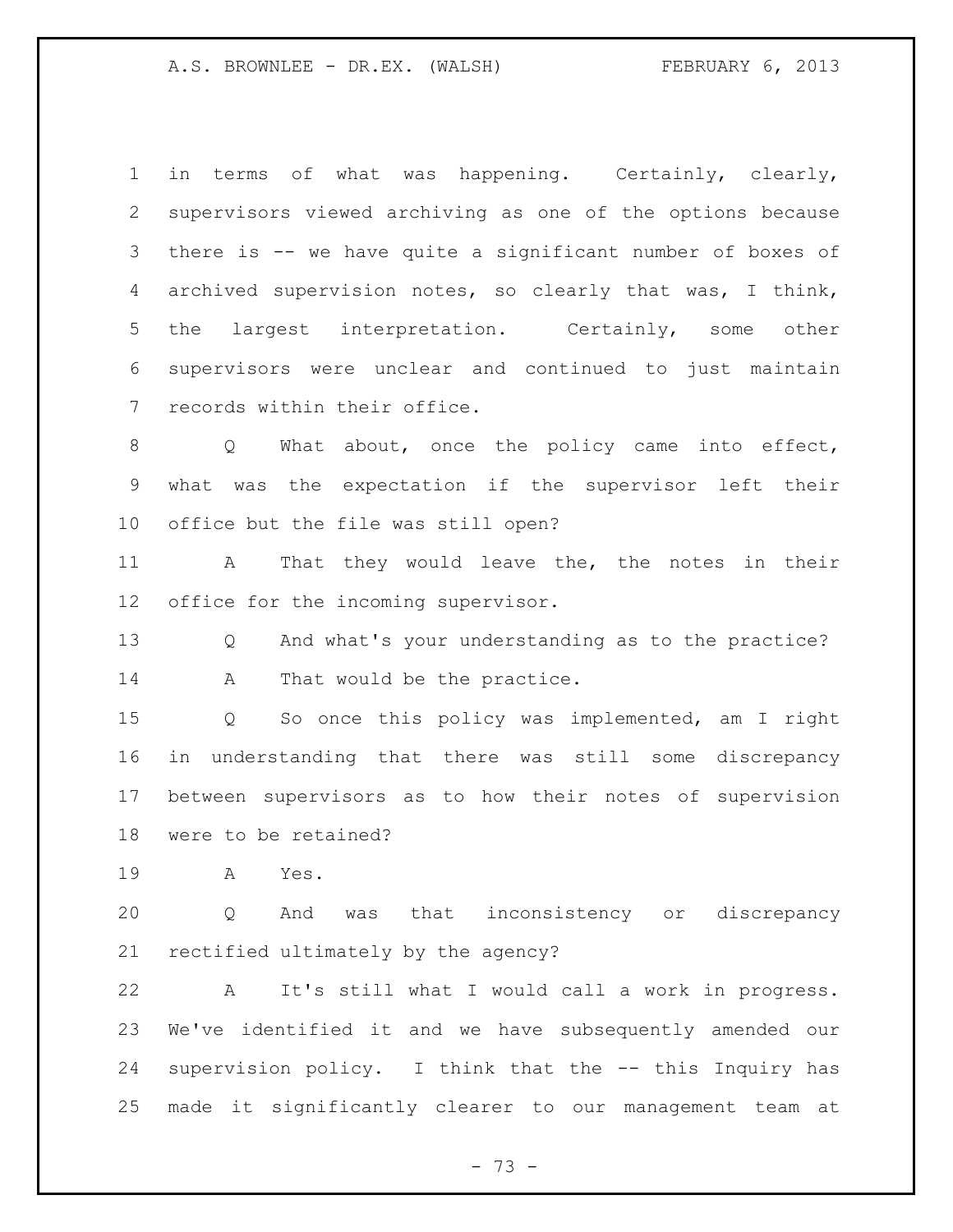in terms of what was happening. Certainly, clearly, supervisors viewed archiving as one of the options because there is -- we have quite a significant number of boxes of archived supervision notes, so clearly that was, I think, the largest interpretation. Certainly, some other supervisors were unclear and continued to just maintain records within their office.

Q What about, once the policy came into effect, what was the expectation if the supervisor left their office but the file was still open?

A That they would leave the, the notes in their office for the incoming supervisor.

Q And what's your understanding as to the practice?

A That would be the practice.

Q So once this policy was implemented, am I right in understanding that there was still some discrepancy between supervisors as to how their notes of supervision were to be retained?

A Yes.

Q And was that inconsistency or discrepancy rectified ultimately by the agency?

A It's still what I would call a work in progress. We've identified it and we have subsequently amended our supervision policy. I think that the -- this Inquiry has made it significantly clearer to our management team at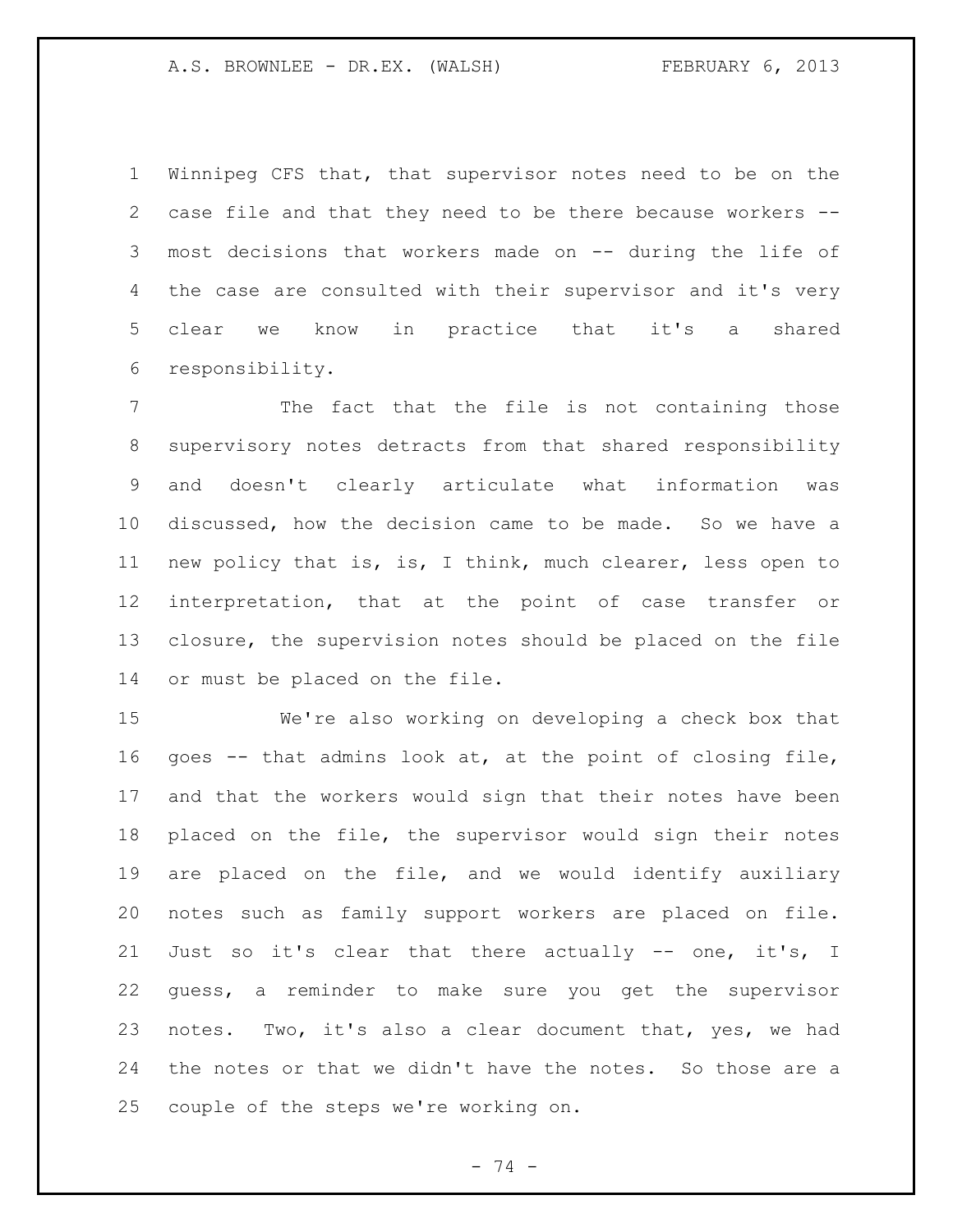Winnipeg CFS that, that supervisor notes need to be on the case file and that they need to be there because workers -- most decisions that workers made on -- during the life of the case are consulted with their supervisor and it's very clear we know in practice that it's a shared responsibility.

The fact that the file is not containing those supervisory notes detracts from that shared responsibility and doesn't clearly articulate what information was discussed, how the decision came to be made. So we have a new policy that is, is, I think, much clearer, less open to interpretation, that at the point of case transfer or closure, the supervision notes should be placed on the file or must be placed on the file.

We're also working on developing a check box that goes -- that admins look at, at the point of closing file, and that the workers would sign that their notes have been placed on the file, the supervisor would sign their notes are placed on the file, and we would identify auxiliary notes such as family support workers are placed on file. Just so it's clear that there actually -- one, it's, I guess, a reminder to make sure you get the supervisor notes. Two, it's also a clear document that, yes, we had the notes or that we didn't have the notes. So those are a couple of the steps we're working on.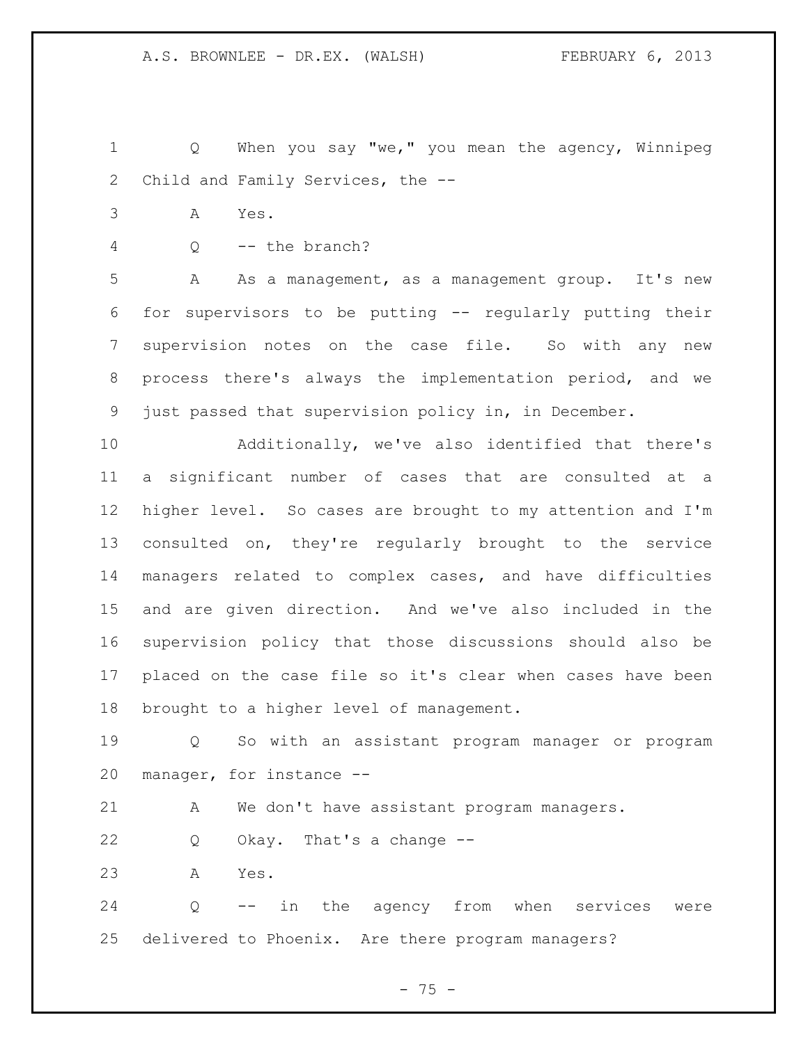Q When you say "we," you mean the agency, Winnipeg Child and Family Services, the --

A Yes.

Q -- the branch?

A As a management, as a management group. It's new for supervisors to be putting -- regularly putting their supervision notes on the case file. So with any new process there's always the implementation period, and we just passed that supervision policy in, in December.

Additionally, we've also identified that there's a significant number of cases that are consulted at a higher level. So cases are brought to my attention and I'm consulted on, they're regularly brought to the service managers related to complex cases, and have difficulties and are given direction. And we've also included in the supervision policy that those discussions should also be placed on the case file so it's clear when cases have been brought to a higher level of management.

Q So with an assistant program manager or program manager, for instance --

A We don't have assistant program managers.

Q Okay. That's a change --

A Yes.

Q -- in the agency from when services were delivered to Phoenix. Are there program managers?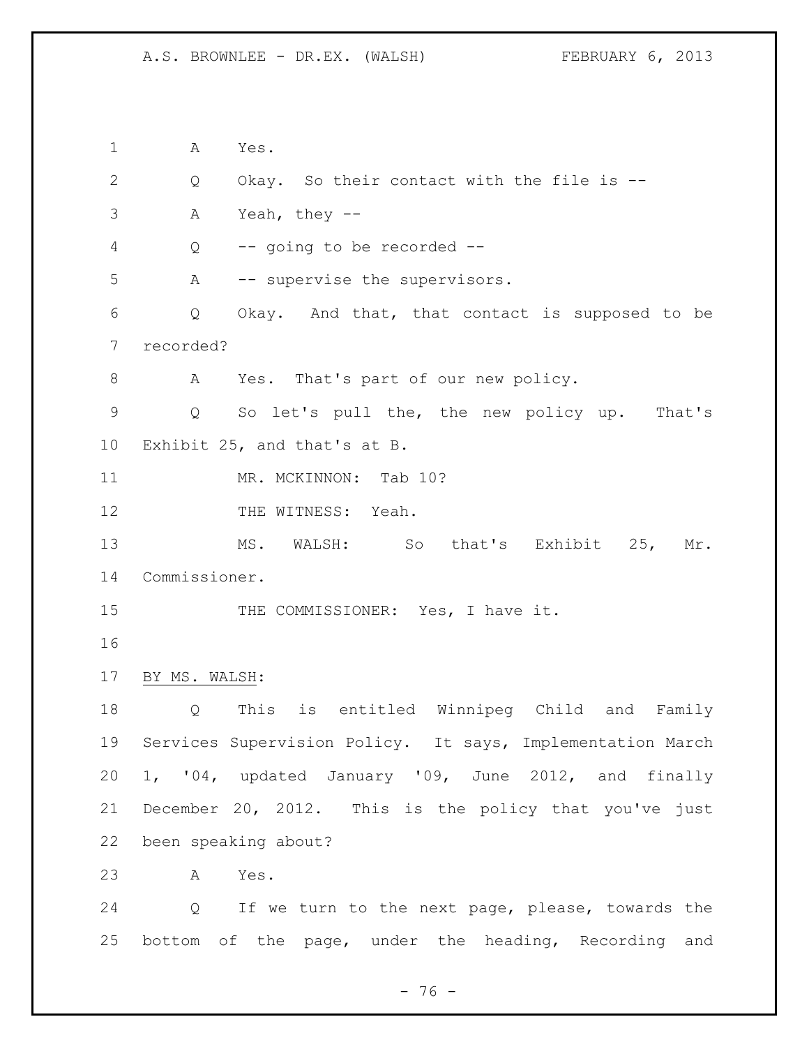A Yes.

Q Okay. So their contact with the file is --

A Yeah, they --

Q -- going to be recorded --

A -- supervise the supervisors.

Q Okay. And that, that contact is supposed to be recorded?

A Yes. That's part of our new policy.

Q So let's pull the, the new policy up. That's Exhibit 25, and that's at B.

MR. MCKINNON: Tab 10?

THE WITNESS: Yeah.

MS. WALSH: So that's Exhibit 25, Mr. Commissioner.

THE COMMISSIONER: Yes, I have it.

BY MS. WALSH:

Q This is entitled Winnipeg Child and Family Services Supervision Policy. It says, Implementation March 1, '04, updated January '09, June 2012, and finally December 20, 2012. This is the policy that you've just been speaking about?

A Yes.

Q If we turn to the next page, please, towards the bottom of the page, under the heading, Recording and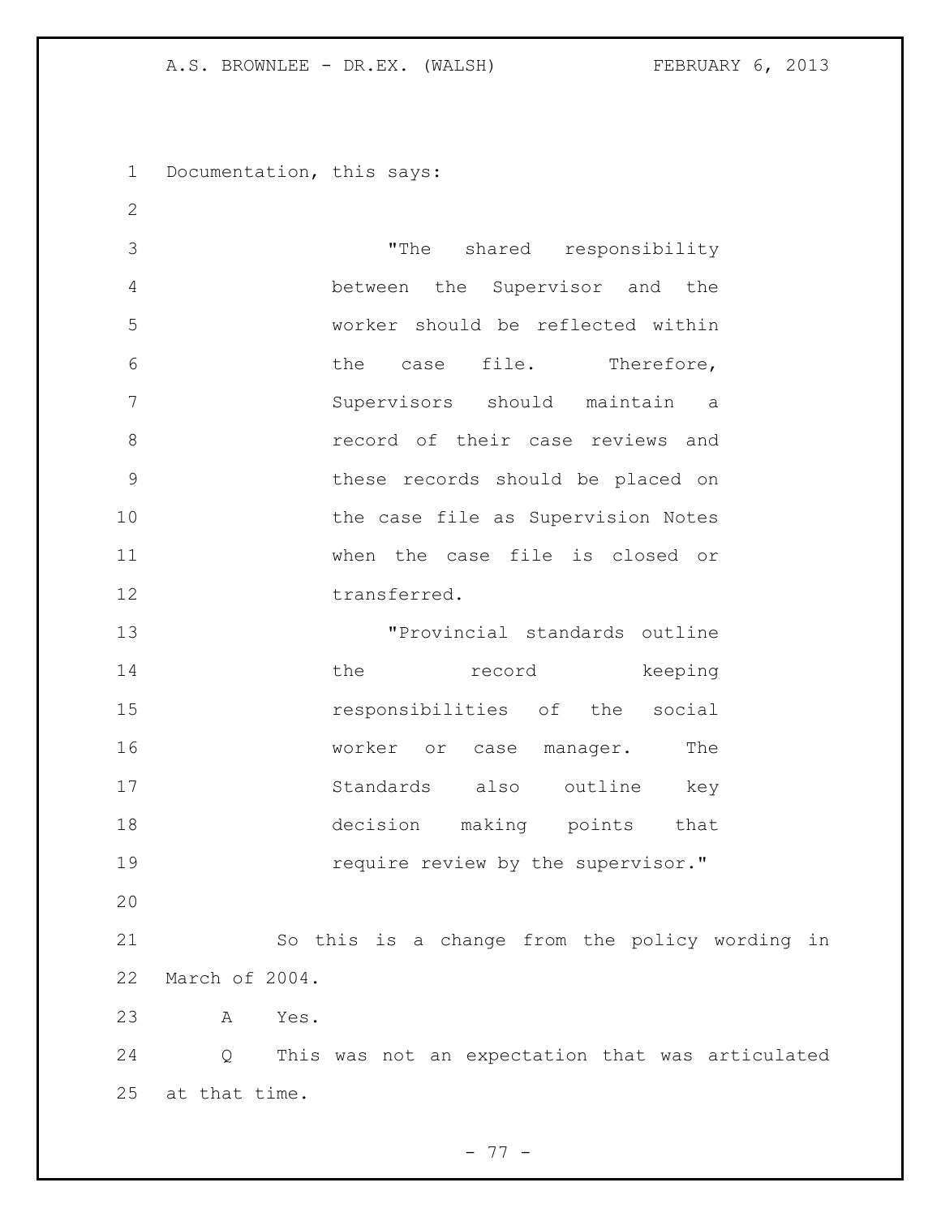Documentation, this says:

> "The shared responsibility between the Supervisor and the worker should be reflected within the case file. Therefore, Supervisors should maintain a record of their case reviews and these records should be placed on the case file as Supervision Notes when the case file is closed or transferred.
>
> "Provincial standards outline the record keeping responsibilities of the social worker or case manager. The Standards also outline key decision making points that require review by the supervisor."

So this is a change from the policy wording in March of 2004.

A Yes.

Q This was not an expectation that was articulated at that time.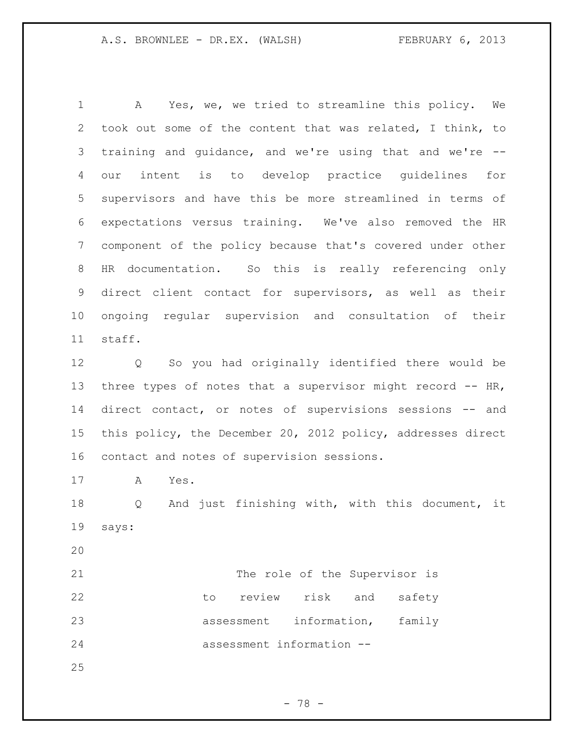A Yes, we, we tried to streamline this policy. We took out some of the content that was related, I think, to training and guidance, and we're using that and we're -- our intent is to develop practice guidelines for supervisors and have this be more streamlined in terms of expectations versus training. We've also removed the HR component of the policy because that's covered under other HR documentation. So this is really referencing only direct client contact for supervisors, as well as their ongoing regular supervision and consultation of their staff.

Q So you had originally identified there would be three types of notes that a supervisor might record -- HR, direct contact, or notes of supervisions sessions -- and this policy, the December 20, 2012 policy, addresses direct contact and notes of supervision sessions.

A Yes.

Q And just finishing with, with this document, it says:

> The role of the Supervisor is to review risk and safety assessment information, family assessment information --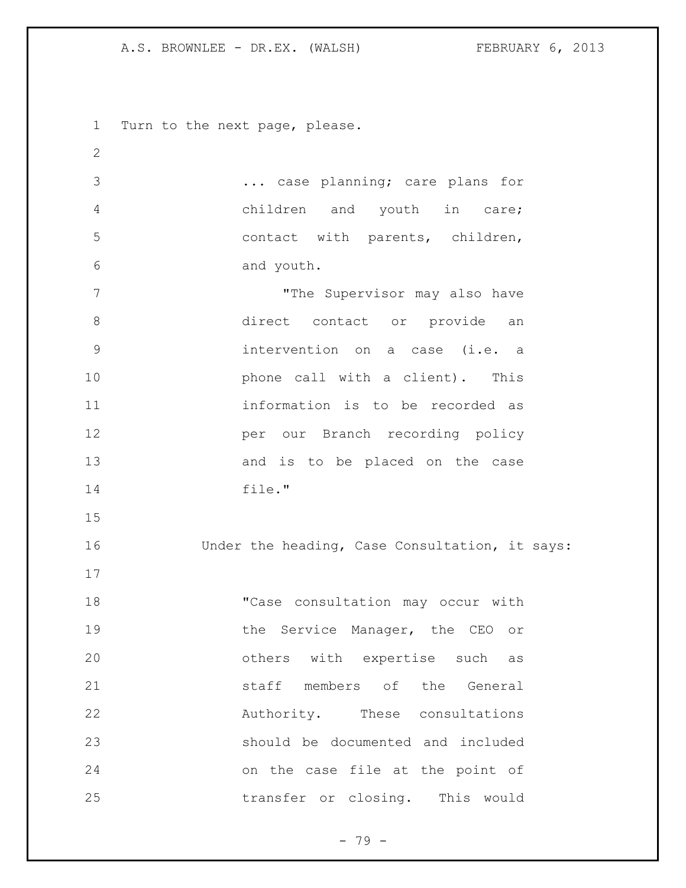Turn to the next page, please.

> ... case planning; care plans for children and youth in care; contact with parents, children, and youth.
>
> "The Supervisor may also have direct contact or provide an intervention on a case (i.e. a phone call with a client). This information is to be recorded as per our Branch recording policy and is to be placed on the case file."

Under the heading, Case Consultation, it says:

> "Case consultation may occur with the Service Manager, the CEO or others with expertise such as staff members of the General Authority. These consultations should be documented and included on the case file at the point of transfer or closing. This would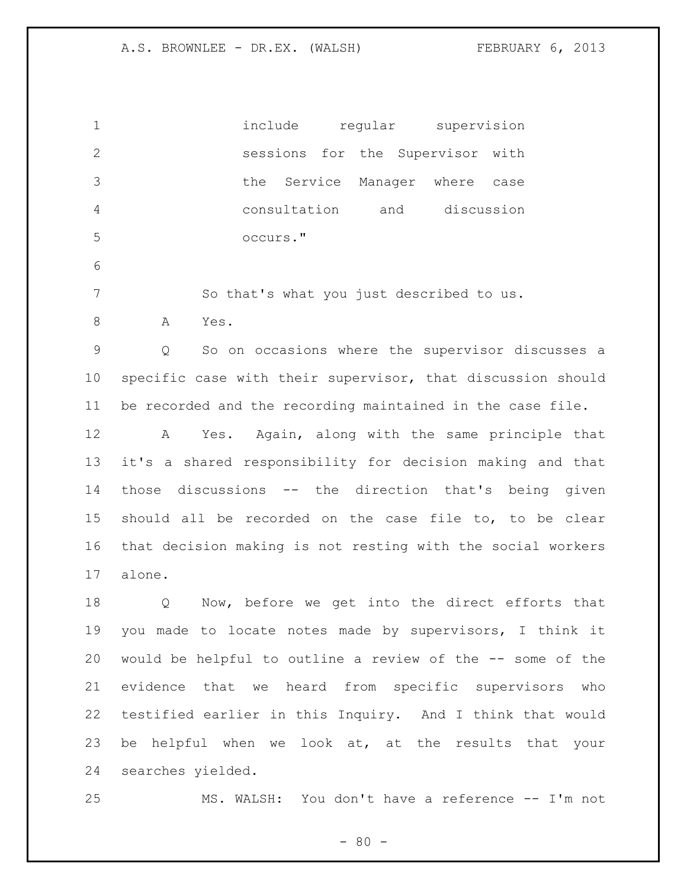include regular supervision sessions for the Supervisor with the Service Manager where case consultation and discussion occurs."

So that's what you just described to us.

A Yes.

Q So on occasions where the supervisor discusses a specific case with their supervisor, that discussion should be recorded and the recording maintained in the case file.

A Yes. Again, along with the same principle that it's a shared responsibility for decision making and that those discussions -- the direction that's being given should all be recorded on the case file to, to be clear that decision making is not resting with the social workers alone.

Q Now, before we get into the direct efforts that you made to locate notes made by supervisors, I think it would be helpful to outline a review of the -- some of the evidence that we heard from specific supervisors who testified earlier in this Inquiry. And I think that would be helpful when we look at, at the results that your searches yielded.

MS. WALSH: You don't have a reference -- I'm not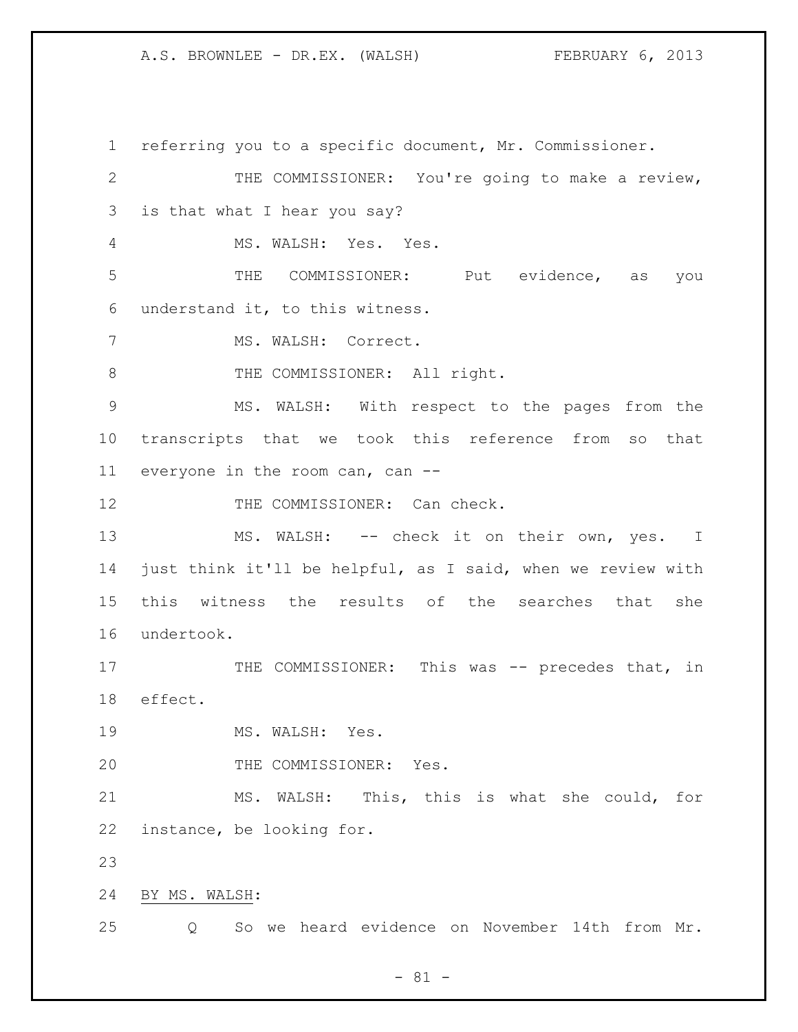referring you to a specific document, Mr. Commissioner.

THE COMMISSIONER: You're going to make a review, is that what I hear you say?

MS. WALSH: Yes. Yes.

THE COMMISSIONER: Put evidence, as you understand it, to this witness.

MS. WALSH: Correct.

THE COMMISSIONER: All right.

MS. WALSH: With respect to the pages from the transcripts that we took this reference from so that everyone in the room can, can --

THE COMMISSIONER: Can check.

MS. WALSH: -- check it on their own, yes. I just think it'll be helpful, as I said, when we review with this witness the results of the searches that she undertook.

THE COMMISSIONER: This was -- precedes that, in effect.

MS. WALSH: Yes.

THE COMMISSIONER: Yes.

MS. WALSH: This, this is what she could, for instance, be looking for.

BY MS. WALSH:

Q So we heard evidence on November 14th from Mr.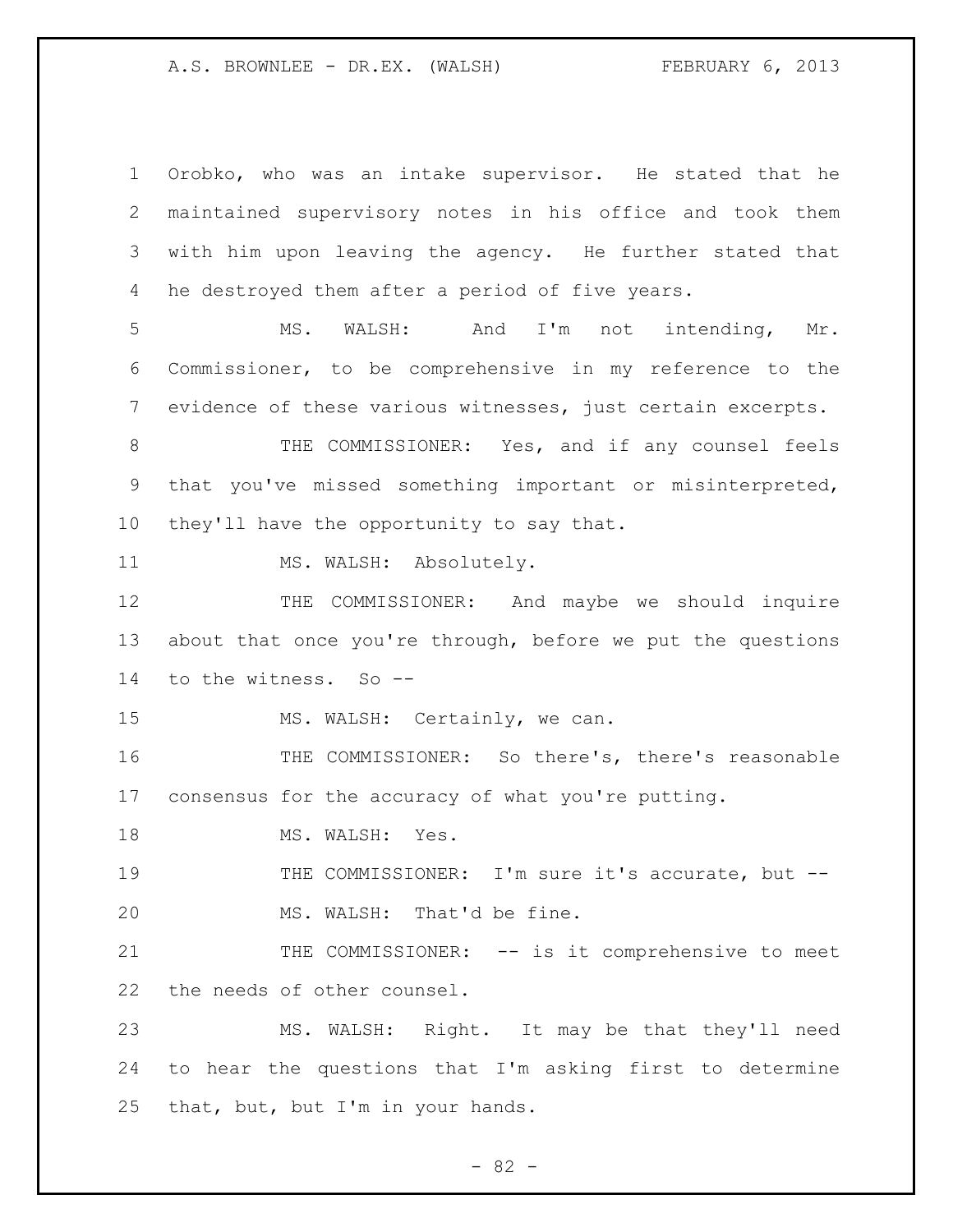Orobko, who was an intake supervisor. He stated that he maintained supervisory notes in his office and took them with him upon leaving the agency. He further stated that he destroyed them after a period of five years.

MS. WALSH: And I'm not intending, Mr. Commissioner, to be comprehensive in my reference to the evidence of these various witnesses, just certain excerpts.

THE COMMISSIONER: Yes, and if any counsel feels that you've missed something important or misinterpreted, they'll have the opportunity to say that.

MS. WALSH: Absolutely.

THE COMMISSIONER: And maybe we should inquire about that once you're through, before we put the questions to the witness. So --

MS. WALSH: Certainly, we can.

THE COMMISSIONER: So there's, there's reasonable consensus for the accuracy of what you're putting.

MS. WALSH: Yes.

THE COMMISSIONER: I'm sure it's accurate, but --

MS. WALSH: That'd be fine.

THE COMMISSIONER: -- is it comprehensive to meet the needs of other counsel.

MS. WALSH: Right. It may be that they'll need to hear the questions that I'm asking first to determine that, but, but I'm in your hands.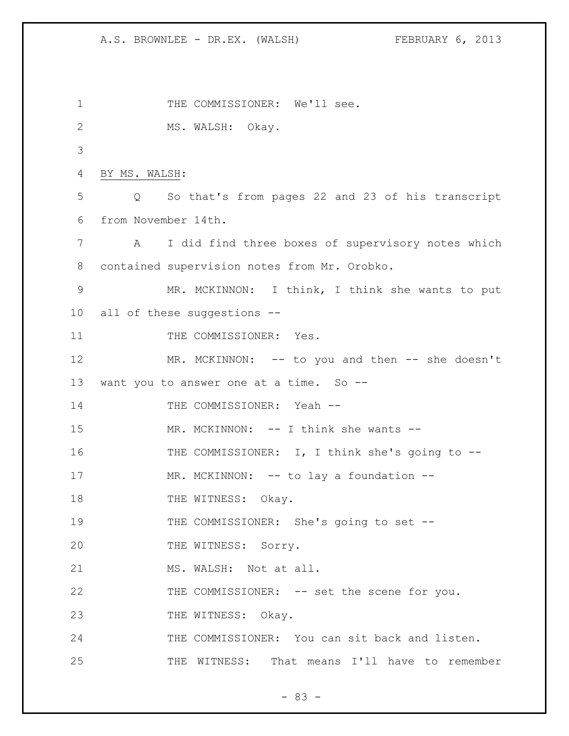THE COMMISSIONER: We'll see.

MS. WALSH: Okay.

BY MS. WALSH:

Q So that's from pages 22 and 23 of his transcript from November 14th.

A I did find three boxes of supervisory notes which contained supervision notes from Mr. Orobko.

MR. MCKINNON: I think, I think she wants to put all of these suggestions --

THE COMMISSIONER: Yes.

MR. MCKINNON: -- to you and then -- she doesn't want you to answer one at a time. So --

THE COMMISSIONER: Yeah --

MR. MCKINNON: -- I think she wants --

THE COMMISSIONER: I, I think she's going to --

MR. MCKINNON: -- to lay a foundation --

THE WITNESS: Okay.

THE COMMISSIONER: She's going to set --

THE WITNESS: Sorry.

MS. WALSH: Not at all.

THE COMMISSIONER: -- set the scene for you.

THE WITNESS: Okay.

THE COMMISSIONER: You can sit back and listen.

THE WITNESS: That means I'll have to remember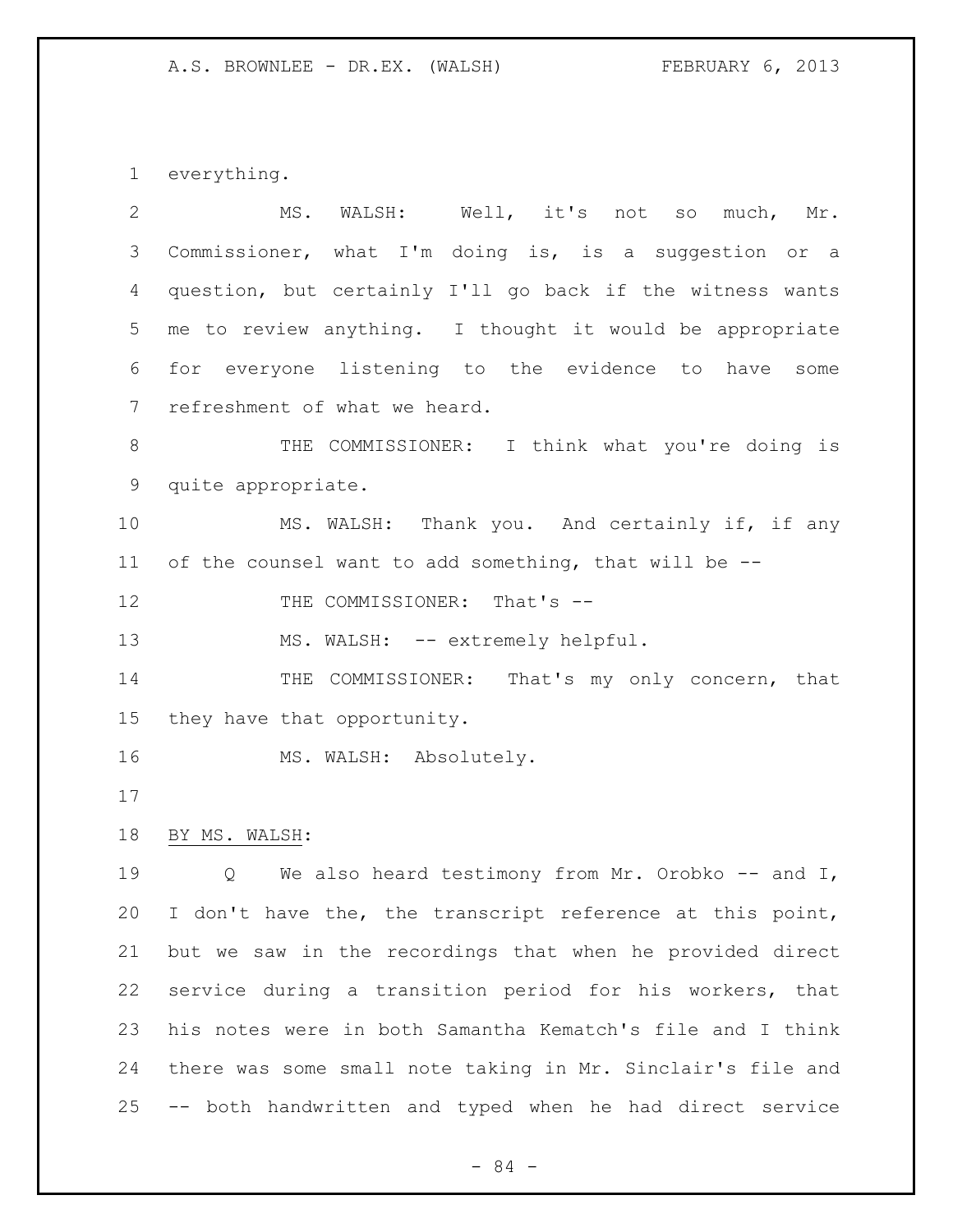everything.

MS. WALSH: Well, it's not so much, Mr. Commissioner, what I'm doing is, is a suggestion or a question, but certainly I'll go back if the witness wants me to review anything. I thought it would be appropriate for everyone listening to the evidence to have some refreshment of what we heard.

THE COMMISSIONER: I think what you're doing is quite appropriate.

MS. WALSH: Thank you. And certainly if, if any of the counsel want to add something, that will be --

THE COMMISSIONER: That's --

MS. WALSH: -- extremely helpful.

THE COMMISSIONER: That's my only concern, that they have that opportunity.

MS. WALSH: Absolutely.

BY MS. WALSH:

Q We also heard testimony from Mr. Orobko -- and I, I don't have the, the transcript reference at this point, but we saw in the recordings that when he provided direct service during a transition period for his workers, that his notes were in both Samantha Kematch's file and I think there was some small note taking in Mr. Sinclair's file and -- both handwritten and typed when he had direct service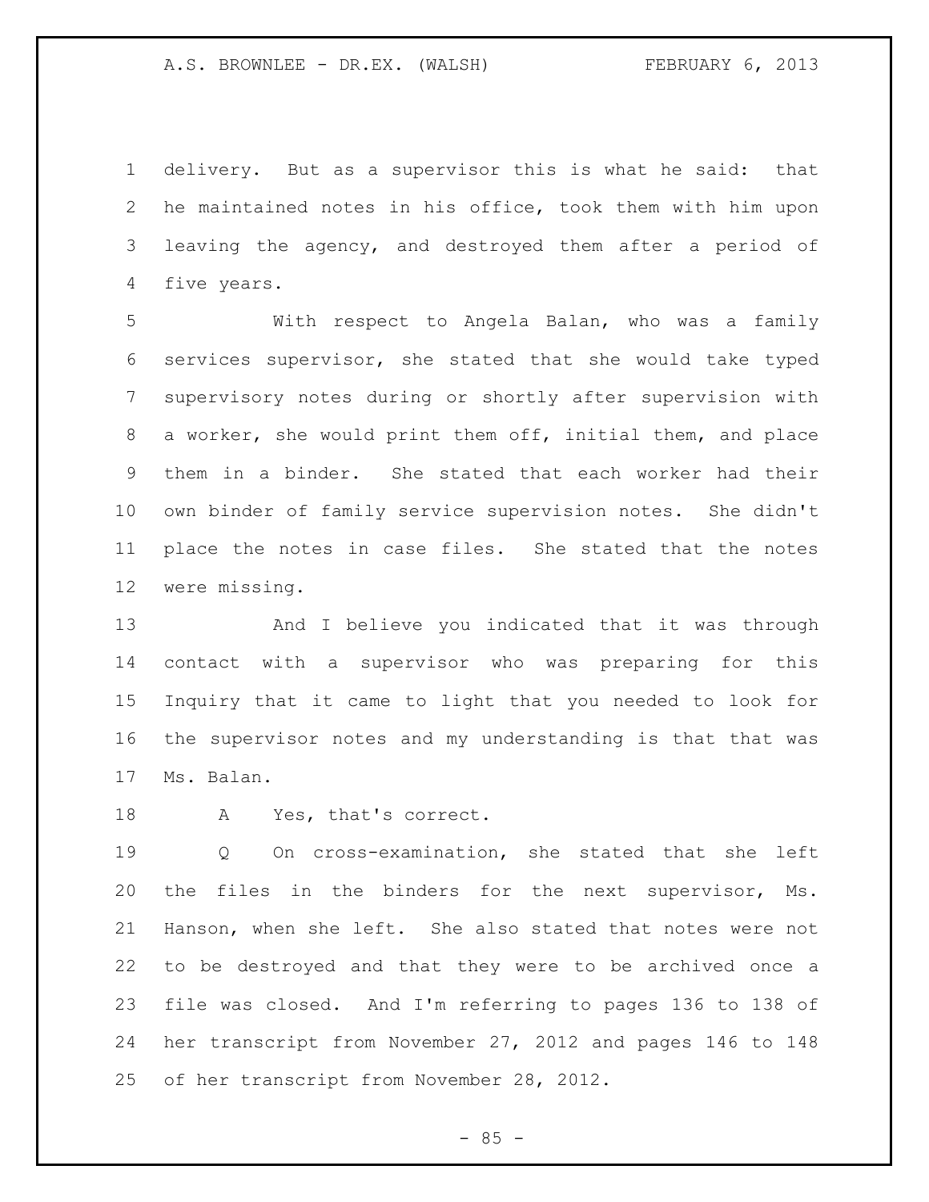delivery. But as a supervisor this is what he said: that he maintained notes in his office, took them with him upon leaving the agency, and destroyed them after a period of five years.

With respect to Angela Balan, who was a family services supervisor, she stated that she would take typed supervisory notes during or shortly after supervision with a worker, she would print them off, initial them, and place them in a binder. She stated that each worker had their own binder of family service supervision notes. She didn't place the notes in case files. She stated that the notes were missing.

And I believe you indicated that it was through contact with a supervisor who was preparing for this Inquiry that it came to light that you needed to look for the supervisor notes and my understanding is that that was Ms. Balan.

A Yes, that's correct.

Q On cross-examination, she stated that she left the files in the binders for the next supervisor, Ms. Hanson, when she left. She also stated that notes were not to be destroyed and that they were to be archived once a file was closed. And I'm referring to pages 136 to 138 of her transcript from November 27, 2012 and pages 146 to 148 of her transcript from November 28, 2012.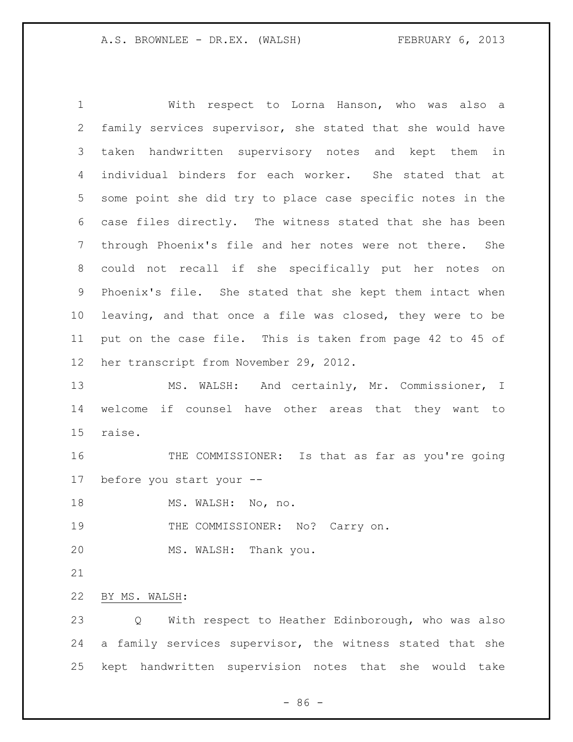With respect to Lorna Hanson, who was also a family services supervisor, she stated that she would have taken handwritten supervisory notes and kept them in individual binders for each worker. She stated that at some point she did try to place case specific notes in the case files directly. The witness stated that she has been through Phoenix's file and her notes were not there. She could not recall if she specifically put her notes on Phoenix's file. She stated that she kept them intact when leaving, and that once a file was closed, they were to be put on the case file. This is taken from page 42 to 45 of her transcript from November 29, 2012.

MS. WALSH: And certainly, Mr. Commissioner, I welcome if counsel have other areas that they want to raise.

THE COMMISSIONER: Is that as far as you're going before you start your --

MS. WALSH: No, no.

THE COMMISSIONER: No? Carry on.

MS. WALSH: Thank you.

BY MS. WALSH:

Q With respect to Heather Edinborough, who was also a family services supervisor, the witness stated that she kept handwritten supervision notes that she would take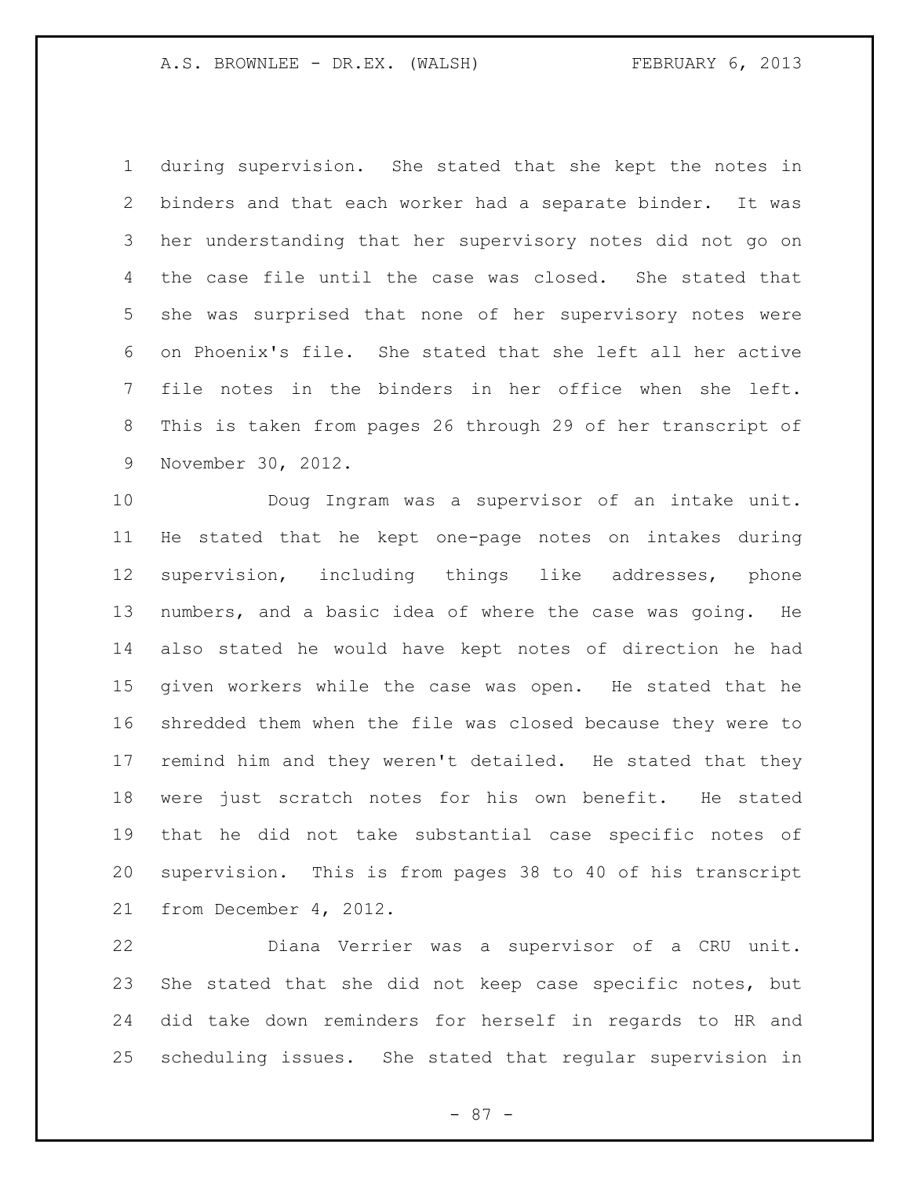during supervision. She stated that she kept the notes in binders and that each worker had a separate binder. It was her understanding that her supervisory notes did not go on the case file until the case was closed. She stated that she was surprised that none of her supervisory notes were on Phoenix's file. She stated that she left all her active file notes in the binders in her office when she left. This is taken from pages 26 through 29 of her transcript of November 30, 2012.

Doug Ingram was a supervisor of an intake unit. He stated that he kept one-page notes on intakes during supervision, including things like addresses, phone numbers, and a basic idea of where the case was going. He also stated he would have kept notes of direction he had given workers while the case was open. He stated that he shredded them when the file was closed because they were to remind him and they weren't detailed. He stated that they were just scratch notes for his own benefit. He stated that he did not take substantial case specific notes of supervision. This is from pages 38 to 40 of his transcript from December 4, 2012.

Diana Verrier was a supervisor of a CRU unit. She stated that she did not keep case specific notes, but did take down reminders for herself in regards to HR and scheduling issues. She stated that regular supervision in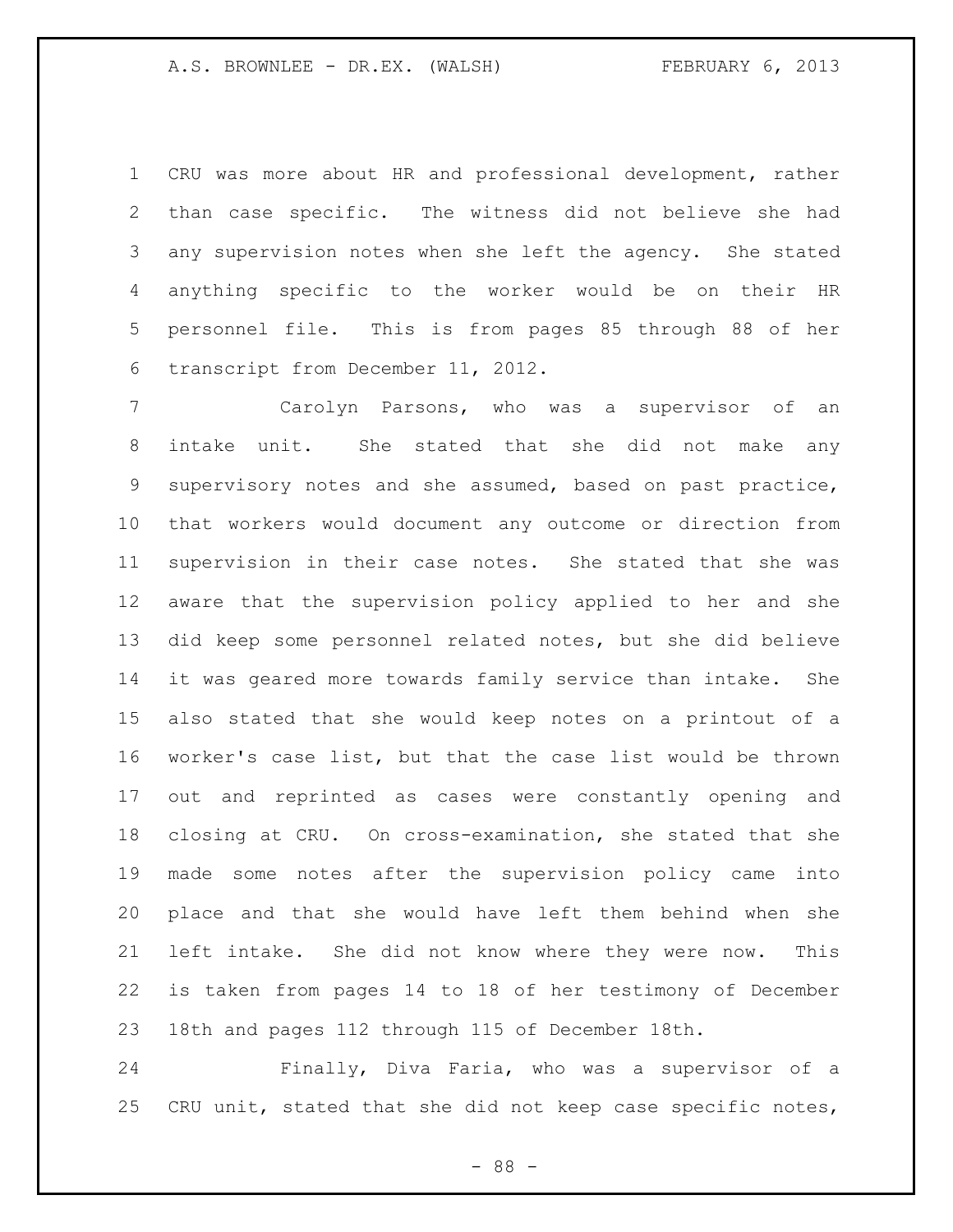CRU was more about HR and professional development, rather than case specific. The witness did not believe she had any supervision notes when she left the agency. She stated anything specific to the worker would be on their HR personnel file. This is from pages 85 through 88 of her transcript from December 11, 2012.

Carolyn Parsons, who was a supervisor of an intake unit. She stated that she did not make any supervisory notes and she assumed, based on past practice, that workers would document any outcome or direction from supervision in their case notes. She stated that she was aware that the supervision policy applied to her and she did keep some personnel related notes, but she did believe it was geared more towards family service than intake. She also stated that she would keep notes on a printout of a worker's case list, but that the case list would be thrown out and reprinted as cases were constantly opening and closing at CRU. On cross-examination, she stated that she made some notes after the supervision policy came into place and that she would have left them behind when she left intake. She did not know where they were now. This is taken from pages 14 to 18 of her testimony of December 18th and pages 112 through 115 of December 18th.

Finally, Diva Faria, who was a supervisor of a CRU unit, stated that she did not keep case specific notes,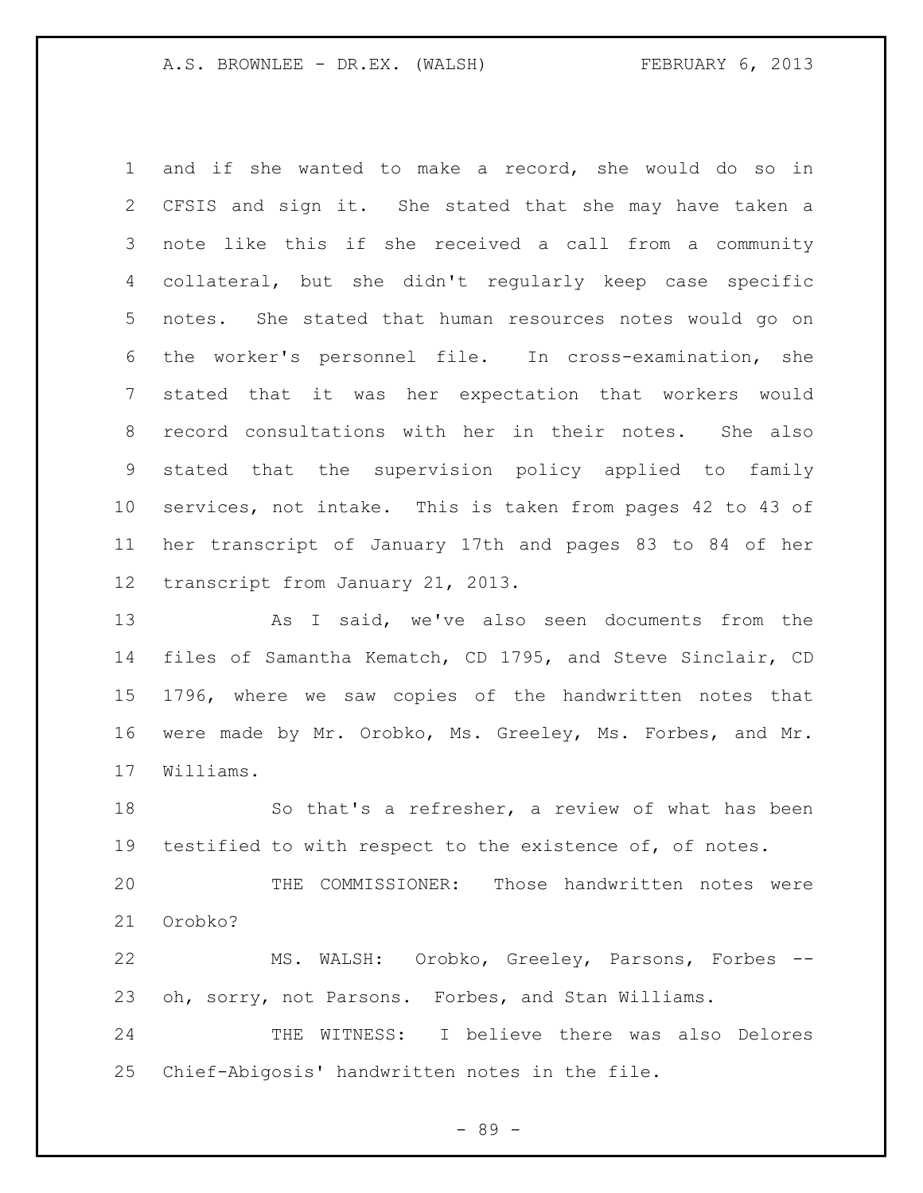and if she wanted to make a record, she would do so in CFSIS and sign it. She stated that she may have taken a note like this if she received a call from a community collateral, but she didn't regularly keep case specific notes. She stated that human resources notes would go on the worker's personnel file. In cross-examination, she stated that it was her expectation that workers would record consultations with her in their notes. She also stated that the supervision policy applied to family services, not intake. This is taken from pages 42 to 43 of her transcript of January 17th and pages 83 to 84 of her transcript from January 21, 2013.

As I said, we've also seen documents from the files of Samantha Kematch, CD 1795, and Steve Sinclair, CD 1796, where we saw copies of the handwritten notes that were made by Mr. Orobko, Ms. Greeley, Ms. Forbes, and Mr. Williams.

So that's a refresher, a review of what has been testified to with respect to the existence of, of notes.

THE COMMISSIONER: Those handwritten notes were Orobko?

MS. WALSH: Orobko, Greeley, Parsons, Forbes -- oh, sorry, not Parsons. Forbes, and Stan Williams.

THE WITNESS: I believe there was also Delores Chief-Abigosis' handwritten notes in the file.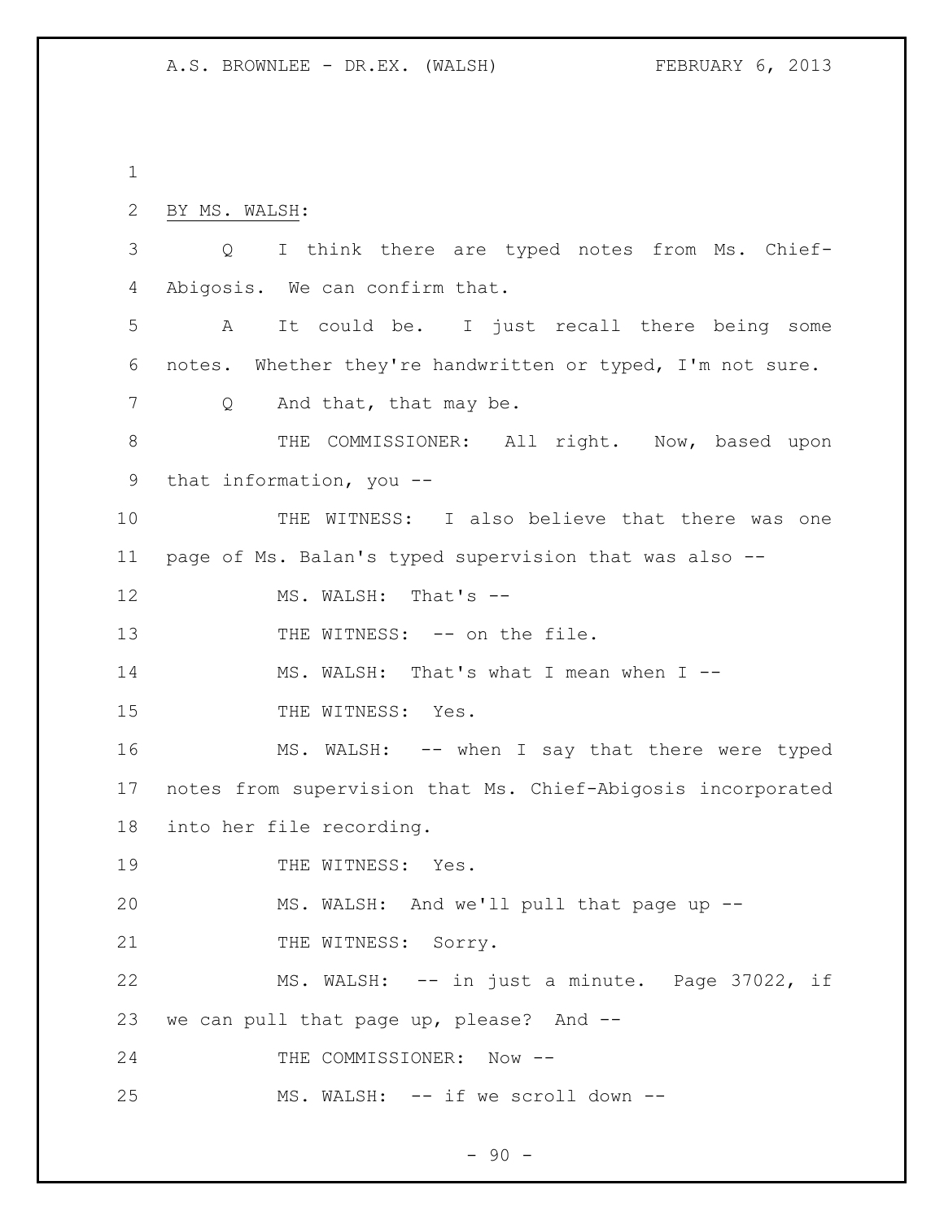BY MS. WALSH:

Q I think there are typed notes from Ms. Chief-Abigosis. We can confirm that.

A It could be. I just recall there being some notes. Whether they're handwritten or typed, I'm not sure.

Q And that, that may be.

THE COMMISSIONER: All right. Now, based upon that information, you --

THE WITNESS: I also believe that there was one page of Ms. Balan's typed supervision that was also --

MS. WALSH: That's --

THE WITNESS: -- on the file.

MS. WALSH: That's what I mean when I --

THE WITNESS: Yes.

MS. WALSH: -- when I say that there were typed notes from supervision that Ms. Chief-Abigosis incorporated into her file recording.

THE WITNESS: Yes.

MS. WALSH: And we'll pull that page up --

THE WITNESS: Sorry.

MS. WALSH: -- in just a minute. Page 37022, if we can pull that page up, please? And --

THE COMMISSIONER: Now --

MS. WALSH: -- if we scroll down --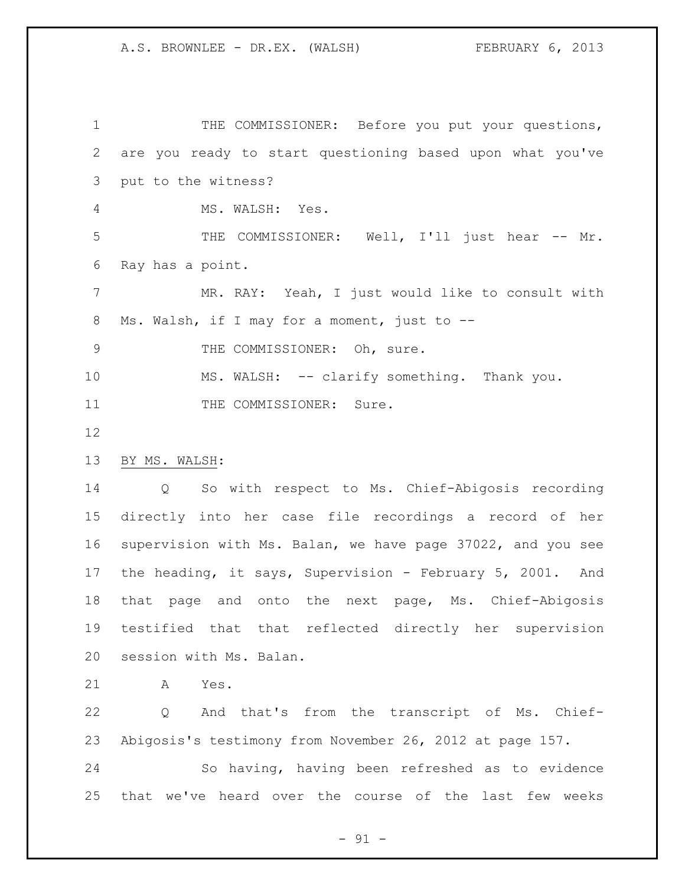THE COMMISSIONER: Before you put your questions, are you ready to start questioning based upon what you've put to the witness?

MS. WALSH: Yes.

THE COMMISSIONER: Well, I'll just hear -- Mr. Ray has a point.

MR. RAY: Yeah, I just would like to consult with Ms. Walsh, if I may for a moment, just to --

THE COMMISSIONER: Oh, sure.

MS. WALSH: -- clarify something. Thank you.

THE COMMISSIONER: Sure.

BY MS. WALSH:

Q So with respect to Ms. Chief-Abigosis recording directly into her case file recordings a record of her supervision with Ms. Balan, we have page 37022, and you see the heading, it says, Supervision - February 5, 2001. And that page and onto the next page, Ms. Chief-Abigosis testified that that reflected directly her supervision session with Ms. Balan.

A Yes.

Q And that's from the transcript of Ms. Chief-Abigosis's testimony from November 26, 2012 at page 157.

So having, having been refreshed as to evidence that we've heard over the course of the last few weeks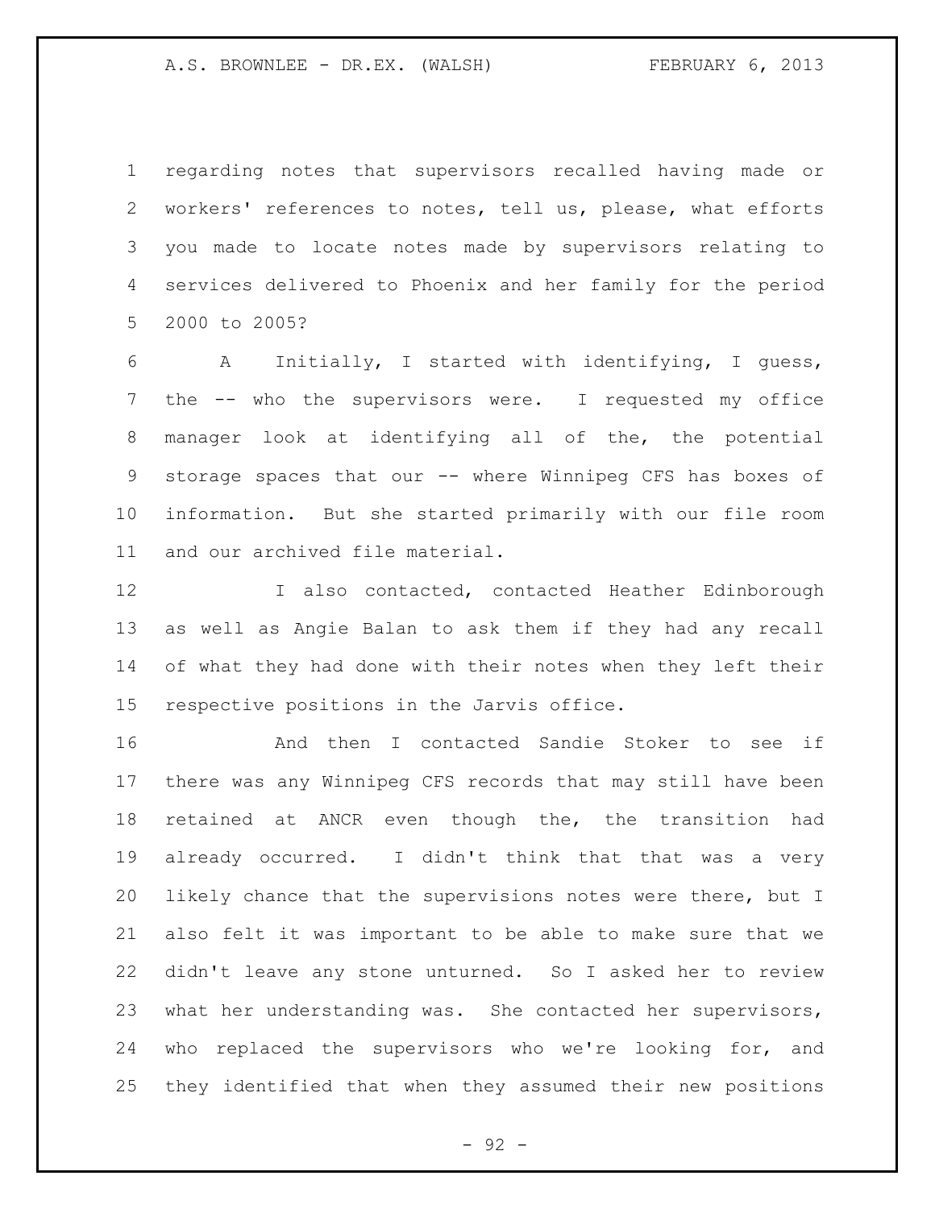regarding notes that supervisors recalled having made or workers' references to notes, tell us, please, what efforts you made to locate notes made by supervisors relating to services delivered to Phoenix and her family for the period 2000 to 2005?

A Initially, I started with identifying, I guess, the -- who the supervisors were. I requested my office manager look at identifying all of the, the potential storage spaces that our -- where Winnipeg CFS has boxes of information. But she started primarily with our file room and our archived file material.

I also contacted, contacted Heather Edinborough as well as Angie Balan to ask them if they had any recall of what they had done with their notes when they left their respective positions in the Jarvis office.

And then I contacted Sandie Stoker to see if there was any Winnipeg CFS records that may still have been retained at ANCR even though the, the transition had already occurred. I didn't think that that was a very likely chance that the supervisions notes were there, but I also felt it was important to be able to make sure that we didn't leave any stone unturned. So I asked her to review what her understanding was. She contacted her supervisors, who replaced the supervisors who we're looking for, and they identified that when they assumed their new positions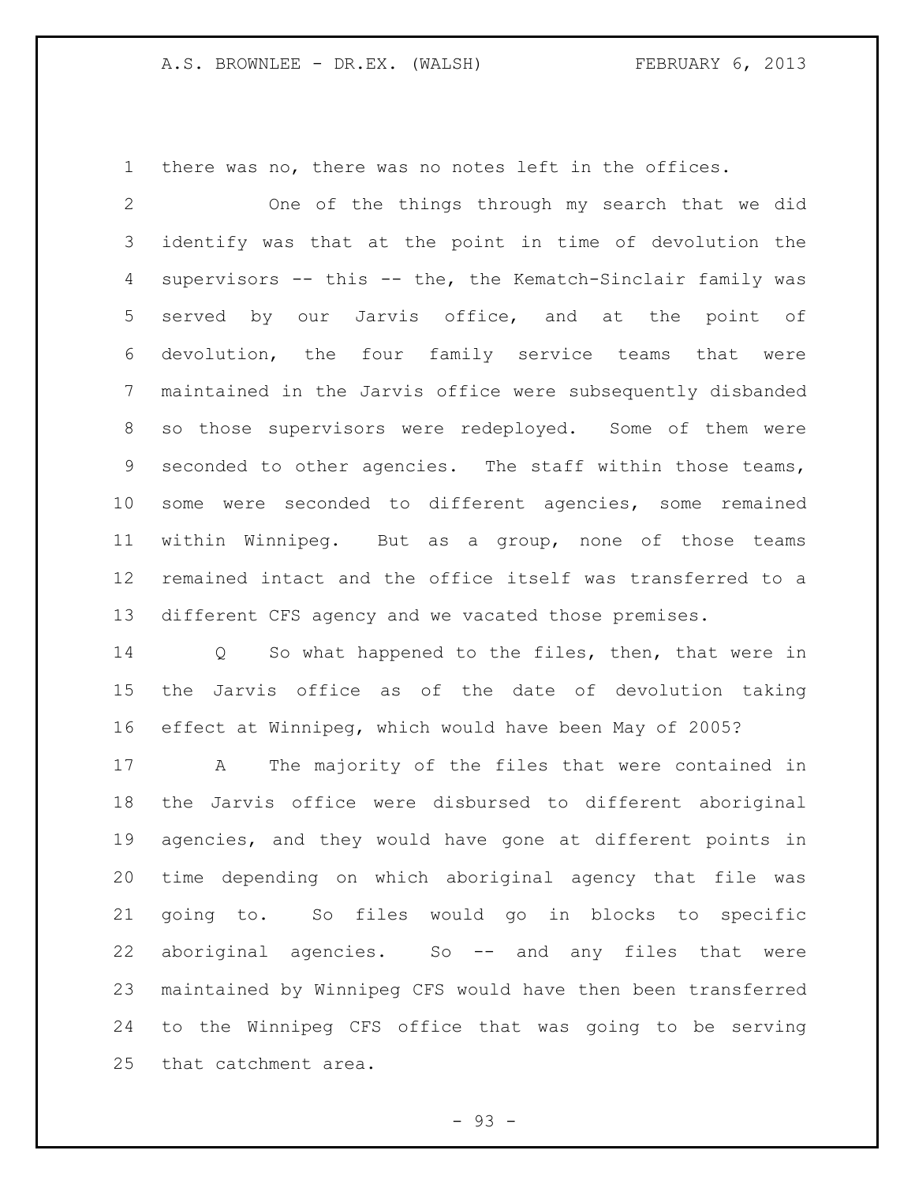there was no, there was no notes left in the offices.

One of the things through my search that we did identify was that at the point in time of devolution the supervisors -- this -- the, the Kematch-Sinclair family was served by our Jarvis office, and at the point of devolution, the four family service teams that were maintained in the Jarvis office were subsequently disbanded so those supervisors were redeployed. Some of them were seconded to other agencies. The staff within those teams, some were seconded to different agencies, some remained within Winnipeg. But as a group, none of those teams remained intact and the office itself was transferred to a different CFS agency and we vacated those premises.

Q So what happened to the files, then, that were in the Jarvis office as of the date of devolution taking effect at Winnipeg, which would have been May of 2005?

A The majority of the files that were contained in the Jarvis office were disbursed to different aboriginal agencies, and they would have gone at different points in time depending on which aboriginal agency that file was going to. So files would go in blocks to specific aboriginal agencies. So -- and any files that were maintained by Winnipeg CFS would have then been transferred to the Winnipeg CFS office that was going to be serving that catchment area.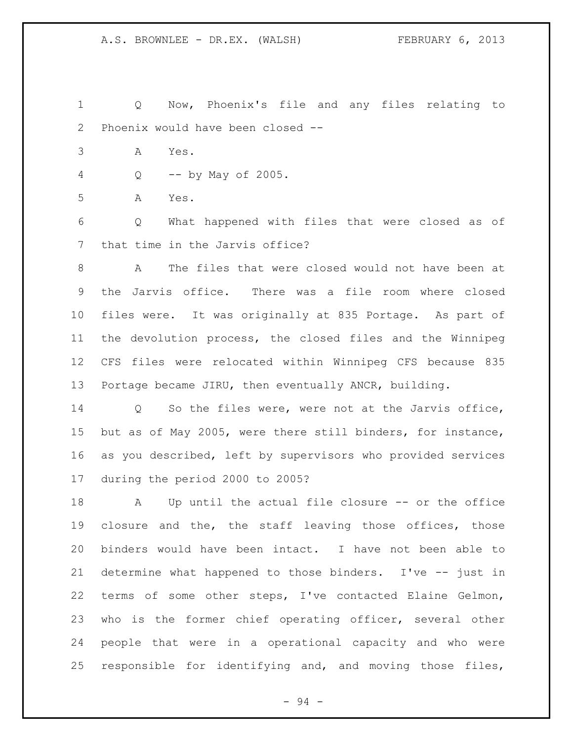Q Now, Phoenix's file and any files relating to Phoenix would have been closed --

A Yes.

Q -- by May of 2005.

A Yes.

Q What happened with files that were closed as of that time in the Jarvis office?

A The files that were closed would not have been at the Jarvis office. There was a file room where closed files were. It was originally at 835 Portage. As part of the devolution process, the closed files and the Winnipeg CFS files were relocated within Winnipeg CFS because 835 Portage became JIRU, then eventually ANCR, building.

Q So the files were, were not at the Jarvis office, but as of May 2005, were there still binders, for instance, as you described, left by supervisors who provided services during the period 2000 to 2005?

A Up until the actual file closure -- or the office closure and the, the staff leaving those offices, those binders would have been intact. I have not been able to determine what happened to those binders. I've -- just in terms of some other steps, I've contacted Elaine Gelmon, who is the former chief operating officer, several other people that were in a operational capacity and who were responsible for identifying and, and moving those files,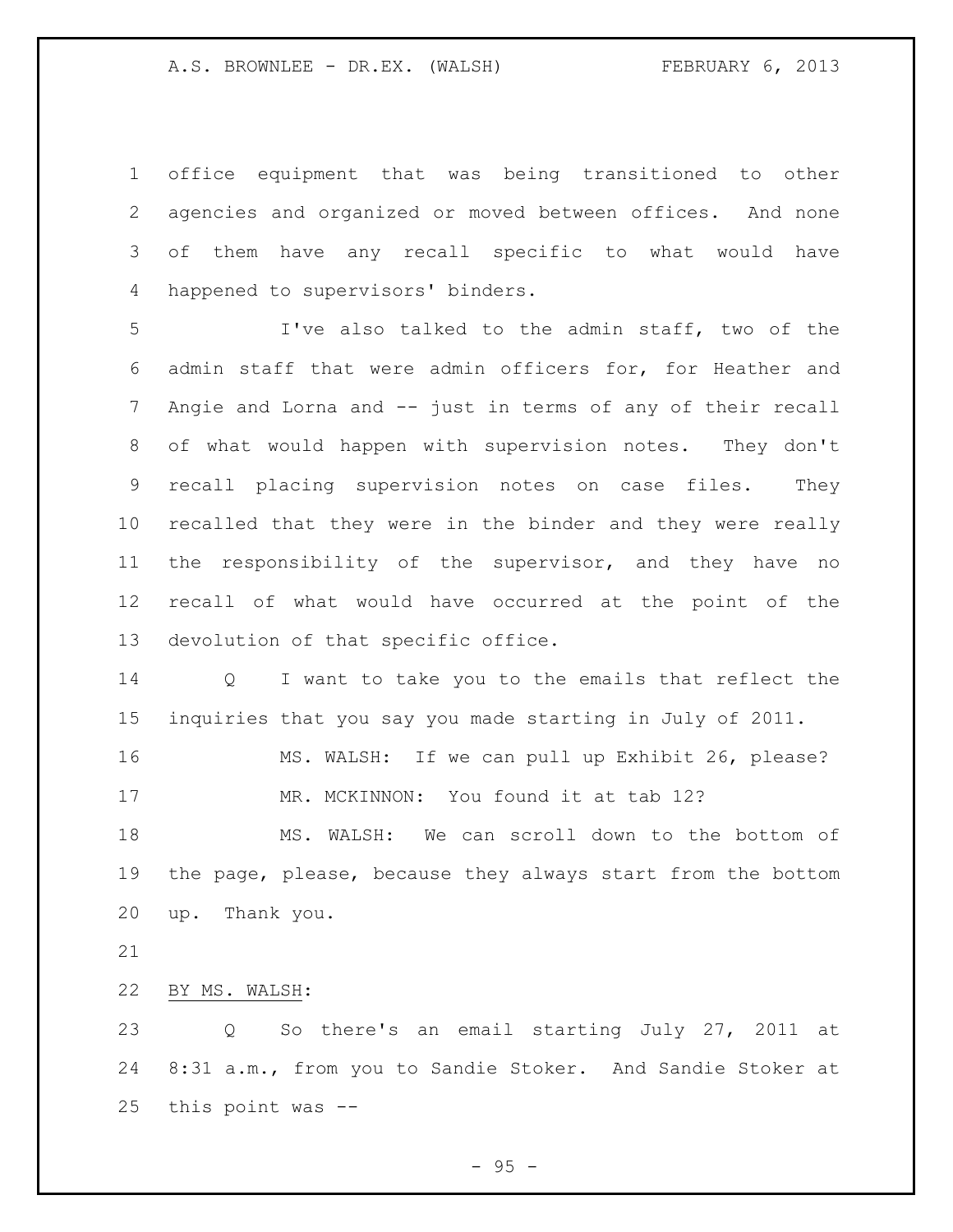office equipment that was being transitioned to other agencies and organized or moved between offices. And none of them have any recall specific to what would have happened to supervisors' binders.

I've also talked to the admin staff, two of the admin staff that were admin officers for, for Heather and Angie and Lorna and -- just in terms of any of their recall of what would happen with supervision notes. They don't recall placing supervision notes on case files. They recalled that they were in the binder and they were really the responsibility of the supervisor, and they have no recall of what would have occurred at the point of the devolution of that specific office.

Q I want to take you to the emails that reflect the inquiries that you say you made starting in July of 2011.

MS. WALSH: If we can pull up Exhibit 26, please?

MR. MCKINNON: You found it at tab 12?

MS. WALSH: We can scroll down to the bottom of the page, please, because they always start from the bottom up. Thank you.

BY MS. WALSH:

Q So there's an email starting July 27, 2011 at 8:31 a.m., from you to Sandie Stoker. And Sandie Stoker at this point was --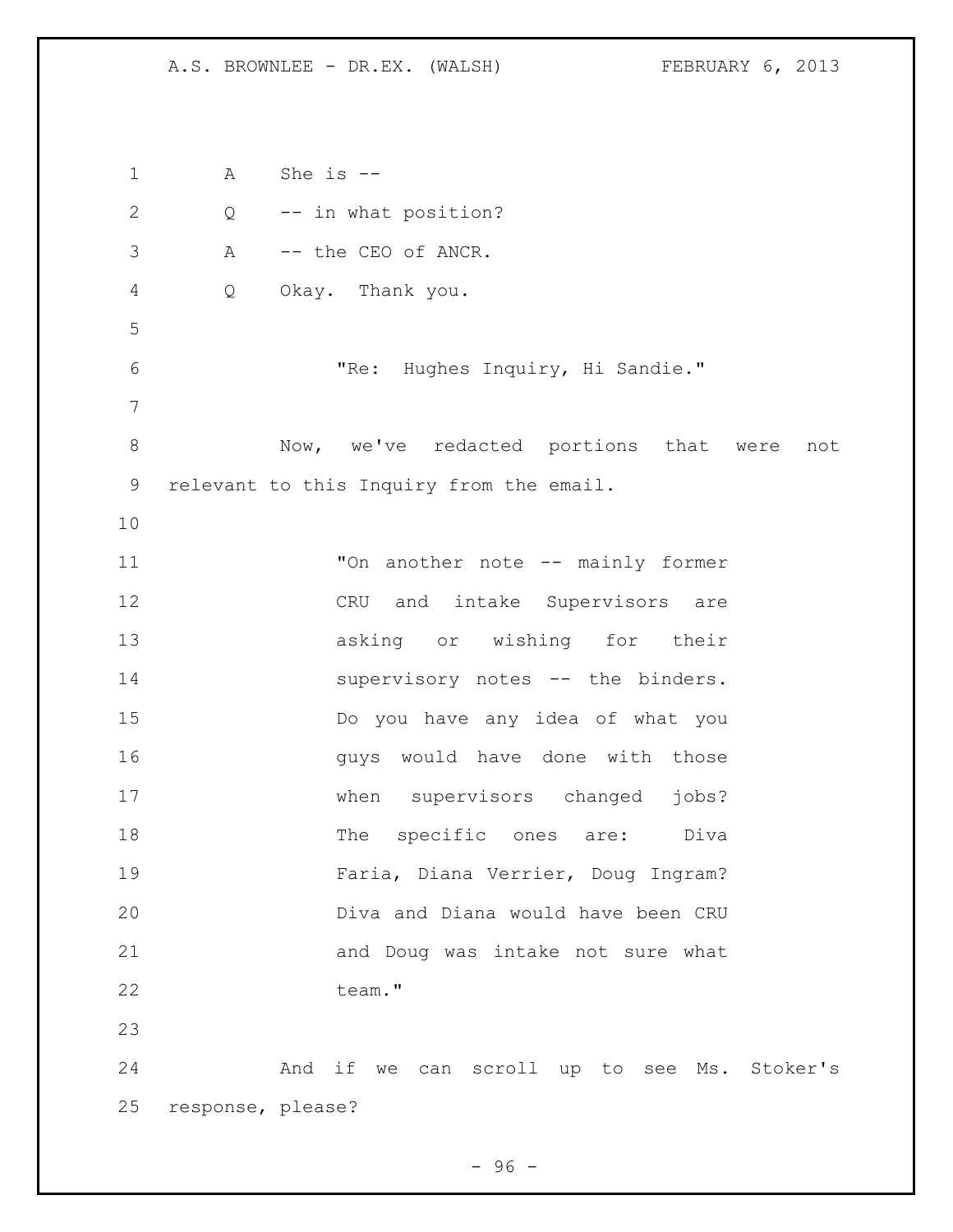A She is --

Q -- in what position?

A -- the CEO of ANCR.

Q Okay. Thank you.

> "Re: Hughes Inquiry, Hi Sandie."

Now, we've redacted portions that were not relevant to this Inquiry from the email.

> "On another note -- mainly former CRU and intake Supervisors are asking or wishing for their supervisory notes -- the binders. Do you have any idea of what you guys would have done with those when supervisors changed jobs? The specific ones are: Diva Faria, Diana Verrier, Doug Ingram? Diva and Diana would have been CRU and Doug was intake not sure what team."

And if we can scroll up to see Ms. Stoker's response, please?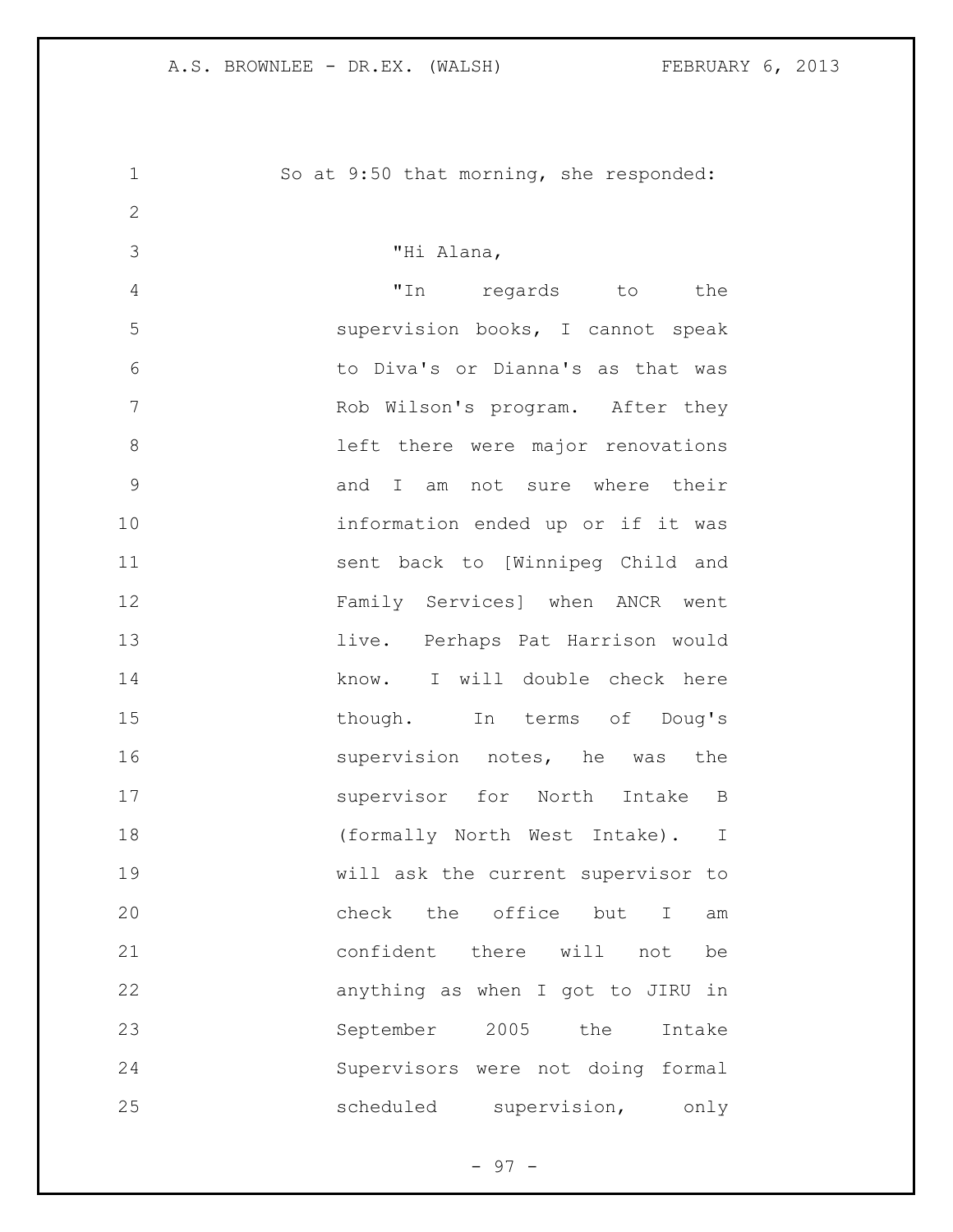So at 9:50 that morning, she responded:

> "Hi Alana,
>
> "In regards to the supervision books, I cannot speak to Diva's or Dianna's as that was Rob Wilson's program. After they left there were major renovations and I am not sure where their information ended up or if it was sent back to [Winnipeg Child and Family Services] when ANCR went live. Perhaps Pat Harrison would know. I will double check here though. In terms of Doug's supervision notes, he was the supervisor for North Intake B (formally North West Intake). I will ask the current supervisor to check the office but I am confident there will not be anything as when I got to JIRU in September 2005 the Intake Supervisors were not doing formal scheduled supervision, only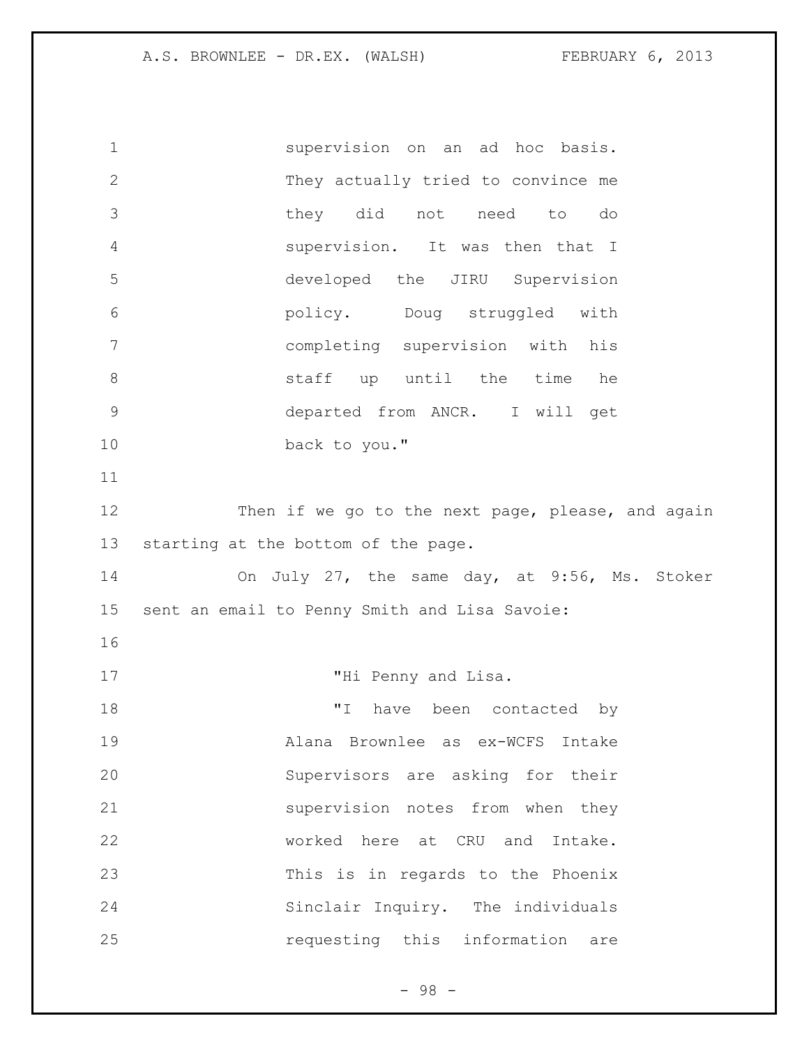supervision on an ad hoc basis. They actually tried to convince me they did not need to do supervision. It was then that I developed the JIRU Supervision policy. Doug struggled with completing supervision with his staff up until the time he departed from ANCR. I will get back to you."

Then if we go to the next page, please, and again starting at the bottom of the page.

On July 27, the same day, at 9:56, Ms. Stoker sent an email to Penny Smith and Lisa Savoie:

> "Hi Penny and Lisa.
>
> "I have been contacted by Alana Brownlee as ex-WCFS Intake Supervisors are asking for their supervision notes from when they worked here at CRU and Intake. This is in regards to the Phoenix Sinclair Inquiry. The individuals requesting this information are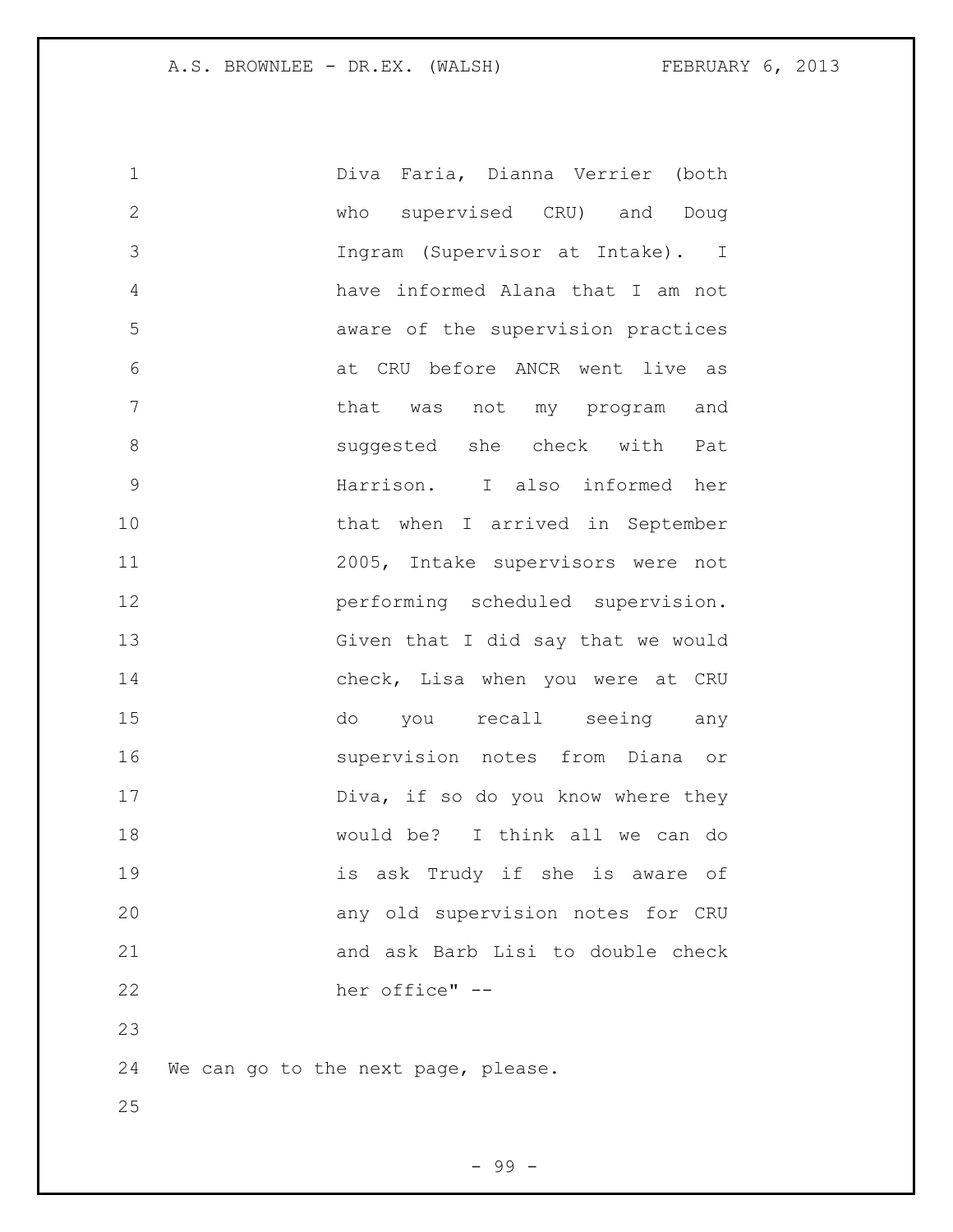Diva Faria, Dianna Verrier (both who supervised CRU) and Doug Ingram (Supervisor at Intake). I have informed Alana that I am not aware of the supervision practices at CRU before ANCR went live as that was not my program and suggested she check with Pat Harrison. I also informed her that when I arrived in September 2005, Intake supervisors were not performing scheduled supervision. Given that I did say that we would check, Lisa when you were at CRU do you recall seeing any supervision notes from Diana or Diva, if so do you know where they would be? I think all we can do is ask Trudy if she is aware of any old supervision notes for CRU and ask Barb Lisi to double check her office" --

We can go to the next page, please.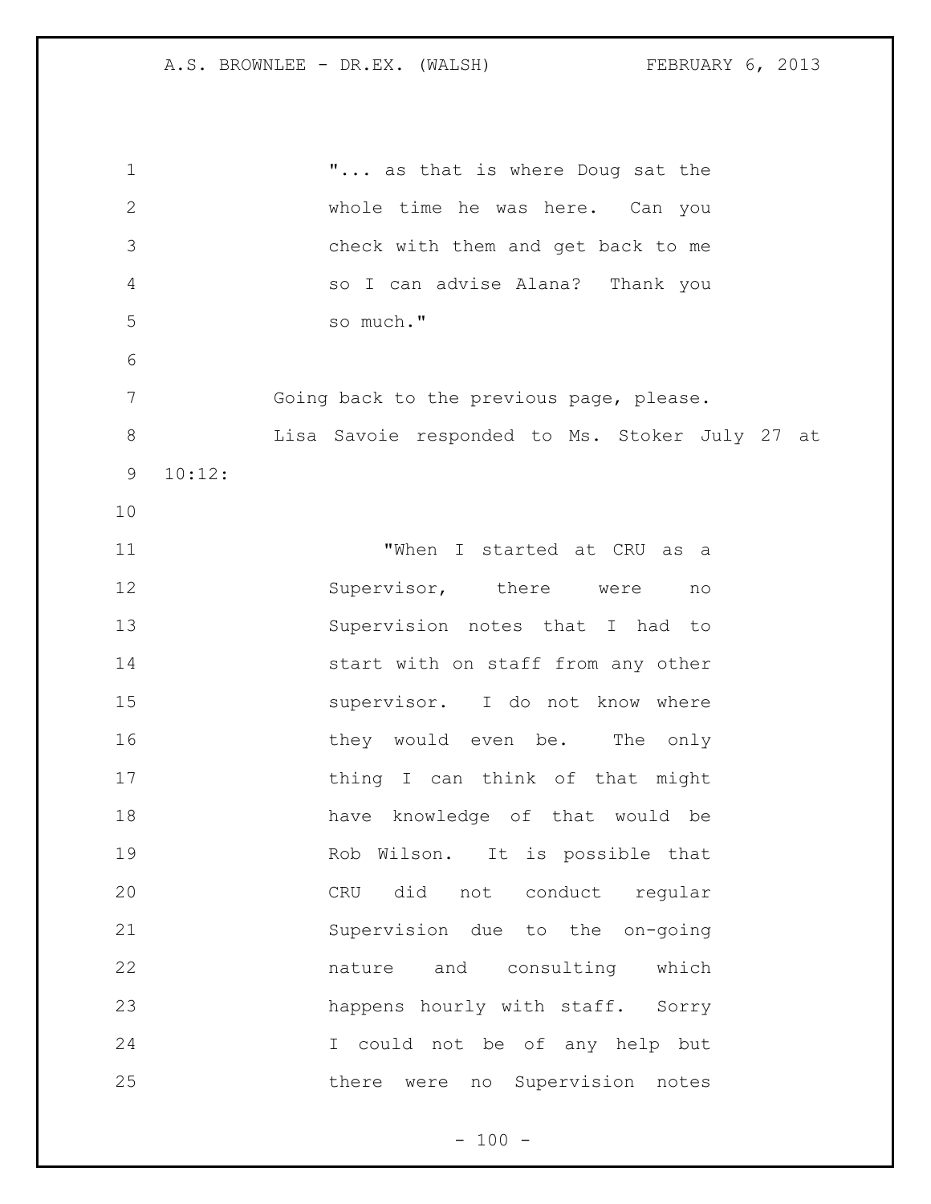"... as that is where Doug sat the whole time he was here. Can you check with them and get back to me so I can advise Alana? Thank you so much."

Going back to the previous page, please.

Lisa Savoie responded to Ms. Stoker July 27 at 10:12:

> "When I started at CRU as a Supervisor, there were no Supervision notes that I had to start with on staff from any other supervisor. I do not know where they would even be. The only thing I can think of that might have knowledge of that would be Rob Wilson. It is possible that CRU did not conduct regular Supervision due to the on-going nature and consulting which happens hourly with staff. Sorry I could not be of any help but there were no Supervision notes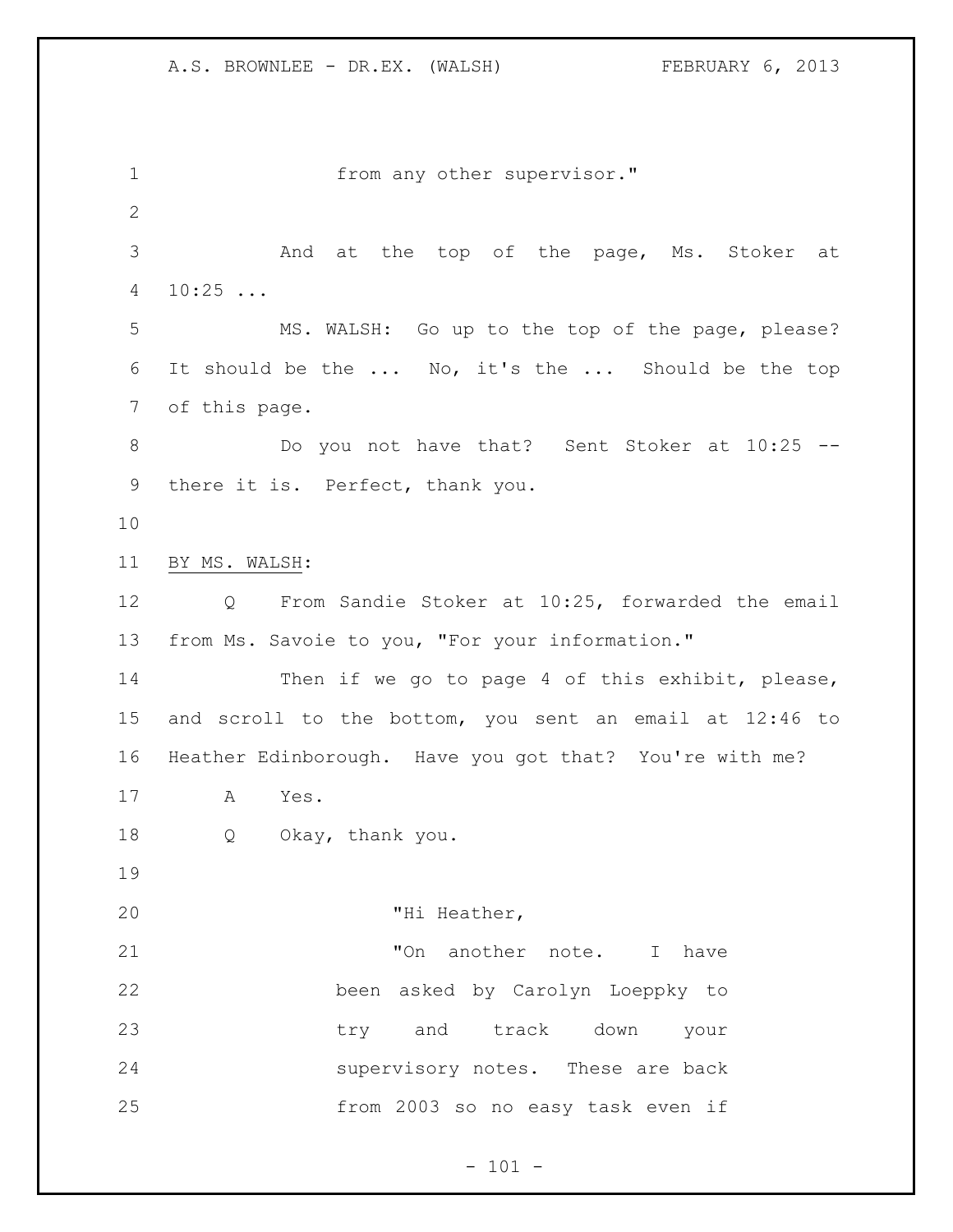from any other supervisor."

And at the top of the page, Ms. Stoker at 10:25 ...

MS. WALSH: Go up to the top of the page, please? It should be the ... No, it's the ... Should be the top of this page.

Do you not have that? Sent Stoker at 10:25 -- there it is. Perfect, thank you.

BY MS. WALSH:

Q From Sandie Stoker at 10:25, forwarded the email from Ms. Savoie to you, "For your information."

Then if we go to page 4 of this exhibit, please, and scroll to the bottom, you sent an email at 12:46 to Heather Edinborough. Have you got that? You're with me?

A Yes.

Q Okay, thank you.

> "Hi Heather,
>
> "On another note. I have been asked by Carolyn Loeppky to try and track down your supervisory notes. These are back from 2003 so no easy task even if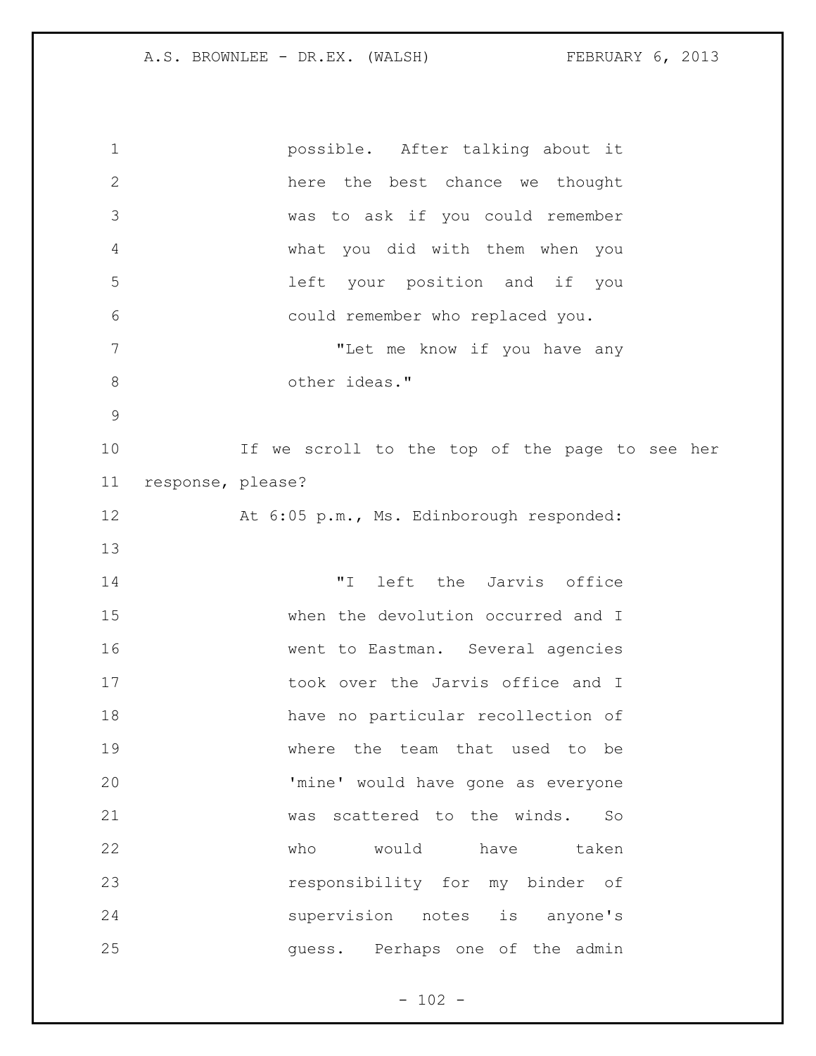possible. After talking about it here the best chance we thought was to ask if you could remember what you did with them when you left your position and if you could remember who replaced you.

"Let me know if you have any other ideas."

If we scroll to the top of the page to see her response, please?

At 6:05 p.m., Ms. Edinborough responded:

"I left the Jarvis office when the devolution occurred and I went to Eastman. Several agencies took over the Jarvis office and I have no particular recollection of where the team that used to be 'mine' would have gone as everyone was scattered to the winds. So who would have taken responsibility for my binder of supervision notes is anyone's guess. Perhaps one of the admin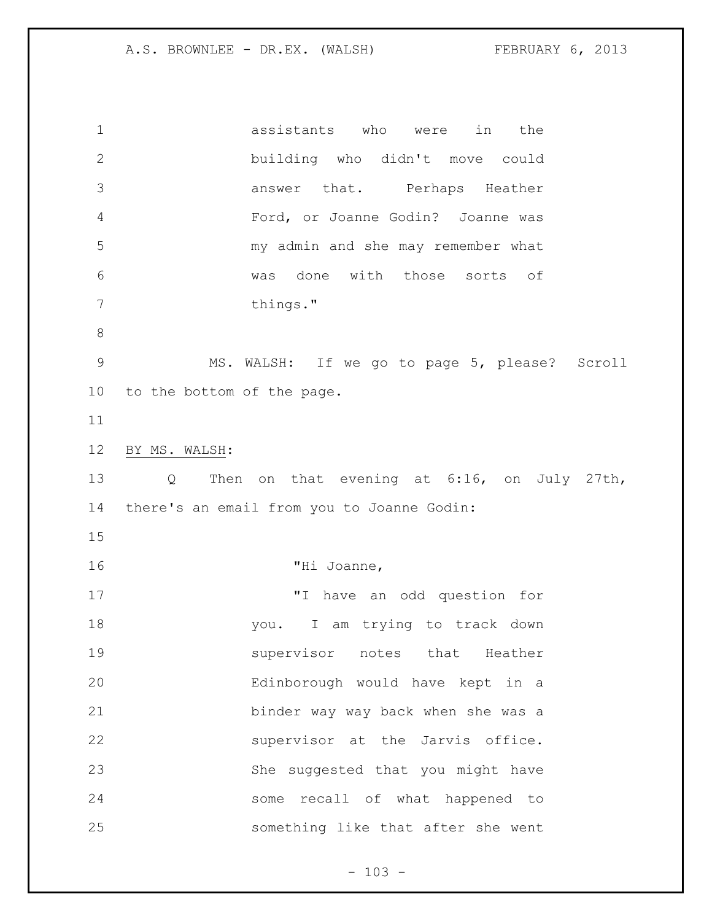assistants who were in the building who didn't move could answer that. Perhaps Heather Ford, or Joanne Godin? Joanne was my admin and she may remember what was done with those sorts of things."

MS. WALSH: If we go to page 5, please? Scroll to the bottom of the page.

BY MS. WALSH:

Q Then on that evening at 6:16, on July 27th, there's an email from you to Joanne Godin:

> "Hi Joanne,
>
> "I have an odd question for you. I am trying to track down supervisor notes that Heather Edinborough would have kept in a binder way way back when she was a supervisor at the Jarvis office. She suggested that you might have some recall of what happened to something like that after she went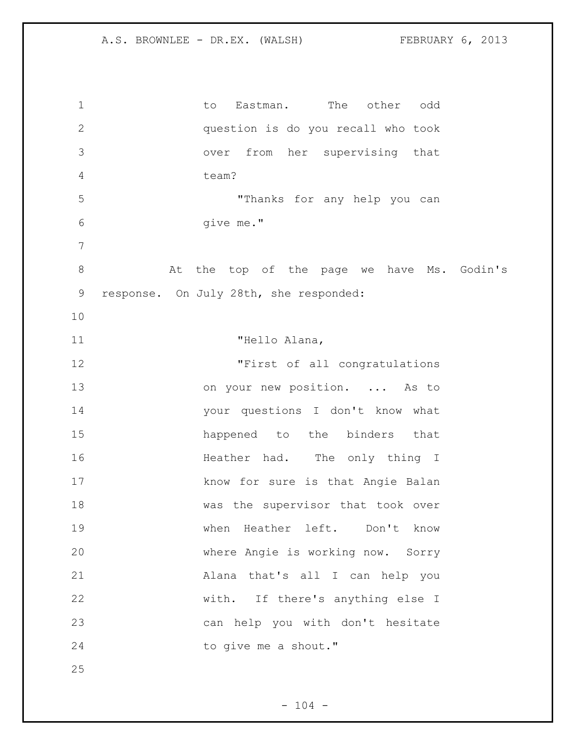to Eastman. The other odd question is do you recall who took over from her supervising that team?

"Thanks for any help you can give me."

At the top of the page we have Ms. Godin's response. On July 28th, she responded:

"Hello Alana,

"First of all congratulations on your new position. ... As to your questions I don't know what happened to the binders that Heather had. The only thing I know for sure is that Angie Balan was the supervisor that took over when Heather left. Don't know where Angie is working now. Sorry Alana that's all I can help you with. If there's anything else I can help you with don't hesitate to give me a shout."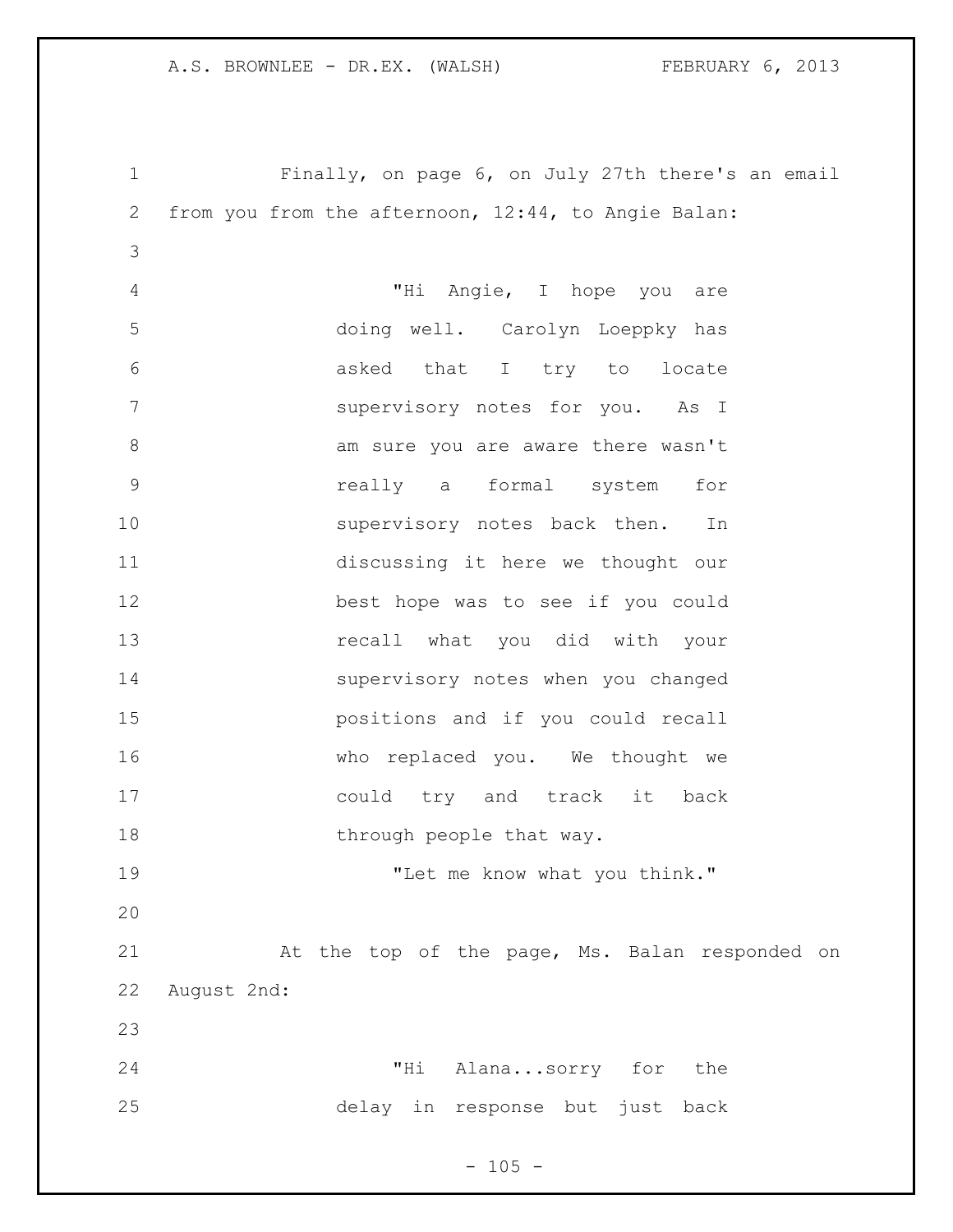Finally, on page 6, on July 27th there's an email from you from the afternoon, 12:44, to Angie Balan:

> "Hi Angie, I hope you are doing well. Carolyn Loeppky has asked that I try to locate supervisory notes for you. As I am sure you are aware there wasn't really a formal system for supervisory notes back then. In discussing it here we thought our best hope was to see if you could recall what you did with your supervisory notes when you changed positions and if you could recall who replaced you. We thought we could try and track it back through people that way.
>
> "Let me know what you think."

At the top of the page, Ms. Balan responded on August 2nd:

> "Hi Alana...sorry for the delay in response but just back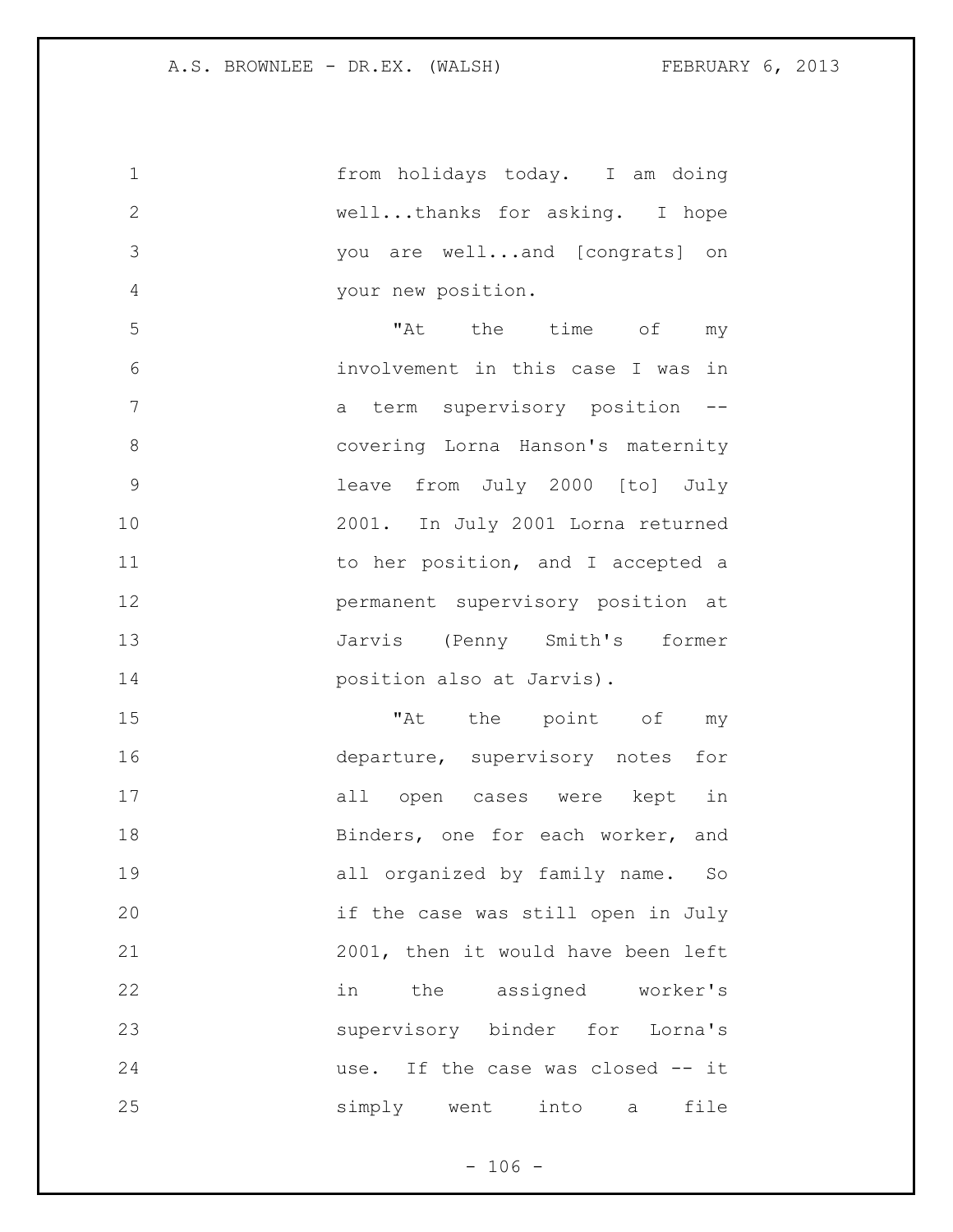from holidays today. I am doing well...thanks for asking. I hope you are well...and [congrats] on your new position.

"At the time of my involvement in this case I was in a term supervisory position -- covering Lorna Hanson's maternity leave from July 2000 [to] July 2001. In July 2001 Lorna returned to her position, and I accepted a permanent supervisory position at Jarvis (Penny Smith's former position also at Jarvis).

"At the point of my departure, supervisory notes for all open cases were kept in Binders, one for each worker, and all organized by family name. So if the case was still open in July 2001, then it would have been left in the assigned worker's supervisory binder for Lorna's use. If the case was closed -- it simply went into a file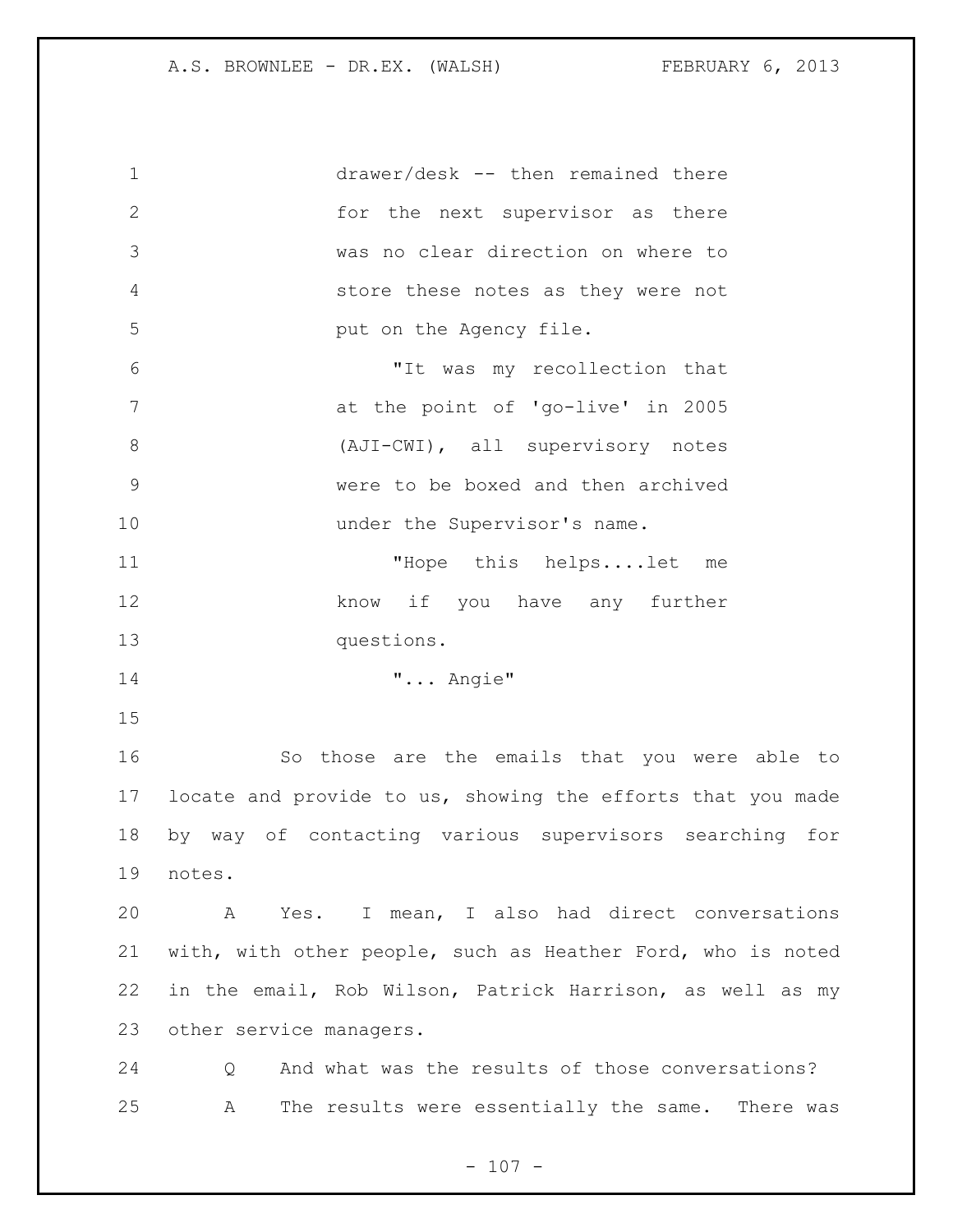drawer/desk -- then remained there for the next supervisor as there was no clear direction on where to store these notes as they were not put on the Agency file.

"It was my recollection that at the point of 'go-live' in 2005 (AJI-CWI), all supervisory notes were to be boxed and then archived under the Supervisor's name.

"Hope this helps....let me know if you have any further questions.

"... Angie"

So those are the emails that you were able to locate and provide to us, showing the efforts that you made by way of contacting various supervisors searching for notes.

A Yes. I mean, I also had direct conversations with, with other people, such as Heather Ford, who is noted in the email, Rob Wilson, Patrick Harrison, as well as my other service managers.

Q And what was the results of those conversations?

A The results were essentially the same. There was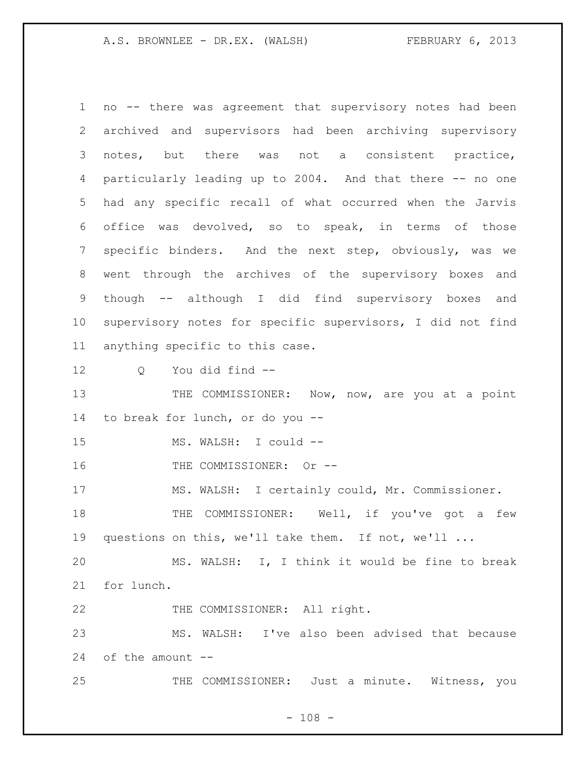no -- there was agreement that supervisory notes had been archived and supervisors had been archiving supervisory notes, but there was not a consistent practice, particularly leading up to 2004. And that there -- no one had any specific recall of what occurred when the Jarvis office was devolved, so to speak, in terms of those specific binders. And the next step, obviously, was we went through the archives of the supervisory boxes and though -- although I did find supervisory boxes and supervisory notes for specific supervisors, I did not find anything specific to this case.

Q You did find --

THE COMMISSIONER: Now, now, are you at a point to break for lunch, or do you --

MS. WALSH: I could --

THE COMMISSIONER: Or --

MS. WALSH: I certainly could, Mr. Commissioner.

THE COMMISSIONER: Well, if you've got a few questions on this, we'll take them. If not, we'll ...

MS. WALSH: I, I think it would be fine to break for lunch.

THE COMMISSIONER: All right.

MS. WALSH: I've also been advised that because of the amount --

THE COMMISSIONER: Just a minute. Witness, you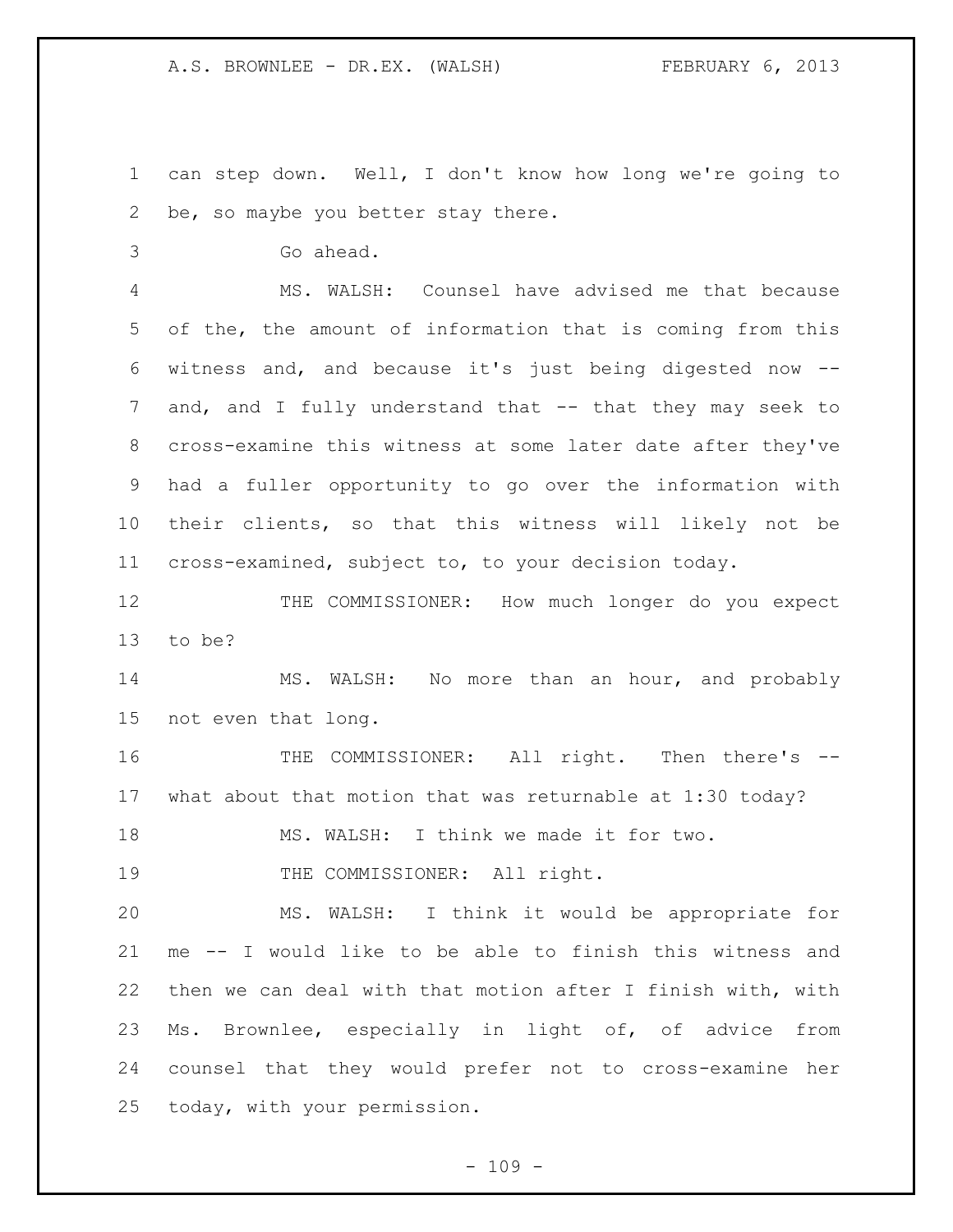can step down. Well, I don't know how long we're going to be, so maybe you better stay there.

Go ahead.

MS. WALSH: Counsel have advised me that because of the, the amount of information that is coming from this witness and, and because it's just being digested now -- and, and I fully understand that -- that they may seek to cross-examine this witness at some later date after they've had a fuller opportunity to go over the information with their clients, so that this witness will likely not be cross-examined, subject to, to your decision today.

THE COMMISSIONER: How much longer do you expect to be?

MS. WALSH: No more than an hour, and probably not even that long.

THE COMMISSIONER: All right. Then there's -- what about that motion that was returnable at 1:30 today?

MS. WALSH: I think we made it for two.

THE COMMISSIONER: All right.

MS. WALSH: I think it would be appropriate for me -- I would like to be able to finish this witness and then we can deal with that motion after I finish with, with Ms. Brownlee, especially in light of, of advice from counsel that they would prefer not to cross-examine her today, with your permission.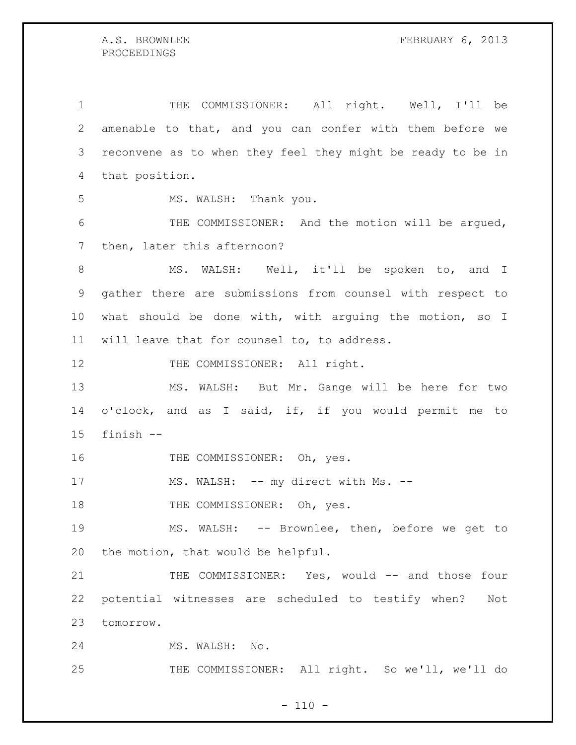THE COMMISSIONER: All right. Well, I'll be amenable to that, and you can confer with them before we reconvene as to when they feel they might be ready to be in that position.

MS. WALSH: Thank you.

THE COMMISSIONER: And the motion will be argued, then, later this afternoon?

MS. WALSH: Well, it'll be spoken to, and I gather there are submissions from counsel with respect to what should be done with, with arguing the motion, so I will leave that for counsel to, to address.

THE COMMISSIONER: All right.

MS. WALSH: But Mr. Gange will be here for two o'clock, and as I said, if, if you would permit me to finish --

THE COMMISSIONER: Oh, yes.

MS. WALSH: -- my direct with Ms. --

THE COMMISSIONER: Oh, yes.

MS. WALSH: -- Brownlee, then, before we get to the motion, that would be helpful.

THE COMMISSIONER: Yes, would -- and those four potential witnesses are scheduled to testify when? Not tomorrow.

MS. WALSH: No.

THE COMMISSIONER: All right. So we'll, we'll do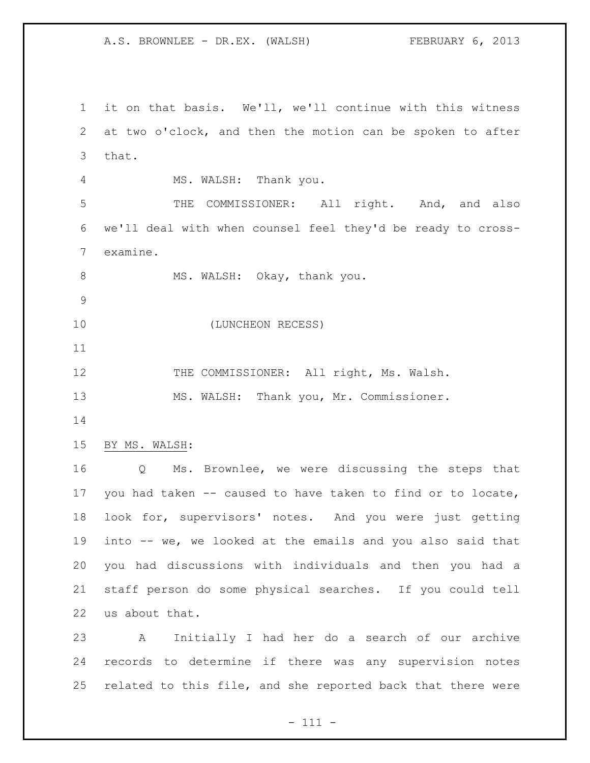it on that basis. We'll, we'll continue with this witness at two o'clock, and then the motion can be spoken to after that.

MS. WALSH: Thank you.

THE COMMISSIONER: All right. And, and also we'll deal with when counsel feel they'd be ready to cross-examine.

MS. WALSH: Okay, thank you.

(LUNCHEON RECESS)

THE COMMISSIONER: All right, Ms. Walsh.

MS. WALSH: Thank you, Mr. Commissioner.

BY MS. WALSH:

Q Ms. Brownlee, we were discussing the steps that you had taken -- caused to have taken to find or to locate, look for, supervisors' notes. And you were just getting into -- we, we looked at the emails and you also said that you had discussions with individuals and then you had a staff person do some physical searches. If you could tell us about that.

A Initially I had her do a search of our archive records to determine if there was any supervision notes related to this file, and she reported back that there were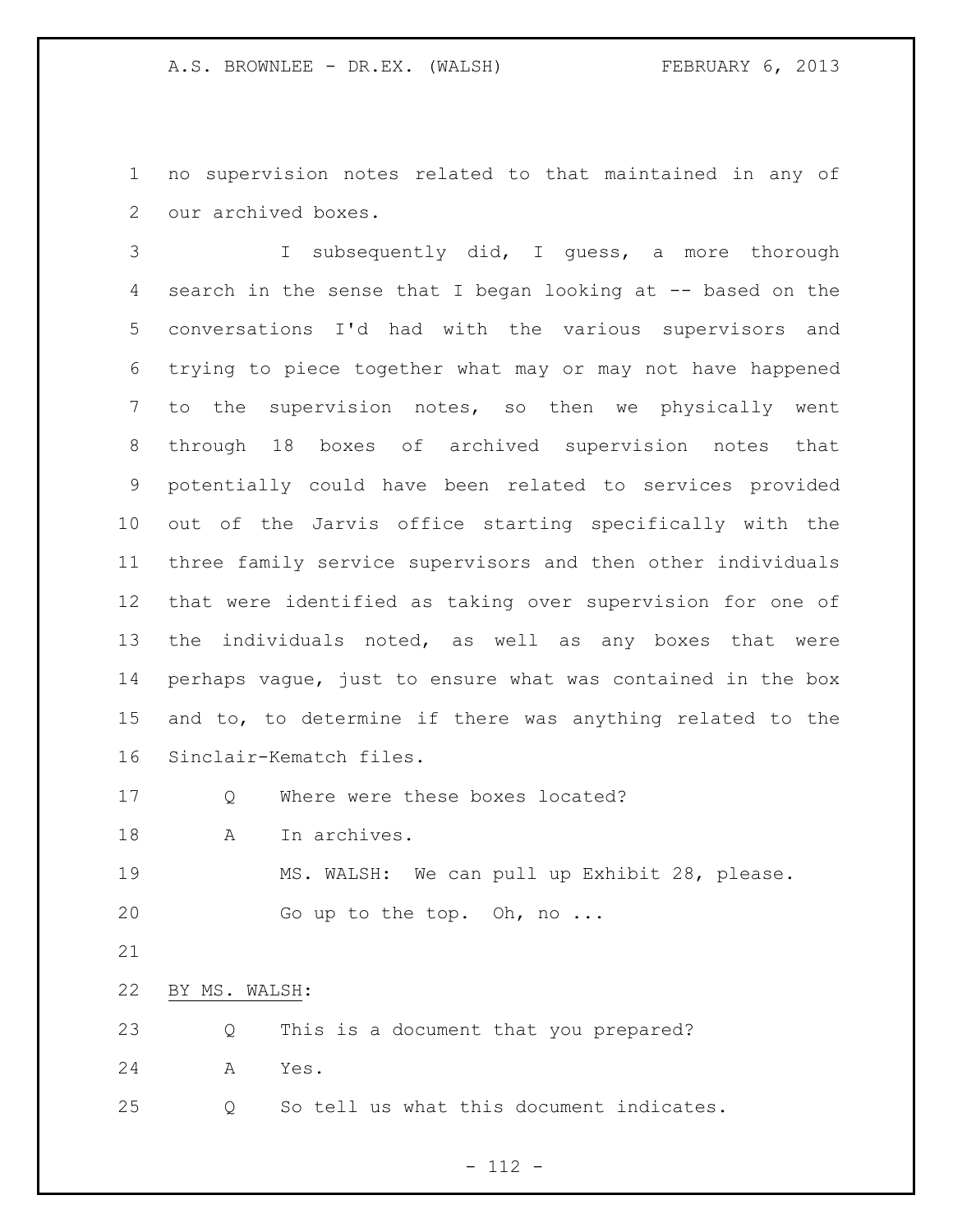no supervision notes related to that maintained in any of our archived boxes.

I subsequently did, I guess, a more thorough search in the sense that I began looking at -- based on the conversations I'd had with the various supervisors and trying to piece together what may or may not have happened to the supervision notes, so then we physically went through 18 boxes of archived supervision notes that potentially could have been related to services provided out of the Jarvis office starting specifically with the three family service supervisors and then other individuals that were identified as taking over supervision for one of the individuals noted, as well as any boxes that were perhaps vague, just to ensure what was contained in the box and to, to determine if there was anything related to the Sinclair-Kematch files.

Q Where were these boxes located?

A In archives.

MS. WALSH: We can pull up Exhibit 28, please.

Go up to the top. Oh, no ...

BY MS. WALSH:

Q This is a document that you prepared?

A Yes.

Q So tell us what this document indicates.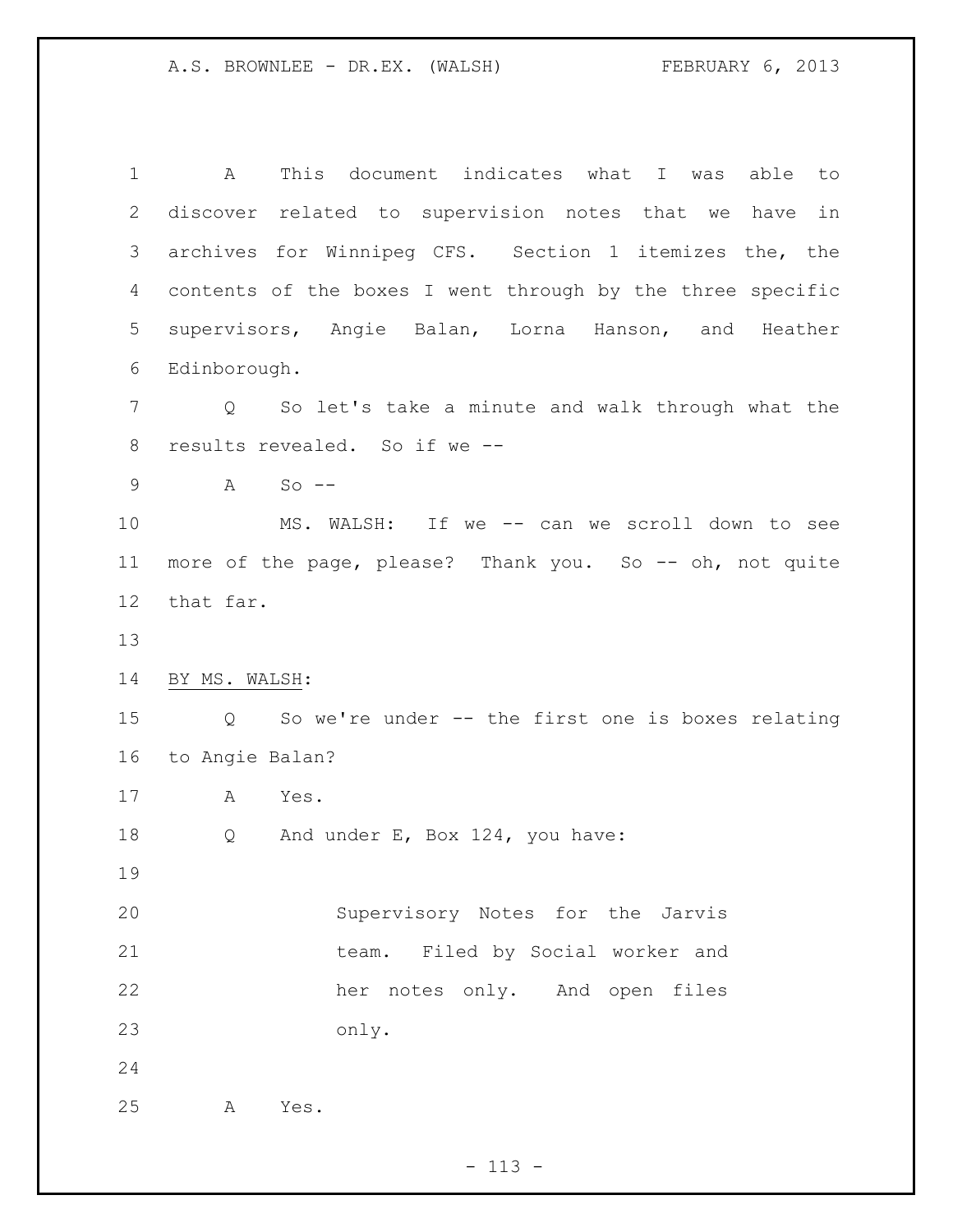A This document indicates what I was able to discover related to supervision notes that we have in archives for Winnipeg CFS. Section 1 itemizes the, the contents of the boxes I went through by the three specific supervisors, Angie Balan, Lorna Hanson, and Heather Edinborough.

Q So let's take a minute and walk through what the results revealed. So if we --

A So --

MS. WALSH: If we -- can we scroll down to see more of the page, please? Thank you. So -- oh, not quite that far.

BY MS. WALSH:

Q So we're under -- the first one is boxes relating to Angie Balan?

A Yes.

Q And under E, Box 124, you have:

> Supervisory Notes for the Jarvis team. Filed by Social worker and her notes only. And open files only.

A Yes.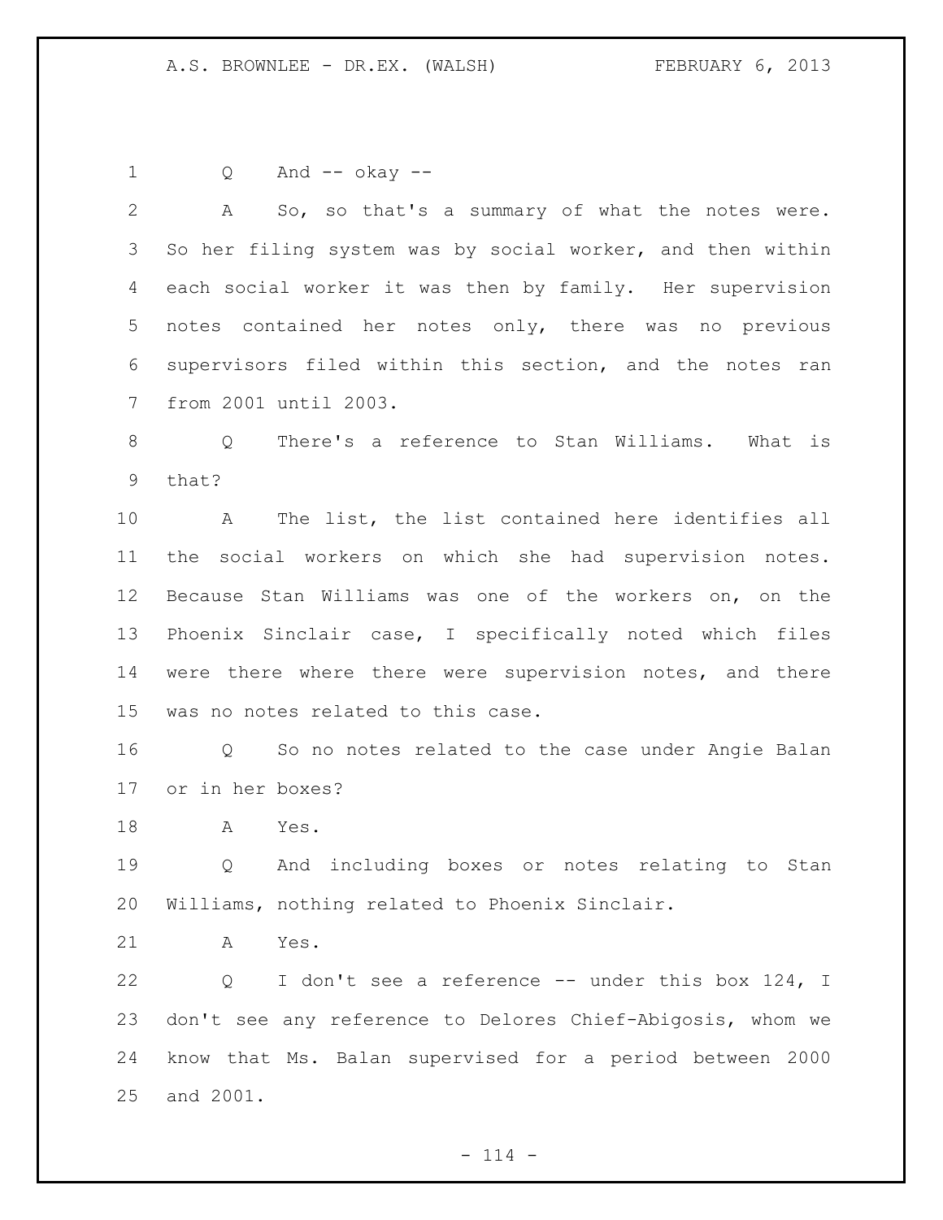Q And -- okay --

A So, so that's a summary of what the notes were. So her filing system was by social worker, and then within each social worker it was then by family. Her supervision notes contained her notes only, there was no previous supervisors filed within this section, and the notes ran from 2001 until 2003.

Q There's a reference to Stan Williams. What is that?

A The list, the list contained here identifies all the social workers on which she had supervision notes. Because Stan Williams was one of the workers on, on the Phoenix Sinclair case, I specifically noted which files were there where there were supervision notes, and there was no notes related to this case.

Q So no notes related to the case under Angie Balan or in her boxes?

A Yes.

Q And including boxes or notes relating to Stan Williams, nothing related to Phoenix Sinclair.

A Yes.

Q I don't see a reference -- under this box 124, I don't see any reference to Delores Chief-Abigosis, whom we know that Ms. Balan supervised for a period between 2000 and 2001.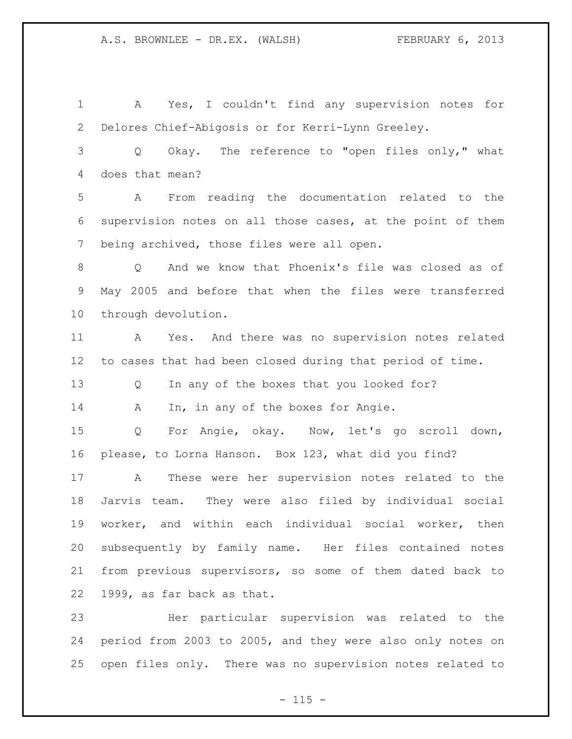A Yes, I couldn't find any supervision notes for Delores Chief-Abigosis or for Kerri-Lynn Greeley.

Q Okay. The reference to "open files only," what does that mean?

A From reading the documentation related to the supervision notes on all those cases, at the point of them being archived, those files were all open.

Q And we know that Phoenix's file was closed as of May 2005 and before that when the files were transferred through devolution.

A Yes. And there was no supervision notes related to cases that had been closed during that period of time.

Q In any of the boxes that you looked for?

A In, in any of the boxes for Angie.

Q For Angie, okay. Now, let's go scroll down, please, to Lorna Hanson. Box 123, what did you find?

A These were her supervision notes related to the Jarvis team. They were also filed by individual social worker, and within each individual social worker, then subsequently by family name. Her files contained notes from previous supervisors, so some of them dated back to 1999, as far back as that.

Her particular supervision was related to the period from 2003 to 2005, and they were also only notes on open files only. There was no supervision notes related to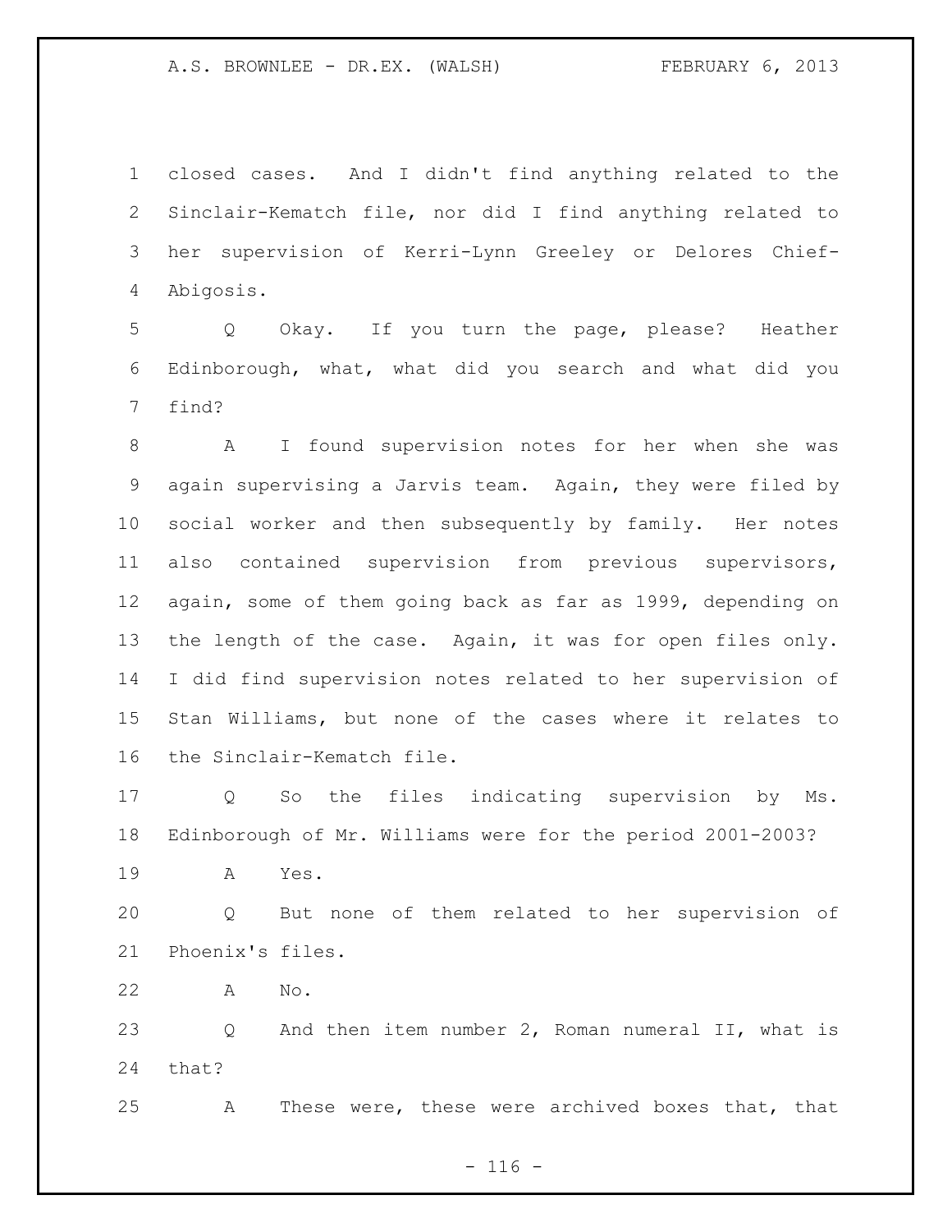closed cases. And I didn't find anything related to the Sinclair-Kematch file, nor did I find anything related to her supervision of Kerri-Lynn Greeley or Delores Chief-Abigosis.

Q Okay. If you turn the page, please? Heather Edinborough, what, what did you search and what did you find?

A I found supervision notes for her when she was again supervising a Jarvis team. Again, they were filed by social worker and then subsequently by family. Her notes also contained supervision from previous supervisors, again, some of them going back as far as 1999, depending on the length of the case. Again, it was for open files only. I did find supervision notes related to her supervision of Stan Williams, but none of the cases where it relates to the Sinclair-Kematch file.

Q So the files indicating supervision by Ms. Edinborough of Mr. Williams were for the period 2001-2003?

A Yes.

Q But none of them related to her supervision of Phoenix's files.

A No.

Q And then item number 2, Roman numeral II, what is that?

A These were, these were archived boxes that, that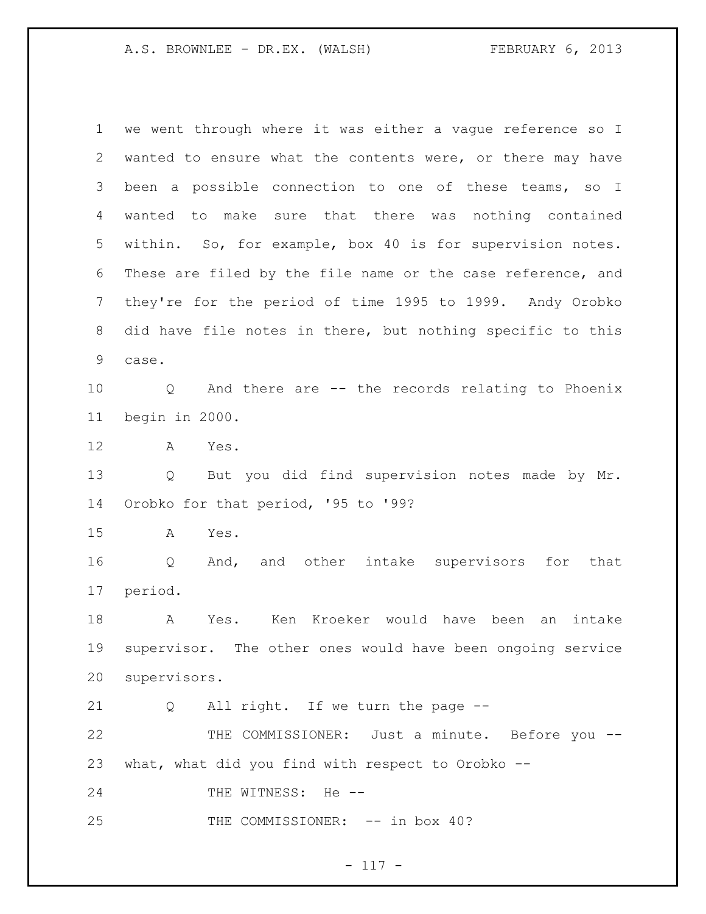we went through where it was either a vague reference so I wanted to ensure what the contents were, or there may have been a possible connection to one of these teams, so I wanted to make sure that there was nothing contained within. So, for example, box 40 is for supervision notes. These are filed by the file name or the case reference, and they're for the period of time 1995 to 1999. Andy Orobko did have file notes in there, but nothing specific to this case.

Q And there are -- the records relating to Phoenix begin in 2000.

A Yes.

Q But you did find supervision notes made by Mr. Orobko for that period, '95 to '99?

A Yes.

Q And, and other intake supervisors for that period.

A Yes. Ken Kroeker would have been an intake supervisor. The other ones would have been ongoing service supervisors.

Q All right. If we turn the page --

THE COMMISSIONER: Just a minute. Before you -- what, what did you find with respect to Orobko --

THE WITNESS: He --

THE COMMISSIONER: -- in box 40?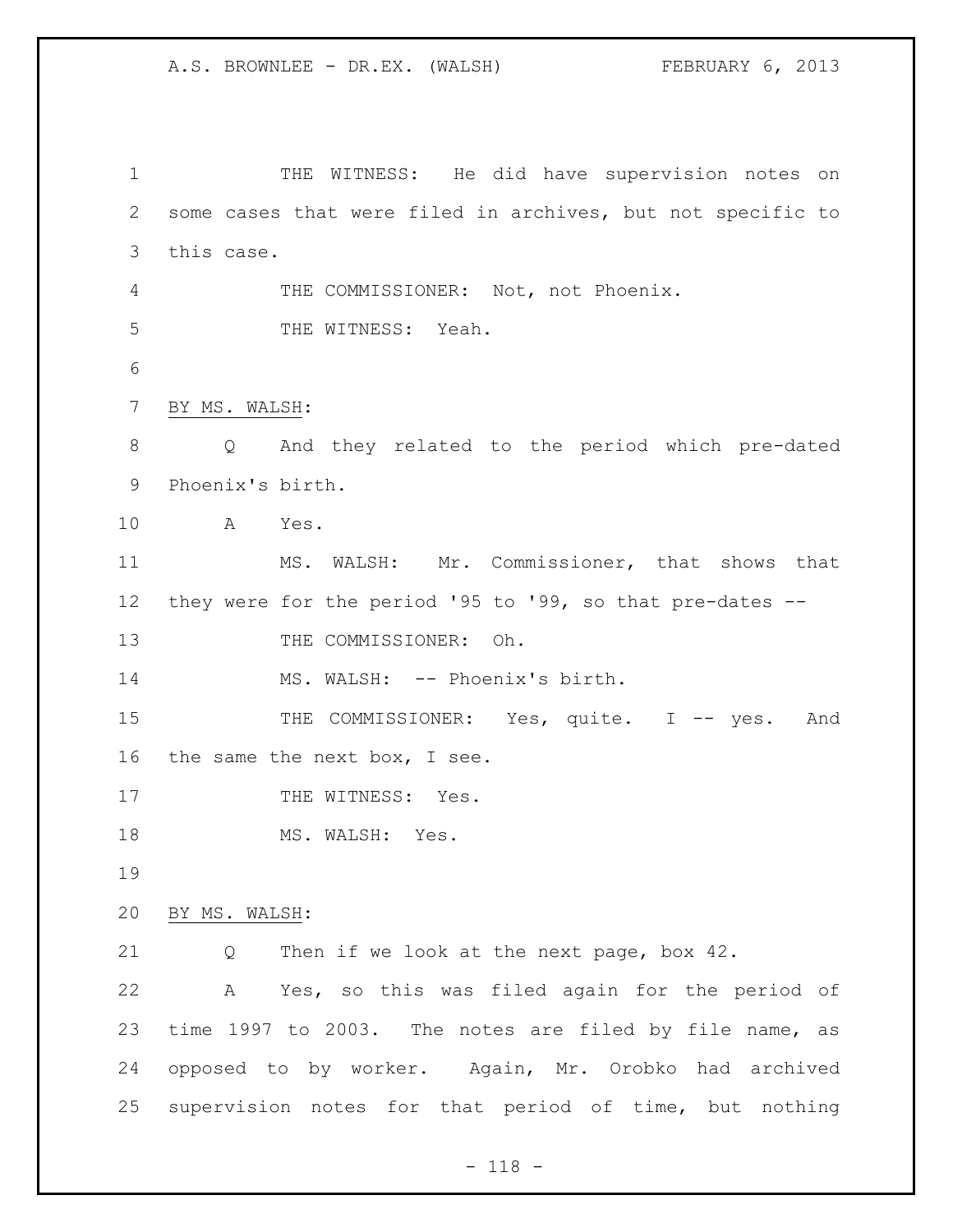THE WITNESS: He did have supervision notes on some cases that were filed in archives, but not specific to this case.

THE COMMISSIONER: Not, not Phoenix.

THE WITNESS: Yeah.

BY MS. WALSH:

Q And they related to the period which pre-dated Phoenix's birth.

A Yes.

MS. WALSH: Mr. Commissioner, that shows that they were for the period '95 to '99, so that pre-dates --

THE COMMISSIONER: Oh.

MS. WALSH: -- Phoenix's birth.

THE COMMISSIONER: Yes, quite. I -- yes. And the same the next box, I see.

THE WITNESS: Yes.

MS. WALSH: Yes.

BY MS. WALSH:

Q Then if we look at the next page, box 42.

A Yes, so this was filed again for the period of time 1997 to 2003. The notes are filed by file name, as opposed to by worker. Again, Mr. Orobko had archived supervision notes for that period of time, but nothing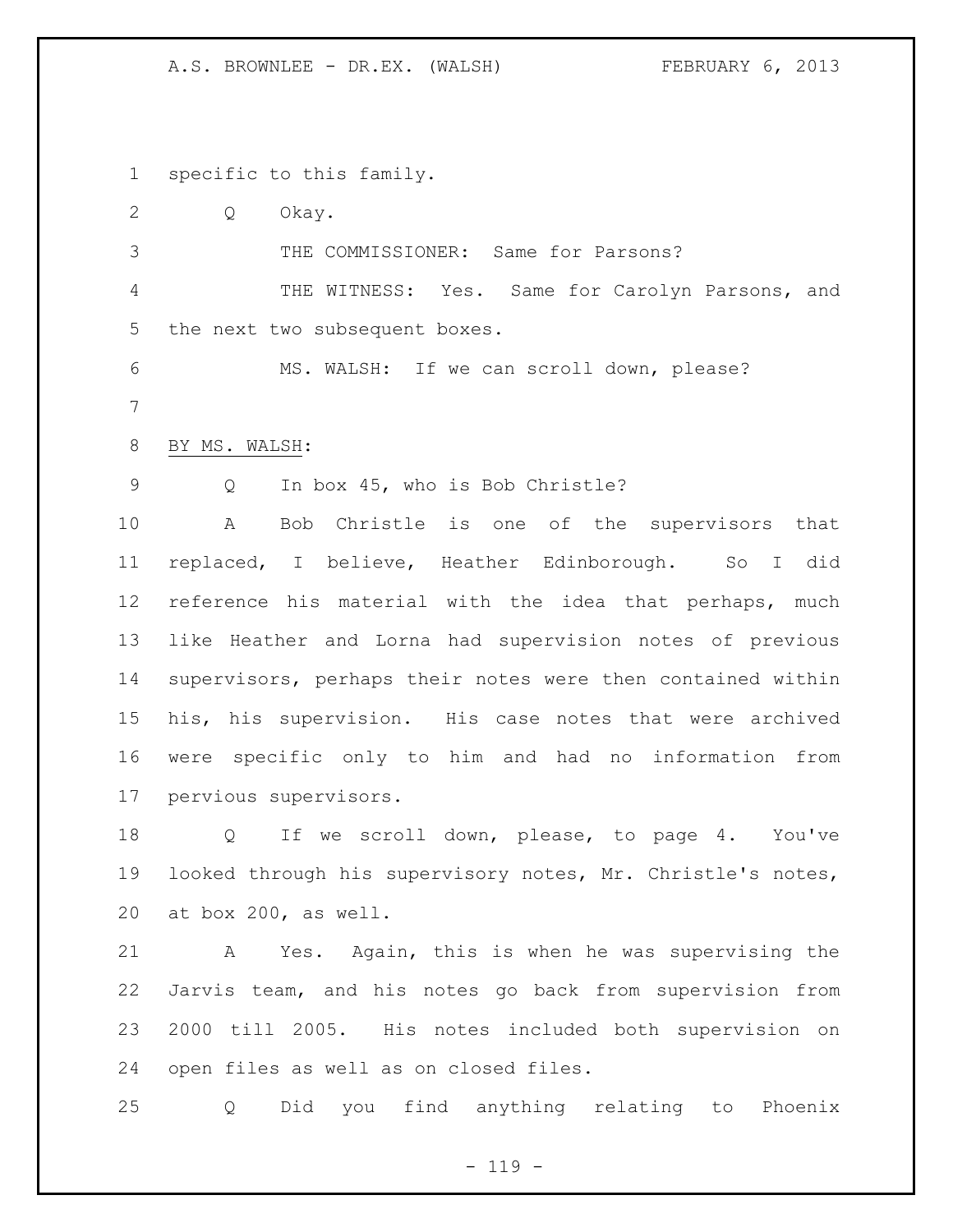specific to this family.

Q Okay.

THE COMMISSIONER: Same for Parsons?

THE WITNESS: Yes. Same for Carolyn Parsons, and the next two subsequent boxes.

MS. WALSH: If we can scroll down, please?

BY MS. WALSH:

Q In box 45, who is Bob Christle?

A Bob Christle is one of the supervisors that replaced, I believe, Heather Edinborough. So I did reference his material with the idea that perhaps, much like Heather and Lorna had supervision notes of previous supervisors, perhaps their notes were then contained within his, his supervision. His case notes that were archived were specific only to him and had no information from pervious supervisors.

Q If we scroll down, please, to page 4. You've looked through his supervisory notes, Mr. Christle's notes, at box 200, as well.

A Yes. Again, this is when he was supervising the Jarvis team, and his notes go back from supervision from 2000 till 2005. His notes included both supervision on open files as well as on closed files.

Q Did you find anything relating to Phoenix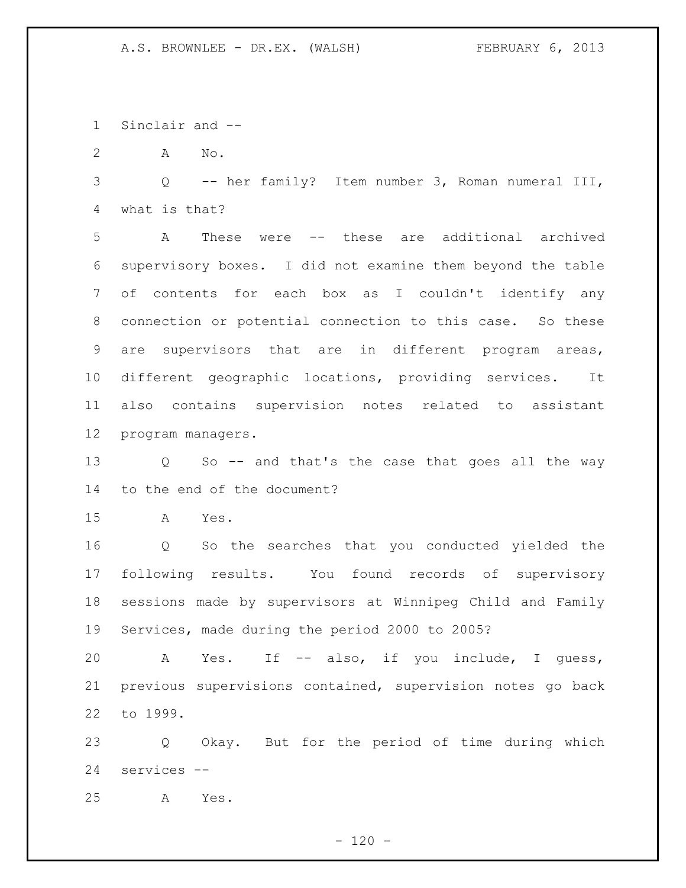Sinclair and --

A No.

Q -- her family? Item number 3, Roman numeral III, what is that?

A These were -- these are additional archived supervisory boxes. I did not examine them beyond the table of contents for each box as I couldn't identify any connection or potential connection to this case. So these are supervisors that are in different program areas, different geographic locations, providing services. It also contains supervision notes related to assistant program managers.

Q So -- and that's the case that goes all the way to the end of the document?

A Yes.

Q So the searches that you conducted yielded the following results. You found records of supervisory sessions made by supervisors at Winnipeg Child and Family Services, made during the period 2000 to 2005?

A Yes. If -- also, if you include, I guess, previous supervisions contained, supervision notes go back to 1999.

Q Okay. But for the period of time during which services --

A Yes.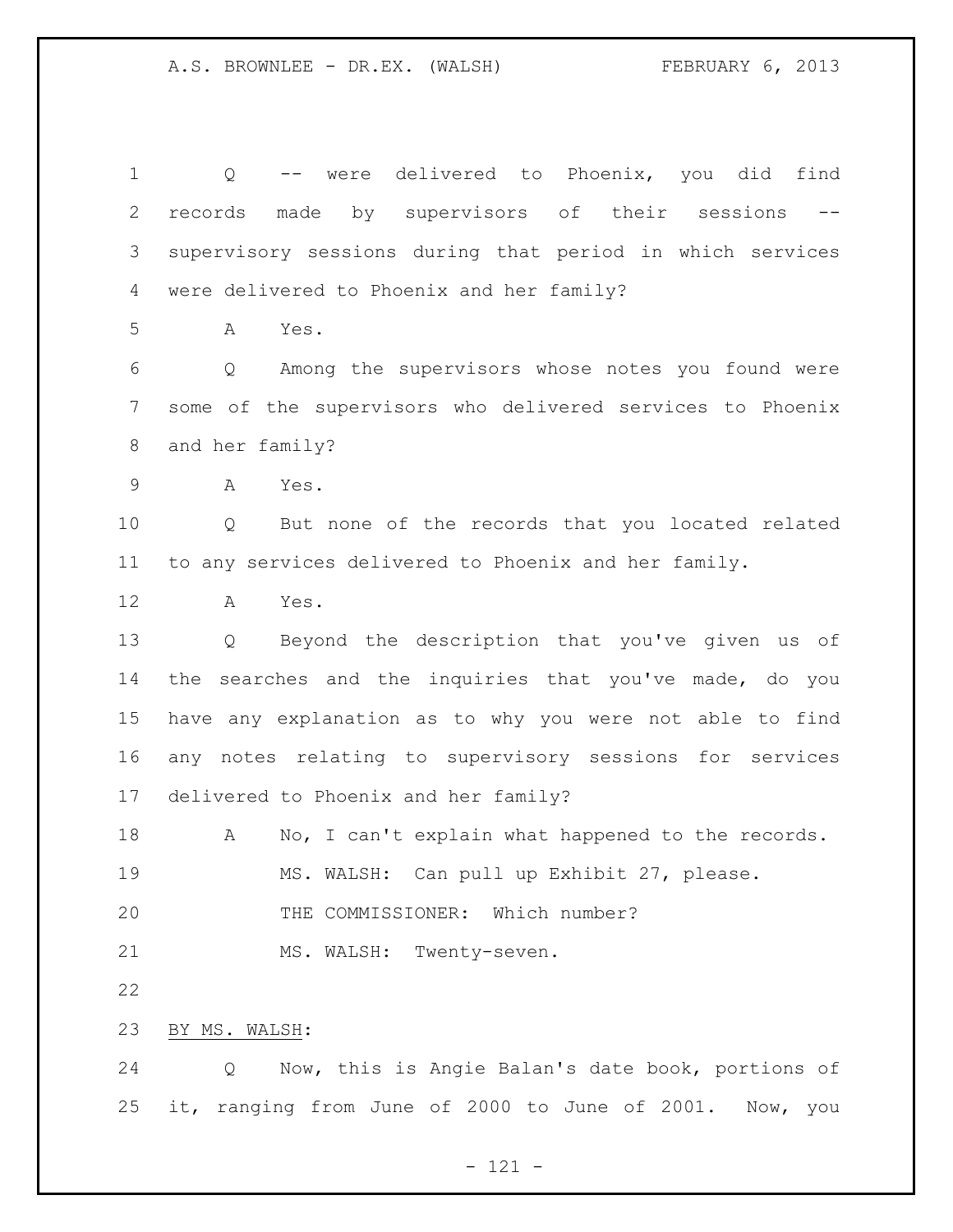Q -- were delivered to Phoenix, you did find records made by supervisors of their sessions -- supervisory sessions during that period in which services were delivered to Phoenix and her family?

A Yes.

Q Among the supervisors whose notes you found were some of the supervisors who delivered services to Phoenix and her family?

A Yes.

Q But none of the records that you located related to any services delivered to Phoenix and her family.

A Yes.

Q Beyond the description that you've given us of the searches and the inquiries that you've made, do you have any explanation as to why you were not able to find any notes relating to supervisory sessions for services delivered to Phoenix and her family?

A No, I can't explain what happened to the records.

MS. WALSH: Can pull up Exhibit 27, please.

THE COMMISSIONER: Which number?

MS. WALSH: Twenty-seven.

BY MS. WALSH:

Q Now, this is Angie Balan's date book, portions of it, ranging from June of 2000 to June of 2001. Now, you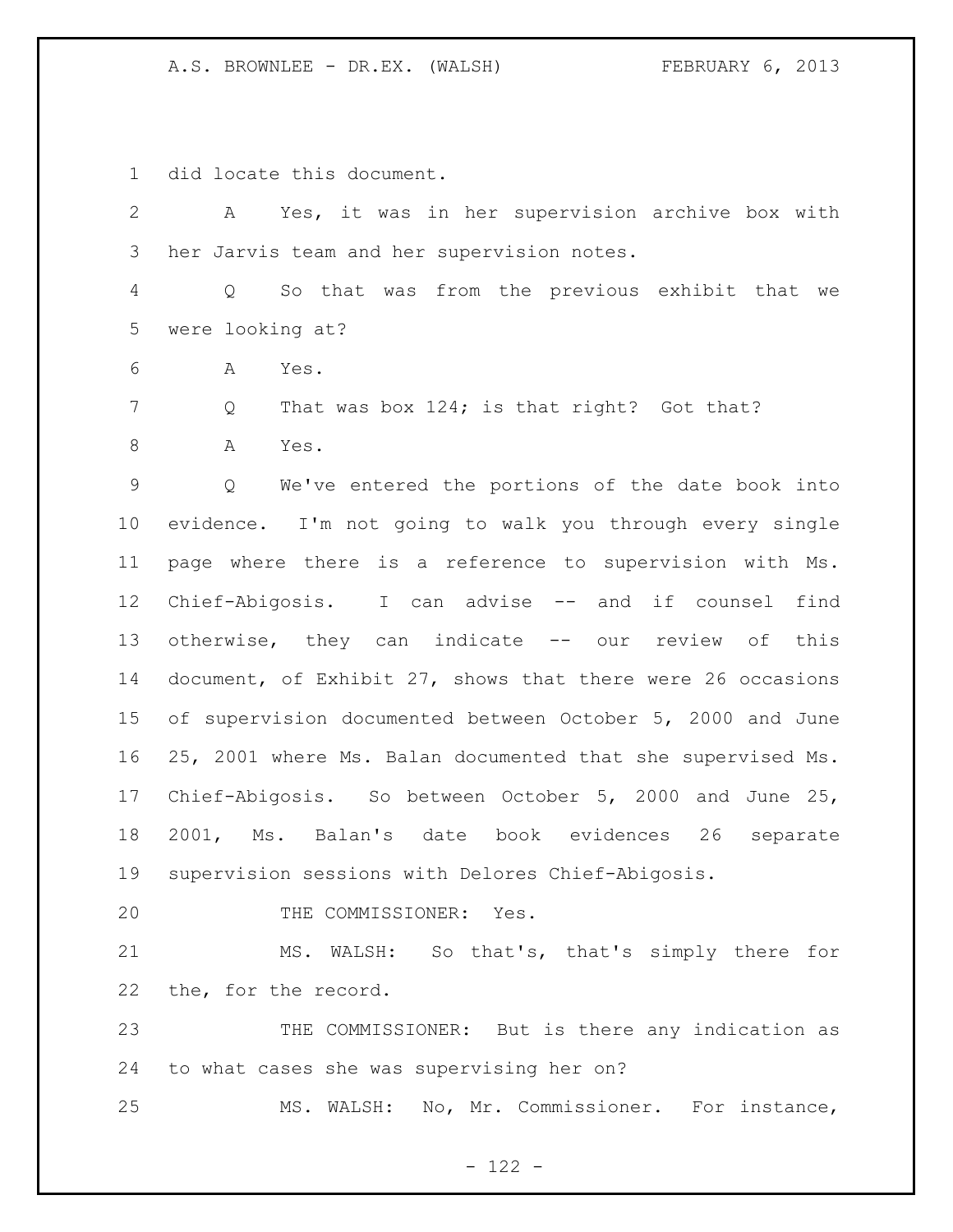did locate this document.

A Yes, it was in her supervision archive box with her Jarvis team and her supervision notes.

Q So that was from the previous exhibit that we were looking at?

A Yes.

Q That was box 124; is that right? Got that?

A Yes.

Q We've entered the portions of the date book into evidence. I'm not going to walk you through every single page where there is a reference to supervision with Ms. Chief-Abigosis. I can advise -- and if counsel find otherwise, they can indicate -- our review of this document, of Exhibit 27, shows that there were 26 occasions of supervision documented between October 5, 2000 and June 25, 2001 where Ms. Balan documented that she supervised Ms. Chief-Abigosis. So between October 5, 2000 and June 25, 2001, Ms. Balan's date book evidences 26 separate supervision sessions with Delores Chief-Abigosis.

THE COMMISSIONER: Yes.

MS. WALSH: So that's, that's simply there for the, for the record.

THE COMMISSIONER: But is there any indication as to what cases she was supervising her on?

MS. WALSH: No, Mr. Commissioner. For instance,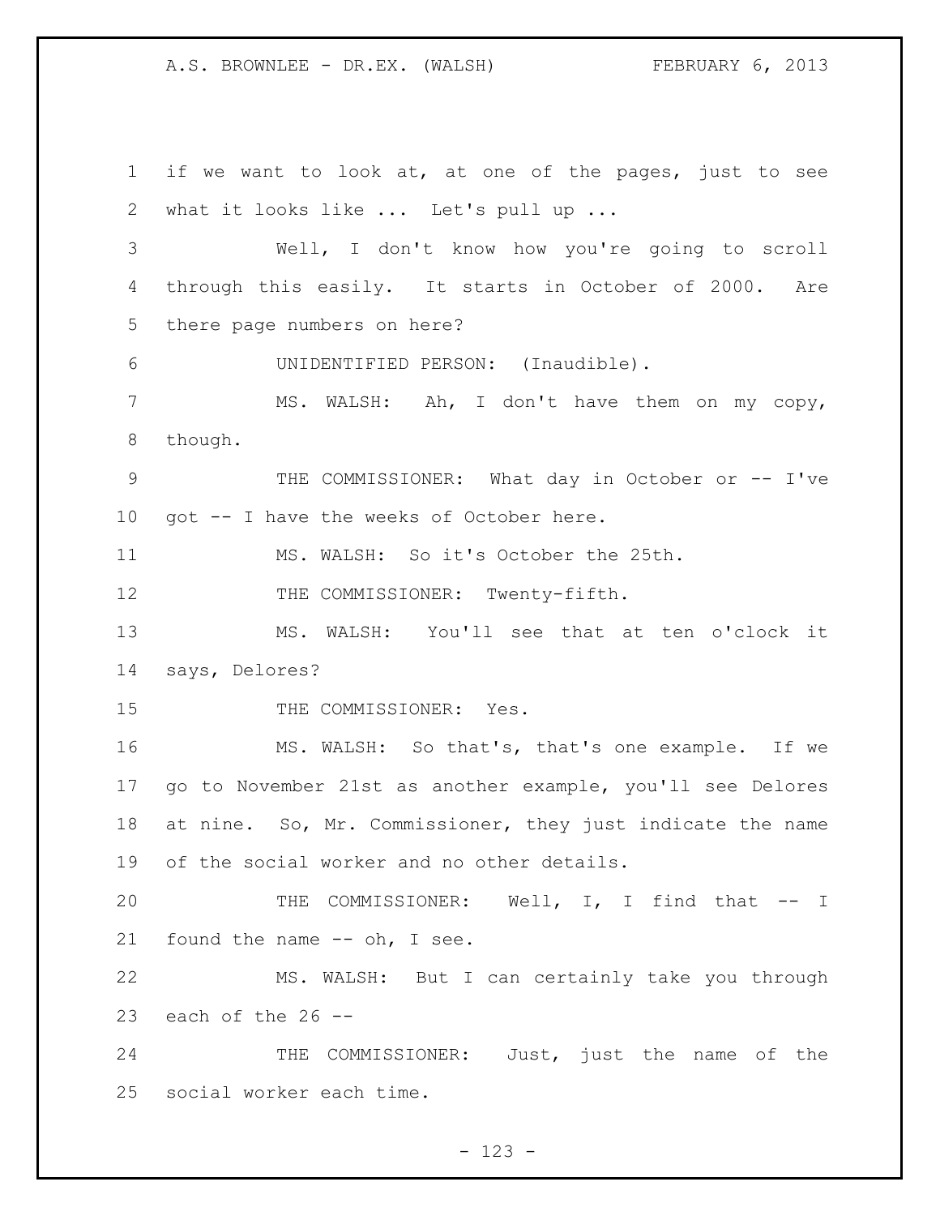if we want to look at, at one of the pages, just to see what it looks like ... Let's pull up ...

Well, I don't know how you're going to scroll through this easily. It starts in October of 2000. Are there page numbers on here?

UNIDENTIFIED PERSON: (Inaudible).

MS. WALSH: Ah, I don't have them on my copy, though.

THE COMMISSIONER: What day in October or -- I've got -- I have the weeks of October here.

MS. WALSH: So it's October the 25th.

THE COMMISSIONER: Twenty-fifth.

MS. WALSH: You'll see that at ten o'clock it says, Delores?

THE COMMISSIONER: Yes.

MS. WALSH: So that's, that's one example. If we go to November 21st as another example, you'll see Delores at nine. So, Mr. Commissioner, they just indicate the name of the social worker and no other details.

THE COMMISSIONER: Well, I, I find that -- I found the name -- oh, I see.

MS. WALSH: But I can certainly take you through each of the 26 --

THE COMMISSIONER: Just, just the name of the social worker each time.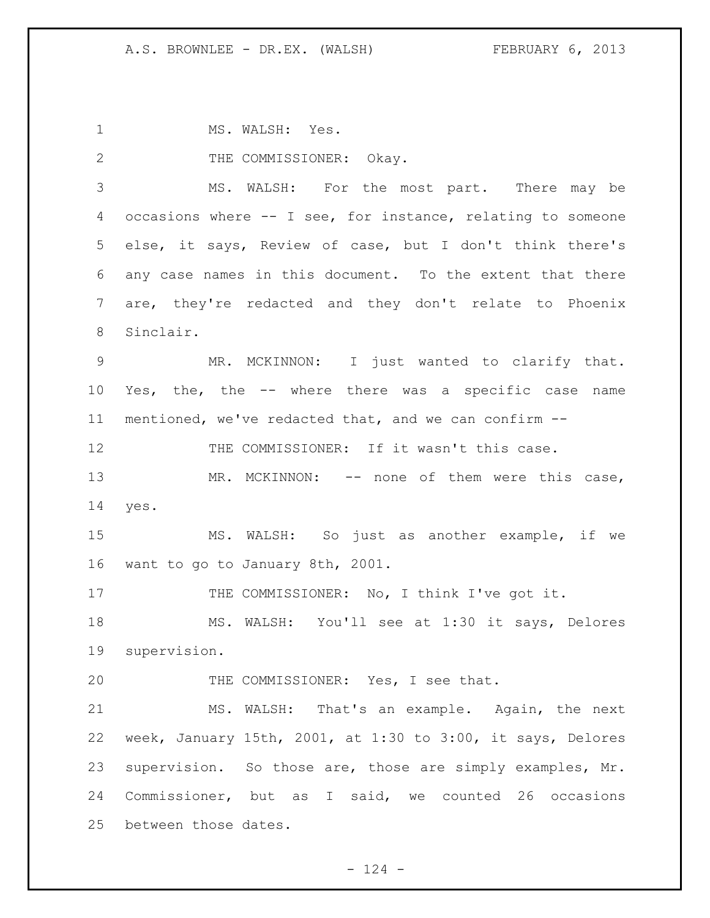MS. WALSH: Yes.

THE COMMISSIONER: Okay.

MS. WALSH: For the most part. There may be occasions where -- I see, for instance, relating to someone else, it says, Review of case, but I don't think there's any case names in this document. To the extent that there are, they're redacted and they don't relate to Phoenix Sinclair.

MR. MCKINNON: I just wanted to clarify that. Yes, the, the -- where there was a specific case name mentioned, we've redacted that, and we can confirm --

THE COMMISSIONER: If it wasn't this case.

MR. MCKINNON: -- none of them were this case, yes.

MS. WALSH: So just as another example, if we want to go to January 8th, 2001.

THE COMMISSIONER: No, I think I've got it.

MS. WALSH: You'll see at 1:30 it says, Delores supervision.

THE COMMISSIONER: Yes, I see that.

MS. WALSH: That's an example. Again, the next week, January 15th, 2001, at 1:30 to 3:00, it says, Delores supervision. So those are, those are simply examples, Mr. Commissioner, but as I said, we counted 26 occasions between those dates.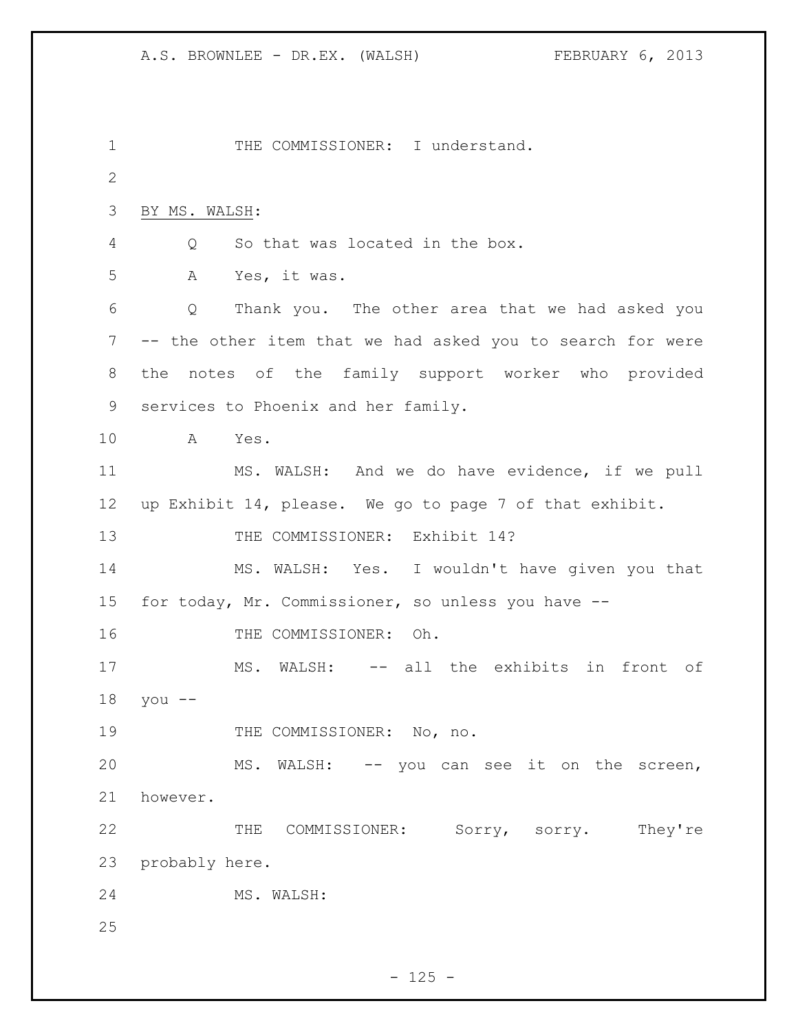THE COMMISSIONER: I understand.

BY MS. WALSH:

Q So that was located in the box.

A Yes, it was.

Q Thank you. The other area that we had asked you -- the other item that we had asked you to search for were the notes of the family support worker who provided services to Phoenix and her family.

A Yes.

MS. WALSH: And we do have evidence, if we pull up Exhibit 14, please. We go to page 7 of that exhibit.

THE COMMISSIONER: Exhibit 14?

MS. WALSH: Yes. I wouldn't have given you that for today, Mr. Commissioner, so unless you have --

THE COMMISSIONER: Oh.

MS. WALSH: -- all the exhibits in front of you --

THE COMMISSIONER: No, no.

MS. WALSH: -- you can see it on the screen, however.

THE COMMISSIONER: Sorry, sorry. They're probably here.

MS. WALSH: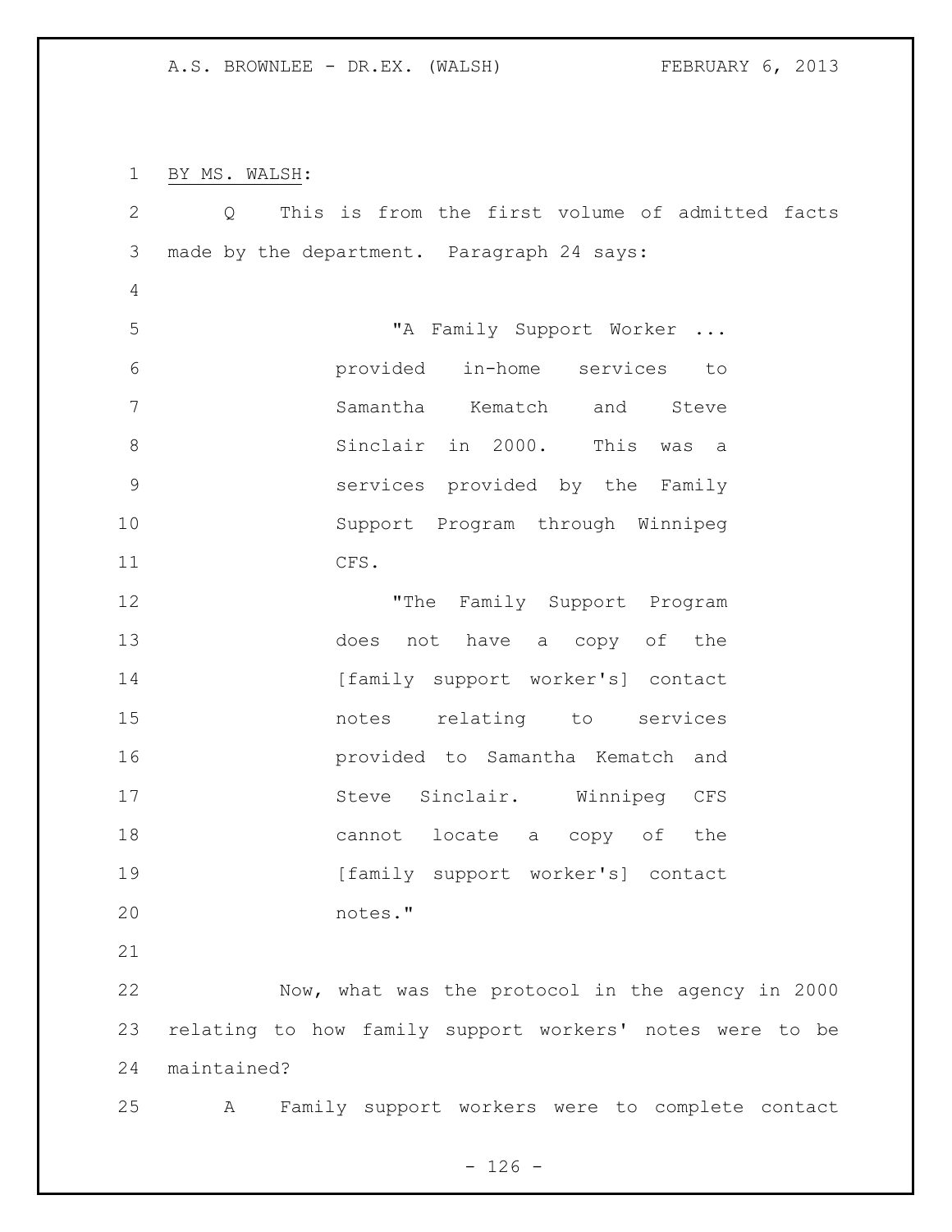BY MS. WALSH:

Q This is from the first volume of admitted facts made by the department. Paragraph 24 says:

> "A Family Support Worker ... provided in-home services to Samantha Kematch and Steve Sinclair in 2000. This was a services provided by the Family Support Program through Winnipeg CFS.
>
> "The Family Support Program does not have a copy of the [family support worker's] contact notes relating to services provided to Samantha Kematch and Steve Sinclair. Winnipeg CFS cannot locate a copy of the [family support worker's] contact notes."

Now, what was the protocol in the agency in 2000 relating to how family support workers' notes were to be maintained?

A Family support workers were to complete contact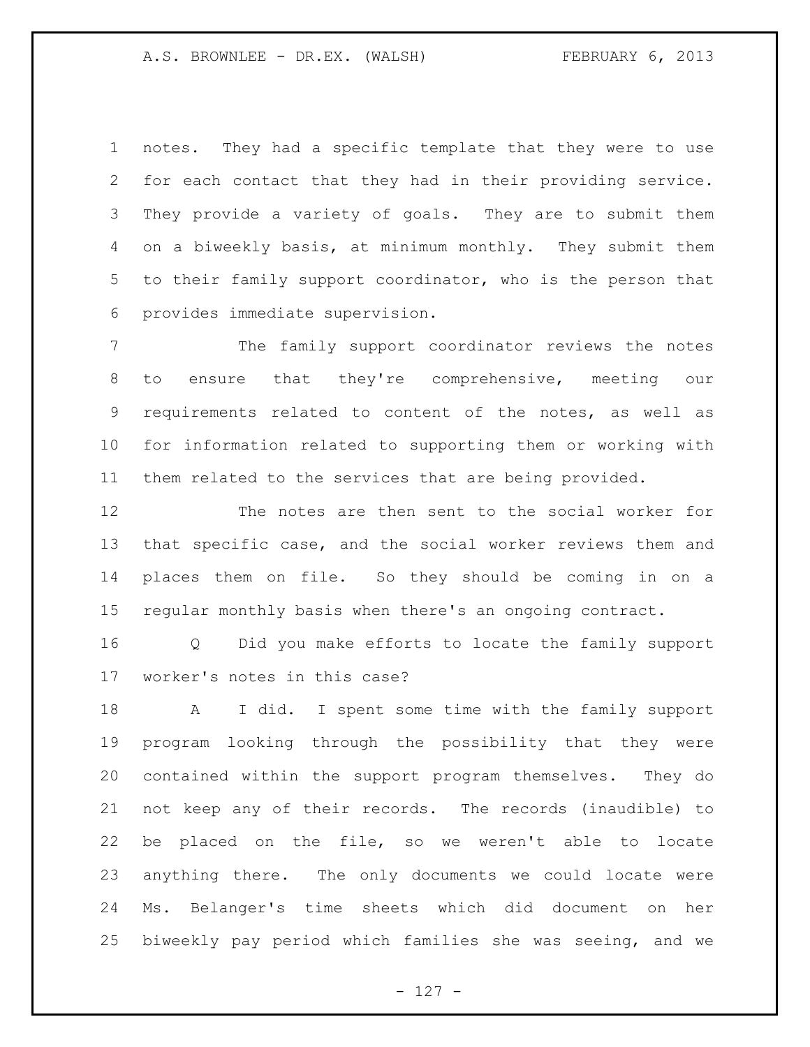notes. They had a specific template that they were to use for each contact that they had in their providing service. They provide a variety of goals. They are to submit them on a biweekly basis, at minimum monthly. They submit them to their family support coordinator, who is the person that provides immediate supervision.

The family support coordinator reviews the notes to ensure that they're comprehensive, meeting our requirements related to content of the notes, as well as for information related to supporting them or working with them related to the services that are being provided.

The notes are then sent to the social worker for that specific case, and the social worker reviews them and places them on file. So they should be coming in on a regular monthly basis when there's an ongoing contract.

Q Did you make efforts to locate the family support worker's notes in this case?

A I did. I spent some time with the family support program looking through the possibility that they were contained within the support program themselves. They do not keep any of their records. The records (inaudible) to be placed on the file, so we weren't able to locate anything there. The only documents we could locate were Ms. Belanger's time sheets which did document on her biweekly pay period which families she was seeing, and we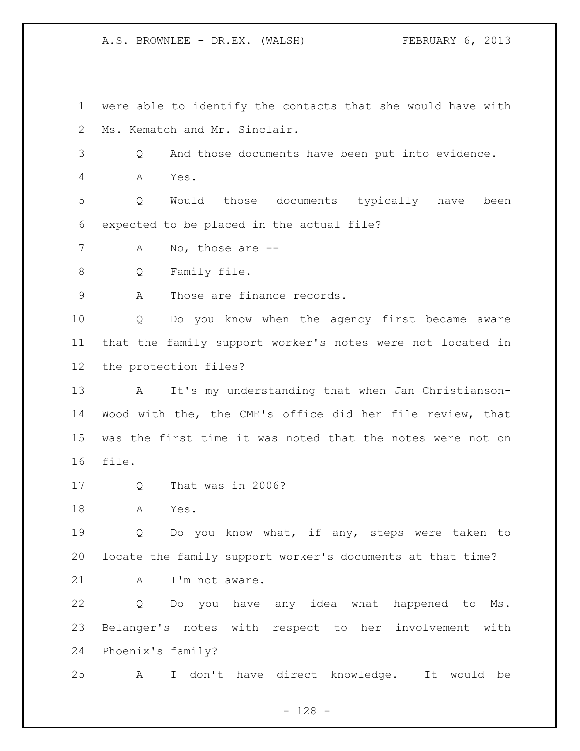were able to identify the contacts that she would have with Ms. Kematch and Mr. Sinclair.

Q And those documents have been put into evidence.

A Yes.

Q Would those documents typically have been expected to be placed in the actual file?

A No, those are --

Q Family file.

A Those are finance records.

Q Do you know when the agency first became aware that the family support worker's notes were not located in the protection files?

A It's my understanding that when Jan Christianson-Wood with the, the CME's office did her file review, that was the first time it was noted that the notes were not on file.

Q That was in 2006?

A Yes.

Q Do you know what, if any, steps were taken to locate the family support worker's documents at that time?

A I'm not aware.

Q Do you have any idea what happened to Ms. Belanger's notes with respect to her involvement with Phoenix's family?

A I don't have direct knowledge. It would be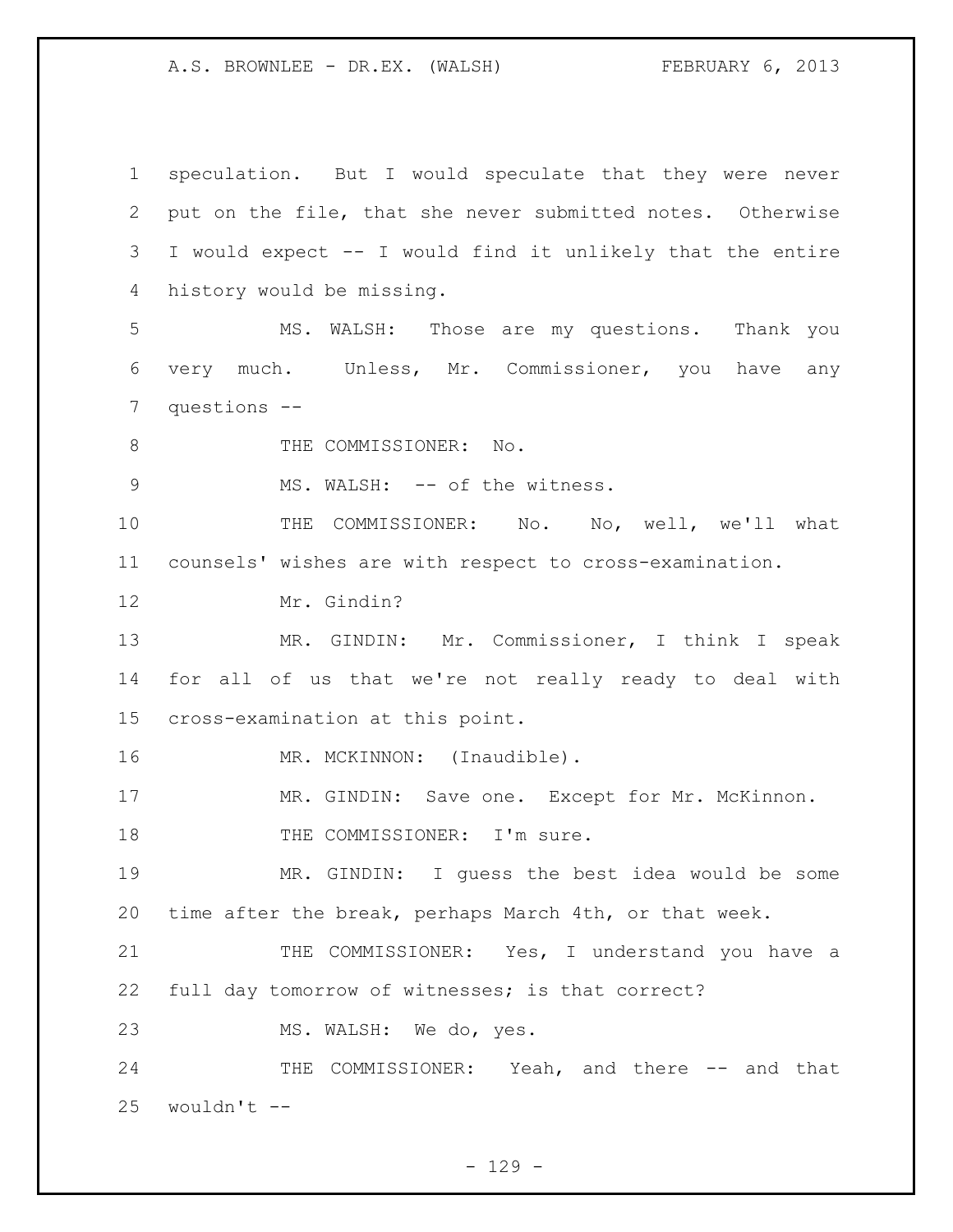speculation. But I would speculate that they were never put on the file, that she never submitted notes. Otherwise I would expect -- I would find it unlikely that the entire history would be missing.

MS. WALSH: Those are my questions. Thank you very much. Unless, Mr. Commissioner, you have any questions --

THE COMMISSIONER: No.

MS. WALSH: -- of the witness.

THE COMMISSIONER: No. No, well, we'll what counsels' wishes are with respect to cross-examination.

Mr. Gindin?

MR. GINDIN: Mr. Commissioner, I think I speak for all of us that we're not really ready to deal with cross-examination at this point.

MR. MCKINNON: (Inaudible).

MR. GINDIN: Save one. Except for Mr. McKinnon.

THE COMMISSIONER: I'm sure.

MR. GINDIN: I guess the best idea would be some time after the break, perhaps March 4th, or that week.

THE COMMISSIONER: Yes, I understand you have a full day tomorrow of witnesses; is that correct?

MS. WALSH: We do, yes.

THE COMMISSIONER: Yeah, and there -- and that wouldn't --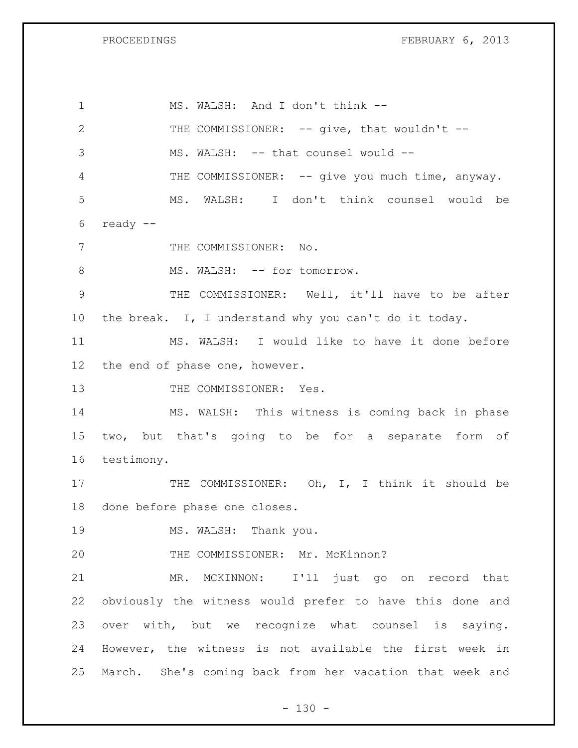MS. WALSH: And I don't think --

THE COMMISSIONER: -- give, that wouldn't --

MS. WALSH: -- that counsel would --

THE COMMISSIONER: -- give you much time, anyway.

MS. WALSH: I don't think counsel would be ready --

THE COMMISSIONER: No.

MS. WALSH: -- for tomorrow.

THE COMMISSIONER: Well, it'll have to be after the break. I, I understand why you can't do it today.

MS. WALSH: I would like to have it done before the end of phase one, however.

THE COMMISSIONER: Yes.

MS. WALSH: This witness is coming back in phase two, but that's going to be for a separate form of testimony.

THE COMMISSIONER: Oh, I, I think it should be done before phase one closes.

MS. WALSH: Thank you.

THE COMMISSIONER: Mr. McKinnon?

MR. MCKINNON: I'll just go on record that obviously the witness would prefer to have this done and over with, but we recognize what counsel is saying. However, the witness is not available the first week in March. She's coming back from her vacation that week and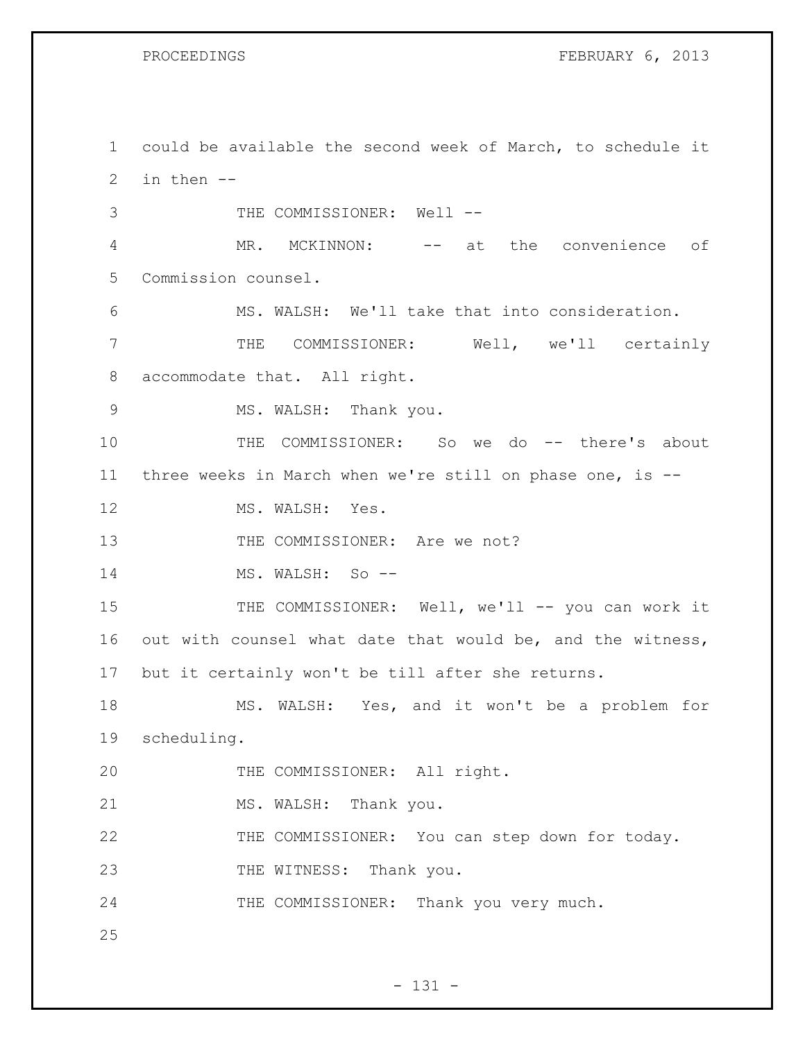could be available the second week of March, to schedule it in then --

THE COMMISSIONER: Well --

MR. MCKINNON: -- at the convenience of Commission counsel.

MS. WALSH: We'll take that into consideration.

THE COMMISSIONER: Well, we'll certainly accommodate that. All right.

MS. WALSH: Thank you.

THE COMMISSIONER: So we do -- there's about three weeks in March when we're still on phase one, is --

MS. WALSH: Yes.

THE COMMISSIONER: Are we not?

MS. WALSH: So --

THE COMMISSIONER: Well, we'll -- you can work it out with counsel what date that would be, and the witness, but it certainly won't be till after she returns.

MS. WALSH: Yes, and it won't be a problem for scheduling.

THE COMMISSIONER: All right.

MS. WALSH: Thank you.

THE COMMISSIONER: You can step down for today.

THE WITNESS: Thank you.

THE COMMISSIONER: Thank you very much.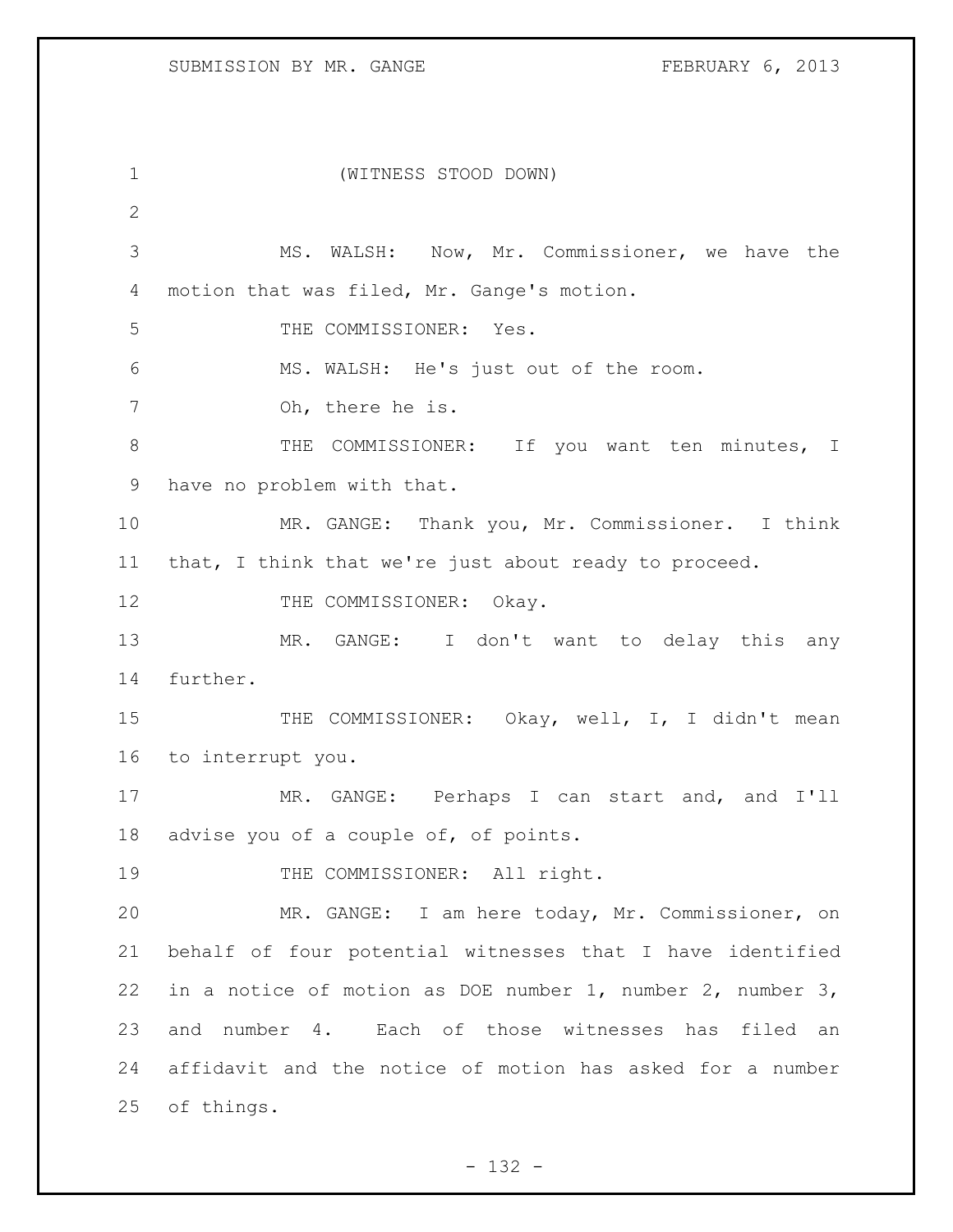(WITNESS STOOD DOWN)

MS. WALSH: Now, Mr. Commissioner, we have the motion that was filed, Mr. Gange's motion.

THE COMMISSIONER: Yes.

MS. WALSH: He's just out of the room.

Oh, there he is.

THE COMMISSIONER: If you want ten minutes, I have no problem with that.

MR. GANGE: Thank you, Mr. Commissioner. I think that, I think that we're just about ready to proceed.

THE COMMISSIONER: Okay.

MR. GANGE: I don't want to delay this any further.

THE COMMISSIONER: Okay, well, I, I didn't mean to interrupt you.

MR. GANGE: Perhaps I can start and, and I'll advise you of a couple of, of points.

THE COMMISSIONER: All right.

MR. GANGE: I am here today, Mr. Commissioner, on behalf of four potential witnesses that I have identified in a notice of motion as DOE number 1, number 2, number 3, and number 4. Each of those witnesses has filed an affidavit and the notice of motion has asked for a number of things.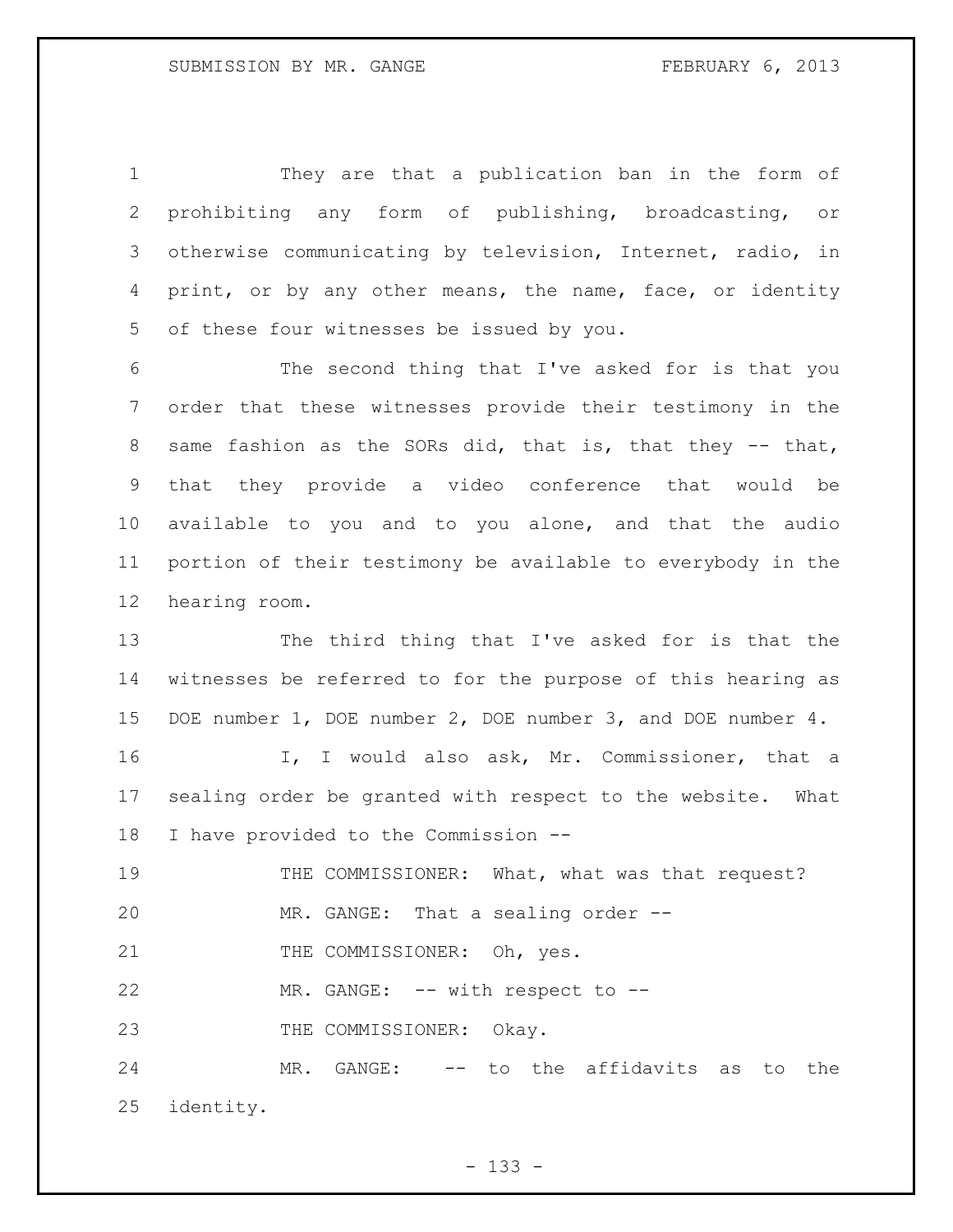They are that a publication ban in the form of prohibiting any form of publishing, broadcasting, or otherwise communicating by television, Internet, radio, in print, or by any other means, the name, face, or identity of these four witnesses be issued by you.

The second thing that I've asked for is that you order that these witnesses provide their testimony in the same fashion as the SORs did, that is, that they -- that, that they provide a video conference that would be available to you and to you alone, and that the audio portion of their testimony be available to everybody in the hearing room.

The third thing that I've asked for is that the witnesses be referred to for the purpose of this hearing as DOE number 1, DOE number 2, DOE number 3, and DOE number 4.

I, I would also ask, Mr. Commissioner, that a sealing order be granted with respect to the website. What I have provided to the Commission --

THE COMMISSIONER: What, what was that request?

MR. GANGE: That a sealing order --

THE COMMISSIONER: Oh, yes.

MR. GANGE: -- with respect to --

THE COMMISSIONER: Okay.

MR. GANGE: -- to the affidavits as to the identity.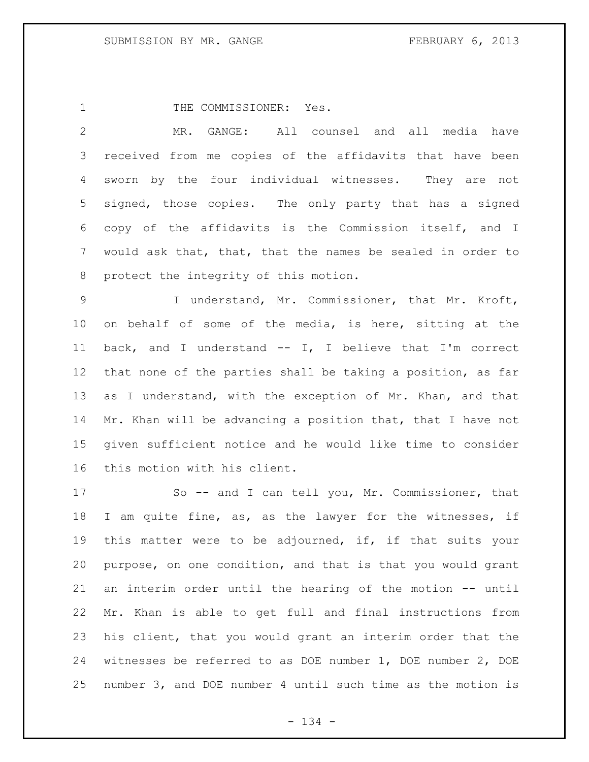THE COMMISSIONER: Yes.

MR. GANGE: All counsel and all media have received from me copies of the affidavits that have been sworn by the four individual witnesses. They are not signed, those copies. The only party that has a signed copy of the affidavits is the Commission itself, and I would ask that, that, that the names be sealed in order to protect the integrity of this motion.

I understand, Mr. Commissioner, that Mr. Kroft, on behalf of some of the media, is here, sitting at the back, and I understand -- I, I believe that I'm correct that none of the parties shall be taking a position, as far as I understand, with the exception of Mr. Khan, and that Mr. Khan will be advancing a position that, that I have not given sufficient notice and he would like time to consider this motion with his client.

So -- and I can tell you, Mr. Commissioner, that I am quite fine, as, as the lawyer for the witnesses, if this matter were to be adjourned, if, if that suits your purpose, on one condition, and that is that you would grant an interim order until the hearing of the motion -- until Mr. Khan is able to get full and final instructions from his client, that you would grant an interim order that the witnesses be referred to as DOE number 1, DOE number 2, DOE number 3, and DOE number 4 until such time as the motion is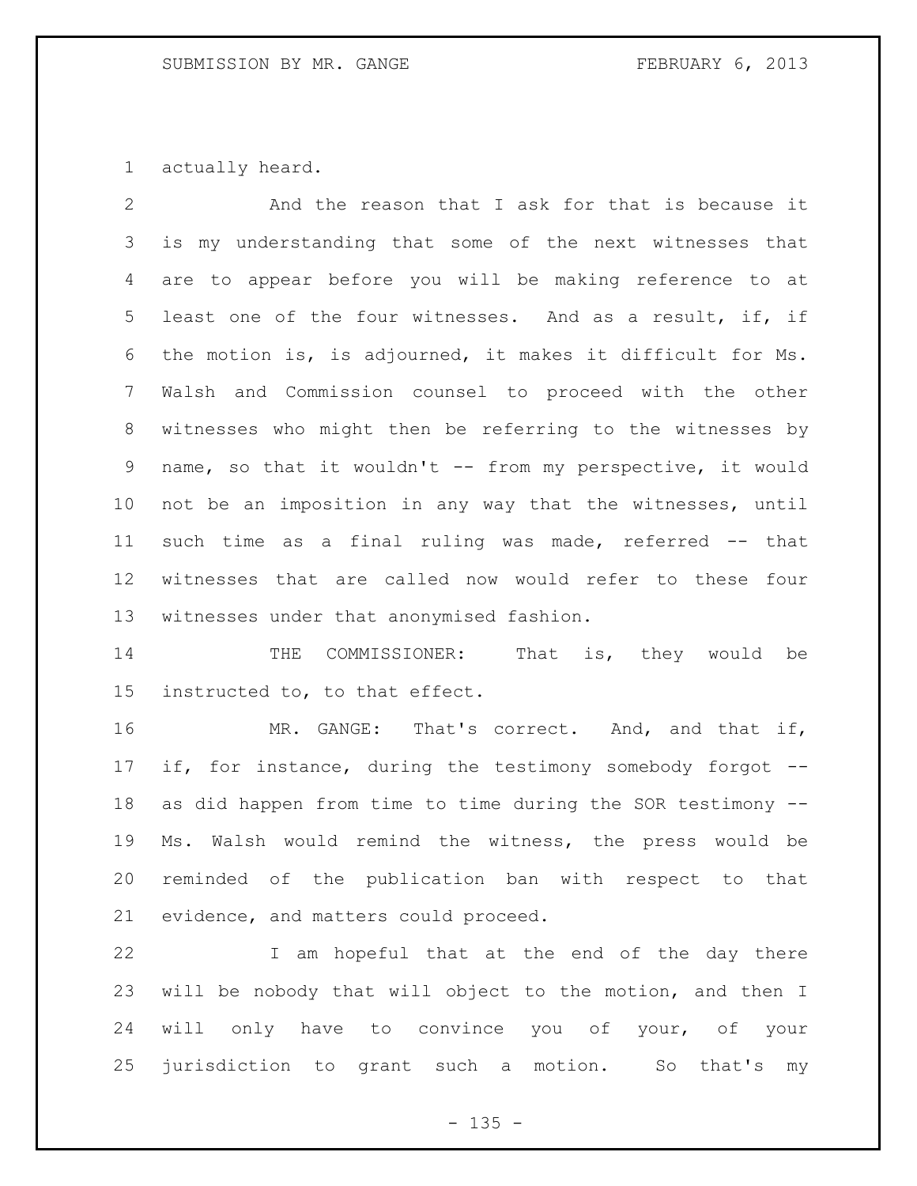actually heard.

And the reason that I ask for that is because it is my understanding that some of the next witnesses that are to appear before you will be making reference to at least one of the four witnesses. And as a result, if, if the motion is, is adjourned, it makes it difficult for Ms. Walsh and Commission counsel to proceed with the other witnesses who might then be referring to the witnesses by name, so that it wouldn't -- from my perspective, it would not be an imposition in any way that the witnesses, until such time as a final ruling was made, referred -- that witnesses that are called now would refer to these four witnesses under that anonymised fashion.

THE COMMISSIONER: That is, they would be instructed to, to that effect.

MR. GANGE: That's correct. And, and that if, if, for instance, during the testimony somebody forgot -- as did happen from time to time during the SOR testimony -- Ms. Walsh would remind the witness, the press would be reminded of the publication ban with respect to that evidence, and matters could proceed.

I am hopeful that at the end of the day there will be nobody that will object to the motion, and then I will only have to convince you of your, of your jurisdiction to grant such a motion. So that's my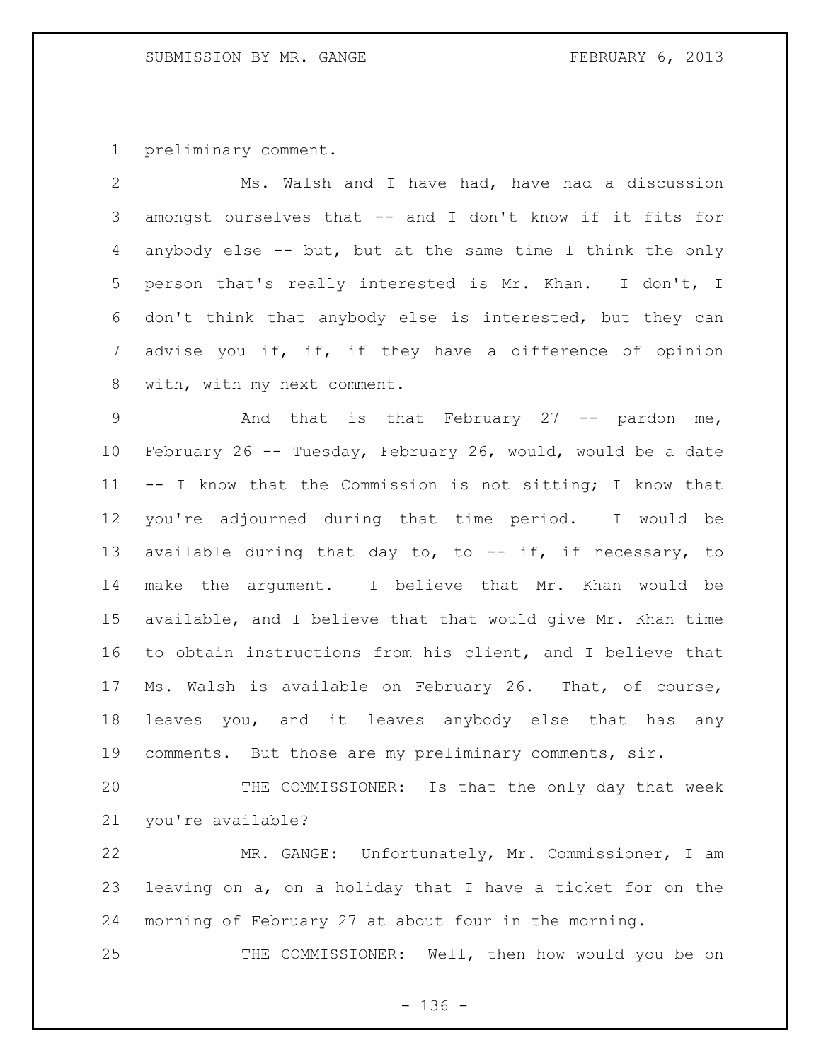preliminary comment.

Ms. Walsh and I have had, have had a discussion amongst ourselves that -- and I don't know if it fits for anybody else -- but, but at the same time I think the only person that's really interested is Mr. Khan. I don't, I don't think that anybody else is interested, but they can advise you if, if, if they have a difference of opinion with, with my next comment.

And that is that February 27 -- pardon me, February 26 -- Tuesday, February 26, would, would be a date -- I know that the Commission is not sitting; I know that you're adjourned during that time period. I would be available during that day to, to -- if, if necessary, to make the argument. I believe that Mr. Khan would be available, and I believe that that would give Mr. Khan time to obtain instructions from his client, and I believe that Ms. Walsh is available on February 26. That, of course, leaves you, and it leaves anybody else that has any comments. But those are my preliminary comments, sir.

THE COMMISSIONER: Is that the only day that week you're available?

MR. GANGE: Unfortunately, Mr. Commissioner, I am leaving on a, on a holiday that I have a ticket for on the morning of February 27 at about four in the morning.

THE COMMISSIONER: Well, then how would you be on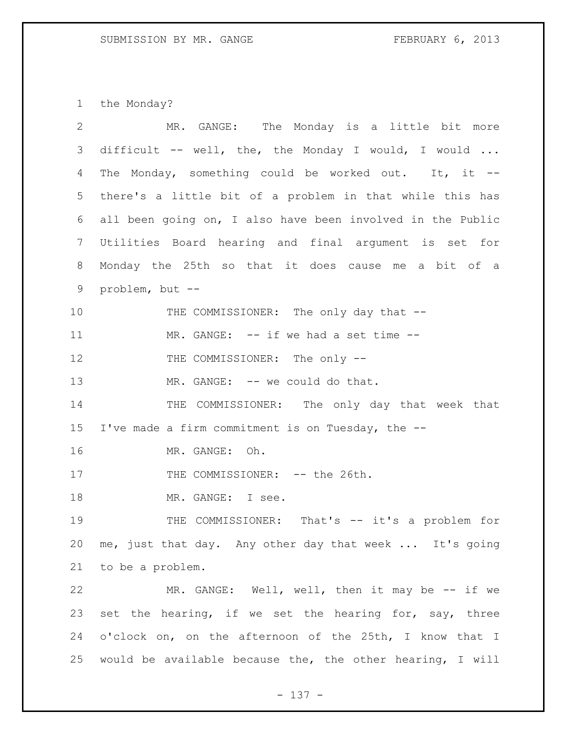the Monday?

MR. GANGE: The Monday is a little bit more difficult -- well, the, the Monday I would, I would ... The Monday, something could be worked out. It, it -- there's a little bit of a problem in that while this has all been going on, I also have been involved in the Public Utilities Board hearing and final argument is set for Monday the 25th so that it does cause me a bit of a problem, but --

THE COMMISSIONER: The only day that --

MR. GANGE: -- if we had a set time --

THE COMMISSIONER: The only --

MR. GANGE: -- we could do that.

THE COMMISSIONER: The only day that week that I've made a firm commitment is on Tuesday, the --

MR. GANGE: Oh.

THE COMMISSIONER: -- the 26th.

MR. GANGE: I see.

THE COMMISSIONER: That's -- it's a problem for me, just that day. Any other day that week ... It's going to be a problem.

MR. GANGE: Well, well, then it may be -- if we set the hearing, if we set the hearing for, say, three o'clock on, on the afternoon of the 25th, I know that I would be available because the, the other hearing, I will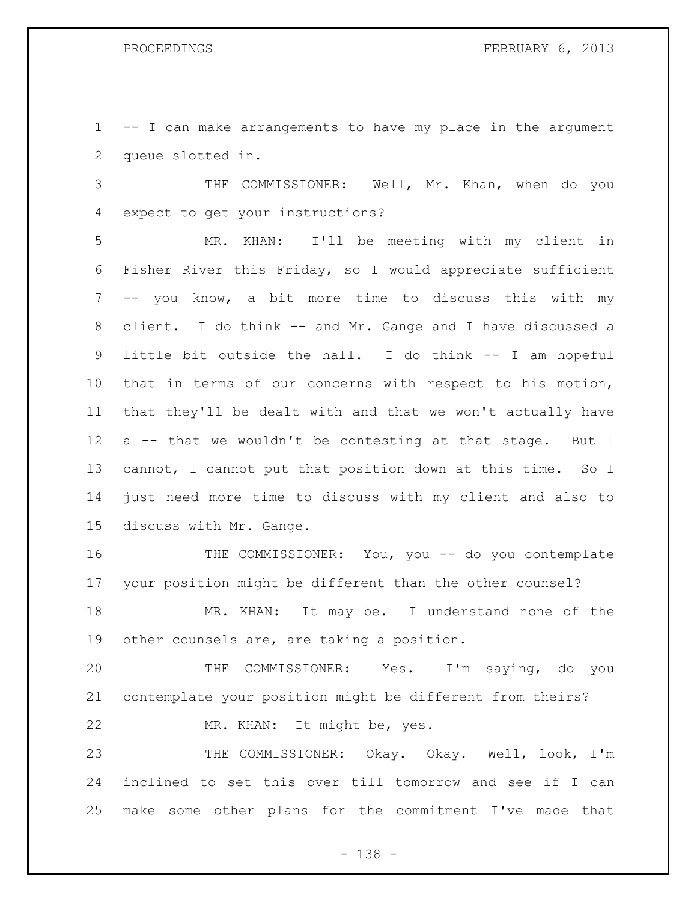-- I can make arrangements to have my place in the argument queue slotted in.

THE COMMISSIONER: Well, Mr. Khan, when do you expect to get your instructions?

MR. KHAN: I'll be meeting with my client in Fisher River this Friday, so I would appreciate sufficient -- you know, a bit more time to discuss this with my client. I do think -- and Mr. Gange and I have discussed a little bit outside the hall. I do think -- I am hopeful that in terms of our concerns with respect to his motion, that they'll be dealt with and that we won't actually have a -- that we wouldn't be contesting at that stage. But I cannot, I cannot put that position down at this time. So I just need more time to discuss with my client and also to discuss with Mr. Gange.

THE COMMISSIONER: You, you -- do you contemplate your position might be different than the other counsel?

MR. KHAN: It may be. I understand none of the other counsels are, are taking a position.

THE COMMISSIONER: Yes. I'm saying, do you contemplate your position might be different from theirs?

MR. KHAN: It might be, yes.

THE COMMISSIONER: Okay. Okay. Well, look, I'm inclined to set this over till tomorrow and see if I can make some other plans for the commitment I've made that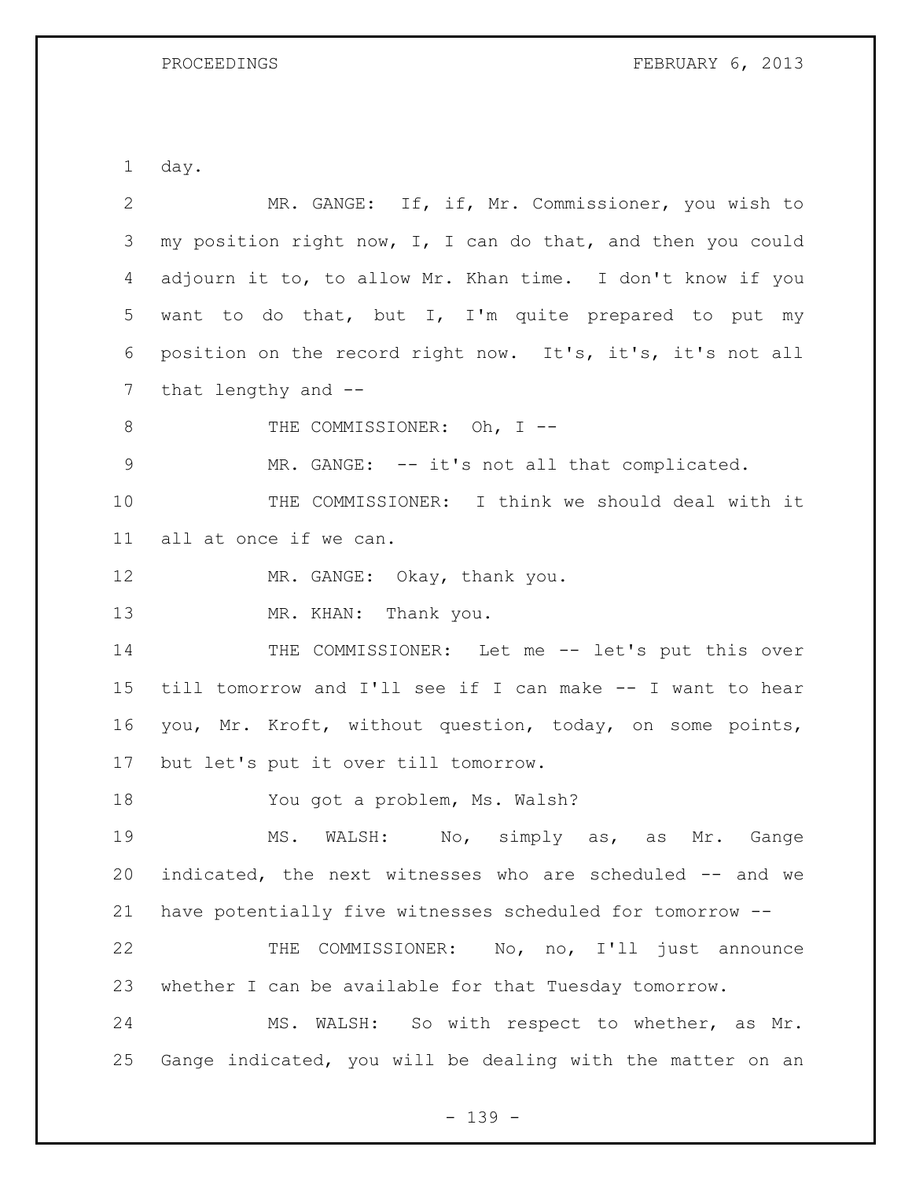day.

MR. GANGE: If, if, Mr. Commissioner, you wish to my position right now, I, I can do that, and then you could adjourn it to, to allow Mr. Khan time. I don't know if you want to do that, but I, I'm quite prepared to put my position on the record right now. It's, it's, it's not all that lengthy and --

THE COMMISSIONER: Oh, I --

MR. GANGE: -- it's not all that complicated.

THE COMMISSIONER: I think we should deal with it all at once if we can.

MR. GANGE: Okay, thank you.

MR. KHAN: Thank you.

THE COMMISSIONER: Let me -- let's put this over till tomorrow and I'll see if I can make -- I want to hear you, Mr. Kroft, without question, today, on some points, but let's put it over till tomorrow.

You got a problem, Ms. Walsh?

MS. WALSH: No, simply as, as Mr. Gange indicated, the next witnesses who are scheduled -- and we have potentially five witnesses scheduled for tomorrow --

THE COMMISSIONER: No, no, I'll just announce whether I can be available for that Tuesday tomorrow.

MS. WALSH: So with respect to whether, as Mr. Gange indicated, you will be dealing with the matter on an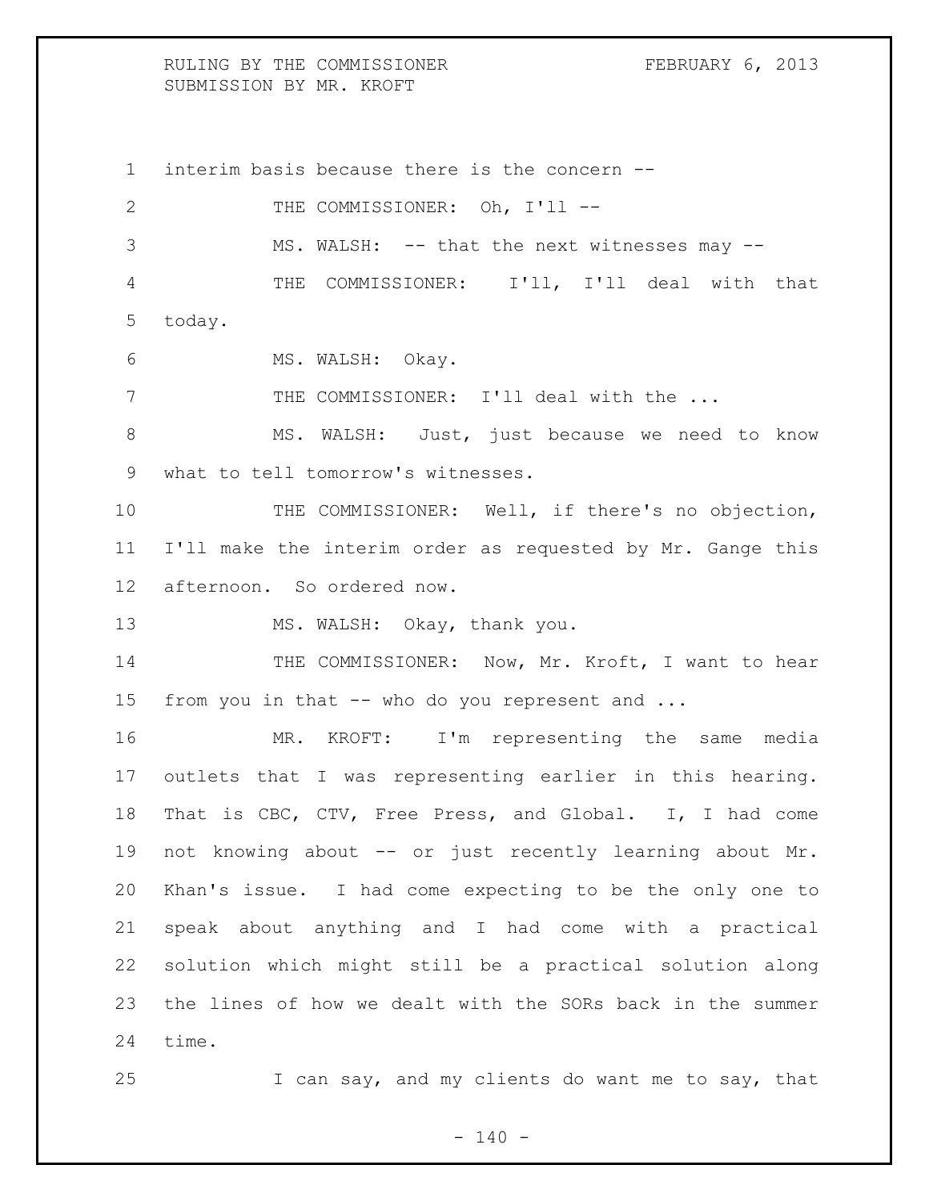interim basis because there is the concern --

THE COMMISSIONER: Oh, I'll --

MS. WALSH: -- that the next witnesses may --

THE COMMISSIONER: I'll, I'll deal with that today.

MS. WALSH: Okay.

THE COMMISSIONER: I'll deal with the ...

MS. WALSH: Just, just because we need to know what to tell tomorrow's witnesses.

THE COMMISSIONER: Well, if there's no objection, I'll make the interim order as requested by Mr. Gange this afternoon. So ordered now.

MS. WALSH: Okay, thank you.

THE COMMISSIONER: Now, Mr. Kroft, I want to hear from you in that -- who do you represent and ...

MR. KROFT: I'm representing the same media outlets that I was representing earlier in this hearing. That is CBC, CTV, Free Press, and Global. I, I had come not knowing about -- or just recently learning about Mr. Khan's issue. I had come expecting to be the only one to speak about anything and I had come with a practical solution which might still be a practical solution along the lines of how we dealt with the SORs back in the summer time.

I can say, and my clients do want me to say, that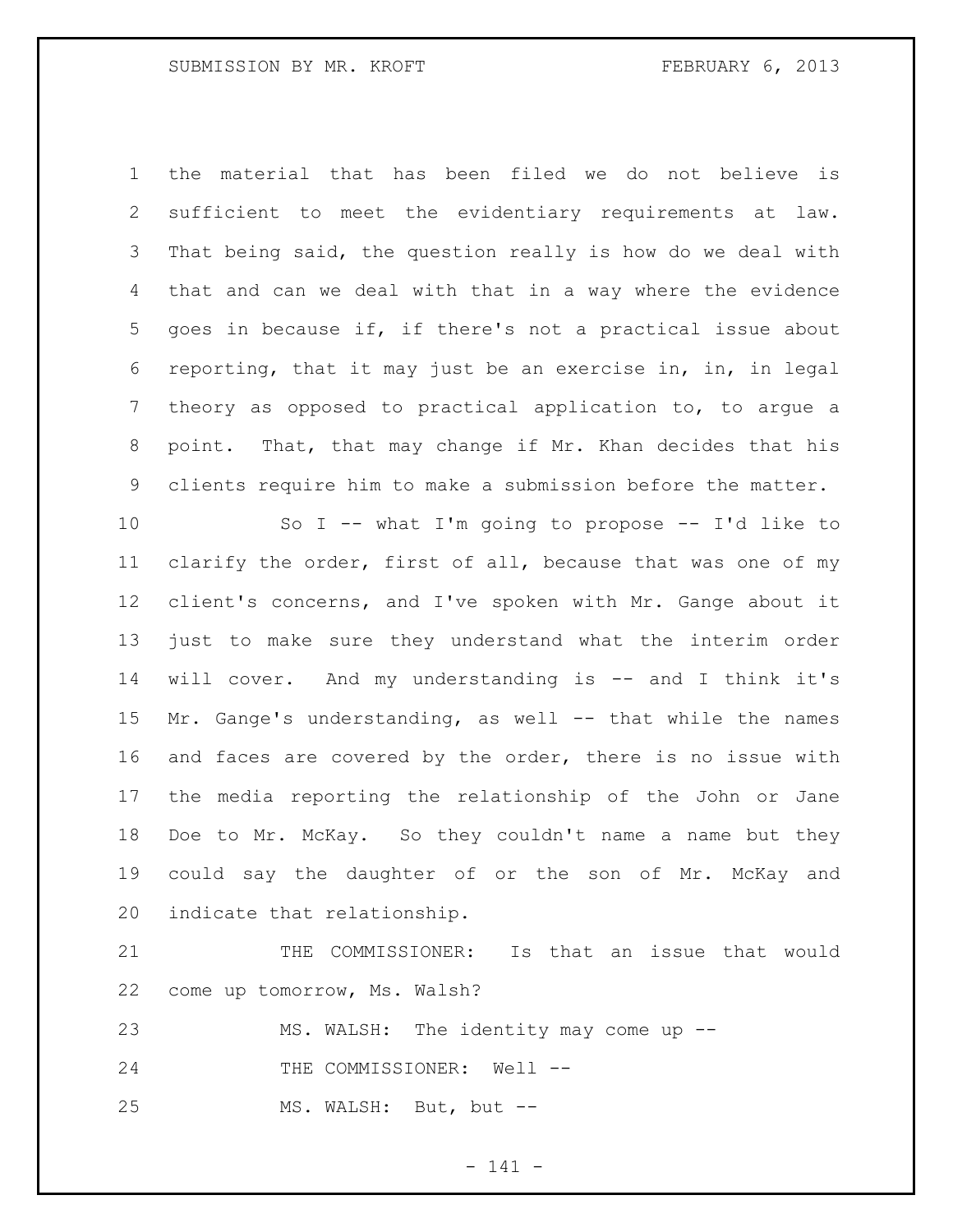the material that has been filed we do not believe is sufficient to meet the evidentiary requirements at law. That being said, the question really is how do we deal with that and can we deal with that in a way where the evidence goes in because if, if there's not a practical issue about reporting, that it may just be an exercise in, in, in legal theory as opposed to practical application to, to argue a point. That, that may change if Mr. Khan decides that his clients require him to make a submission before the matter.

So I -- what I'm going to propose -- I'd like to clarify the order, first of all, because that was one of my client's concerns, and I've spoken with Mr. Gange about it just to make sure they understand what the interim order will cover. And my understanding is -- and I think it's Mr. Gange's understanding, as well -- that while the names and faces are covered by the order, there is no issue with the media reporting the relationship of the John or Jane Doe to Mr. McKay. So they couldn't name a name but they could say the daughter of or the son of Mr. McKay and indicate that relationship.

THE COMMISSIONER: Is that an issue that would come up tomorrow, Ms. Walsh?

MS. WALSH: The identity may come up --

THE COMMISSIONER: Well --

MS. WALSH: But, but --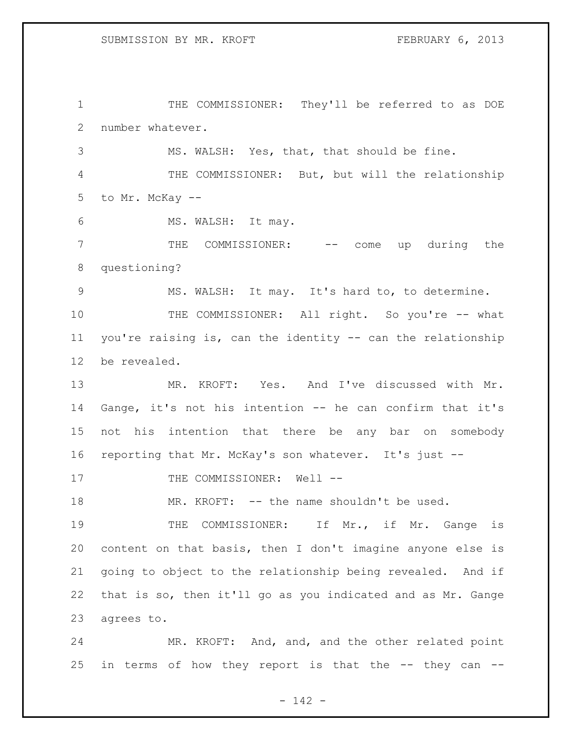THE COMMISSIONER: They'll be referred to as DOE number whatever.

MS. WALSH: Yes, that, that should be fine.

THE COMMISSIONER: But, but will the relationship to Mr. McKay --

MS. WALSH: It may.

THE COMMISSIONER: -- come up during the questioning?

MS. WALSH: It may. It's hard to, to determine.

THE COMMISSIONER: All right. So you're -- what you're raising is, can the identity -- can the relationship be revealed.

MR. KROFT: Yes. And I've discussed with Mr. Gange, it's not his intention -- he can confirm that it's not his intention that there be any bar on somebody reporting that Mr. McKay's son whatever. It's just --

THE COMMISSIONER: Well --

MR. KROFT: -- the name shouldn't be used.

THE COMMISSIONER: If Mr., if Mr. Gange is content on that basis, then I don't imagine anyone else is going to object to the relationship being revealed. And if that is so, then it'll go as you indicated and as Mr. Gange agrees to.

MR. KROFT: And, and, and the other related point in terms of how they report is that the -- they can --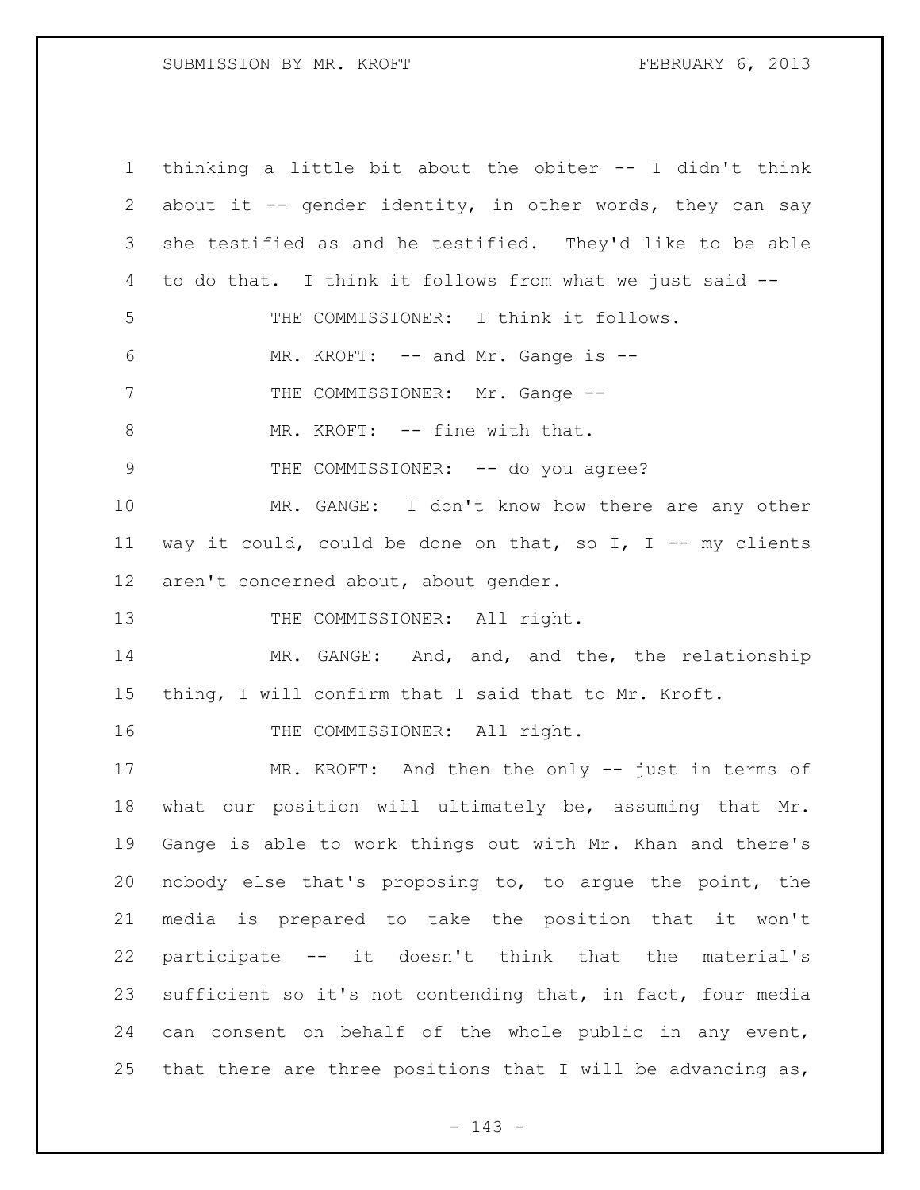thinking a little bit about the obiter -- I didn't think about it -- gender identity, in other words, they can say she testified as and he testified. They'd like to be able to do that. I think it follows from what we just said --

THE COMMISSIONER: I think it follows.

MR. KROFT: -- and Mr. Gange is --

THE COMMISSIONER: Mr. Gange --

MR. KROFT: -- fine with that.

THE COMMISSIONER: -- do you agree?

MR. GANGE: I don't know how there are any other way it could, could be done on that, so I, I -- my clients aren't concerned about, about gender.

THE COMMISSIONER: All right.

MR. GANGE: And, and, and the, the relationship thing, I will confirm that I said that to Mr. Kroft.

THE COMMISSIONER: All right.

MR. KROFT: And then the only -- just in terms of what our position will ultimately be, assuming that Mr. Gange is able to work things out with Mr. Khan and there's nobody else that's proposing to, to argue the point, the media is prepared to take the position that it won't participate -- it doesn't think that the material's sufficient so it's not contending that, in fact, four media can consent on behalf of the whole public in any event, that there are three positions that I will be advancing as,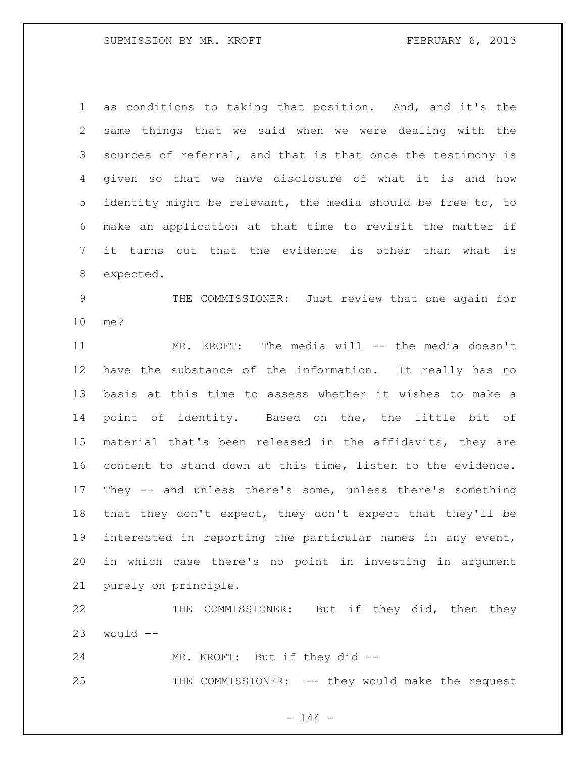as conditions to taking that position. And, and it's the same things that we said when we were dealing with the sources of referral, and that is that once the testimony is given so that we have disclosure of what it is and how identity might be relevant, the media should be free to, to make an application at that time to revisit the matter if it turns out that the evidence is other than what is expected.

THE COMMISSIONER: Just review that one again for me?

MR. KROFT: The media will -- the media doesn't have the substance of the information. It really has no basis at this time to assess whether it wishes to make a point of identity. Based on the, the little bit of material that's been released in the affidavits, they are content to stand down at this time, listen to the evidence. They -- and unless there's some, unless there's something that they don't expect, they don't expect that they'll be interested in reporting the particular names in any event, in which case there's no point in investing in argument purely on principle.

THE COMMISSIONER: But if they did, then they would --

MR. KROFT: But if they did --

THE COMMISSIONER: -- they would make the request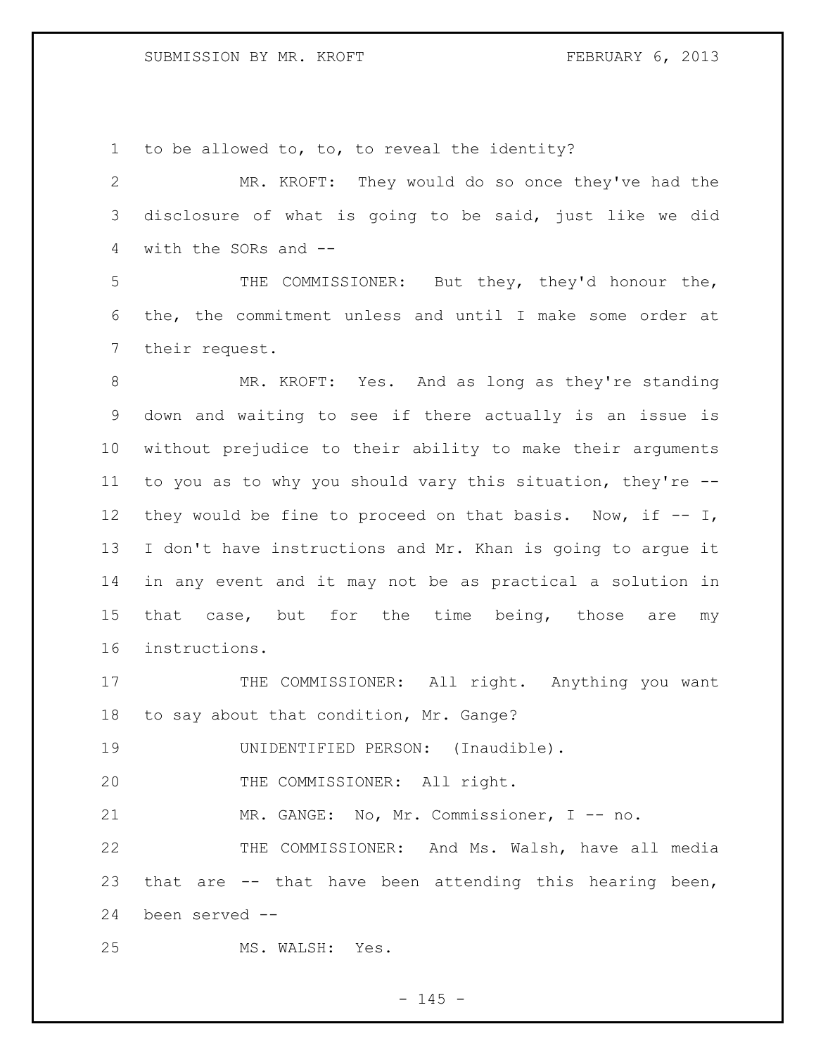to be allowed to, to, to reveal the identity?

MR. KROFT: They would do so once they've had the disclosure of what is going to be said, just like we did with the SORs and --

THE COMMISSIONER: But they, they'd honour the, the, the commitment unless and until I make some order at their request.

MR. KROFT: Yes. And as long as they're standing down and waiting to see if there actually is an issue is without prejudice to their ability to make their arguments to you as to why you should vary this situation, they're -- they would be fine to proceed on that basis. Now, if -- I, I don't have instructions and Mr. Khan is going to argue it in any event and it may not be as practical a solution in that case, but for the time being, those are my instructions.

THE COMMISSIONER: All right. Anything you want to say about that condition, Mr. Gange?

UNIDENTIFIED PERSON: (Inaudible).

THE COMMISSIONER: All right.

MR. GANGE: No, Mr. Commissioner, I -- no.

THE COMMISSIONER: And Ms. Walsh, have all media that are -- that have been attending this hearing been, been served --

MS. WALSH: Yes.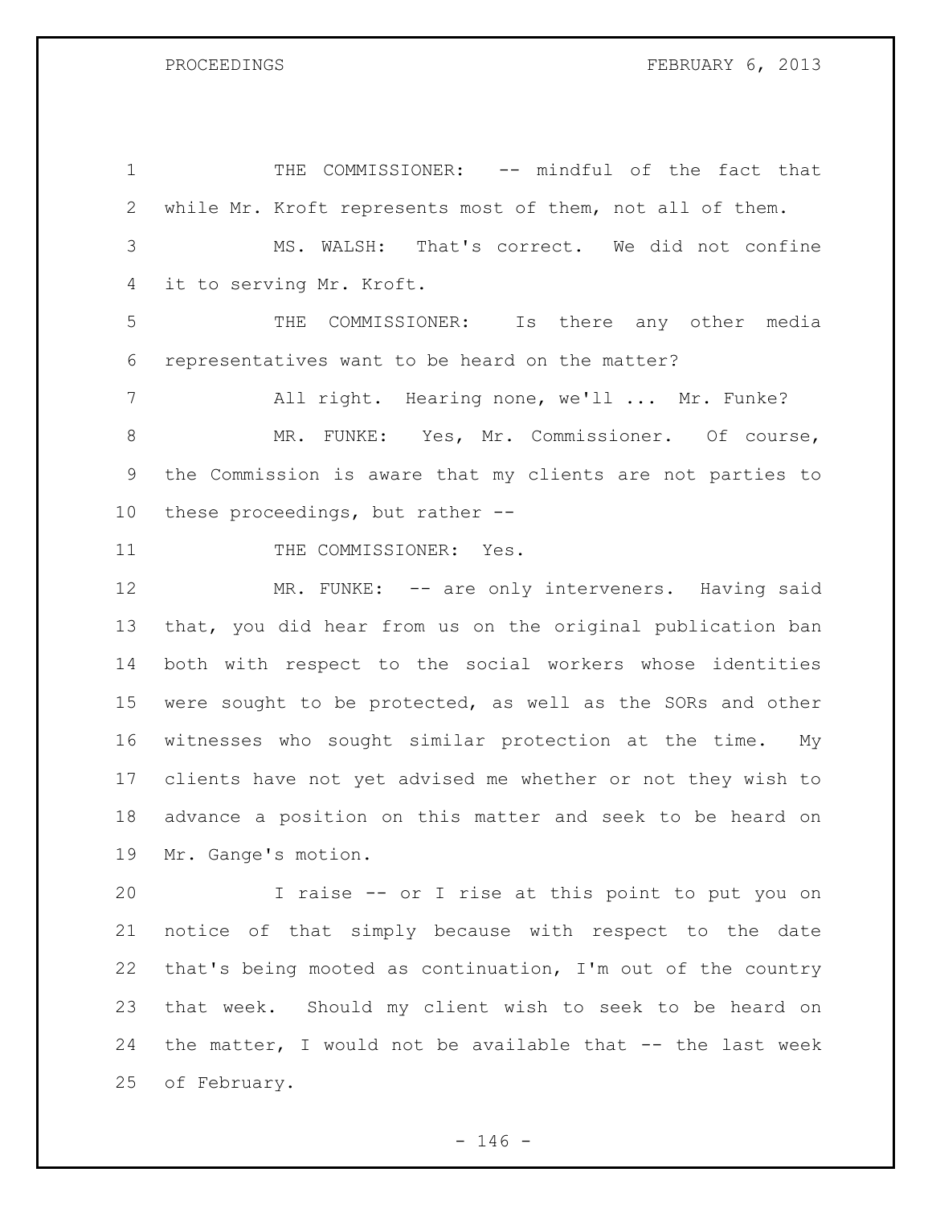THE COMMISSIONER: -- mindful of the fact that while Mr. Kroft represents most of them, not all of them.

MS. WALSH: That's correct. We did not confine it to serving Mr. Kroft.

THE COMMISSIONER: Is there any other media representatives want to be heard on the matter?

All right. Hearing none, we'll ... Mr. Funke?

MR. FUNKE: Yes, Mr. Commissioner. Of course, the Commission is aware that my clients are not parties to these proceedings, but rather --

THE COMMISSIONER: Yes.

MR. FUNKE: -- are only interveners. Having said that, you did hear from us on the original publication ban both with respect to the social workers whose identities were sought to be protected, as well as the SORs and other witnesses who sought similar protection at the time. My clients have not yet advised me whether or not they wish to advance a position on this matter and seek to be heard on Mr. Gange's motion.

I raise -- or I rise at this point to put you on notice of that simply because with respect to the date that's being mooted as continuation, I'm out of the country that week. Should my client wish to seek to be heard on the matter, I would not be available that -- the last week of February.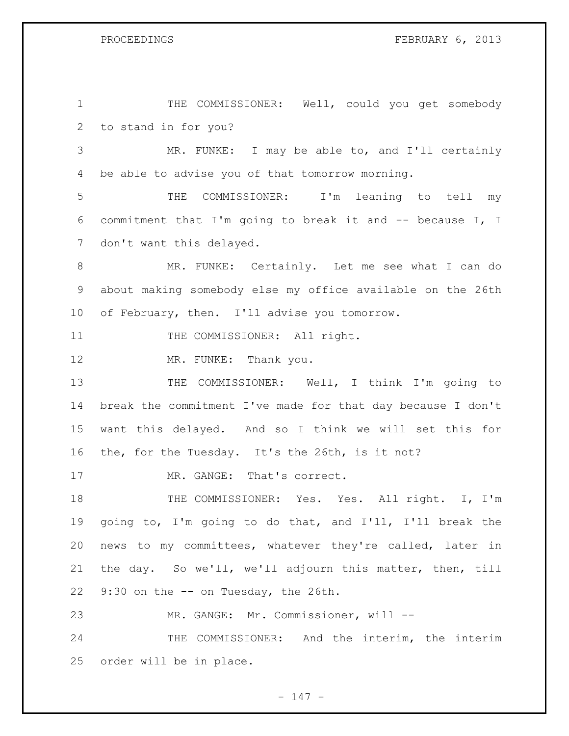THE COMMISSIONER: Well, could you get somebody to stand in for you?

MR. FUNKE: I may be able to, and I'll certainly be able to advise you of that tomorrow morning.

THE COMMISSIONER: I'm leaning to tell my commitment that I'm going to break it and -- because I, I don't want this delayed.

MR. FUNKE: Certainly. Let me see what I can do about making somebody else my office available on the 26th of February, then. I'll advise you tomorrow.

THE COMMISSIONER: All right.

MR. FUNKE: Thank you.

THE COMMISSIONER: Well, I think I'm going to break the commitment I've made for that day because I don't want this delayed. And so I think we will set this for the, for the Tuesday. It's the 26th, is it not?

MR. GANGE: That's correct.

THE COMMISSIONER: Yes. Yes. All right. I, I'm going to, I'm going to do that, and I'll, I'll break the news to my committees, whatever they're called, later in the day. So we'll, we'll adjourn this matter, then, till 9:30 on the -- on Tuesday, the 26th.

MR. GANGE: Mr. Commissioner, will --

THE COMMISSIONER: And the interim, the interim order will be in place.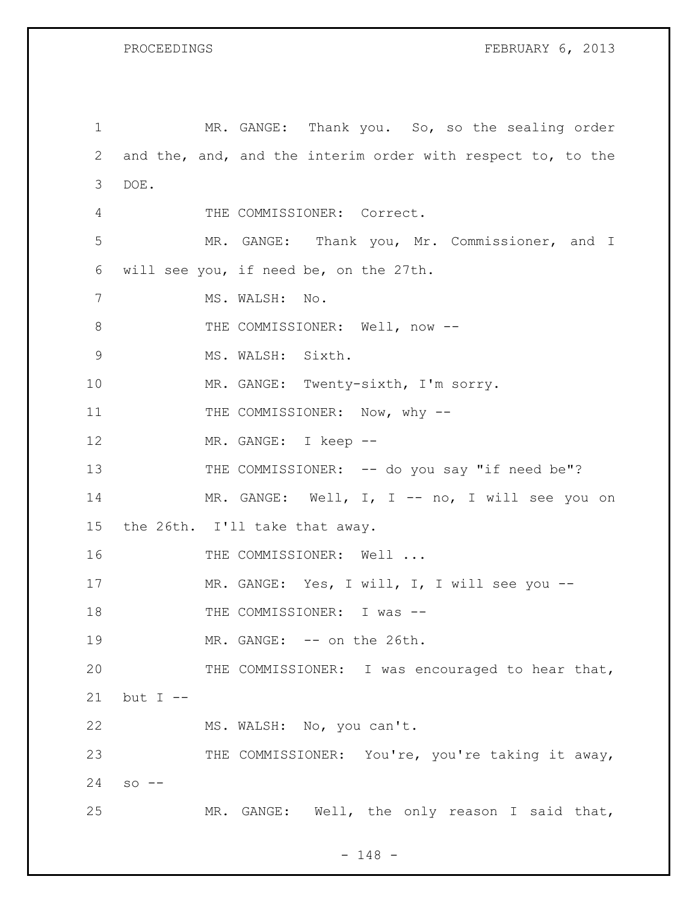MR. GANGE: Thank you. So, so the sealing order and the, and, and the interim order with respect to, to the DOE.

THE COMMISSIONER: Correct.

MR. GANGE: Thank you, Mr. Commissioner, and I will see you, if need be, on the 27th.

MS. WALSH: No.

THE COMMISSIONER: Well, now --

MS. WALSH: Sixth.

MR. GANGE: Twenty-sixth, I'm sorry.

THE COMMISSIONER: Now, why --

MR. GANGE: I keep --

THE COMMISSIONER: -- do you say "if need be"?

MR. GANGE: Well, I, I -- no, I will see you on the 26th. I'll take that away.

THE COMMISSIONER: Well ...

MR. GANGE: Yes, I will, I, I will see you --

THE COMMISSIONER: I was --

MR. GANGE: -- on the 26th.

THE COMMISSIONER: I was encouraged to hear that, but I --

MS. WALSH: No, you can't.

THE COMMISSIONER: You're, you're taking it away, so --

MR. GANGE: Well, the only reason I said that,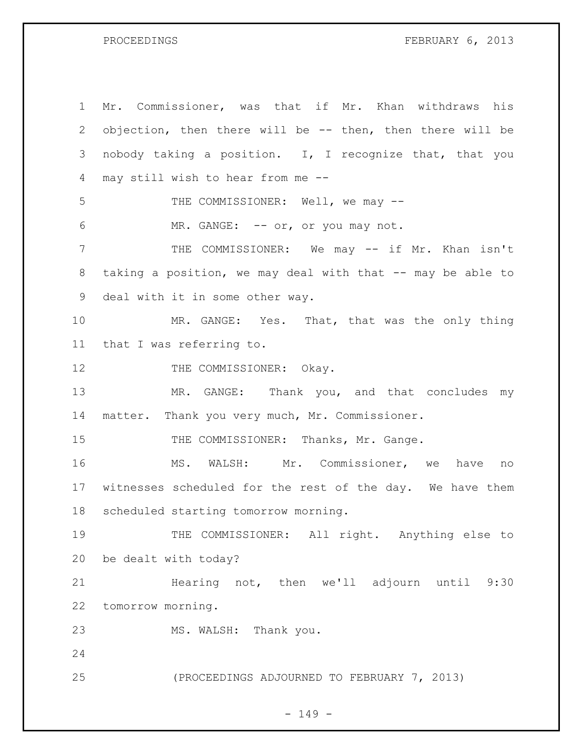Mr. Commissioner, was that if Mr. Khan withdraws his objection, then there will be -- then, then there will be nobody taking a position. I, I recognize that, that you may still wish to hear from me --

THE COMMISSIONER: Well, we may --

MR. GANGE: -- or, or you may not.

THE COMMISSIONER: We may -- if Mr. Khan isn't taking a position, we may deal with that -- may be able to deal with it in some other way.

MR. GANGE: Yes. That, that was the only thing that I was referring to.

THE COMMISSIONER: Okay.

MR. GANGE: Thank you, and that concludes my matter. Thank you very much, Mr. Commissioner.

THE COMMISSIONER: Thanks, Mr. Gange.

MS. WALSH: Mr. Commissioner, we have no witnesses scheduled for the rest of the day. We have them scheduled starting tomorrow morning.

THE COMMISSIONER: All right. Anything else to be dealt with today?

Hearing not, then we'll adjourn until 9:30 tomorrow morning.

MS. WALSH: Thank you.

(PROCEEDINGS ADJOURNED TO FEBRUARY 7, 2013)